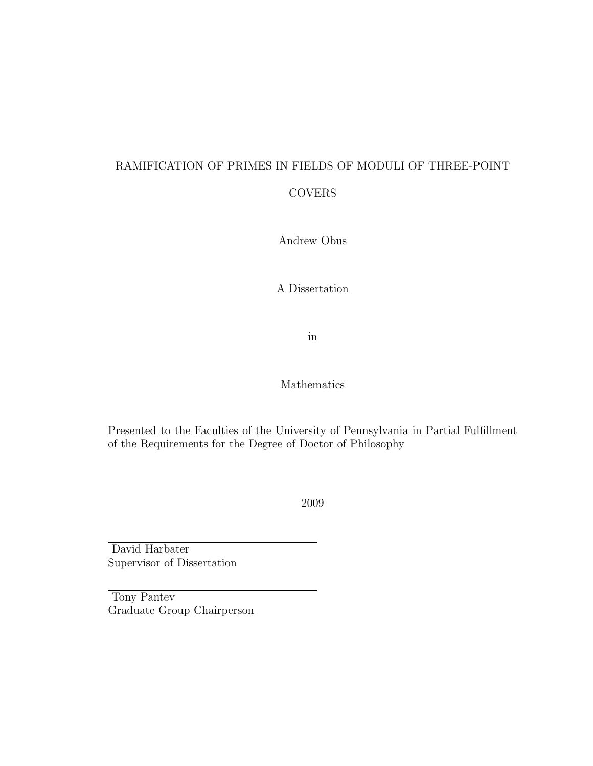# RAMIFICATION OF PRIMES IN FIELDS OF MODULI OF THREE-POINT COVERS

Andrew Obus

A Dissertation

in

Mathematics

Presented to the Faculties of the University of Pennsylvania in Partial Fulfillment of the Requirements for the Degree of Doctor of Philosophy

2009

David Harbater
Supervisor of Dissertation

Tony Pantev
Graduate Group Chairperson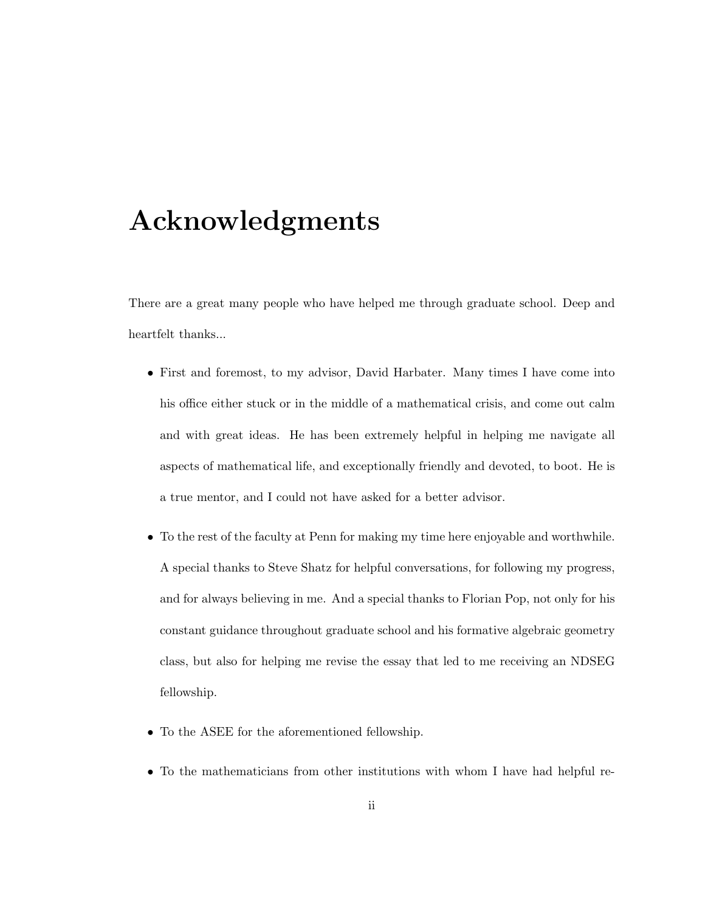# Acknowledgments

There are a great many people who have helped me through graduate school. Deep and heartfelt thanks...

- First and foremost, to my advisor, David Harbater. Many times I have come into his office either stuck or in the middle of a mathematical crisis, and come out calm and with great ideas. He has been extremely helpful in helping me navigate all aspects of mathematical life, and exceptionally friendly and devoted, to boot. He is a true mentor, and I could not have asked for a better advisor.
- To the rest of the faculty at Penn for making my time here enjoyable and worthwhile. A special thanks to Steve Shatz for helpful conversations, for following my progress, and for always believing in me. And a special thanks to Florian Pop, not only for his constant guidance throughout graduate school and his formative algebraic geometry class, but also for helping me revise the essay that led to me receiving an NDSEG fellowship.
- To the ASEE for the aforementioned fellowship.
- To the mathematicians from other institutions with whom I have had helpful re-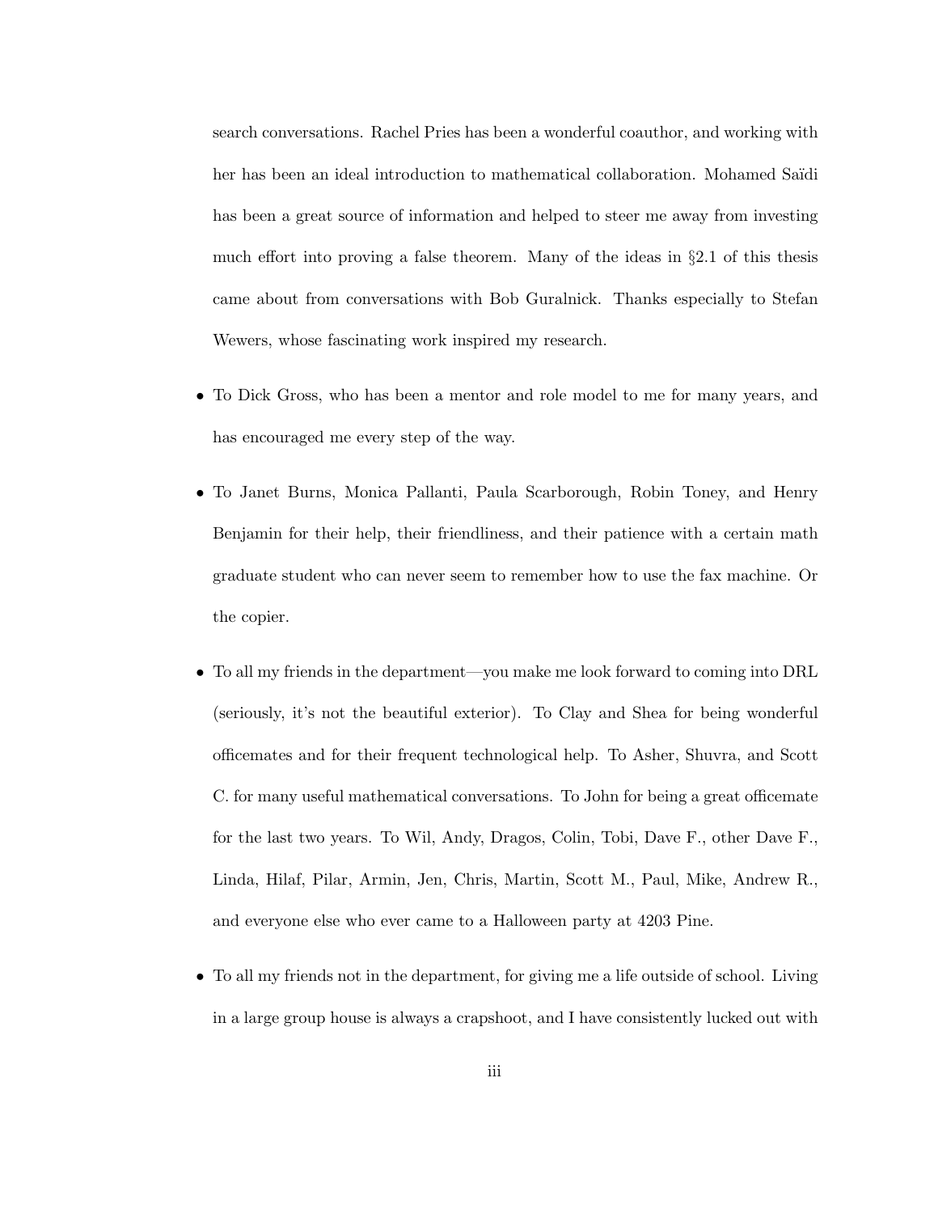search conversations. Rachel Pries has been a wonderful coauthor, and working with her has been an ideal introduction to mathematical collaboration. Mohamed Saïdi has been a great source of information and helped to steer me away from investing much effort into proving a false theorem. Many of the ideas in §2.1 of this thesis came about from conversations with Bob Guralnick. Thanks especially to Stefan Wewers, whose fascinating work inspired my research.

- To Dick Gross, who has been a mentor and role model to me for many years, and has encouraged me every step of the way.

- To Janet Burns, Monica Pallanti, Paula Scarborough, Robin Toney, and Henry Benjamin for their help, their friendliness, and their patience with a certain math graduate student who can never seem to remember how to use the fax machine. Or the copier.

- To all my friends in the department—you make me look forward to coming into DRL (seriously, it's not the beautiful exterior). To Clay and Shea for being wonderful officemates and for their frequent technological help. To Asher, Shuvra, and Scott C. for many useful mathematical conversations. To John for being a great officemate for the last two years. To Wil, Andy, Dragos, Colin, Tobi, Dave F., other Dave F., Linda, Hilaf, Pilar, Armin, Jen, Chris, Martin, Scott M., Paul, Mike, Andrew R., and everyone else who ever came to a Halloween party at 4203 Pine.

- To all my friends not in the department, for giving me a life outside of school. Living in a large group house is always a crapshoot, and I have consistently lucked out with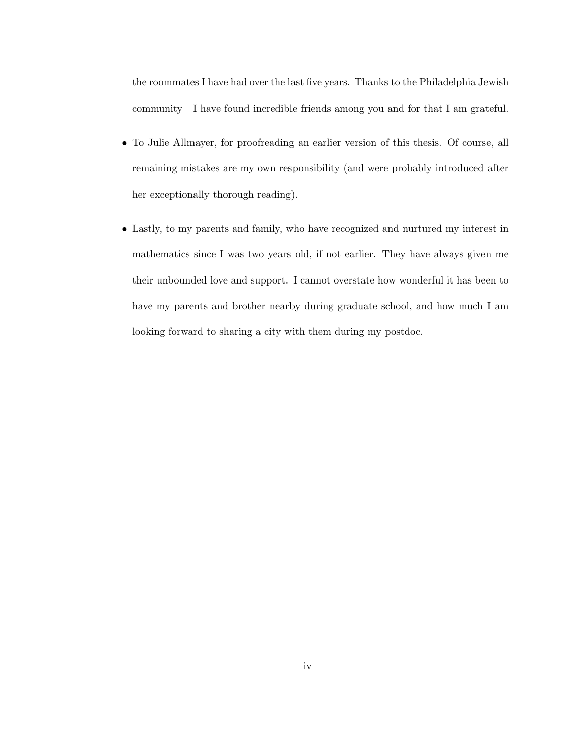the roommates I have had over the last five years. Thanks to the Philadelphia Jewish community—I have found incredible friends among you and for that I am grateful.

- To Julie Allmayer, for proofreading an earlier version of this thesis. Of course, all remaining mistakes are my own responsibility (and were probably introduced after her exceptionally thorough reading).

- Lastly, to my parents and family, who have recognized and nurtured my interest in mathematics since I was two years old, if not earlier. They have always given me their unbounded love and support. I cannot overstate how wonderful it has been to have my parents and brother nearby during graduate school, and how much I am looking forward to sharing a city with them during my postdoc.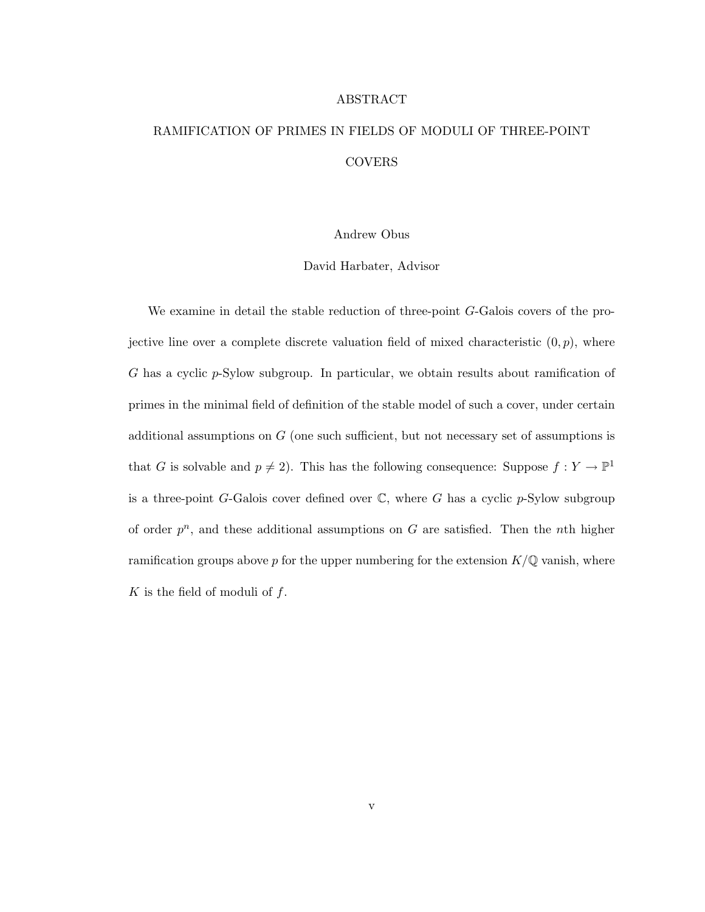# ABSTRACT

## RAMIFICATION OF PRIMES IN FIELDS OF MODULI OF THREE-POINT COVERS

Andrew Obus

David Harbater, Advisor

We examine in detail the stable reduction of three-point $G$-Galois covers of the projective line over a complete discrete valuation field of mixed characteristic $(0, p)$, where $G$ has a cyclic $p$-Sylow subgroup. In particular, we obtain results about ramification of primes in the minimal field of definition of the stable model of such a cover, under certain additional assumptions on $G$ (one such sufficient, but not necessary set of assumptions is that $G$ is solvable and $p \neq 2$). This has the following consequence: Suppose $f : Y \to \mathbb{P}^1$ is a three-point $G$-Galois cover defined over $\mathbb{C}$, where $G$ has a cyclic $p$-Sylow subgroup of order $p^n$, and these additional assumptions on $G$ are satisfied. Then the $n$th higher ramification groups above $p$ for the upper numbering for the extension $K/\mathbb{Q}$ vanish, where $K$ is the field of moduli of $f$.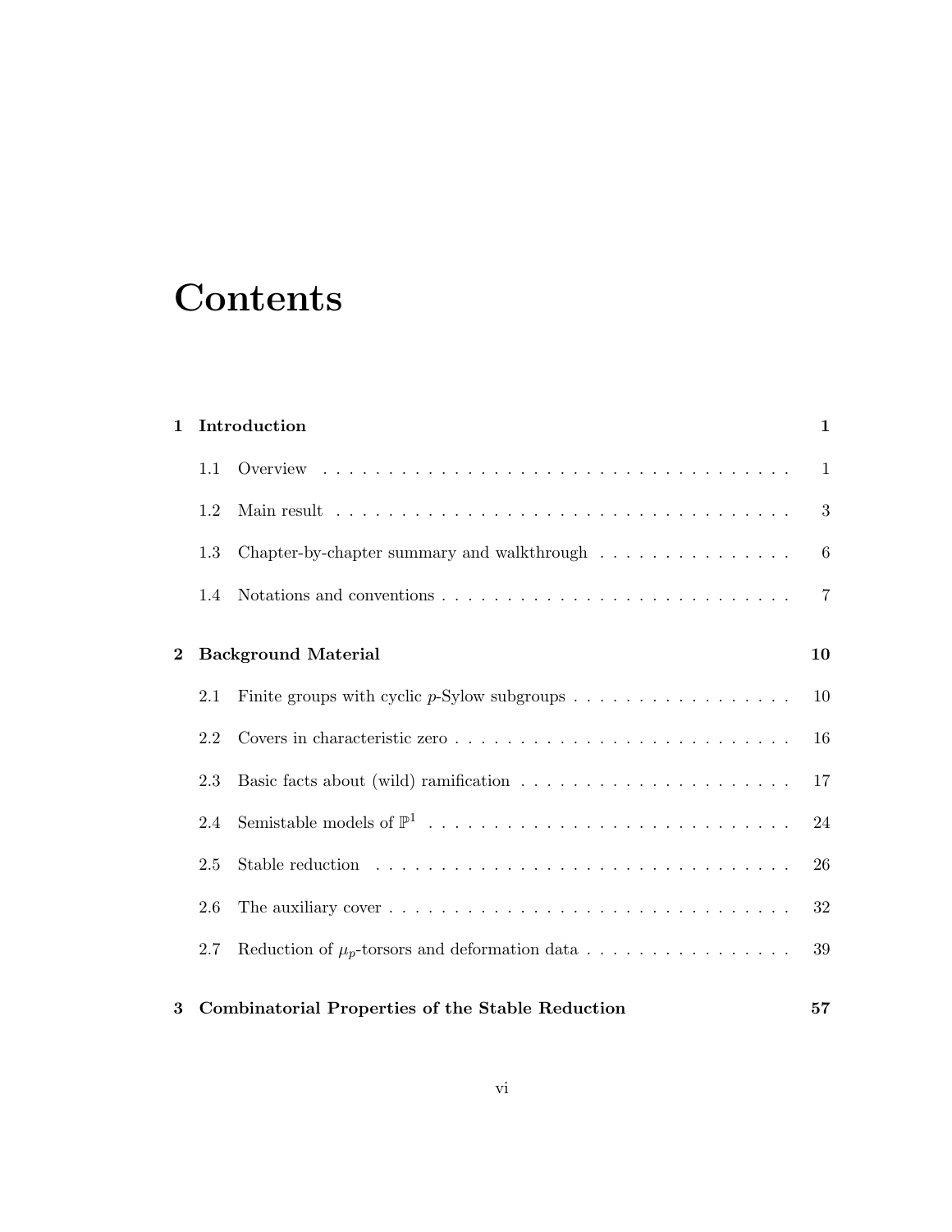# Contents

| | | |
|---|---|---|
| **1** | **Introduction** | **1** |
| 1.1 | Overview | 1 |
| 1.2 | Main result | 3 |
| 1.3 | Chapter-by-chapter summary and walkthrough | 6 |
| 1.4 | Notations and conventions | 7 |
| **2** | **Background Material** | **10** |
| 2.1 | Finite groups with cyclic $p$-Sylow subgroups | 10 |
| 2.2 | Covers in characteristic zero | 16 |
| 2.3 | Basic facts about (wild) ramification | 17 |
| 2.4 | Semistable models of $\mathbb{P}^1$ | 24 |
| 2.5 | Stable reduction | 26 |
| 2.6 | The auxiliary cover | 32 |
| 2.7 | Reduction of $\mu_p$-torsors and deformation data | 39 |
| **3** | **Combinatorial Properties of the Stable Reduction** | **57** |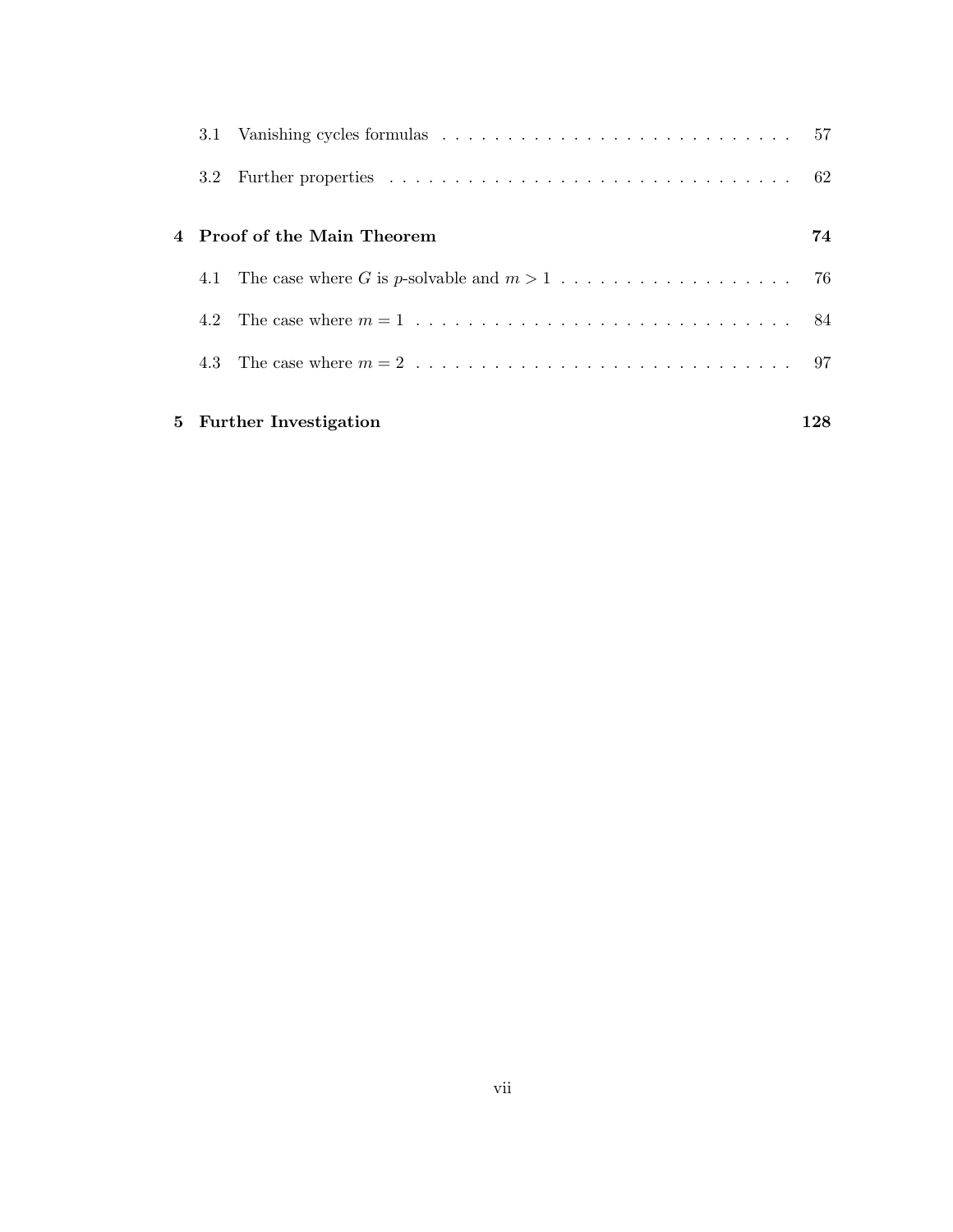3.1 Vanishing cycles formulas . . . . . . . . . . . . . . . . . . . . . . . . . . . . 57

3.2 Further properties . . . . . . . . . . . . . . . . . . . . . . . . . . . . . . . . 62

**4 Proof of the Main Theorem** **74**

4.1 The case where $G$ is $p$-solvable and $m > 1$ . . . . . . . . . . . . . . . . . . 76

4.2 The case where $m = 1$ . . . . . . . . . . . . . . . . . . . . . . . . . . . . . . 84

4.3 The case where $m = 2$ . . . . . . . . . . . . . . . . . . . . . . . . . . . . . . 97

**5 Further Investigation** **128**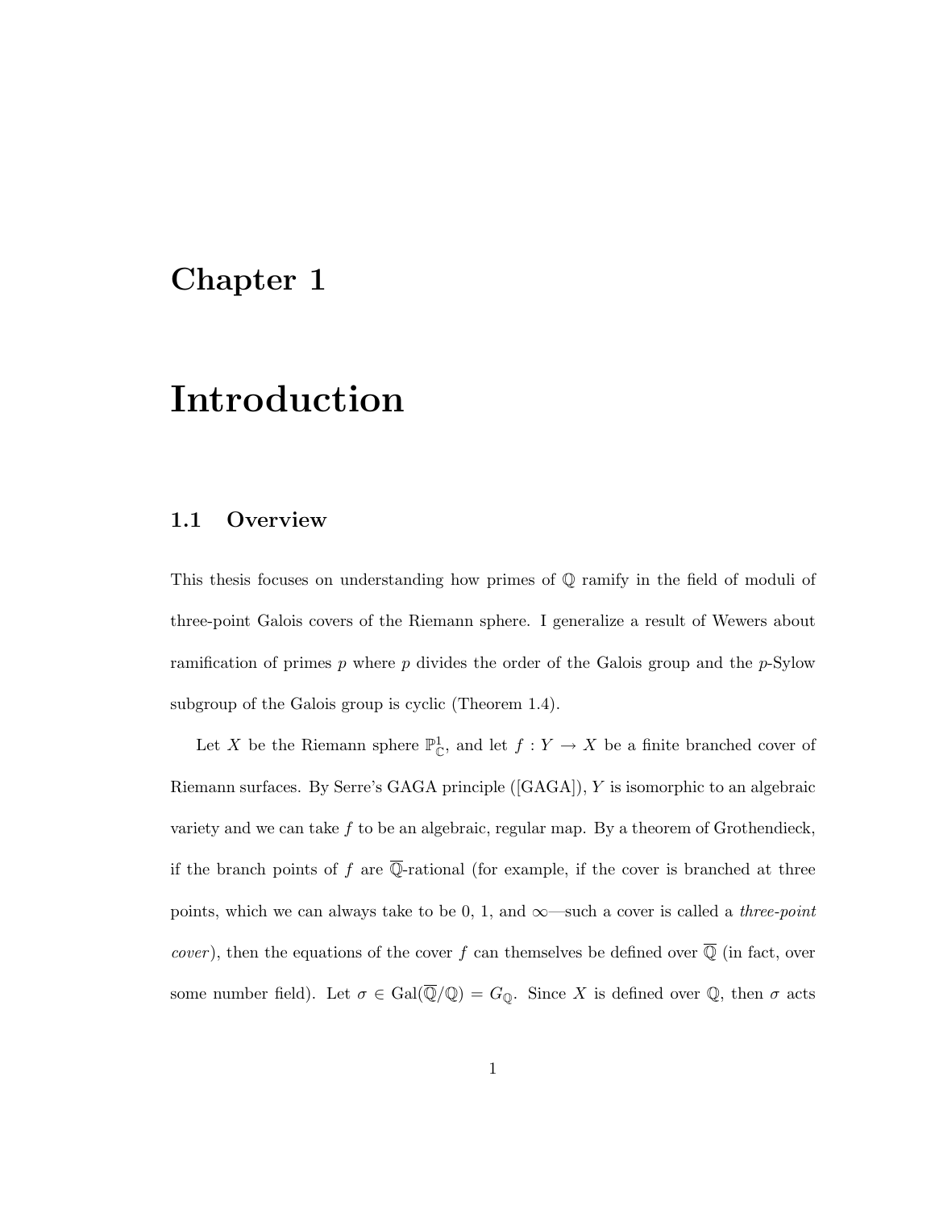# Chapter 1

# Introduction

## 1.1 Overview

This thesis focuses on understanding how primes of $\mathbb{Q}$ ramify in the field of moduli of three-point Galois covers of the Riemann sphere. I generalize a result of Wewers about ramification of primes $p$ where $p$ divides the order of the Galois group and the $p$-Sylow subgroup of the Galois group is cyclic (Theorem 1.4).

Let $X$ be the Riemann sphere $\mathbb{P}^1_{\mathbb{C}}$, and let $f : Y \to X$ be a finite branched cover of Riemann surfaces. By Serre's GAGA principle ([GAGA]), $Y$ is isomorphic to an algebraic variety and we can take $f$ to be an algebraic, regular map. By a theorem of Grothendieck, if the branch points of $f$ are $\overline{\mathbb{Q}}$-rational (for example, if the cover is branched at three points, which we can always take to be 0, 1, and $\infty$—such a cover is called a *three-point cover*), then the equations of the cover $f$ can themselves be defined over $\overline{\mathbb{Q}}$ (in fact, over some number field). Let $\sigma \in \mathrm{Gal}(\overline{\mathbb{Q}}/\mathbb{Q}) = G_{\mathbb{Q}}$. Since $X$ is defined over $\mathbb{Q}$, then $\sigma$ acts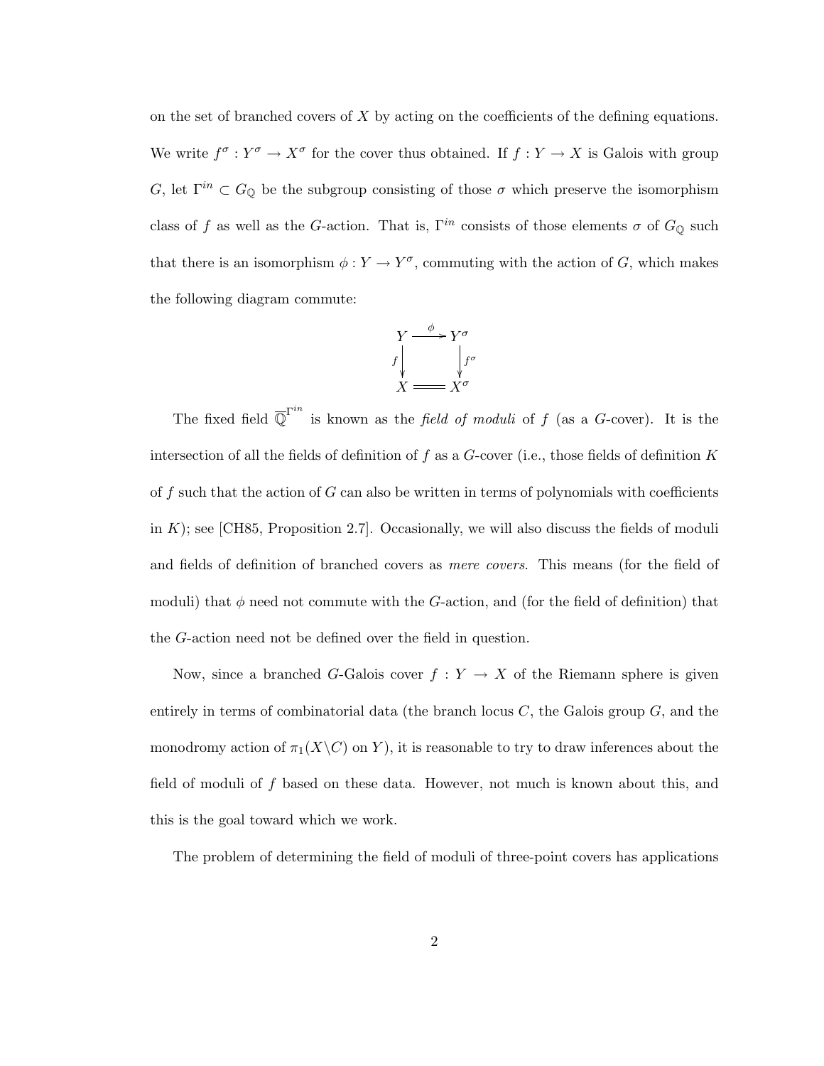on the set of branched covers of $X$ by acting on the coefficients of the defining equations. We write $f^\sigma : Y^\sigma \to X^\sigma$ for the cover thus obtained. If $f : Y \to X$ is Galois with group $G$, let $\Gamma^{in} \subset G_{\mathbb{Q}}$ be the subgroup consisting of those $\sigma$ which preserve the isomorphism class of $f$ as well as the $G$-action. That is, $\Gamma^{in}$ consists of those elements $\sigma$ of $G_{\mathbb{Q}}$ such that there is an isomorphism $\phi : Y \to Y^\sigma$, commuting with the action of $G$, which makes the following diagram commute:

$$\begin{array}{ccc} Y & \xrightarrow{\phi} & Y^\sigma \\ {\scriptstyle f}\downarrow & & \downarrow{\scriptstyle f^\sigma} \\ X & = & X^\sigma \end{array}$$

The fixed field $\overline{\mathbb{Q}}^{\Gamma^{in}}$ is known as the *field of moduli* of $f$ (as a $G$-cover). It is the intersection of all the fields of definition of $f$ as a $G$-cover (i.e., those fields of definition $K$ of $f$ such that the action of $G$ can also be written in terms of polynomials with coefficients in $K$); see [CH85, Proposition 2.7]. Occasionally, we will also discuss the fields of moduli and fields of definition of branched covers as *mere covers*. This means (for the field of moduli) that $\phi$ need not commute with the $G$-action, and (for the field of definition) that the $G$-action need not be defined over the field in question.

Now, since a branched $G$-Galois cover $f : Y \to X$ of the Riemann sphere is given entirely in terms of combinatorial data (the branch locus $C$, the Galois group $G$, and the monodromy action of $\pi_1(X \backslash C)$ on $Y$), it is reasonable to try to draw inferences about the field of moduli of $f$ based on these data. However, not much is known about this, and this is the goal toward which we work.

The problem of determining the field of moduli of three-point covers has applications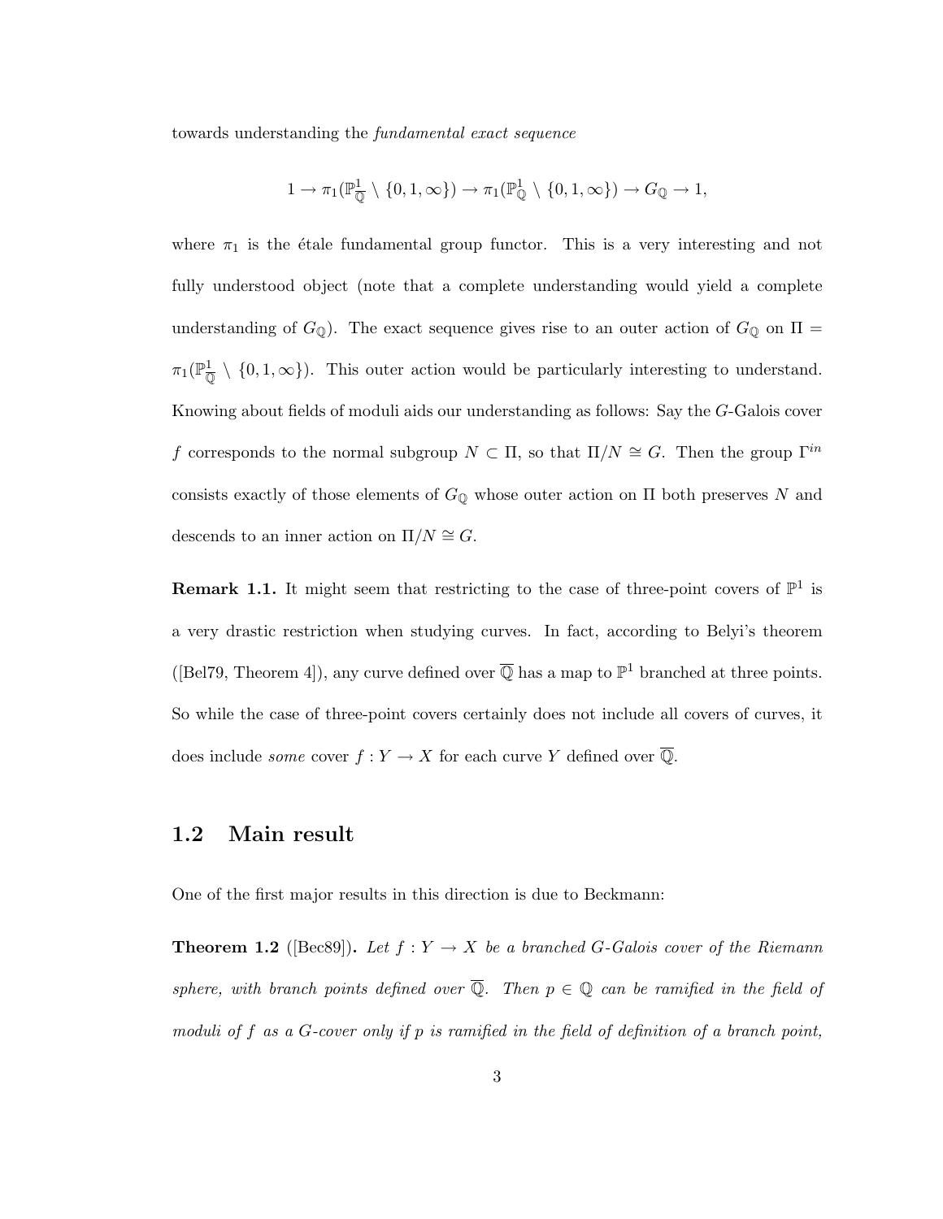towards understanding the *fundamental exact sequence*

$$1 \to \pi_1(\mathbb{P}^1_{\overline{\mathbb{Q}}} \setminus \{0, 1, \infty\}) \to \pi_1(\mathbb{P}^1_{\mathbb{Q}} \setminus \{0, 1, \infty\}) \to G_{\mathbb{Q}} \to 1,$$

where $\pi_1$ is the étale fundamental group functor. This is a very interesting and not fully understood object (note that a complete understanding would yield a complete understanding of $G_{\mathbb{Q}}$). The exact sequence gives rise to an outer action of $G_{\mathbb{Q}}$ on $\Pi = \pi_1(\mathbb{P}^1_{\overline{\mathbb{Q}}} \setminus \{0, 1, \infty\})$. This outer action would be particularly interesting to understand. Knowing about fields of moduli aids our understanding as follows: Say the $G$-Galois cover $f$ corresponds to the normal subgroup $N \subset \Pi$, so that $\Pi/N \cong G$. Then the group $\Gamma^{in}$ consists exactly of those elements of $G_{\mathbb{Q}}$ whose outer action on $\Pi$ both preserves $N$ and descends to an inner action on $\Pi/N \cong G$.

**Remark 1.1.** It might seem that restricting to the case of three-point covers of $\mathbb{P}^1$ is a very drastic restriction when studying curves. In fact, according to Belyi's theorem ([Bel79, Theorem 4]), any curve defined over $\overline{\mathbb{Q}}$ has a map to $\mathbb{P}^1$ branched at three points. So while the case of three-point covers certainly does not include all covers of curves, it does include *some* cover $f : Y \to X$ for each curve $Y$ defined over $\overline{\mathbb{Q}}$.

## 1.2 Main result

One of the first major results in this direction is due to Beckmann:

**Theorem 1.2** ([Bec89]). *Let $f : Y \to X$ be a branched $G$-Galois cover of the Riemann sphere, with branch points defined over $\overline{\mathbb{Q}}$. Then $p \in \mathbb{Q}$ can be ramified in the field of moduli of $f$ as a $G$-cover only if $p$ is ramified in the field of definition of a branch point,*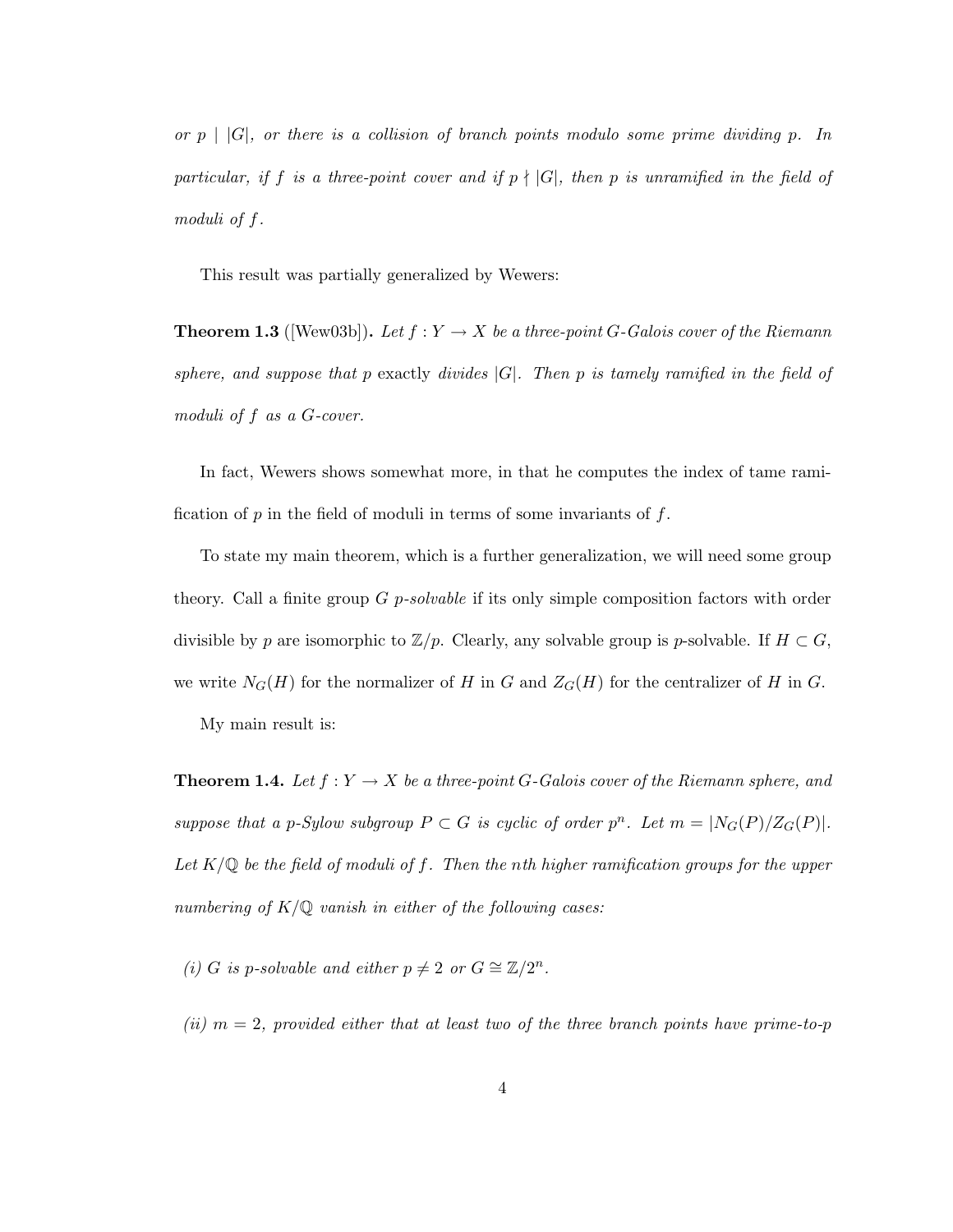*or $p \mid |G|$, or there is a collision of branch points modulo some prime dividing $p$. In particular, if $f$ is a three-point cover and if $p \nmid |G|$, then $p$ is unramified in the field of moduli of $f$.*

This result was partially generalized by Wewers:

**Theorem 1.3** ([Wew03b])**.** *Let $f : Y \to X$ be a three-point $G$-Galois cover of the Riemann sphere, and suppose that $p$ exactly divides $|G|$. Then $p$ is tamely ramified in the field of moduli of $f$ as a $G$-cover.*

In fact, Wewers shows somewhat more, in that he computes the index of tame ramification of $p$ in the field of moduli in terms of some invariants of $f$.

To state my main theorem, which is a further generalization, we will need some group theory. Call a finite group $G$ *$p$-solvable* if its only simple composition factors with order divisible by $p$ are isomorphic to $\mathbb{Z}/p$. Clearly, any solvable group is $p$-solvable. If $H \subset G$, we write $N_G(H)$ for the normalizer of $H$ in $G$ and $Z_G(H)$ for the centralizer of $H$ in $G$.

My main result is:

**Theorem 1.4.** *Let $f : Y \to X$ be a three-point $G$-Galois cover of the Riemann sphere, and suppose that a $p$-Sylow subgroup $P \subset G$ is cyclic of order $p^n$. Let $m = |N_G(P)/Z_G(P)|$. Let $K/\mathbb{Q}$ be the field of moduli of $f$. Then the $n$th higher ramification groups for the upper numbering of $K/\mathbb{Q}$ vanish in either of the following cases:*

*(i) $G$ is $p$-solvable and either $p \neq 2$ or $G \cong \mathbb{Z}/2^n$.*

*(ii) $m = 2$, provided either that at least two of the three branch points have prime-to-$p$*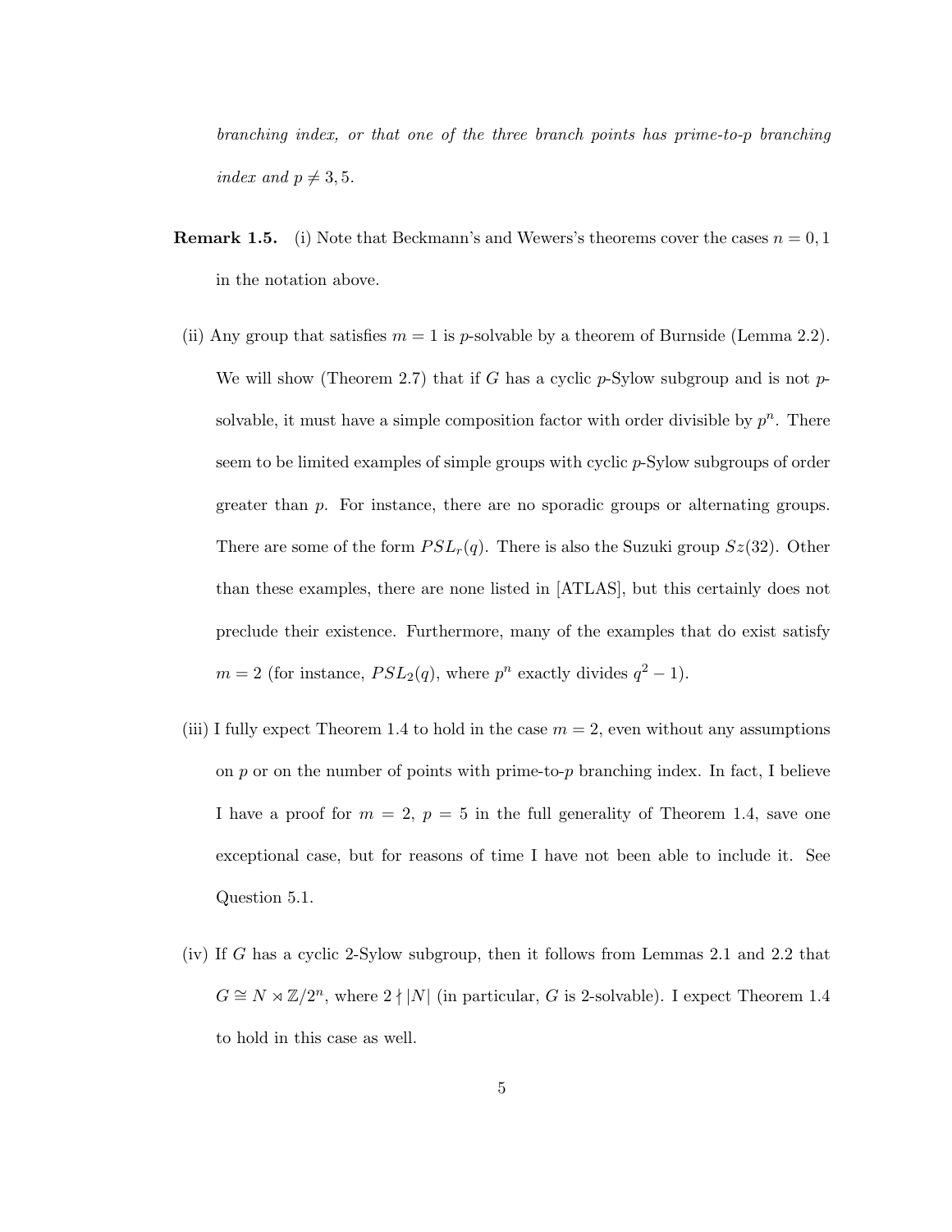*branching index, or that one of the three branch points has prime-to-p branching index and $p \neq 3, 5$.*

**Remark 1.5.** (i) Note that Beckmann's and Wewers's theorems cover the cases $n = 0, 1$ in the notation above.

(ii) Any group that satisfies $m = 1$ is $p$-solvable by a theorem of Burnside (Lemma 2.2). We will show (Theorem 2.7) that if $G$ has a cyclic $p$-Sylow subgroup and is not $p$-solvable, it must have a simple composition factor with order divisible by $p^n$. There seem to be limited examples of simple groups with cyclic $p$-Sylow subgroups of order greater than $p$. For instance, there are no sporadic groups or alternating groups. There are some of the form $PSL_r(q)$. There is also the Suzuki group $Sz(32)$. Other than these examples, there are none listed in [ATLAS], but this certainly does not preclude their existence. Furthermore, many of the examples that do exist satisfy $m = 2$ (for instance, $PSL_2(q)$, where $p^n$ exactly divides $q^2 - 1$).

(iii) I fully expect Theorem 1.4 to hold in the case $m = 2$, even without any assumptions on $p$ or on the number of points with prime-to-$p$ branching index. In fact, I believe I have a proof for $m = 2$, $p = 5$ in the full generality of Theorem 1.4, save one exceptional case, but for reasons of time I have not been able to include it. See Question 5.1.

(iv) If $G$ has a cyclic 2-Sylow subgroup, then it follows from Lemmas 2.1 and 2.2 that $G \cong N \rtimes \mathbb{Z}/2^n$, where $2 \nmid |N|$ (in particular, $G$ is 2-solvable). I expect Theorem 1.4 to hold in this case as well.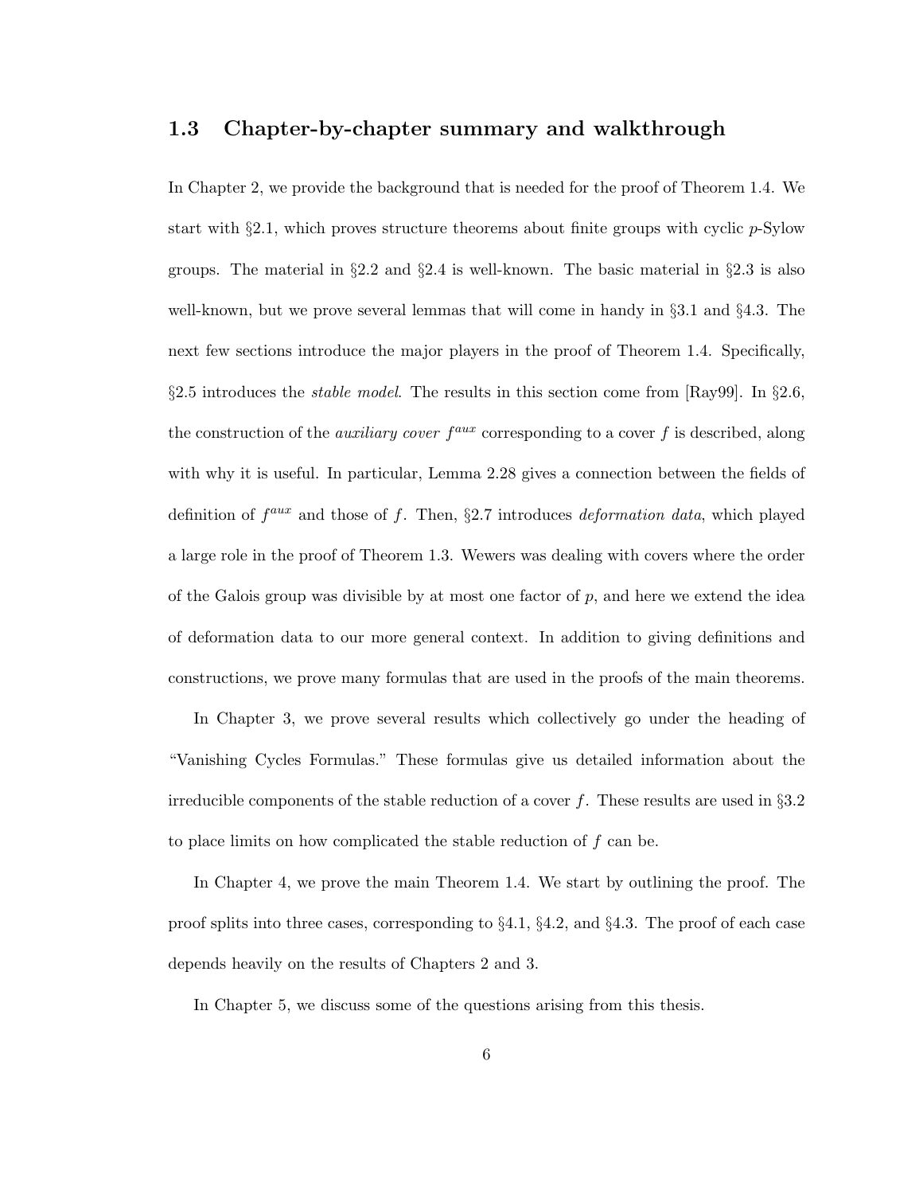## 1.3 Chapter-by-chapter summary and walkthrough

In Chapter 2, we provide the background that is needed for the proof of Theorem 1.4. We start with §2.1, which proves structure theorems about finite groups with cyclic $p$-Sylow groups. The material in §2.2 and §2.4 is well-known. The basic material in §2.3 is also well-known, but we prove several lemmas that will come in handy in §3.1 and §4.3. The next few sections introduce the major players in the proof of Theorem 1.4. Specifically, §2.5 introduces the *stable model*. The results in this section come from [Ray99]. In §2.6, the construction of the *auxiliary cover* $f^{aux}$ corresponding to a cover $f$ is described, along with why it is useful. In particular, Lemma 2.28 gives a connection between the fields of definition of $f^{aux}$ and those of $f$. Then, §2.7 introduces *deformation data*, which played a large role in the proof of Theorem 1.3. Wewers was dealing with covers where the order of the Galois group was divisible by at most one factor of $p$, and here we extend the idea of deformation data to our more general context. In addition to giving definitions and constructions, we prove many formulas that are used in the proofs of the main theorems.

In Chapter 3, we prove several results which collectively go under the heading of "Vanishing Cycles Formulas." These formulas give us detailed information about the irreducible components of the stable reduction of a cover $f$. These results are used in §3.2 to place limits on how complicated the stable reduction of $f$ can be.

In Chapter 4, we prove the main Theorem 1.4. We start by outlining the proof. The proof splits into three cases, corresponding to §4.1, §4.2, and §4.3. The proof of each case depends heavily on the results of Chapters 2 and 3.

In Chapter 5, we discuss some of the questions arising from this thesis.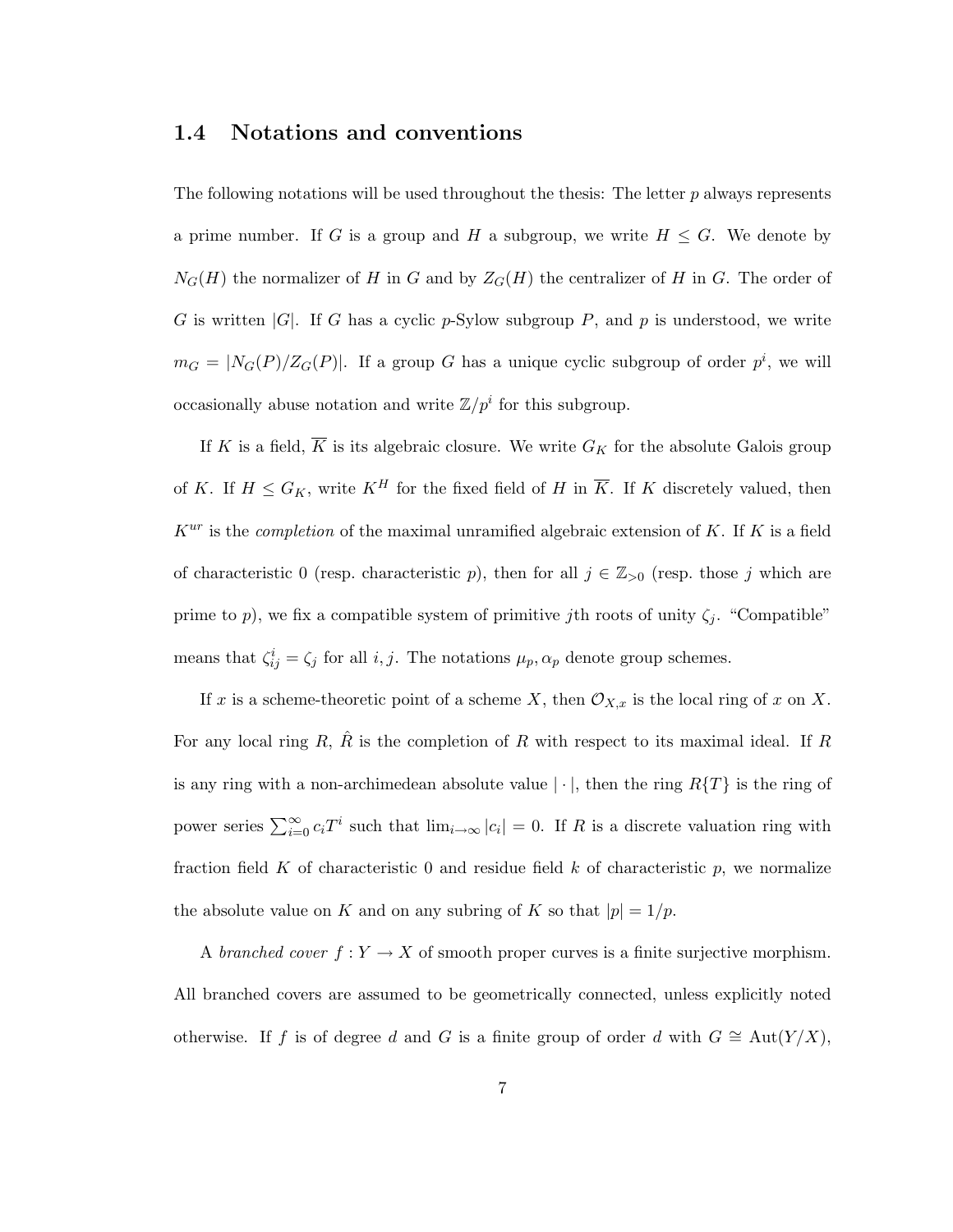## 1.4 Notations and conventions

The following notations will be used throughout the thesis: The letter $p$ always represents a prime number. If $G$ is a group and $H$ a subgroup, we write $H \leq G$. We denote by $N_G(H)$ the normalizer of $H$ in $G$ and by $Z_G(H)$ the centralizer of $H$ in $G$. The order of $G$ is written $|G|$. If $G$ has a cyclic $p$-Sylow subgroup $P$, and $p$ is understood, we write $m_G = |N_G(P)/Z_G(P)|$. If a group $G$ has a unique cyclic subgroup of order $p^i$, we will occasionally abuse notation and write $\mathbb{Z}/p^i$ for this subgroup.

If $K$ is a field, $\overline{K}$ is its algebraic closure. We write $G_K$ for the absolute Galois group of $K$. If $H \leq G_K$, write $K^H$ for the fixed field of $H$ in $\overline{K}$. If $K$ discretely valued, then $K^{ur}$ is the *completion* of the maximal unramified algebraic extension of $K$. If $K$ is a field of characteristic 0 (resp. characteristic $p$), then for all $j \in \mathbb{Z}_{>0}$ (resp. those $j$ which are prime to $p$), we fix a compatible system of primitive $j$th roots of unity $\zeta_j$. "Compatible" means that $\zeta_{ij}^i = \zeta_j$ for all $i, j$. The notations $\mu_p, \alpha_p$ denote group schemes.

If $x$ is a scheme-theoretic point of a scheme $X$, then $\mathcal{O}_{X,x}$ is the local ring of $x$ on $X$. For any local ring $R$, $\hat{R}$ is the completion of $R$ with respect to its maximal ideal. If $R$ is any ring with a non-archimedean absolute value $|\cdot|$, then the ring $R\{T\}$ is the ring of power series $\sum_{i=0}^{\infty} c_i T^i$ such that $\lim_{i \to \infty} |c_i| = 0$. If $R$ is a discrete valuation ring with fraction field $K$ of characteristic 0 and residue field $k$ of characteristic $p$, we normalize the absolute value on $K$ and on any subring of $K$ so that $|p| = 1/p$.

A *branched cover* $f : Y \to X$ of smooth proper curves is a finite surjective morphism. All branched covers are assumed to be geometrically connected, unless explicitly noted otherwise. If $f$ is of degree $d$ and $G$ is a finite group of order $d$ with $G \cong \text{Aut}(Y/X)$,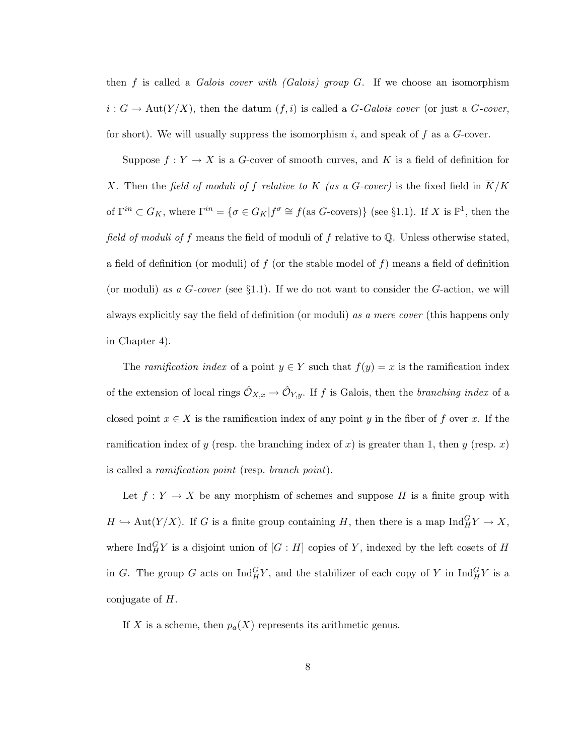then $f$ is called a *Galois cover with (Galois) group $G$*. If we choose an isomorphism $i : G \to \text{Aut}(Y/X)$, then the datum $(f, i)$ is called a *$G$-Galois cover* (or just a *$G$-cover*, for short). We will usually suppress the isomorphism $i$, and speak of $f$ as a $G$-cover.

Suppose $f : Y \to X$ is a $G$-cover of smooth curves, and $K$ is a field of definition for $X$. Then the *field of moduli of $f$ relative to $K$ (as a $G$-cover)* is the fixed field in $\overline{K}/K$ of $\Gamma^{in} \subset G_K$, where $\Gamma^{in} = \{\sigma \in G_K | f^\sigma \cong f(\text{as } G\text{-covers})\}$ (see §1.1). If $X$ is $\mathbb{P}^1$, then the *field of moduli of $f$* means the field of moduli of $f$ relative to $\mathbb{Q}$. Unless otherwise stated, a field of definition (or moduli) of $f$ (or the stable model of $f$) means a field of definition (or moduli) *as a $G$-cover* (see §1.1). If we do not want to consider the $G$-action, we will always explicitly say the field of definition (or moduli) *as a mere cover* (this happens only in Chapter 4).

The *ramification index* of a point $y \in Y$ such that $f(y) = x$ is the ramification index of the extension of local rings $\hat{\mathcal{O}}_{X,x} \to \hat{\mathcal{O}}_{Y,y}$. If $f$ is Galois, then the *branching index* of a closed point $x \in X$ is the ramification index of any point $y$ in the fiber of $f$ over $x$. If the ramification index of $y$ (resp. the branching index of $x$) is greater than 1, then $y$ (resp. $x$) is called a *ramification point* (resp. *branch point*).

Let $f : Y \to X$ be any morphism of schemes and suppose $H$ is a finite group with $H \hookrightarrow \text{Aut}(Y/X)$. If $G$ is a finite group containing $H$, then there is a map $\text{Ind}_H^G Y \to X$, where $\text{Ind}_H^G Y$ is a disjoint union of $[G : H]$ copies of $Y$, indexed by the left cosets of $H$ in $G$. The group $G$ acts on $\text{Ind}_H^G Y$, and the stabilizer of each copy of $Y$ in $\text{Ind}_H^G Y$ is a conjugate of $H$.

If $X$ is a scheme, then $p_a(X)$ represents its arithmetic genus.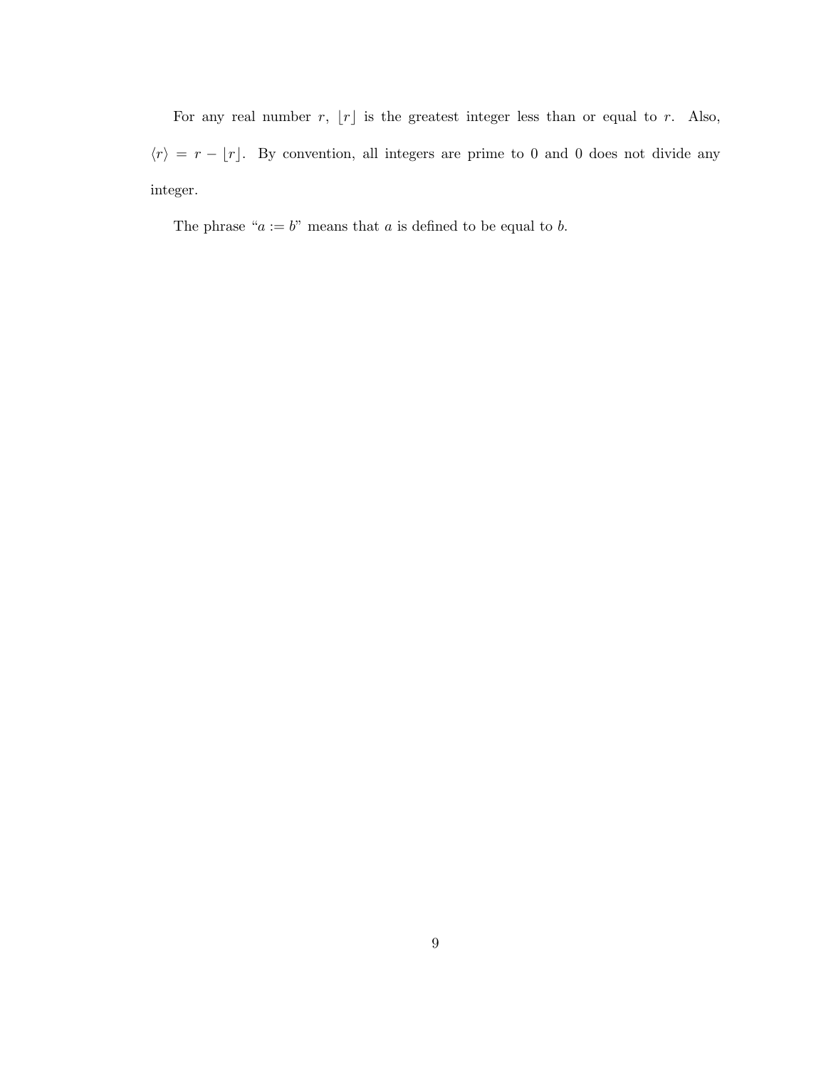For any real number $r$, $\lfloor r \rfloor$ is the greatest integer less than or equal to $r$. Also, $\langle r \rangle = r - \lfloor r \rfloor$. By convention, all integers are prime to 0 and 0 does not divide any integer.

The phrase "$a := b$" means that $a$ is defined to be equal to $b$.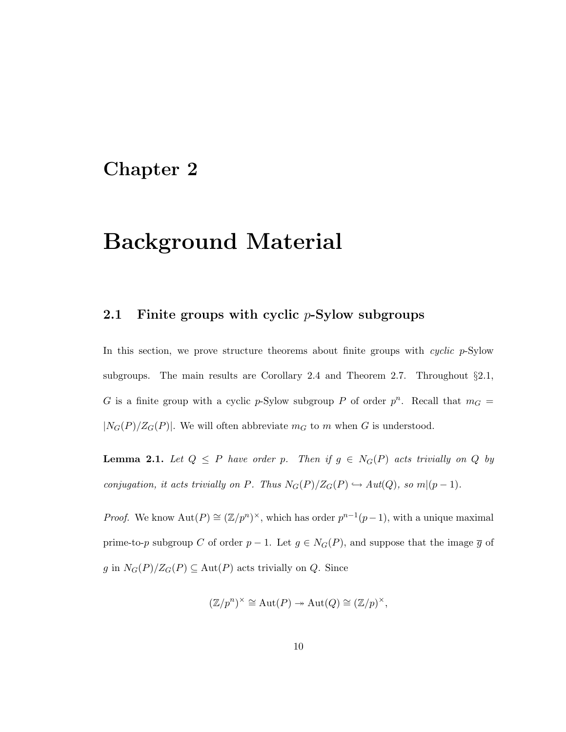# Chapter 2

# Background Material

## 2.1 Finite groups with cyclic $p$-Sylow subgroups

In this section, we prove structure theorems about finite groups with *cyclic* $p$-Sylow subgroups. The main results are Corollary 2.4 and Theorem 2.7. Throughout §2.1, $G$ is a finite group with a cyclic $p$-Sylow subgroup $P$ of order $p^n$. Recall that $m_G = |N_G(P)/Z_G(P)|$. We will often abbreviate $m_G$ to $m$ when $G$ is understood.

**Lemma 2.1.** *Let $Q \leq P$ have order $p$. Then if $g \in N_G(P)$ acts trivially on $Q$ by conjugation, it acts trivially on $P$. Thus $N_G(P)/Z_G(P) \hookrightarrow Aut(Q)$, so $m|(p-1)$.*

*Proof.* We know $\mathrm{Aut}(P) \cong (\mathbb{Z}/p^n)^\times$, which has order $p^{n-1}(p-1)$, with a unique maximal prime-to-$p$ subgroup $C$ of order $p-1$. Let $g \in N_G(P)$, and suppose that the image $\overline{g}$ of $g$ in $N_G(P)/Z_G(P) \subseteq \mathrm{Aut}(P)$ acts trivially on $Q$. Since

$$(\mathbb{Z}/p^n)^\times \cong \mathrm{Aut}(P) \twoheadrightarrow \mathrm{Aut}(Q) \cong (\mathbb{Z}/p)^\times,$$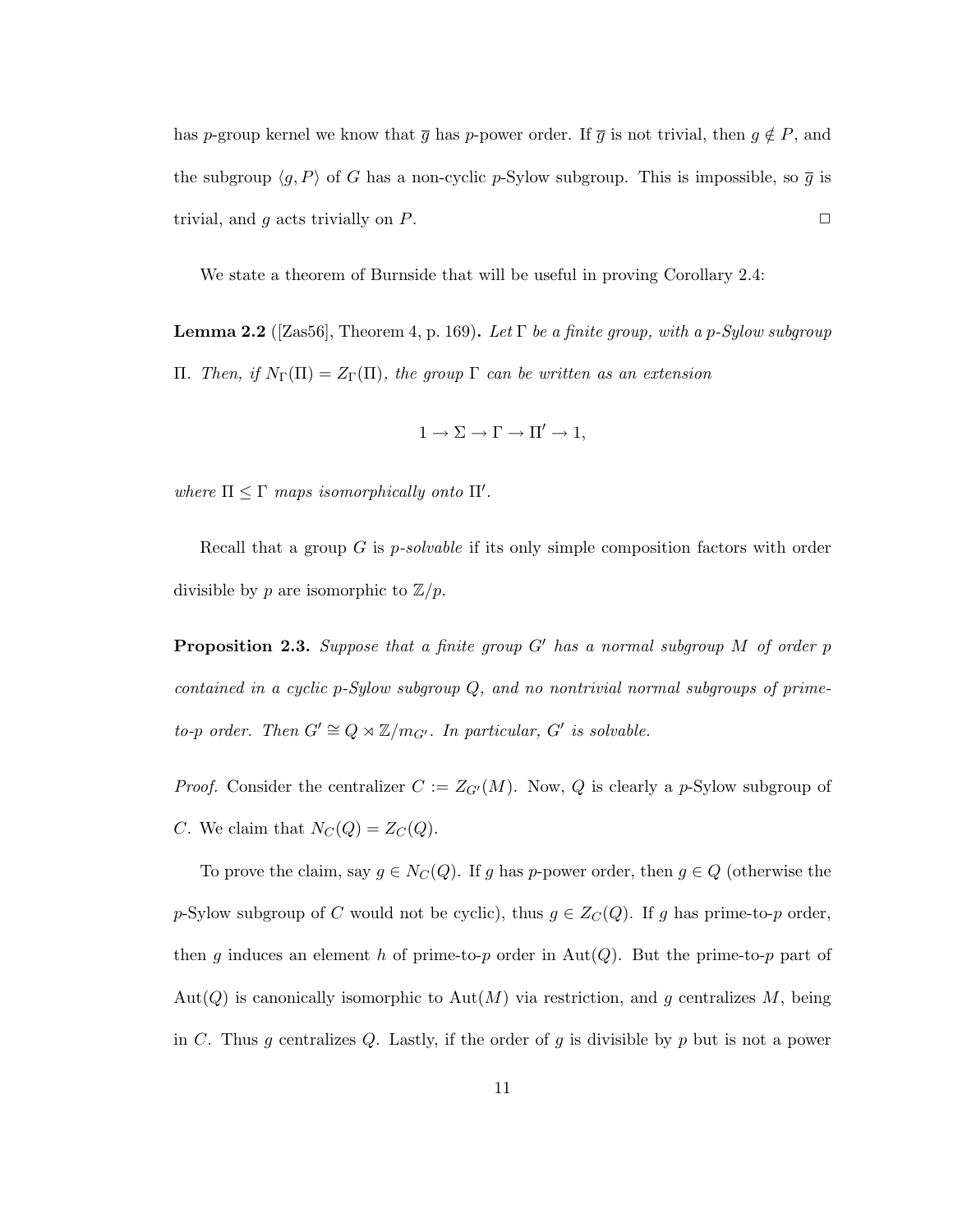has $p$-group kernel we know that $\overline{g}$ has $p$-power order. If $\overline{g}$ is not trivial, then $g \notin P$, and the subgroup $\langle g, P \rangle$ of $G$ has a non-cyclic $p$-Sylow subgroup. This is impossible, so $\overline{g}$ is trivial, and $g$ acts trivially on $P$. □

We state a theorem of Burnside that will be useful in proving Corollary 2.4:

**Lemma 2.2** ([Zas56], Theorem 4, p. 169)**.** *Let $\Gamma$ be a finite group, with a $p$-Sylow subgroup $\Pi$. Then, if $N_\Gamma(\Pi) = Z_\Gamma(\Pi)$, the group $\Gamma$ can be written as an extension*

$$1 \to \Sigma \to \Gamma \to \Pi' \to 1,$$

*where $\Pi \leq \Gamma$ maps isomorphically onto $\Pi'$.*

Recall that a group $G$ is *$p$-solvable* if its only simple composition factors with order divisible by $p$ are isomorphic to $\mathbb{Z}/p$.

**Proposition 2.3.** *Suppose that a finite group $G'$ has a normal subgroup $M$ of order $p$ contained in a cyclic $p$-Sylow subgroup $Q$, and no nontrivial normal subgroups of prime-to-$p$ order. Then $G' \cong Q \rtimes \mathbb{Z}/m_{G'}$. In particular, $G'$ is solvable.*

*Proof.* Consider the centralizer $C := Z_{G'}(M)$. Now, $Q$ is clearly a $p$-Sylow subgroup of $C$. We claim that $N_C(Q) = Z_C(Q)$.

To prove the claim, say $g \in N_C(Q)$. If $g$ has $p$-power order, then $g \in Q$ (otherwise the $p$-Sylow subgroup of $C$ would not be cyclic), thus $g \in Z_C(Q)$. If $g$ has prime-to-$p$ order, then $g$ induces an element $h$ of prime-to-$p$ order in $\text{Aut}(Q)$. But the prime-to-$p$ part of $\text{Aut}(Q)$ is canonically isomorphic to $\text{Aut}(M)$ via restriction, and $g$ centralizes $M$, being in $C$. Thus $g$ centralizes $Q$. Lastly, if the order of $g$ is divisible by $p$ but is not a power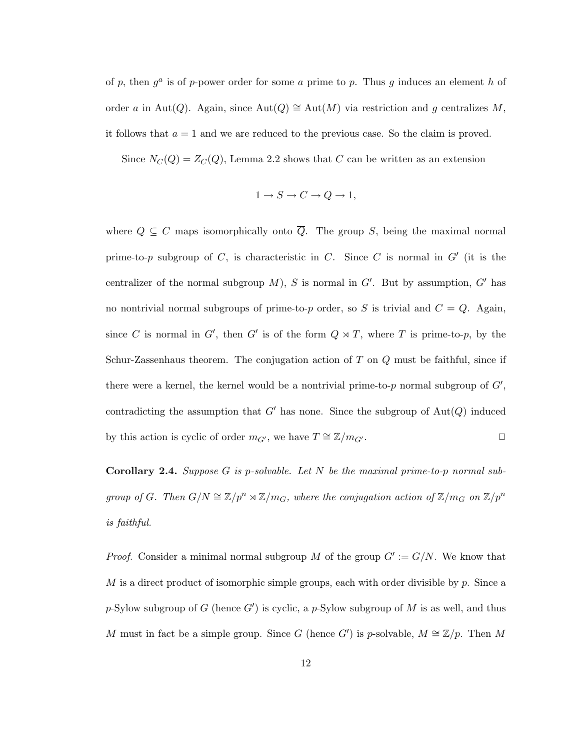of $p$, then $g^a$ is of $p$-power order for some $a$ prime to $p$. Thus $g$ induces an element $h$ of order $a$ in $\mathrm{Aut}(Q)$. Again, since $\mathrm{Aut}(Q) \cong \mathrm{Aut}(M)$ via restriction and $g$ centralizes $M$, it follows that $a = 1$ and we are reduced to the previous case. So the claim is proved.

Since $N_C(Q) = Z_C(Q)$, Lemma 2.2 shows that $C$ can be written as an extension

$$1 \to S \to C \to \overline{Q} \to 1,$$

where $Q \subseteq C$ maps isomorphically onto $\overline{Q}$. The group $S$, being the maximal normal prime-to-$p$ subgroup of $C$, is characteristic in $C$. Since $C$ is normal in $G'$ (it is the centralizer of the normal subgroup $M$), $S$ is normal in $G'$. But by assumption, $G'$ has no nontrivial normal subgroups of prime-to-$p$ order, so $S$ is trivial and $C = Q$. Again, since $C$ is normal in $G'$, then $G'$ is of the form $Q \rtimes T$, where $T$ is prime-to-$p$, by the Schur-Zassenhaus theorem. The conjugation action of $T$ on $Q$ must be faithful, since if there were a kernel, the kernel would be a nontrivial prime-to-$p$ normal subgroup of $G'$, contradicting the assumption that $G'$ has none. Since the subgroup of $\mathrm{Aut}(Q)$ induced by this action is cyclic of order $m_{G'}$, we have $T \cong \mathbb{Z}/m_{G'}$. $\square$

**Corollary 2.4.** *Suppose $G$ is $p$-solvable. Let $N$ be the maximal prime-to-$p$ normal subgroup of $G$. Then $G/N \cong \mathbb{Z}/p^n \rtimes \mathbb{Z}/m_G$, where the conjugation action of $\mathbb{Z}/m_G$ on $\mathbb{Z}/p^n$ is faithful.*

*Proof.* Consider a minimal normal subgroup $M$ of the group $G' := G/N$. We know that $M$ is a direct product of isomorphic simple groups, each with order divisible by $p$. Since a $p$-Sylow subgroup of $G$ (hence $G'$) is cyclic, a $p$-Sylow subgroup of $M$ is as well, and thus $M$ must in fact be a simple group. Since $G$ (hence $G'$) is $p$-solvable, $M \cong \mathbb{Z}/p$. Then $M$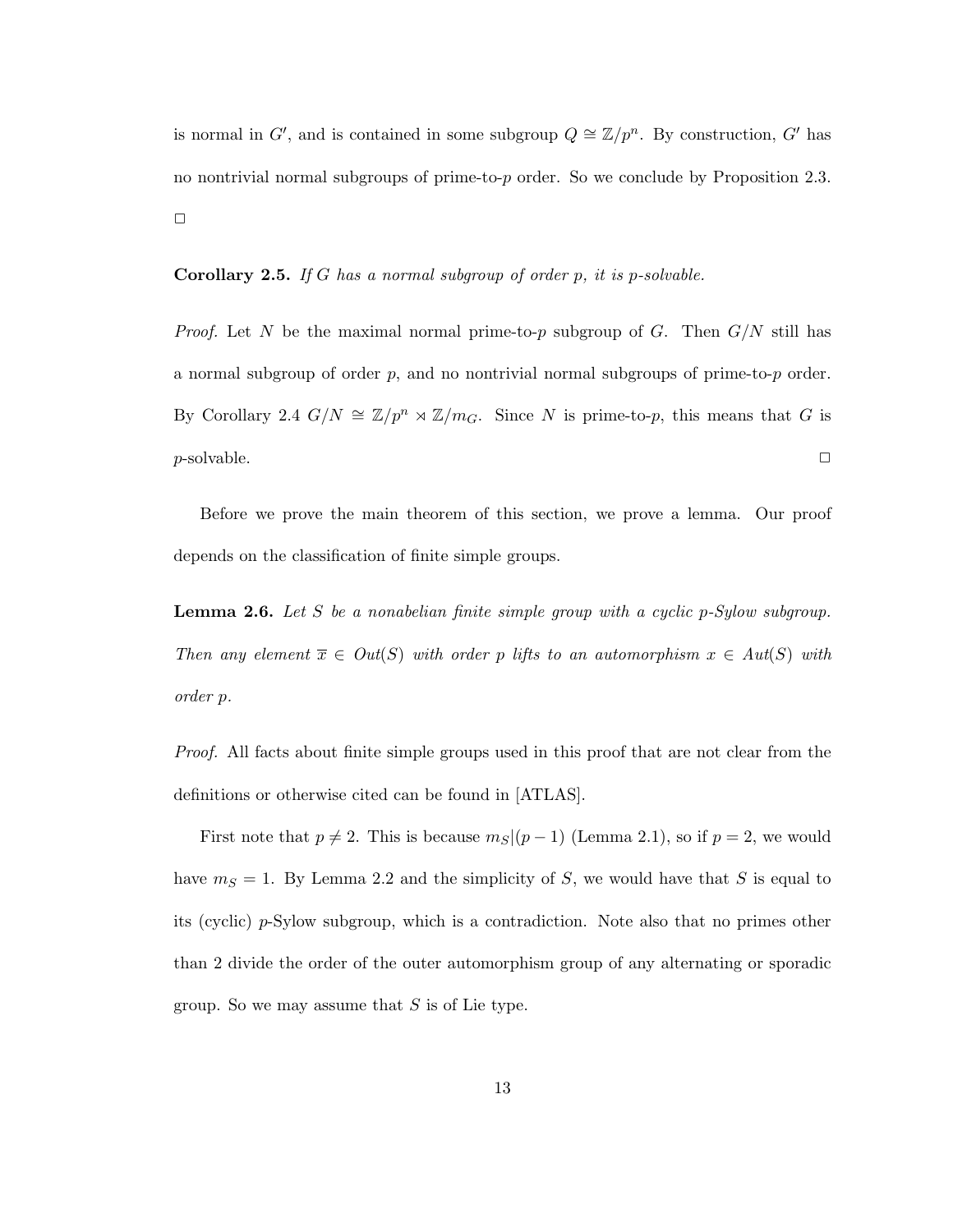is normal in $G'$, and is contained in some subgroup $Q \cong \mathbb{Z}/p^n$. By construction, $G'$ has no nontrivial normal subgroups of prime-to-$p$ order. So we conclude by Proposition 2.3. □

**Corollary 2.5.** *If $G$ has a normal subgroup of order $p$, it is $p$-solvable.*

*Proof.* Let $N$ be the maximal normal prime-to-$p$ subgroup of $G$. Then $G/N$ still has a normal subgroup of order $p$, and no nontrivial normal subgroups of prime-to-$p$ order. By Corollary 2.4 $G/N \cong \mathbb{Z}/p^n \rtimes \mathbb{Z}/m_G$. Since $N$ is prime-to-$p$, this means that $G$ is $p$-solvable. □

Before we prove the main theorem of this section, we prove a lemma. Our proof depends on the classification of finite simple groups.

**Lemma 2.6.** *Let $S$ be a nonabelian finite simple group with a cyclic $p$-Sylow subgroup. Then any element $\overline{x} \in Out(S)$ with order $p$ lifts to an automorphism $x \in Aut(S)$ with order $p$.*

*Proof.* All facts about finite simple groups used in this proof that are not clear from the definitions or otherwise cited can be found in [ATLAS].

First note that $p \neq 2$. This is because $m_S | (p-1)$ (Lemma 2.1), so if $p = 2$, we would have $m_S = 1$. By Lemma 2.2 and the simplicity of $S$, we would have that $S$ is equal to its (cyclic) $p$-Sylow subgroup, which is a contradiction. Note also that no primes other than 2 divide the order of the outer automorphism group of any alternating or sporadic group. So we may assume that $S$ is of Lie type.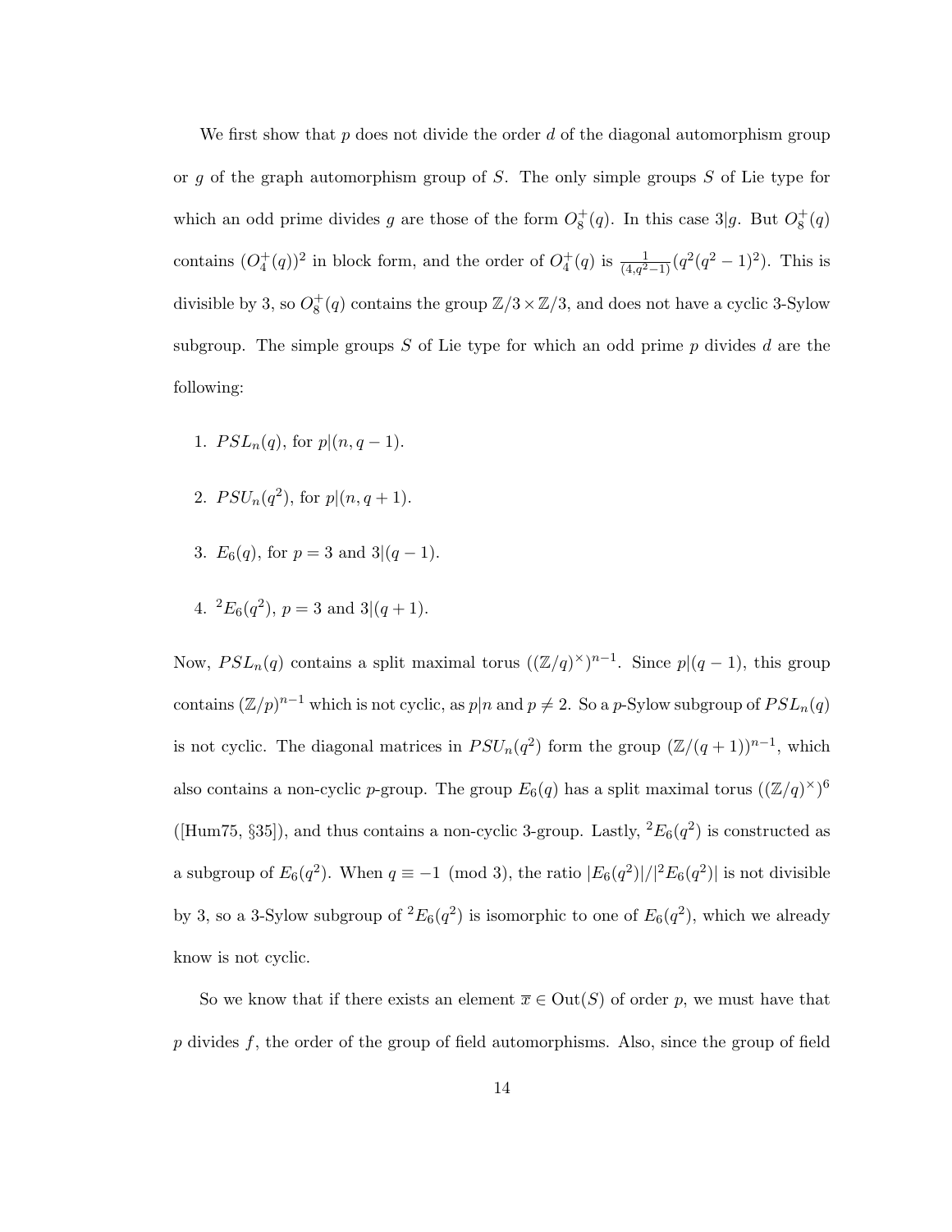We first show that $p$ does not divide the order $d$ of the diagonal automorphism group or $g$ of the graph automorphism group of $S$. The only simple groups $S$ of Lie type for which an odd prime divides $g$ are those of the form $O_8^+(q)$. In this case $3|g$. But $O_8^+(q)$ contains $(O_4^+(q))^2$ in block form, and the order of $O_4^+(q)$ is $\frac{1}{(4,q^2-1)}(q^2(q^2-1)^2)$. This is divisible by 3, so $O_8^+(q)$ contains the group $\mathbb{Z}/3 \times \mathbb{Z}/3$, and does not have a cyclic 3-Sylow subgroup. The simple groups $S$ of Lie type for which an odd prime $p$ divides $d$ are the following:

1. $PSL_n(q)$, for $p|(n, q-1)$.
2. $PSU_n(q^2)$, for $p|(n, q+1)$.
3. $E_6(q)$, for $p = 3$ and $3|(q-1)$.
4. ${}^2E_6(q^2)$, $p = 3$ and $3|(q+1)$.

Now, $PSL_n(q)$ contains a split maximal torus $((\mathbb{Z}/q)^\times)^{n-1}$. Since $p|(q-1)$, this group contains $(\mathbb{Z}/p)^{n-1}$ which is not cyclic, as $p|n$ and $p \neq 2$. So a $p$-Sylow subgroup of $PSL_n(q)$ is not cyclic. The diagonal matrices in $PSU_n(q^2)$ form the group $(\mathbb{Z}/(q+1))^{n-1}$, which also contains a non-cyclic $p$-group. The group $E_6(q)$ has a split maximal torus $((\mathbb{Z}/q)^\times)^6$ ([Hum75, §35]), and thus contains a non-cyclic 3-group. Lastly, ${}^2E_6(q^2)$ is constructed as a subgroup of $E_6(q^2)$. When $q \equiv -1 \pmod 3$, the ratio $|E_6(q^2)|/|{}^2E_6(q^2)|$ is not divisible by 3, so a 3-Sylow subgroup of ${}^2E_6(q^2)$ is isomorphic to one of $E_6(q^2)$, which we already know is not cyclic.

So we know that if there exists an element $\overline{x} \in \mathrm{Out}(S)$ of order $p$, we must have that $p$ divides $f$, the order of the group of field automorphisms. Also, since the group of field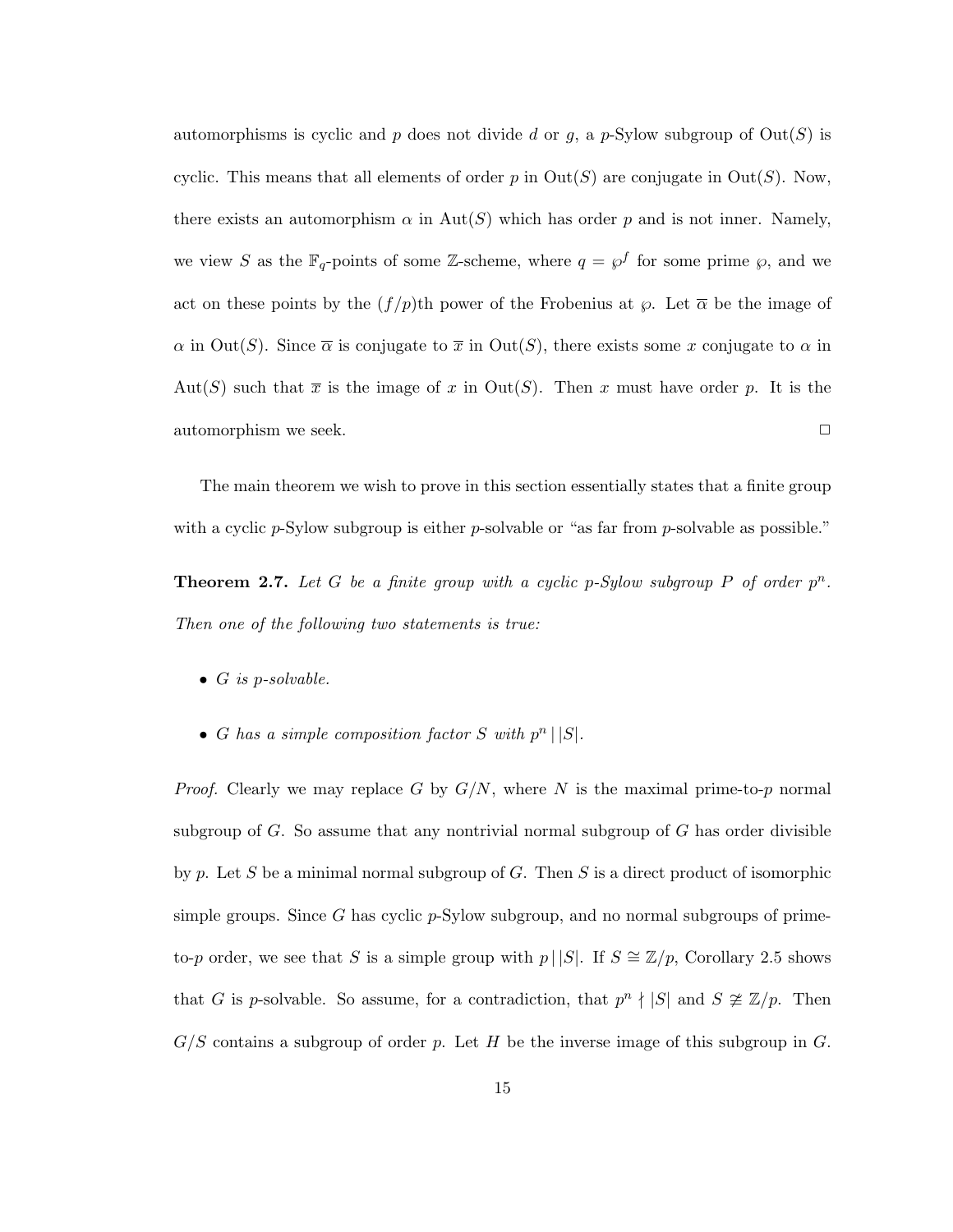automorphisms is cyclic and $p$ does not divide $d$ or $g$, a $p$-Sylow subgroup of $\mathrm{Out}(S)$ is cyclic. This means that all elements of order $p$ in $\mathrm{Out}(S)$ are conjugate in $\mathrm{Out}(S)$. Now, there exists an automorphism $\alpha$ in $\mathrm{Aut}(S)$ which has order $p$ and is not inner. Namely, we view $S$ as the $\mathbb{F}_q$-points of some $\mathbb{Z}$-scheme, where $q = \wp^f$ for some prime $\wp$, and we act on these points by the $(f/p)$th power of the Frobenius at $\wp$. Let $\overline{\alpha}$ be the image of $\alpha$ in $\mathrm{Out}(S)$. Since $\overline{\alpha}$ is conjugate to $\overline{x}$ in $\mathrm{Out}(S)$, there exists some $x$ conjugate to $\alpha$ in $\mathrm{Aut}(S)$ such that $\overline{x}$ is the image of $x$ in $\mathrm{Out}(S)$. Then $x$ must have order $p$. It is the automorphism we seek. □

The main theorem we wish to prove in this section essentially states that a finite group with a cyclic $p$-Sylow subgroup is either $p$-solvable or "as far from $p$-solvable as possible."

**Theorem 2.7.** *Let $G$ be a finite group with a cyclic $p$-Sylow subgroup $P$ of order $p^n$. Then one of the following two statements is true:*

- *$G$ is $p$-solvable.*
- *$G$ has a simple composition factor $S$ with $p^n \,|\, |S|$.*

*Proof.* Clearly we may replace $G$ by $G/N$, where $N$ is the maximal prime-to-$p$ normal subgroup of $G$. So assume that any nontrivial normal subgroup of $G$ has order divisible by $p$. Let $S$ be a minimal normal subgroup of $G$. Then $S$ is a direct product of isomorphic simple groups. Since $G$ has cyclic $p$-Sylow subgroup, and no normal subgroups of prime-to-$p$ order, we see that $S$ is a simple group with $p \,|\, |S|$. If $S \cong \mathbb{Z}/p$, Corollary 2.5 shows that $G$ is $p$-solvable. So assume, for a contradiction, that $p^n \nmid |S|$ and $S \not\cong \mathbb{Z}/p$. Then $G/S$ contains a subgroup of order $p$. Let $H$ be the inverse image of this subgroup in $G$.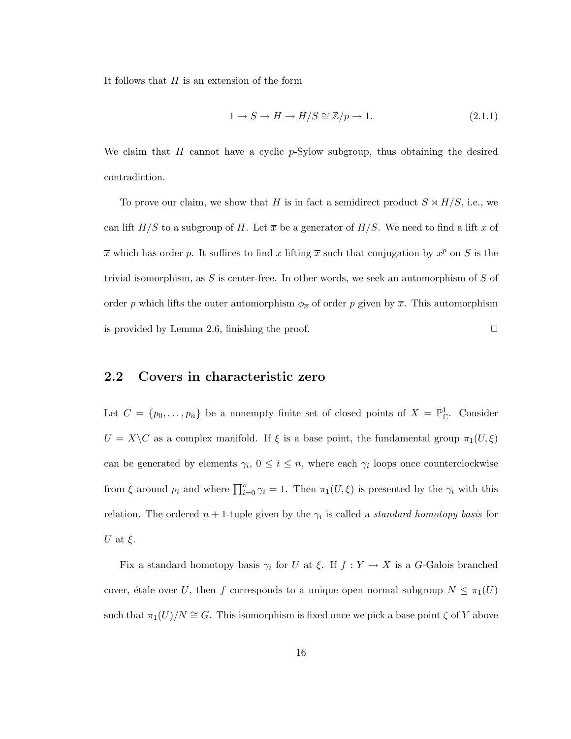It follows that $H$ is an extension of the form

$$1 \to S \to H \to H/S \cong \mathbb{Z}/p \to 1. \tag{2.1.1}$$

We claim that $H$ cannot have a cyclic $p$-Sylow subgroup, thus obtaining the desired contradiction.

To prove our claim, we show that $H$ is in fact a semidirect product $S \rtimes H/S$, i.e., we can lift $H/S$ to a subgroup of $H$. Let $\overline{x}$ be a generator of $H/S$. We need to find a lift $x$ of $\overline{x}$ which has order $p$. It suffices to find $x$ lifting $\overline{x}$ such that conjugation by $x^p$ on $S$ is the trivial isomorphism, as $S$ is center-free. In other words, we seek an automorphism of $S$ of order $p$ which lifts the outer automorphism $\phi_{\overline{x}}$ of order $p$ given by $\overline{x}$. This automorphism is provided by Lemma 2.6, finishing the proof. □

## 2.2 Covers in characteristic zero

Let $C = \{p_0, \ldots, p_n\}$ be a nonempty finite set of closed points of $X = \mathbb{P}^1_{\mathbb{C}}$. Consider $U = X \backslash C$ as a complex manifold. If $\xi$ is a base point, the fundamental group $\pi_1(U, \xi)$ can be generated by elements $\gamma_i$, $0 \leq i \leq n$, where each $\gamma_i$ loops once counterclockwise from $\xi$ around $p_i$ and where $\prod_{i=0}^{n} \gamma_i = 1$. Then $\pi_1(U, \xi)$ is presented by the $\gamma_i$ with this relation. The ordered $n+1$-tuple given by the $\gamma_i$ is called a *standard homotopy basis* for $U$ at $\xi$.

Fix a standard homotopy basis $\gamma_i$ for $U$ at $\xi$. If $f : Y \to X$ is a $G$-Galois branched cover, étale over $U$, then $f$ corresponds to a unique open normal subgroup $N \leq \pi_1(U)$ such that $\pi_1(U)/N \cong G$. This isomorphism is fixed once we pick a base point $\zeta$ of $Y$ above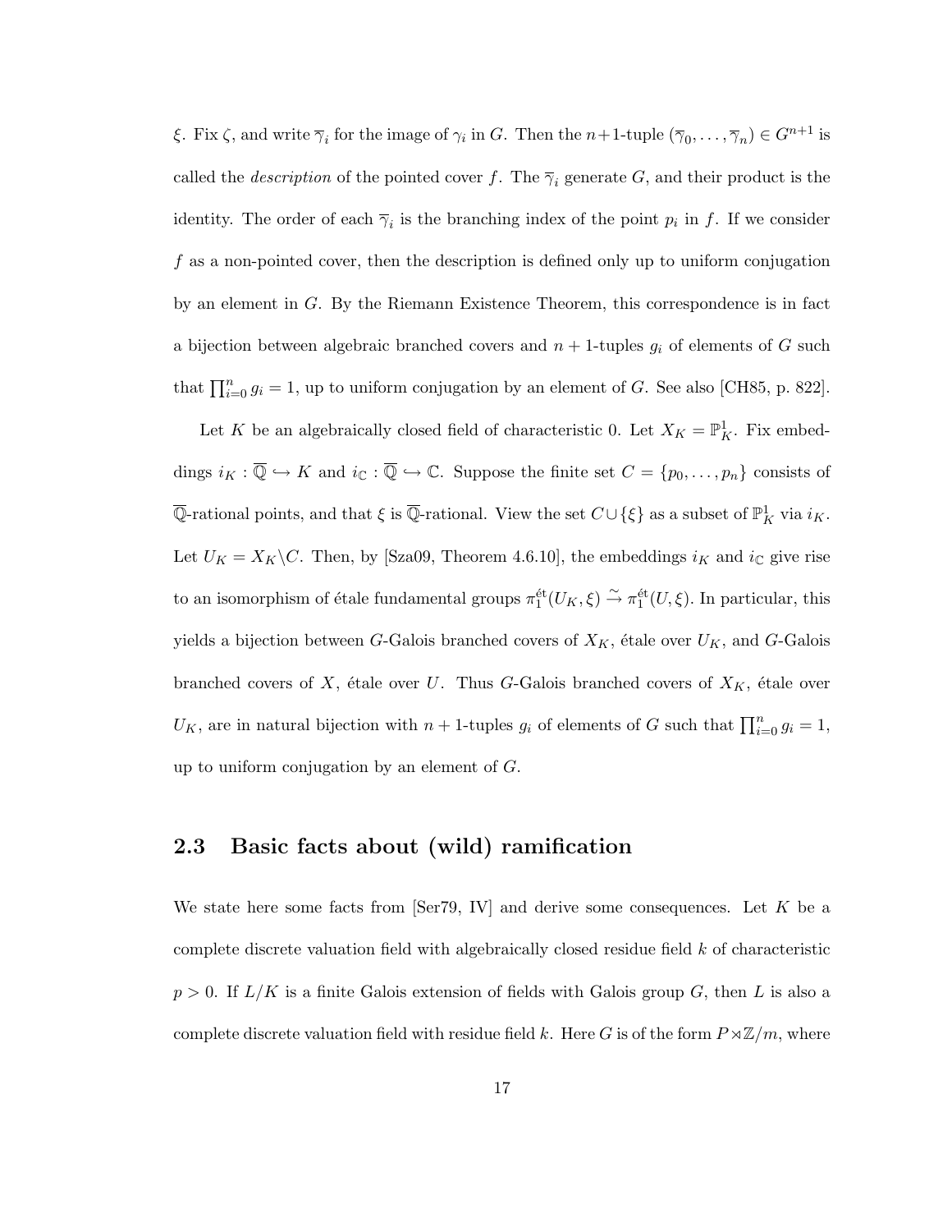$\xi$. Fix $\zeta$, and write $\overline{\gamma}_i$ for the image of $\gamma_i$ in $G$. Then the $n+1$-tuple $(\overline{\gamma}_0, \ldots, \overline{\gamma}_n) \in G^{n+1}$ is called the *description* of the pointed cover $f$. The $\overline{\gamma}_i$ generate $G$, and their product is the identity. The order of each $\overline{\gamma}_i$ is the branching index of the point $p_i$ in $f$. If we consider $f$ as a non-pointed cover, then the description is defined only up to uniform conjugation by an element in $G$. By the Riemann Existence Theorem, this correspondence is in fact a bijection between algebraic branched covers and $n+1$-tuples $g_i$ of elements of $G$ such that $\prod_{i=0}^{n} g_i = 1$, up to uniform conjugation by an element of $G$. See also [CH85, p. 822].

Let $K$ be an algebraically closed field of characteristic 0. Let $X_K = \mathbb{P}^1_K$. Fix embeddings $i_K : \overline{\mathbb{Q}} \hookrightarrow K$ and $i_{\mathbb{C}} : \overline{\mathbb{Q}} \hookrightarrow \mathbb{C}$. Suppose the finite set $C = \{p_0, \ldots, p_n\}$ consists of $\overline{\mathbb{Q}}$-rational points, and that $\xi$ is $\overline{\mathbb{Q}}$-rational. View the set $C \cup \{\xi\}$ as a subset of $\mathbb{P}^1_K$ via $i_K$. Let $U_K = X_K \backslash C$. Then, by [Sza09, Theorem 4.6.10], the embeddings $i_K$ and $i_{\mathbb{C}}$ give rise to an isomorphism of étale fundamental groups $\pi_1^{\text{ét}}(U_K, \xi) \xrightarrow{\sim} \pi_1^{\text{ét}}(U, \xi)$. In particular, this yields a bijection between $G$-Galois branched covers of $X_K$, étale over $U_K$, and $G$-Galois branched covers of $X$, étale over $U$. Thus $G$-Galois branched covers of $X_K$, étale over $U_K$, are in natural bijection with $n+1$-tuples $g_i$ of elements of $G$ such that $\prod_{i=0}^{n} g_i = 1$, up to uniform conjugation by an element of $G$.

## 2.3 Basic facts about (wild) ramification

We state here some facts from [Ser79, IV] and derive some consequences. Let $K$ be a complete discrete valuation field with algebraically closed residue field $k$ of characteristic $p > 0$. If $L/K$ is a finite Galois extension of fields with Galois group $G$, then $L$ is also a complete discrete valuation field with residue field $k$. Here $G$ is of the form $P \rtimes \mathbb{Z}/m$, where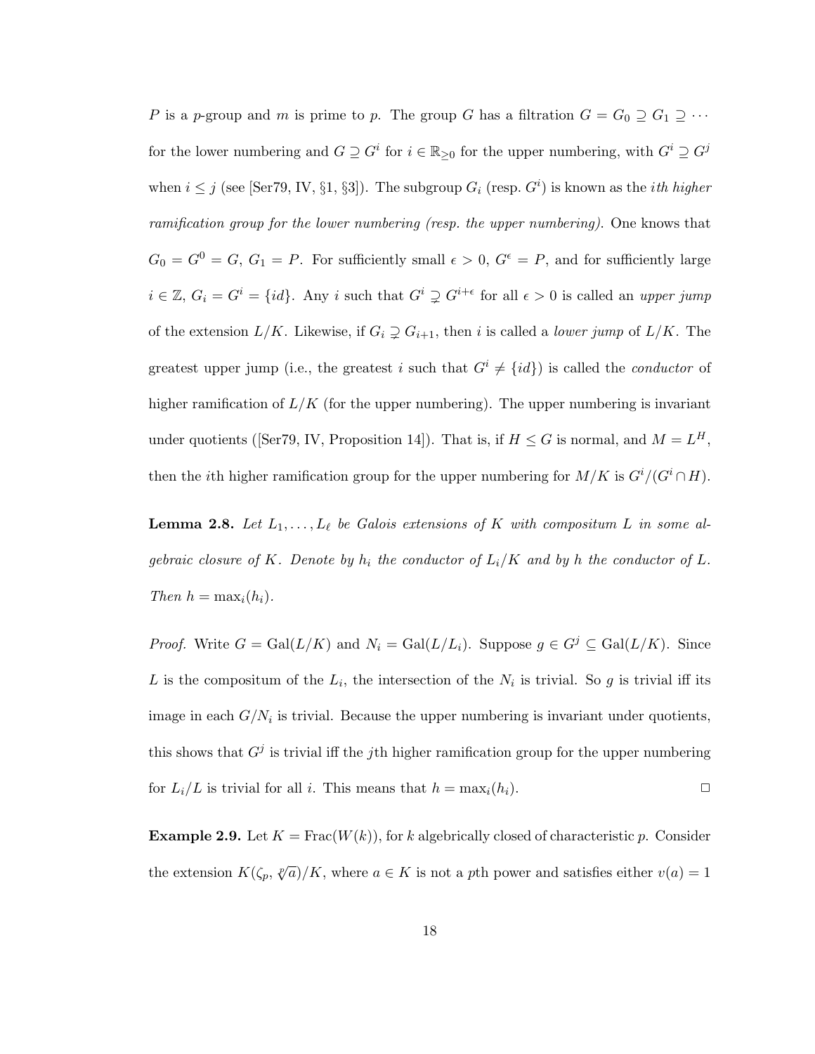$P$ is a $p$-group and $m$ is prime to $p$. The group $G$ has a filtration $G = G_0 \supseteq G_1 \supseteq \cdots$ for the lower numbering and $G \supseteq G^i$ for $i \in \mathbb{R}_{\geq 0}$ for the upper numbering, with $G^i \supseteq G^j$ when $i \leq j$ (see [Ser79, IV, §1, §3]). The subgroup $G_i$ (resp. $G^i$) is known as the *ith higher ramification group for the lower numbering (resp. the upper numbering)*. One knows that $G_0 = G^0 = G$, $G_1 = P$. For sufficiently small $\epsilon > 0$, $G^\epsilon = P$, and for sufficiently large $i \in \mathbb{Z}$, $G_i = G^i = \{id\}$. Any $i$ such that $G^i \supsetneq G^{i+\epsilon}$ for all $\epsilon > 0$ is called an *upper jump* of the extension $L/K$. Likewise, if $G_i \supsetneq G_{i+1}$, then $i$ is called a *lower jump* of $L/K$. The greatest upper jump (i.e., the greatest $i$ such that $G^i \neq \{id\}$) is called the *conductor* of higher ramification of $L/K$ (for the upper numbering). The upper numbering is invariant under quotients ([Ser79, IV, Proposition 14]). That is, if $H \leq G$ is normal, and $M = L^H$, then the $i$th higher ramification group for the upper numbering for $M/K$ is $G^i/(G^i \cap H)$.

**Lemma 2.8.** *Let $L_1, \ldots, L_\ell$ be Galois extensions of $K$ with compositum $L$ in some algebraic closure of $K$. Denote by $h_i$ the conductor of $L_i/K$ and by $h$ the conductor of $L$. Then $h = \max_i(h_i)$.*

*Proof.* Write $G = \text{Gal}(L/K)$ and $N_i = \text{Gal}(L/L_i)$. Suppose $g \in G^j \subseteq \text{Gal}(L/K)$. Since $L$ is the compositum of the $L_i$, the intersection of the $N_i$ is trivial. So $g$ is trivial iff its image in each $G/N_i$ is trivial. Because the upper numbering is invariant under quotients, this shows that $G^j$ is trivial iff the $j$th higher ramification group for the upper numbering for $L_i/L$ is trivial for all $i$. This means that $h = \max_i(h_i)$. □

**Example 2.9.** Let $K = \text{Frac}(W(k))$, for $k$ algebraically closed of characteristic $p$. Consider the extension $K(\zeta_p, \sqrt[p]{a})/K$, where $a \in K$ is not a $p$th power and satisfies either $v(a) = 1$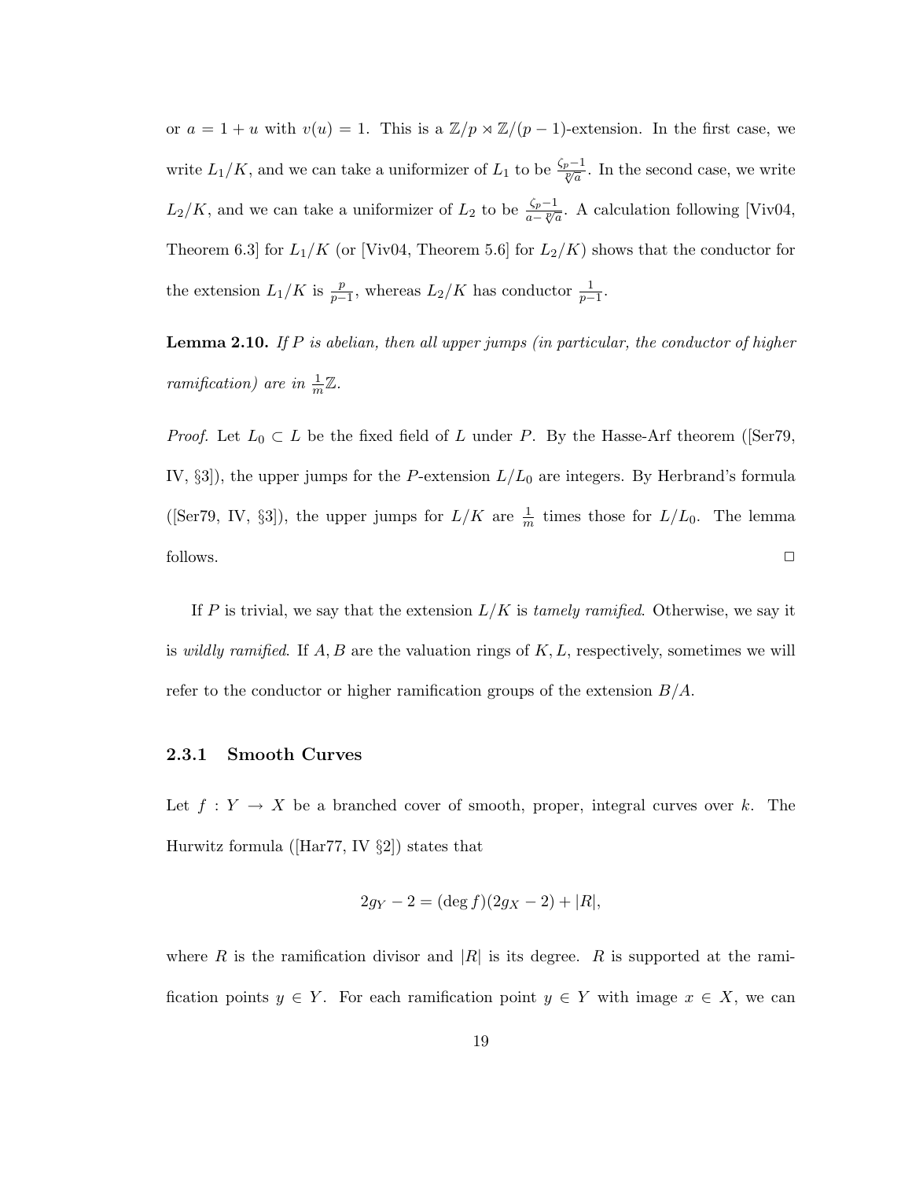or $a = 1 + u$ with $v(u) = 1$. This is a $\mathbb{Z}/p \rtimes \mathbb{Z}/(p-1)$-extension. In the first case, we write $L_1/K$, and we can take a uniformizer of $L_1$ to be $\frac{\zeta_p - 1}{\sqrt[p]{a}}$. In the second case, we write $L_2/K$, and we can take a uniformizer of $L_2$ to be $\frac{\zeta_p - 1}{a - \sqrt[p]{a}}$. A calculation following [Viv04, Theorem 6.3] for $L_1/K$ (or [Viv04, Theorem 5.6] for $L_2/K$) shows that the conductor for the extension $L_1/K$ is $\frac{p}{p-1}$, whereas $L_2/K$ has conductor $\frac{1}{p-1}$.

**Lemma 2.10.** *If $P$ is abelian, then all upper jumps (in particular, the conductor of higher ramification) are in $\frac{1}{m}\mathbb{Z}$.*

*Proof.* Let $L_0 \subset L$ be the fixed field of $L$ under $P$. By the Hasse-Arf theorem ([Ser79, IV, §3]), the upper jumps for the $P$-extension $L/L_0$ are integers. By Herbrand's formula ([Ser79, IV, §3]), the upper jumps for $L/K$ are $\frac{1}{m}$ times those for $L/L_0$. The lemma follows. □

If $P$ is trivial, we say that the extension $L/K$ is *tamely ramified*. Otherwise, we say it is *wildly ramified*. If $A, B$ are the valuation rings of $K, L$, respectively, sometimes we will refer to the conductor or higher ramification groups of the extension $B/A$.

### 2.3.1 Smooth Curves

Let $f : Y \to X$ be a branched cover of smooth, proper, integral curves over $k$. The Hurwitz formula ([Har77, IV §2]) states that

$$2g_Y - 2 = (\deg f)(2g_X - 2) + |R|,$$

where $R$ is the ramification divisor and $|R|$ is its degree. $R$ is supported at the ramification points $y \in Y$. For each ramification point $y \in Y$ with image $x \in X$, we can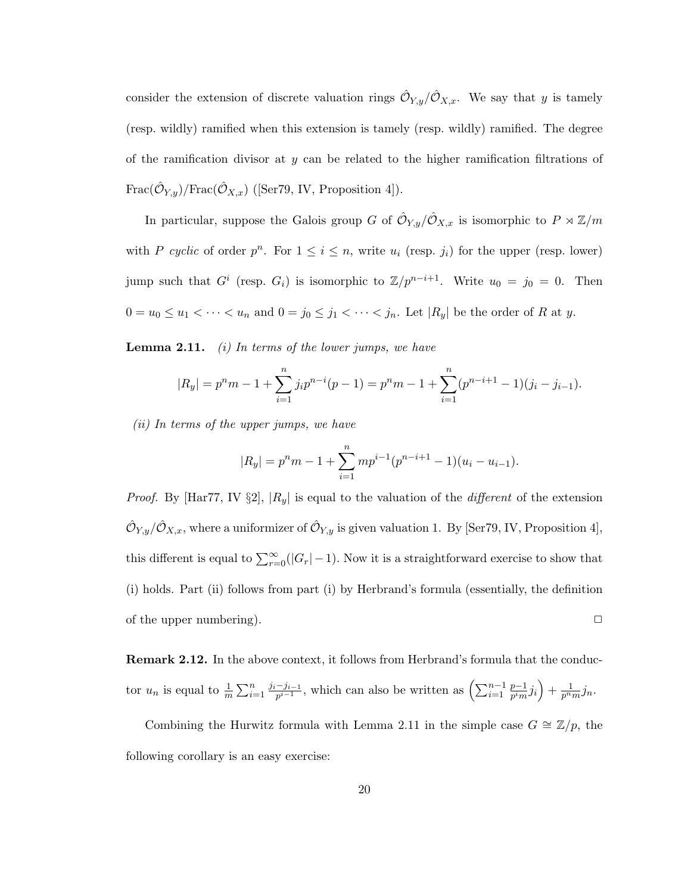consider the extension of discrete valuation rings $\hat{\mathcal{O}}_{Y,y}/\hat{\mathcal{O}}_{X,x}$. We say that $y$ is tamely (resp. wildly) ramified when this extension is tamely (resp. wildly) ramified. The degree of the ramification divisor at $y$ can be related to the higher ramification filtrations of $\text{Frac}(\hat{\mathcal{O}}_{Y,y})/\text{Frac}(\hat{\mathcal{O}}_{X,x})$ ([Ser79, IV, Proposition 4]).

In particular, suppose the Galois group $G$ of $\hat{\mathcal{O}}_{Y,y}/\hat{\mathcal{O}}_{X,x}$ is isomorphic to $P \rtimes \mathbb{Z}/m$ with $P$ *cyclic* of order $p^n$. For $1 \leq i \leq n$, write $u_i$ (resp. $j_i$) for the upper (resp. lower) jump such that $G^i$ (resp. $G_i$) is isomorphic to $\mathbb{Z}/p^{n-i+1}$. Write $u_0 = j_0 = 0$. Then $0 = u_0 \leq u_1 < \cdots < u_n$ and $0 = j_0 \leq j_1 < \cdots < j_n$. Let $|R_y|$ be the order of $R$ at $y$.

**Lemma 2.11.** *(i) In terms of the lower jumps, we have*

$$|R_y| = p^n m - 1 + \sum_{i=1}^{n} j_i p^{n-i}(p-1) = p^n m - 1 + \sum_{i=1}^{n} (p^{n-i+1} - 1)(j_i - j_{i-1}).$$

*(ii) In terms of the upper jumps, we have*

$$|R_y| = p^n m - 1 + \sum_{i=1}^{n} m p^{i-1}(p^{n-i+1} - 1)(u_i - u_{i-1}).$$

*Proof.* By [Har77, IV §2], $|R_y|$ is equal to the valuation of the *different* of the extension $\hat{\mathcal{O}}_{Y,y}/\hat{\mathcal{O}}_{X,x}$, where a uniformizer of $\hat{\mathcal{O}}_{Y,y}$ is given valuation 1. By [Ser79, IV, Proposition 4], this different is equal to $\sum_{r=0}^{\infty}(|G_r| - 1)$. Now it is a straightforward exercise to show that (i) holds. Part (ii) follows from part (i) by Herbrand's formula (essentially, the definition of the upper numbering). $\square$

**Remark 2.12.** In the above context, it follows from Herbrand's formula that the conductor $u_n$ is equal to $\frac{1}{m}\sum_{i=1}^{n} \frac{j_i - j_{i-1}}{p^{i-1}}$, which can also be written as $\left(\sum_{i=1}^{n-1} \frac{p-1}{p^i m} j_i\right) + \frac{1}{p^n m} j_n$.

Combining the Hurwitz formula with Lemma 2.11 in the simple case $G \cong \mathbb{Z}/p$, the following corollary is an easy exercise: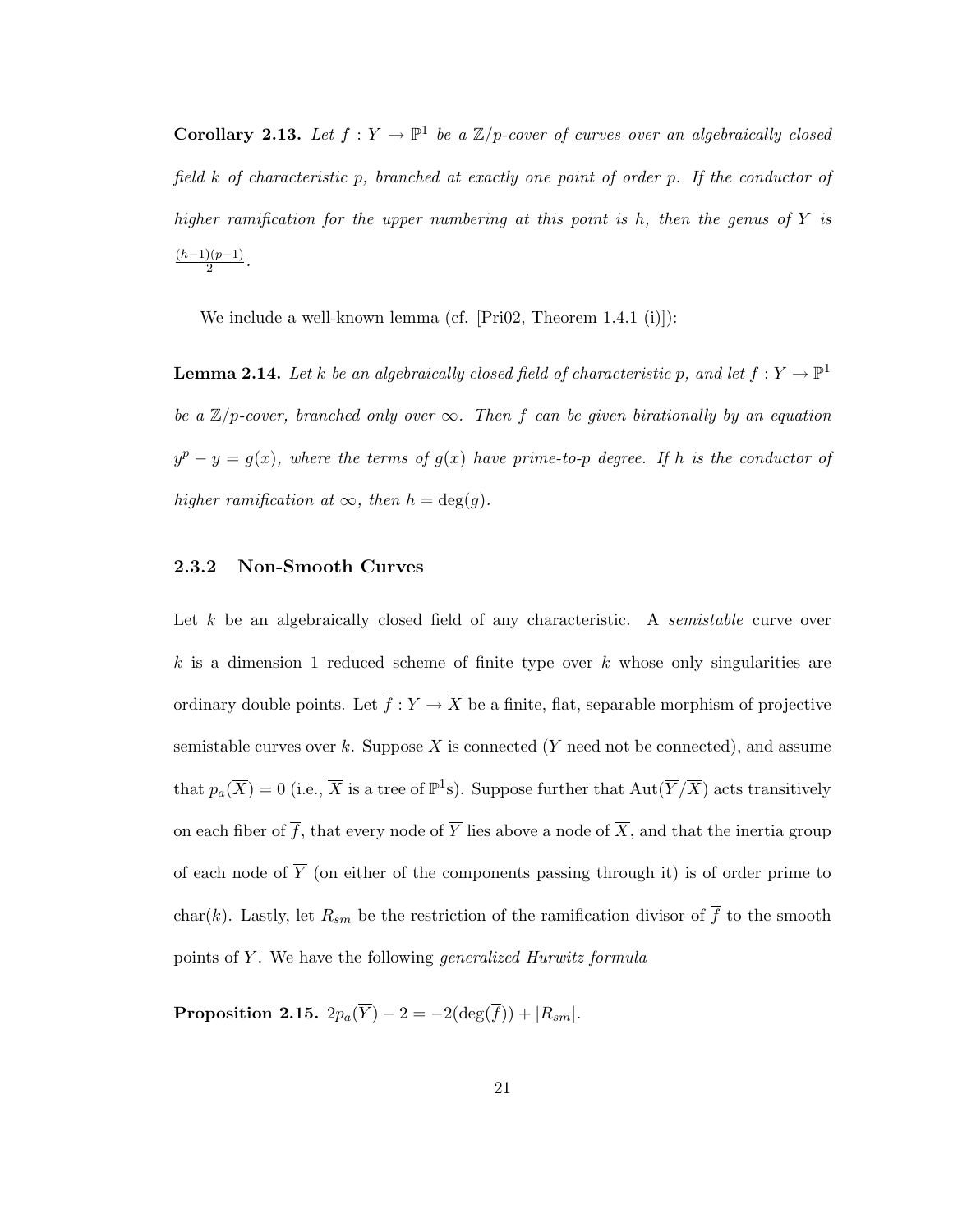**Corollary 2.13.** *Let $f : Y \to \mathbb{P}^1$ be a $\mathbb{Z}/p$-cover of curves over an algebraically closed field $k$ of characteristic $p$, branched at exactly one point of order $p$. If the conductor of higher ramification for the upper numbering at this point is $h$, then the genus of $Y$ is $\frac{(h-1)(p-1)}{2}$.*

We include a well-known lemma (cf. [Pri02, Theorem 1.4.1 (i)]):

**Lemma 2.14.** *Let $k$ be an algebraically closed field of characteristic $p$, and let $f : Y \to \mathbb{P}^1$ be a $\mathbb{Z}/p$-cover, branched only over $\infty$. Then $f$ can be given birationally by an equation $y^p - y = g(x)$, where the terms of $g(x)$ have prime-to-$p$ degree. If $h$ is the conductor of higher ramification at $\infty$, then $h = \deg(g)$.*

### 2.3.2 Non-Smooth Curves

Let $k$ be an algebraically closed field of any characteristic. A *semistable* curve over $k$ is a dimension 1 reduced scheme of finite type over $k$ whose only singularities are ordinary double points. Let $\overline{f} : \overline{Y} \to \overline{X}$ be a finite, flat, separable morphism of projective semistable curves over $k$. Suppose $\overline{X}$ is connected ($\overline{Y}$ need not be connected), and assume that $p_a(\overline{X}) = 0$ (i.e., $\overline{X}$ is a tree of $\mathbb{P}^1$s). Suppose further that $\text{Aut}(\overline{Y}/\overline{X})$ acts transitively on each fiber of $\overline{f}$, that every node of $\overline{Y}$ lies above a node of $\overline{X}$, and that the inertia group of each node of $\overline{Y}$ (on either of the components passing through it) is of order prime to $\text{char}(k)$. Lastly, let $R_{sm}$ be the restriction of the ramification divisor of $\overline{f}$ to the smooth points of $\overline{Y}$. We have the following *generalized Hurwitz formula*

**Proposition 2.15.** $2p_a(\overline{Y}) - 2 = -2(\deg(\overline{f})) + |R_{sm}|$.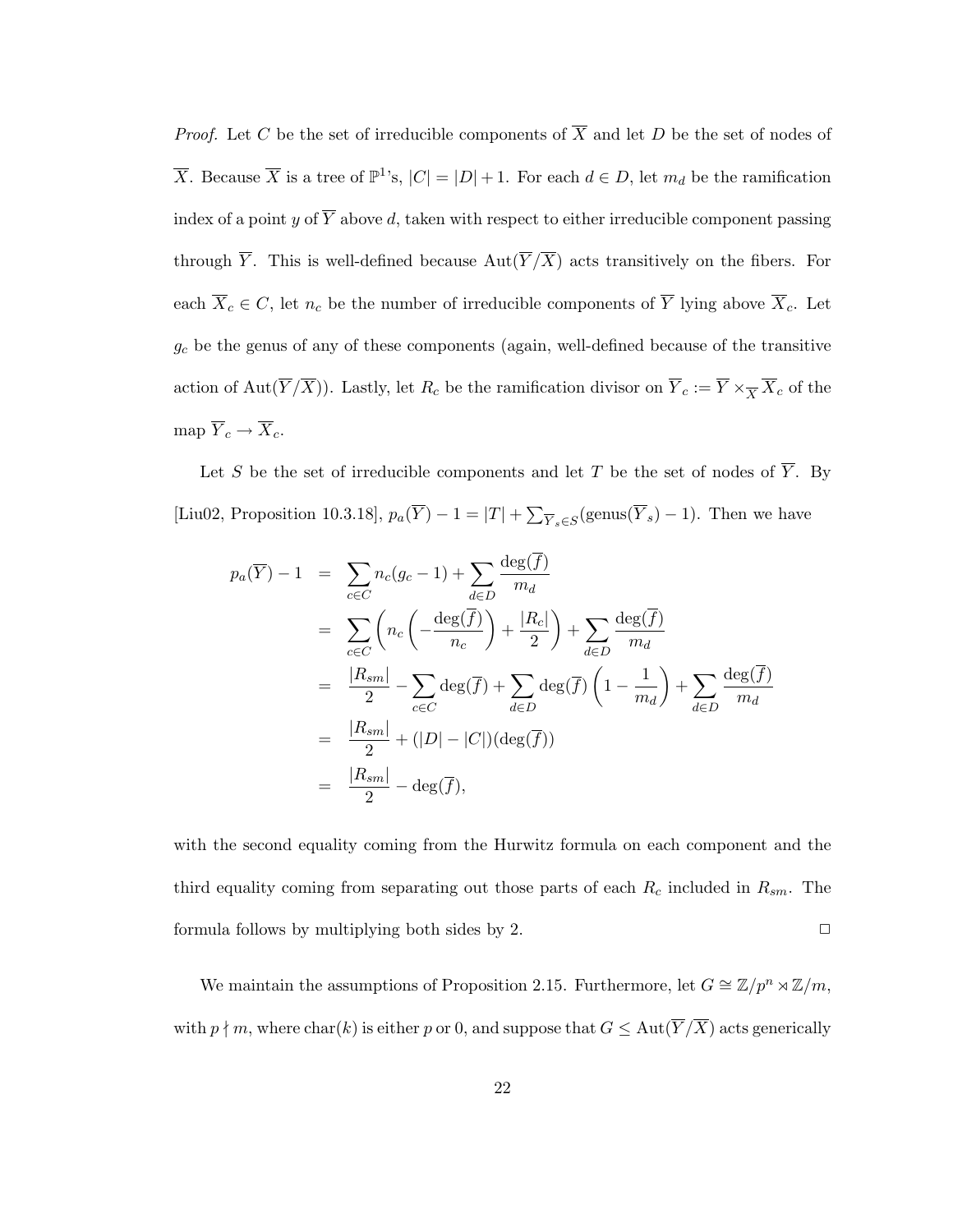*Proof.* Let $C$ be the set of irreducible components of $\overline{X}$ and let $D$ be the set of nodes of $\overline{X}$. Because $\overline{X}$ is a tree of $\mathbb{P}^1$'s, $|C| = |D| + 1$. For each $d \in D$, let $m_d$ be the ramification index of a point $y$ of $\overline{Y}$ above $d$, taken with respect to either irreducible component passing through $\overline{Y}$. This is well-defined because $\text{Aut}(\overline{Y}/\overline{X})$ acts transitively on the fibers. For each $\overline{X}_c \in C$, let $n_c$ be the number of irreducible components of $\overline{Y}$ lying above $\overline{X}_c$. Let $g_c$ be the genus of any of these components (again, well-defined because of the transitive action of $\text{Aut}(\overline{Y}/\overline{X})$). Lastly, let $R_c$ be the ramification divisor on $\overline{Y}_c := \overline{Y} \times_{\overline{X}} \overline{X}_c$ of the map $\overline{Y}_c \to \overline{X}_c$.

Let $S$ be the set of irreducible components and let $T$ be the set of nodes of $\overline{Y}$. By [Liu02, Proposition 10.3.18], $p_a(\overline{Y}) - 1 = |T| + \sum_{\overline{Y}_s \in S}(\text{genus}(\overline{Y}_s) - 1)$. Then we have

$$
\begin{aligned}
p_a(\overline{Y}) - 1 &= \sum_{c \in C} n_c(g_c - 1) + \sum_{d \in D} \frac{\deg(\overline{f})}{m_d} \\
&= \sum_{c \in C} \left( n_c \left( -\frac{\deg(\overline{f})}{n_c} \right) + \frac{|R_c|}{2} \right) + \sum_{d \in D} \frac{\deg(\overline{f})}{m_d} \\
&= \frac{|R_{sm}|}{2} - \sum_{c \in C} \deg(\overline{f}) + \sum_{d \in D} \deg(\overline{f}) \left( 1 - \frac{1}{m_d} \right) + \sum_{d \in D} \frac{\deg(\overline{f})}{m_d} \\
&= \frac{|R_{sm}|}{2} + (|D| - |C|)(\deg(\overline{f})) \\
&= \frac{|R_{sm}|}{2} - \deg(\overline{f}),
\end{aligned}
$$

with the second equality coming from the Hurwitz formula on each component and the third equality coming from separating out those parts of each $R_c$ included in $R_{sm}$. The formula follows by multiplying both sides by 2. $\square$

We maintain the assumptions of Proposition 2.15. Furthermore, let $G \cong \mathbb{Z}/p^n \rtimes \mathbb{Z}/m$, with $p \nmid m$, where $\text{char}(k)$ is either $p$ or 0, and suppose that $G \leq \text{Aut}(\overline{Y}/\overline{X})$ acts generically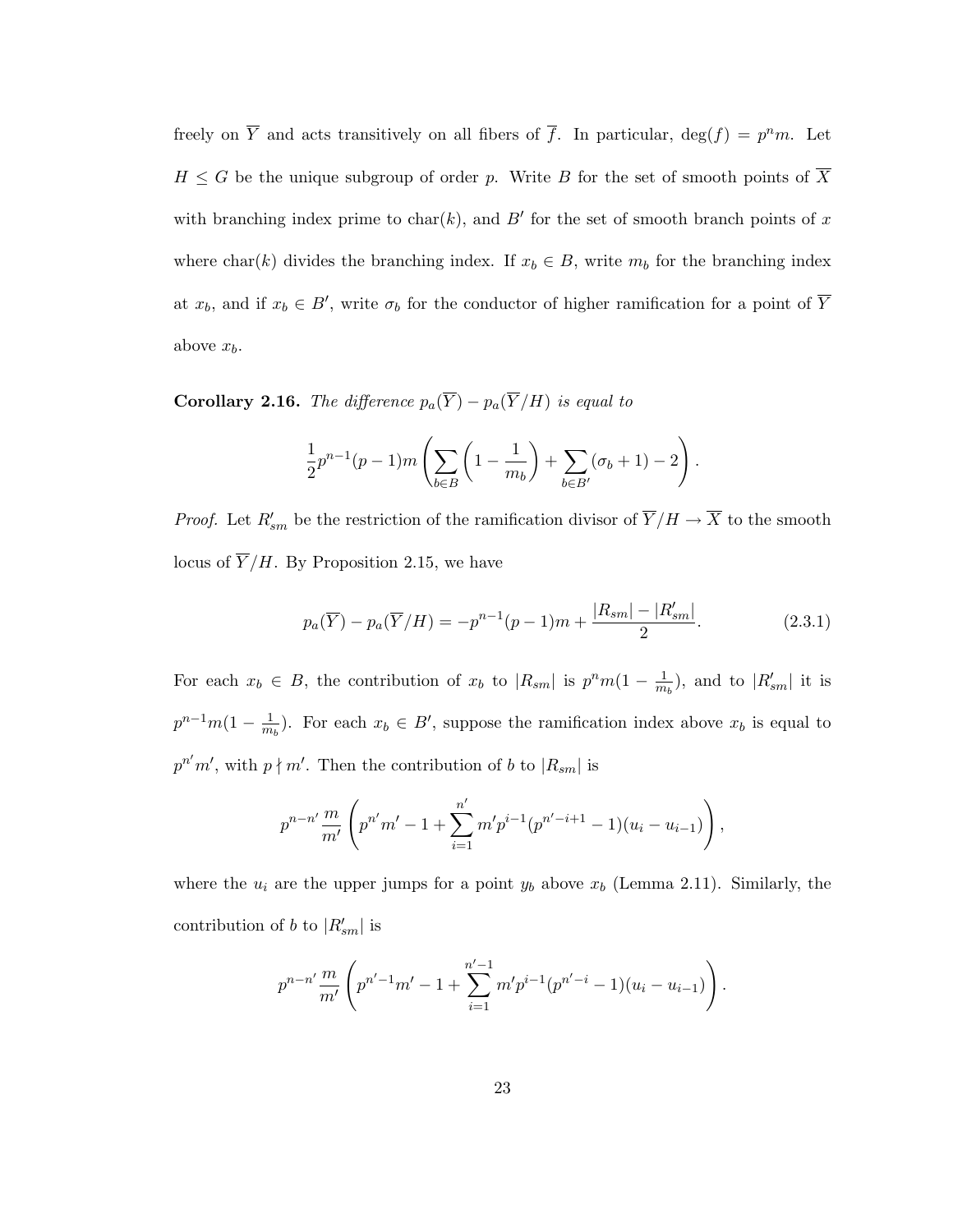freely on $\overline{Y}$ and acts transitively on all fibers of $\overline{f}$. In particular, $\deg(f) = p^n m$. Let $H \leq G$ be the unique subgroup of order $p$. Write $B$ for the set of smooth points of $\overline{X}$ with branching index prime to $\text{char}(k)$, and $B'$ for the set of smooth branch points of $x$ where $\text{char}(k)$ divides the branching index. If $x_b \in B$, write $m_b$ for the branching index at $x_b$, and if $x_b \in B'$, write $\sigma_b$ for the conductor of higher ramification for a point of $\overline{Y}$ above $x_b$.

**Corollary 2.16.** *The difference $p_a(\overline{Y}) - p_a(\overline{Y}/H)$ is equal to*

$$\frac{1}{2}p^{n-1}(p-1)m\left(\sum_{b \in B}\left(1 - \frac{1}{m_b}\right) + \sum_{b \in B'}(\sigma_b + 1) - 2\right).$$

*Proof.* Let $R'_{sm}$ be the restriction of the ramification divisor of $\overline{Y}/H \to \overline{X}$ to the smooth locus of $\overline{Y}/H$. By Proposition 2.15, we have

$$p_a(\overline{Y}) - p_a(\overline{Y}/H) = -p^{n-1}(p-1)m + \frac{|R_{sm}| - |R'_{sm}|}{2}. \tag{2.3.1}$$

For each $x_b \in B$, the contribution of $x_b$ to $|R_{sm}|$ is $p^n m(1 - \frac{1}{m_b})$, and to $|R'_{sm}|$ it is $p^{n-1}m(1 - \frac{1}{m_b})$. For each $x_b \in B'$, suppose the ramification index above $x_b$ is equal to $p^{n'}m'$, with $p \nmid m'$. Then the contribution of $b$ to $|R_{sm}|$ is

$$p^{n-n'}\frac{m}{m'}\left(p^{n'}m' - 1 + \sum_{i=1}^{n'} m'p^{i-1}(p^{n'-i+1} - 1)(u_i - u_{i-1})\right),$$

where the $u_i$ are the upper jumps for a point $y_b$ above $x_b$ (Lemma 2.11). Similarly, the contribution of $b$ to $|R'_{sm}|$ is

$$p^{n-n'}\frac{m}{m'}\left(p^{n'-1}m' - 1 + \sum_{i=1}^{n'-1} m'p^{i-1}(p^{n'-i} - 1)(u_i - u_{i-1})\right).$$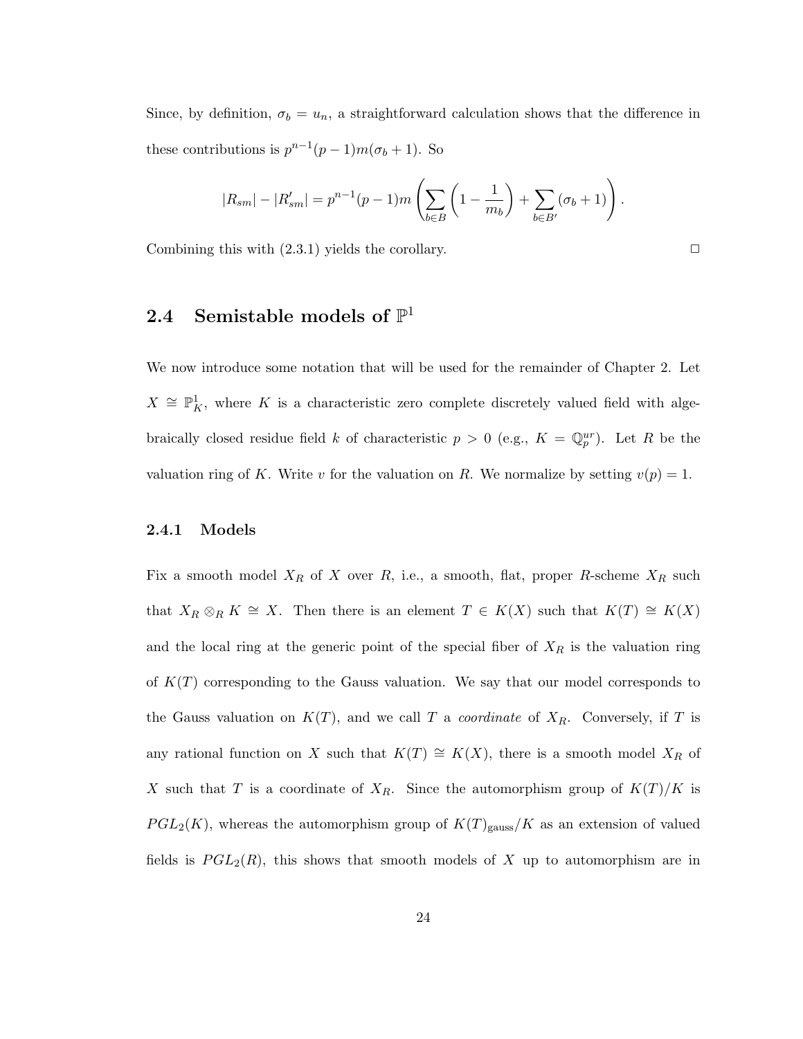Since, by definition, $\sigma_b = u_n$, a straightforward calculation shows that the difference in these contributions is $p^{n-1}(p-1)m(\sigma_b + 1)$. So

$$|R_{sm}| - |R'_{sm}| = p^{n-1}(p-1)m\left(\sum_{b \in B}\left(1 - \frac{1}{m_b}\right) + \sum_{b \in B'}(\sigma_b + 1)\right).$$

Combining this with (2.3.1) yields the corollary. □

## 2.4 Semistable models of $\mathbb{P}^1$

We now introduce some notation that will be used for the remainder of Chapter 2. Let $X \cong \mathbb{P}^1_K$, where $K$ is a characteristic zero complete discretely valued field with algebraically closed residue field $k$ of characteristic $p > 0$ (e.g., $K = \mathbb{Q}_p^{ur}$). Let $R$ be the valuation ring of $K$. Write $v$ for the valuation on $R$. We normalize by setting $v(p) = 1$.

### 2.4.1 Models

Fix a smooth model $X_R$ of $X$ over $R$, i.e., a smooth, flat, proper $R$-scheme $X_R$ such that $X_R \otimes_R K \cong X$. Then there is an element $T \in K(X)$ such that $K(T) \cong K(X)$ and the local ring at the generic point of the special fiber of $X_R$ is the valuation ring of $K(T)$ corresponding to the Gauss valuation. We say that our model corresponds to the Gauss valuation on $K(T)$, and we call $T$ a *coordinate* of $X_R$. Conversely, if $T$ is any rational function on $X$ such that $K(T) \cong K(X)$, there is a smooth model $X_R$ of $X$ such that $T$ is a coordinate of $X_R$. Since the automorphism group of $K(T)/K$ is $PGL_2(K)$, whereas the automorphism group of $K(T)_{\text{gauss}}/K$ as an extension of valued fields is $PGL_2(R)$, this shows that smooth models of $X$ up to automorphism are in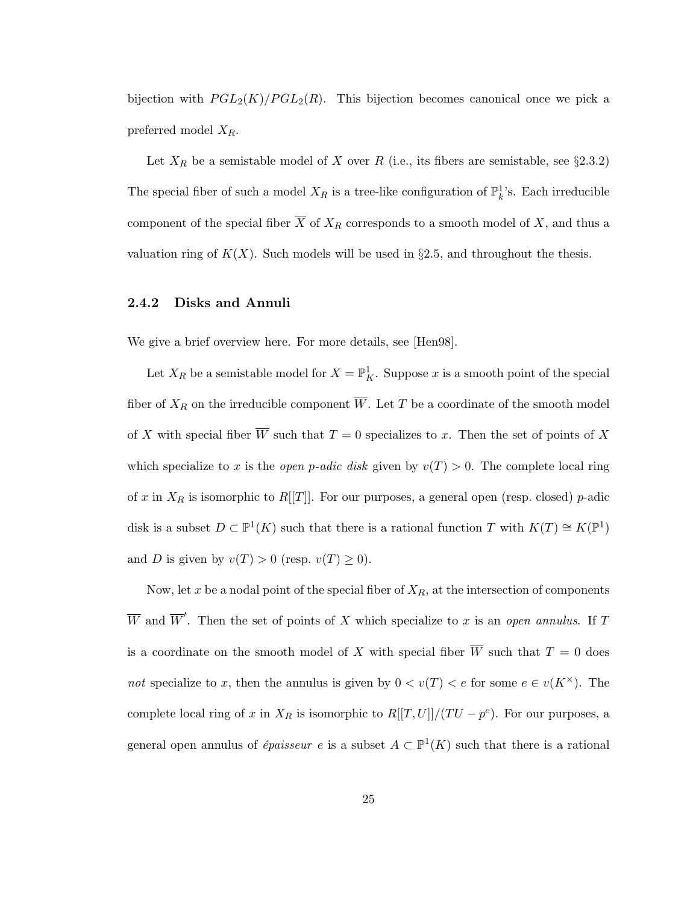bijection with $PGL_2(K)/PGL_2(R)$. This bijection becomes canonical once we pick a preferred model $X_R$.

Let $X_R$ be a semistable model of $X$ over $R$ (i.e., its fibers are semistable, see §2.3.2) The special fiber of such a model $X_R$ is a tree-like configuration of $\mathbb{P}^1_k$'s. Each irreducible component of the special fiber $\overline{X}$ of $X_R$ corresponds to a smooth model of $X$, and thus a valuation ring of $K(X)$. Such models will be used in §2.5, and throughout the thesis.

### 2.4.2 Disks and Annuli

We give a brief overview here. For more details, see [Hen98].

Let $X_R$ be a semistable model for $X = \mathbb{P}^1_K$. Suppose $x$ is a smooth point of the special fiber of $X_R$ on the irreducible component $\overline{W}$. Let $T$ be a coordinate of the smooth model of $X$ with special fiber $\overline{W}$ such that $T = 0$ specializes to $x$. Then the set of points of $X$ which specialize to $x$ is the *open p-adic disk* given by $v(T) > 0$. The complete local ring of $x$ in $X_R$ is isomorphic to $R[[T]]$. For our purposes, a general open (resp. closed) $p$-adic disk is a subset $D \subset \mathbb{P}^1(K)$ such that there is a rational function $T$ with $K(T) \cong K(\mathbb{P}^1)$ and $D$ is given by $v(T) > 0$ (resp. $v(T) \geq 0$).

Now, let $x$ be a nodal point of the special fiber of $X_R$, at the intersection of components $\overline{W}$ and $\overline{W}'$. Then the set of points of $X$ which specialize to $x$ is an *open annulus*. If $T$ is a coordinate on the smooth model of $X$ with special fiber $\overline{W}$ such that $T = 0$ does *not* specialize to $x$, then the annulus is given by $0 < v(T) < e$ for some $e \in v(K^\times)$. The complete local ring of $x$ in $X_R$ is isomorphic to $R[[T, U]]/(TU - p^e)$. For our purposes, a general open annulus of *épaisseur* $e$ is a subset $A \subset \mathbb{P}^1(K)$ such that there is a rational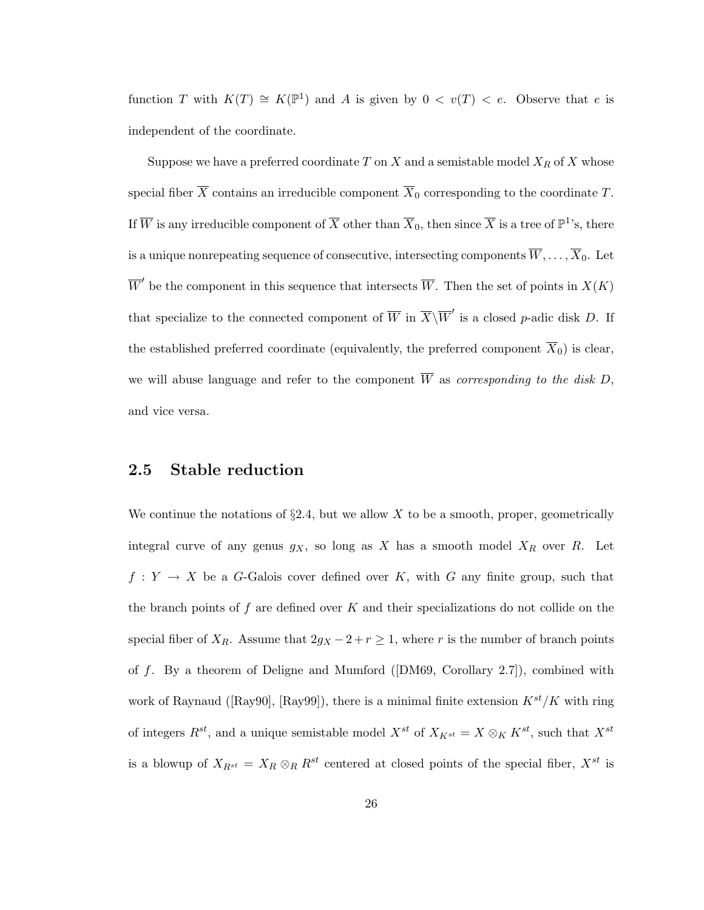function $T$ with $K(T) \cong K(\mathbb{P}^1)$ and $A$ is given by $0 < v(T) < e$. Observe that $e$ is independent of the coordinate.

Suppose we have a preferred coordinate $T$ on $X$ and a semistable model $X_R$ of $X$ whose special fiber $\overline{X}$ contains an irreducible component $\overline{X}_0$ corresponding to the coordinate $T$. If $\overline{W}$ is any irreducible component of $\overline{X}$ other than $\overline{X}_0$, then since $\overline{X}$ is a tree of $\mathbb{P}^1$'s, there is a unique nonrepeating sequence of consecutive, intersecting components $\overline{W}, \ldots, \overline{X}_0$. Let $\overline{W}'$ be the component in this sequence that intersects $\overline{W}$. Then the set of points in $X(K)$ that specialize to the connected component of $\overline{W}$ in $\overline{X} \backslash \overline{W}'$ is a closed $p$-adic disk $D$. If the established preferred coordinate (equivalently, the preferred component $\overline{X}_0$) is clear, we will abuse language and refer to the component $\overline{W}$ as *corresponding to the disk* $D$, and vice versa.

## 2.5 Stable reduction

We continue the notations of §2.4, but we allow $X$ to be a smooth, proper, geometrically integral curve of any genus $g_X$, so long as $X$ has a smooth model $X_R$ over $R$. Let $f : Y \to X$ be a $G$-Galois cover defined over $K$, with $G$ any finite group, such that the branch points of $f$ are defined over $K$ and their specializations do not collide on the special fiber of $X_R$. Assume that $2g_X - 2 + r \geq 1$, where $r$ is the number of branch points of $f$. By a theorem of Deligne and Mumford ([DM69, Corollary 2.7]), combined with work of Raynaud ([Ray90], [Ray99]), there is a minimal finite extension $K^{st}/K$ with ring of integers $R^{st}$, and a unique semistable model $X^{st}$ of $X_{K^{st}} = X \otimes_K K^{st}$, such that $X^{st}$ is a blowup of $X_{R^{st}} = X_R \otimes_R R^{st}$ centered at closed points of the special fiber, $X^{st}$ is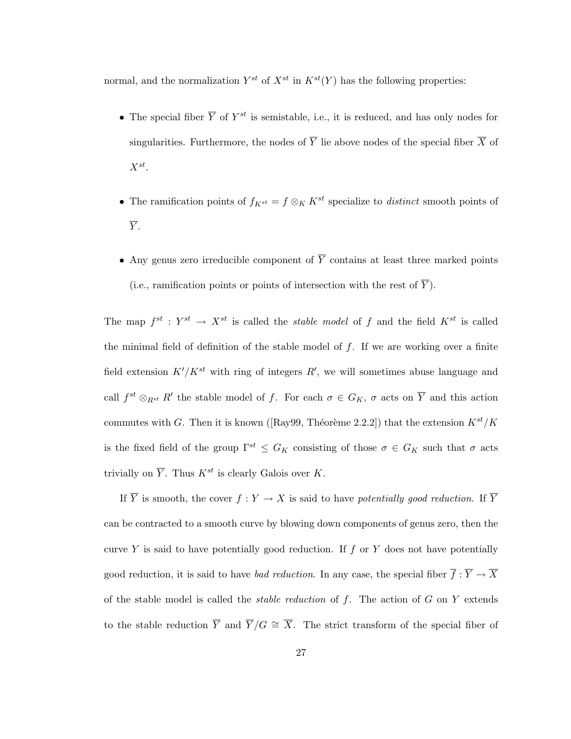normal, and the normalization $Y^{st}$ of $X^{st}$ in $K^{st}(Y)$ has the following properties:

- The special fiber $\overline{Y}$ of $Y^{st}$ is semistable, i.e., it is reduced, and has only nodes for singularities. Furthermore, the nodes of $\overline{Y}$ lie above nodes of the special fiber $\overline{X}$ of $X^{st}$.
- The ramification points of $f_{K^{st}} = f \otimes_K K^{st}$ specialize to *distinct* smooth points of $\overline{Y}$.
- Any genus zero irreducible component of $\overline{Y}$ contains at least three marked points (i.e., ramification points or points of intersection with the rest of $\overline{Y}$).

The map $f^{st} : Y^{st} \to X^{st}$ is called the *stable model* of $f$ and the field $K^{st}$ is called the minimal field of definition of the stable model of $f$. If we are working over a finite field extension $K'/K^{st}$ with ring of integers $R'$, we will sometimes abuse language and call $f^{st} \otimes_{R^{st}} R'$ the stable model of $f$. For each $\sigma \in G_K$, $\sigma$ acts on $\overline{Y}$ and this action commutes with $G$. Then it is known ([Ray99, Théorème 2.2.2]) that the extension $K^{st}/K$ is the fixed field of the group $\Gamma^{st} \leq G_K$ consisting of those $\sigma \in G_K$ such that $\sigma$ acts trivially on $\overline{Y}$. Thus $K^{st}$ is clearly Galois over $K$.

If $\overline{Y}$ is smooth, the cover $f : Y \to X$ is said to have *potentially good reduction*. If $\overline{Y}$ can be contracted to a smooth curve by blowing down components of genus zero, then the curve $Y$ is said to have potentially good reduction. If $f$ or $Y$ does not have potentially good reduction, it is said to have *bad reduction*. In any case, the special fiber $\overline{f} : \overline{Y} \to \overline{X}$ of the stable model is called the *stable reduction* of $f$. The action of $G$ on $Y$ extends to the stable reduction $\overline{Y}$ and $\overline{Y}/G \cong \overline{X}$. The strict transform of the special fiber of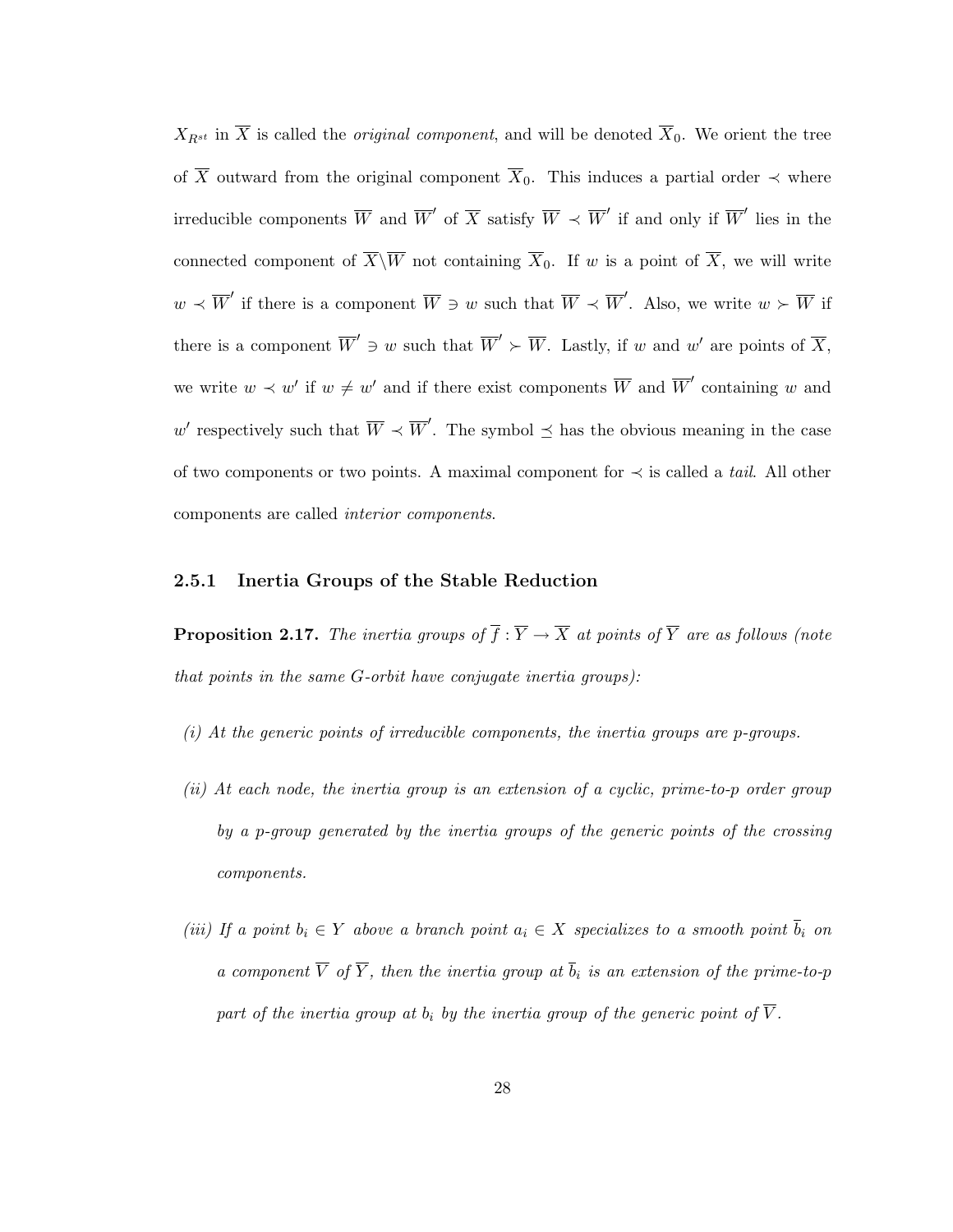$X_{R^{st}}$ in $\overline{X}$ is called the *original component*, and will be denoted $\overline{X}_0$. We orient the tree of $\overline{X}$ outward from the original component $\overline{X}_0$. This induces a partial order $\prec$ where irreducible components $\overline{W}$ and $\overline{W}'$ of $\overline{X}$ satisfy $\overline{W} \prec \overline{W}'$ if and only if $\overline{W}'$ lies in the connected component of $\overline{X}\backslash\overline{W}$ not containing $\overline{X}_0$. If $w$ is a point of $\overline{X}$, we will write $w \prec \overline{W}'$ if there is a component $\overline{W} \ni w$ such that $\overline{W} \prec \overline{W}'$. Also, we write $w \succ \overline{W}$ if there is a component $\overline{W}' \ni w$ such that $\overline{W}' \succ \overline{W}$. Lastly, if $w$ and $w'$ are points of $\overline{X}$, we write $w \prec w'$ if $w \neq w'$ and if there exist components $\overline{W}$ and $\overline{W}'$ containing $w$ and $w'$ respectively such that $\overline{W} \prec \overline{W}'$. The symbol $\preceq$ has the obvious meaning in the case of two components or two points. A maximal component for $\prec$ is called a *tail*. All other components are called *interior components*.

### 2.5.1 Inertia Groups of the Stable Reduction

**Proposition 2.17.** *The inertia groups of $\overline{f} : \overline{Y} \to \overline{X}$ at points of $\overline{Y}$ are as follows (note that points in the same $G$-orbit have conjugate inertia groups):*

*(i) At the generic points of irreducible components, the inertia groups are $p$-groups.*

*(ii) At each node, the inertia group is an extension of a cyclic, prime-to-$p$ order group by a $p$-group generated by the inertia groups of the generic points of the crossing components.*

*(iii) If a point $b_i \in Y$ above a branch point $a_i \in X$ specializes to a smooth point $\overline{b}_i$ on a component $\overline{V}$ of $\overline{Y}$, then the inertia group at $\overline{b}_i$ is an extension of the prime-to-$p$ part of the inertia group at $b_i$ by the inertia group of the generic point of $\overline{V}$.*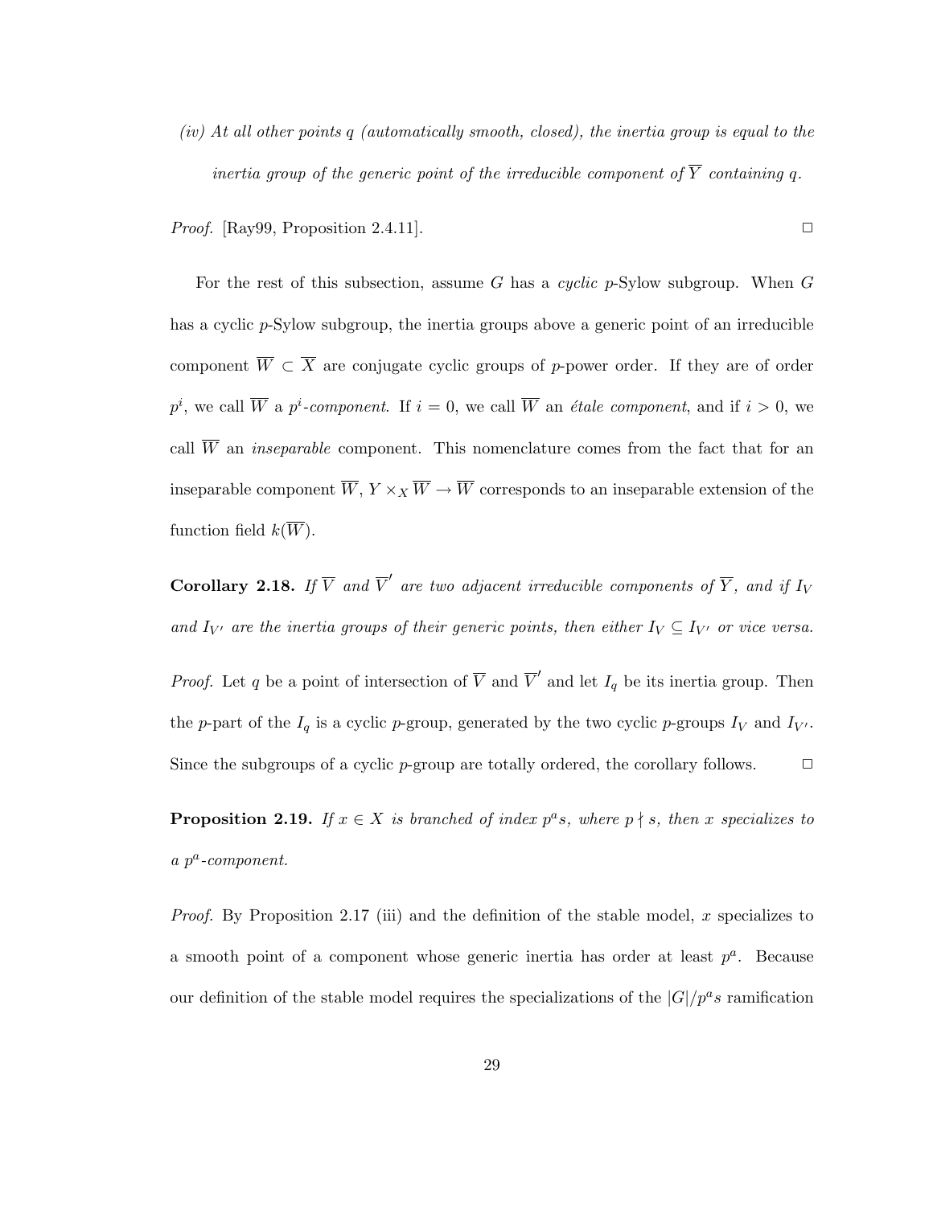*(iv) At all other points $q$ (automatically smooth, closed), the inertia group is equal to the inertia group of the generic point of the irreducible component of $\overline{Y}$ containing $q$.*

*Proof.* [Ray99, Proposition 2.4.11]. □

For the rest of this subsection, assume $G$ has a *cyclic* $p$-Sylow subgroup. When $G$ has a cyclic $p$-Sylow subgroup, the inertia groups above a generic point of an irreducible component $\overline{W} \subset \overline{X}$ are conjugate cyclic groups of $p$-power order. If they are of order $p^i$, we call $\overline{W}$ a *$p^i$-component*. If $i = 0$, we call $\overline{W}$ an *étale component*, and if $i > 0$, we call $\overline{W}$ an *inseparable* component. This nomenclature comes from the fact that for an inseparable component $\overline{W}$, $Y \times_X \overline{W} \to \overline{W}$ corresponds to an inseparable extension of the function field $k(\overline{W})$.

**Corollary 2.18.** *If $\overline{V}$ and $\overline{V}'$ are two adjacent irreducible components of $\overline{Y}$, and if $I_V$ and $I_{V'}$ are the inertia groups of their generic points, then either $I_V \subseteq I_{V'}$ or vice versa.*

*Proof.* Let $q$ be a point of intersection of $\overline{V}$ and $\overline{V}'$ and let $I_q$ be its inertia group. Then the $p$-part of the $I_q$ is a cyclic $p$-group, generated by the two cyclic $p$-groups $I_V$ and $I_{V'}$. Since the subgroups of a cyclic $p$-group are totally ordered, the corollary follows. □

**Proposition 2.19.** *If $x \in X$ is branched of index $p^a s$, where $p \nmid s$, then $x$ specializes to a $p^a$-component.*

*Proof.* By Proposition 2.17 (iii) and the definition of the stable model, $x$ specializes to a smooth point of a component whose generic inertia has order at least $p^a$. Because our definition of the stable model requires the specializations of the $|G|/p^a s$ ramification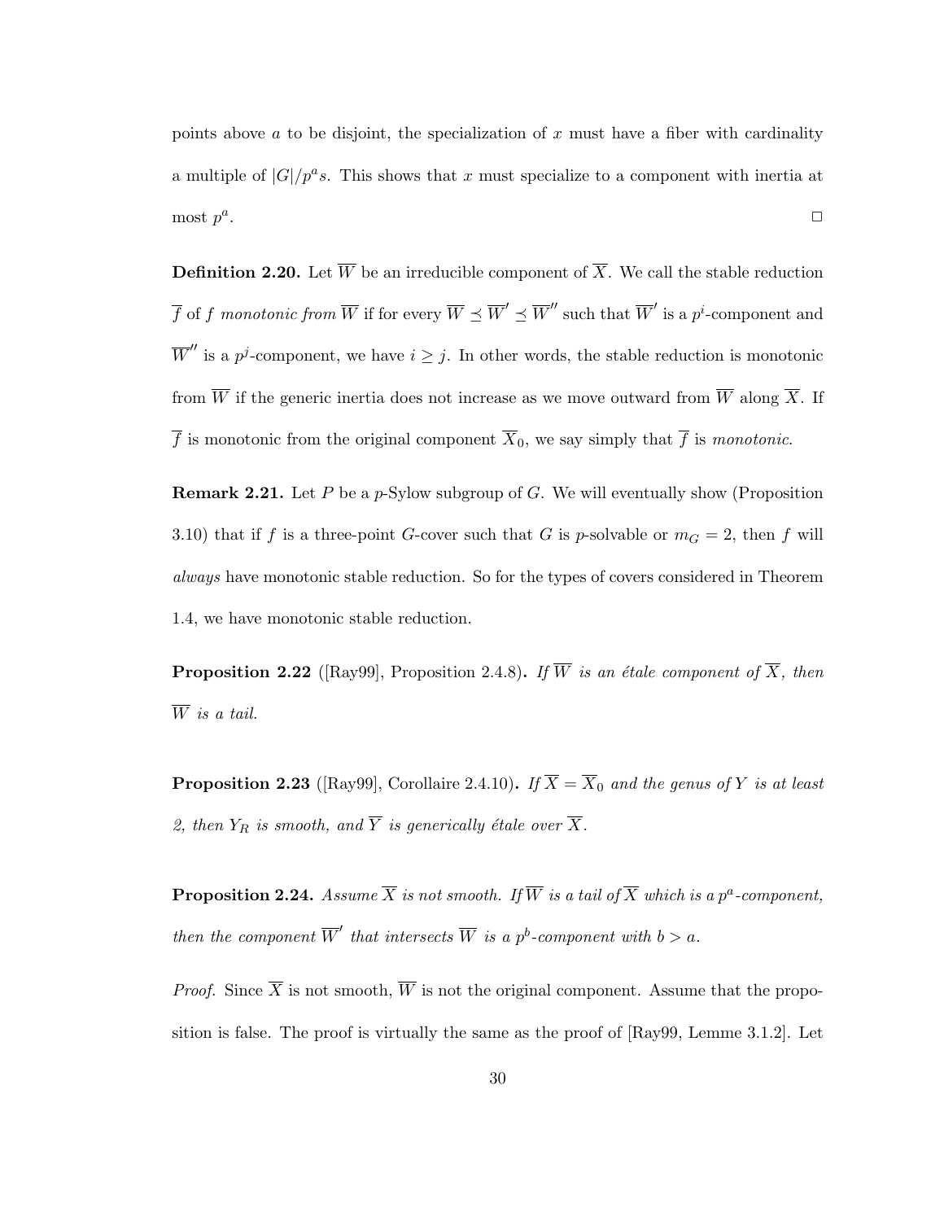points above $a$ to be disjoint, the specialization of $x$ must have a fiber with cardinality a multiple of $|G|/p^a s$. This shows that $x$ must specialize to a component with inertia at most $p^a$. $\square$

**Definition 2.20.** Let $\overline{W}$ be an irreducible component of $\overline{X}$. We call the stable reduction $\overline{f}$ of $f$ *monotonic from* $\overline{W}$ if for every $\overline{W} \preceq \overline{W}' \preceq \overline{W}''$ such that $\overline{W}'$ is a $p^i$-component and $\overline{W}''$ is a $p^j$-component, we have $i \geq j$. In other words, the stable reduction is monotonic from $\overline{W}$ if the generic inertia does not increase as we move outward from $\overline{W}$ along $\overline{X}$. If $\overline{f}$ is monotonic from the original component $\overline{X}_0$, we say simply that $\overline{f}$ is *monotonic*.

**Remark 2.21.** Let $P$ be a $p$-Sylow subgroup of $G$. We will eventually show (Proposition 3.10) that if $f$ is a three-point $G$-cover such that $G$ is $p$-solvable or $m_G = 2$, then $f$ will *always* have monotonic stable reduction. So for the types of covers considered in Theorem 1.4, we have monotonic stable reduction.

**Proposition 2.22** ([Ray99], Proposition 2.4.8)**.** *If $\overline{W}$ is an étale component of $\overline{X}$, then $\overline{W}$ is a tail.*

**Proposition 2.23** ([Ray99], Corollaire 2.4.10)**.** *If $\overline{X} = \overline{X}_0$ and the genus of $Y$ is at least 2, then $Y_R$ is smooth, and $\overline{Y}$ is generically étale over $\overline{X}$.*

**Proposition 2.24.** *Assume $\overline{X}$ is not smooth. If $\overline{W}$ is a tail of $\overline{X}$ which is a $p^a$-component, then the component $\overline{W}'$ that intersects $\overline{W}$ is a $p^b$-component with $b > a$.*

*Proof.* Since $\overline{X}$ is not smooth, $\overline{W}$ is not the original component. Assume that the proposition is false. The proof is virtually the same as the proof of [Ray99, Lemme 3.1.2]. Let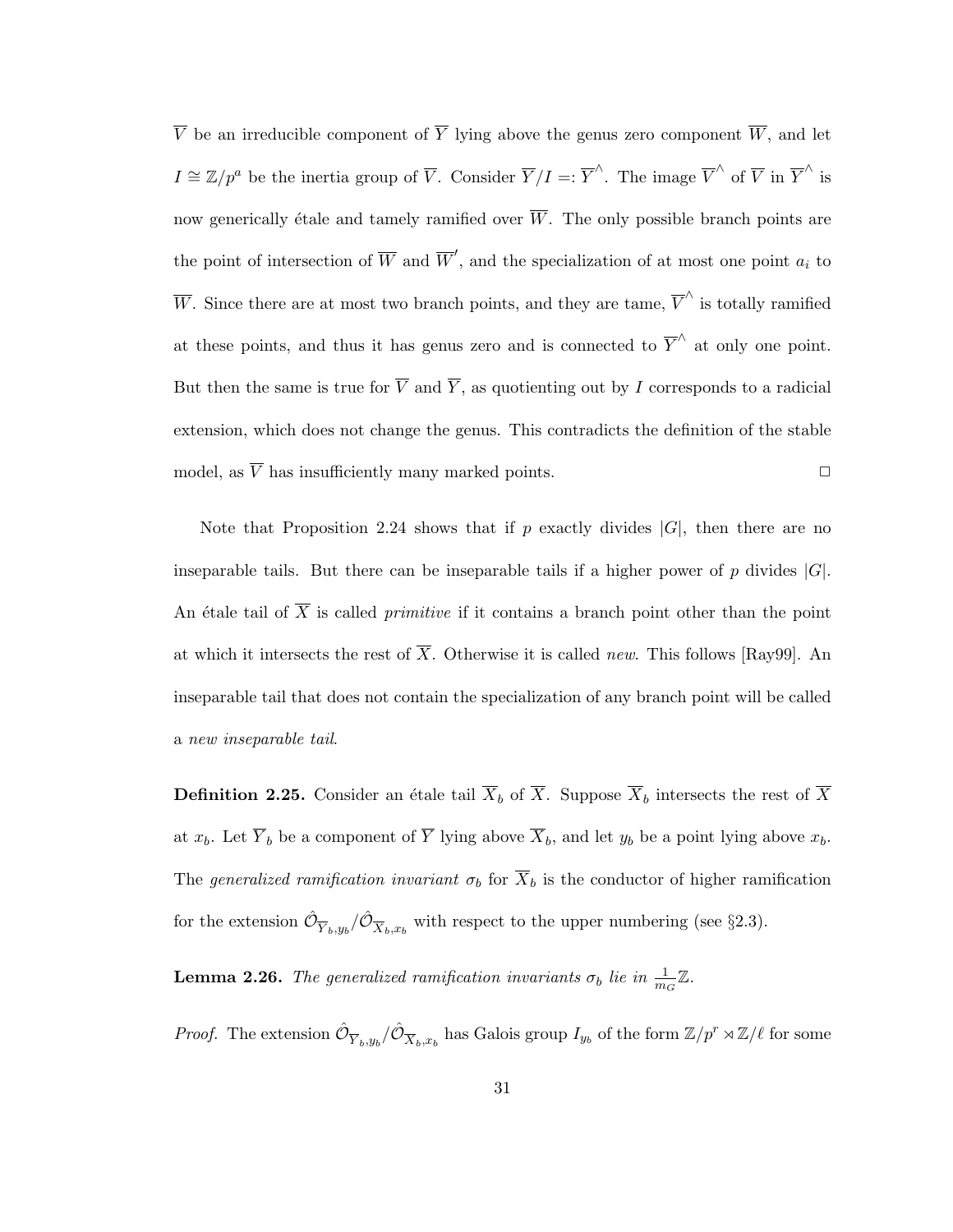$\overline{V}$ be an irreducible component of $\overline{Y}$ lying above the genus zero component $\overline{W}$, and let $I \cong \mathbb{Z}/p^a$ be the inertia group of $\overline{V}$. Consider $\overline{Y}/I =: \overline{Y}^{\wedge}$. The image $\overline{V}^{\wedge}$ of $\overline{V}$ in $\overline{Y}^{\wedge}$ is now generically étale and tamely ramified over $\overline{W}$. The only possible branch points are the point of intersection of $\overline{W}$ and $\overline{W}'$, and the specialization of at most one point $a_i$ to $\overline{W}$. Since there are at most two branch points, and they are tame, $\overline{V}^{\wedge}$ is totally ramified at these points, and thus it has genus zero and is connected to $\overline{Y}^{\wedge}$ at only one point. But then the same is true for $\overline{V}$ and $\overline{Y}$, as quotienting out by $I$ corresponds to a radicial extension, which does not change the genus. This contradicts the definition of the stable model, as $\overline{V}$ has insufficiently many marked points. □

Note that Proposition 2.24 shows that if $p$ exactly divides $|G|$, then there are no inseparable tails. But there can be inseparable tails if a higher power of $p$ divides $|G|$. An étale tail of $\overline{X}$ is called *primitive* if it contains a branch point other than the point at which it intersects the rest of $\overline{X}$. Otherwise it is called *new*. This follows [Ray99]. An inseparable tail that does not contain the specialization of any branch point will be called a *new inseparable tail*.

**Definition 2.25.** Consider an étale tail $\overline{X}_b$ of $\overline{X}$. Suppose $\overline{X}_b$ intersects the rest of $\overline{X}$ at $x_b$. Let $\overline{Y}_b$ be a component of $\overline{Y}$ lying above $\overline{X}_b$, and let $y_b$ be a point lying above $x_b$. The *generalized ramification invariant* $\sigma_b$ for $\overline{X}_b$ is the conductor of higher ramification for the extension $\hat{\mathcal{O}}_{\overline{Y}_b, y_b}/\hat{\mathcal{O}}_{\overline{X}_b, x_b}$ with respect to the upper numbering (see §2.3).

**Lemma 2.26.** *The generalized ramification invariants $\sigma_b$ lie in $\frac{1}{m_G}\mathbb{Z}$.*

*Proof.* The extension $\hat{\mathcal{O}}_{\overline{Y}_b, y_b}/\hat{\mathcal{O}}_{\overline{X}_b, x_b}$ has Galois group $I_{y_b}$ of the form $\mathbb{Z}/p^r \rtimes \mathbb{Z}/\ell$ for some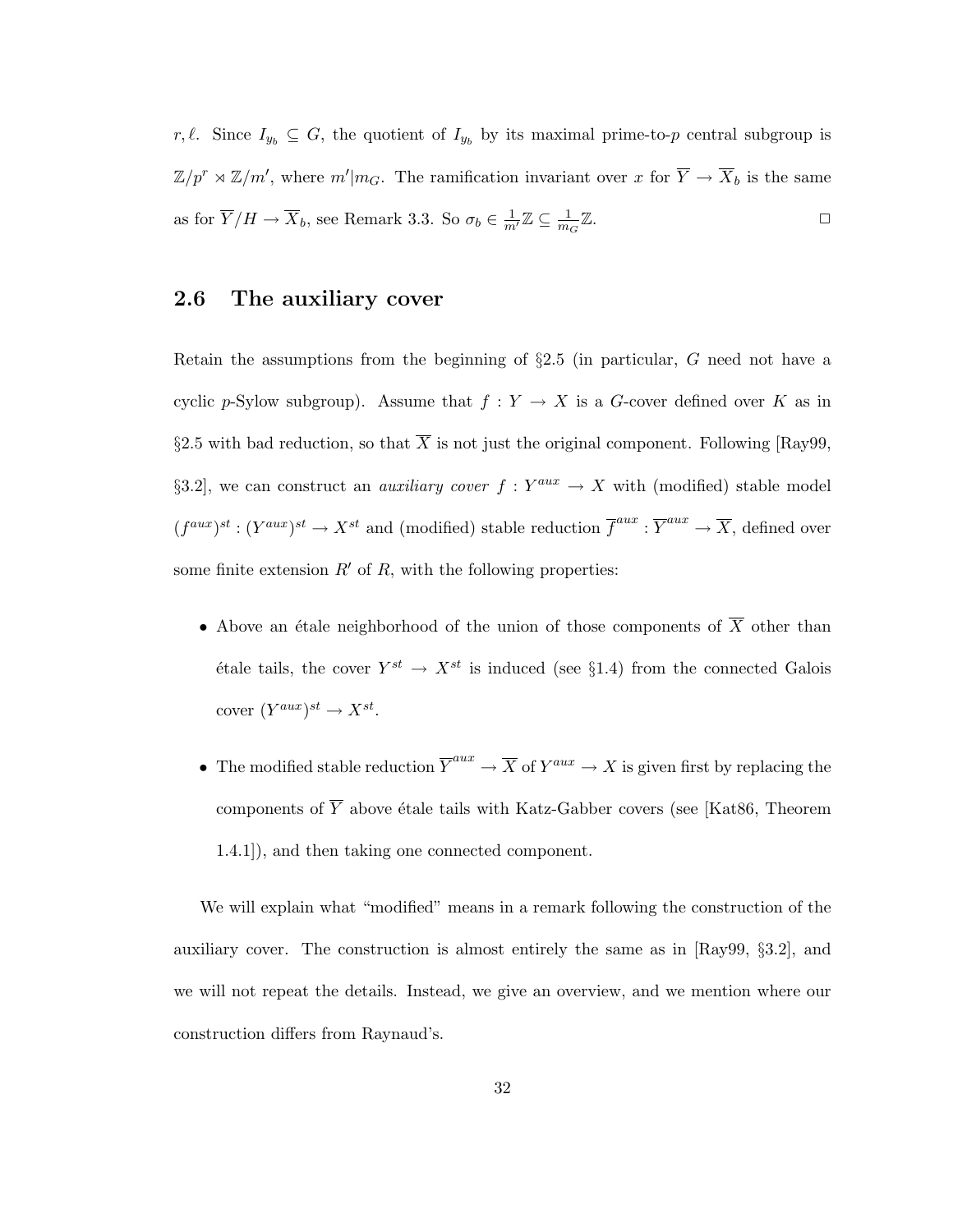$r, \ell$. Since $I_{y_b} \subseteq G$, the quotient of $I_{y_b}$ by its maximal prime-to-$p$ central subgroup is $\mathbb{Z}/p^r \rtimes \mathbb{Z}/m'$, where $m' | m_G$. The ramification invariant over $x$ for $\overline{Y} \to \overline{X}_b$ is the same as for $\overline{Y}/H \to \overline{X}_b$, see Remark 3.3. So $\sigma_b \in \frac{1}{m'}\mathbb{Z} \subseteq \frac{1}{m_G}\mathbb{Z}$. $\square$

## 2.6 The auxiliary cover

Retain the assumptions from the beginning of §2.5 (in particular, $G$ need not have a cyclic $p$-Sylow subgroup). Assume that $f : Y \to X$ is a $G$-cover defined over $K$ as in §2.5 with bad reduction, so that $\overline{X}$ is not just the original component. Following [Ray99, §3.2], we can construct an *auxiliary cover* $f : Y^{aux} \to X$ with (modified) stable model $(f^{aux})^{st} : (Y^{aux})^{st} \to X^{st}$ and (modified) stable reduction $\overline{f}^{aux} : \overline{Y}^{aux} \to \overline{X}$, defined over some finite extension $R'$ of $R$, with the following properties:

- Above an étale neighborhood of the union of those components of $\overline{X}$ other than étale tails, the cover $Y^{st} \to X^{st}$ is induced (see §1.4) from the connected Galois cover $(Y^{aux})^{st} \to X^{st}$.
- The modified stable reduction $\overline{Y}^{aux} \to \overline{X}$ of $Y^{aux} \to X$ is given first by replacing the components of $\overline{Y}$ above étale tails with Katz-Gabber covers (see [Kat86, Theorem 1.4.1]), and then taking one connected component.

We will explain what "modified" means in a remark following the construction of the auxiliary cover. The construction is almost entirely the same as in [Ray99, §3.2], and we will not repeat the details. Instead, we give an overview, and we mention where our construction differs from Raynaud's.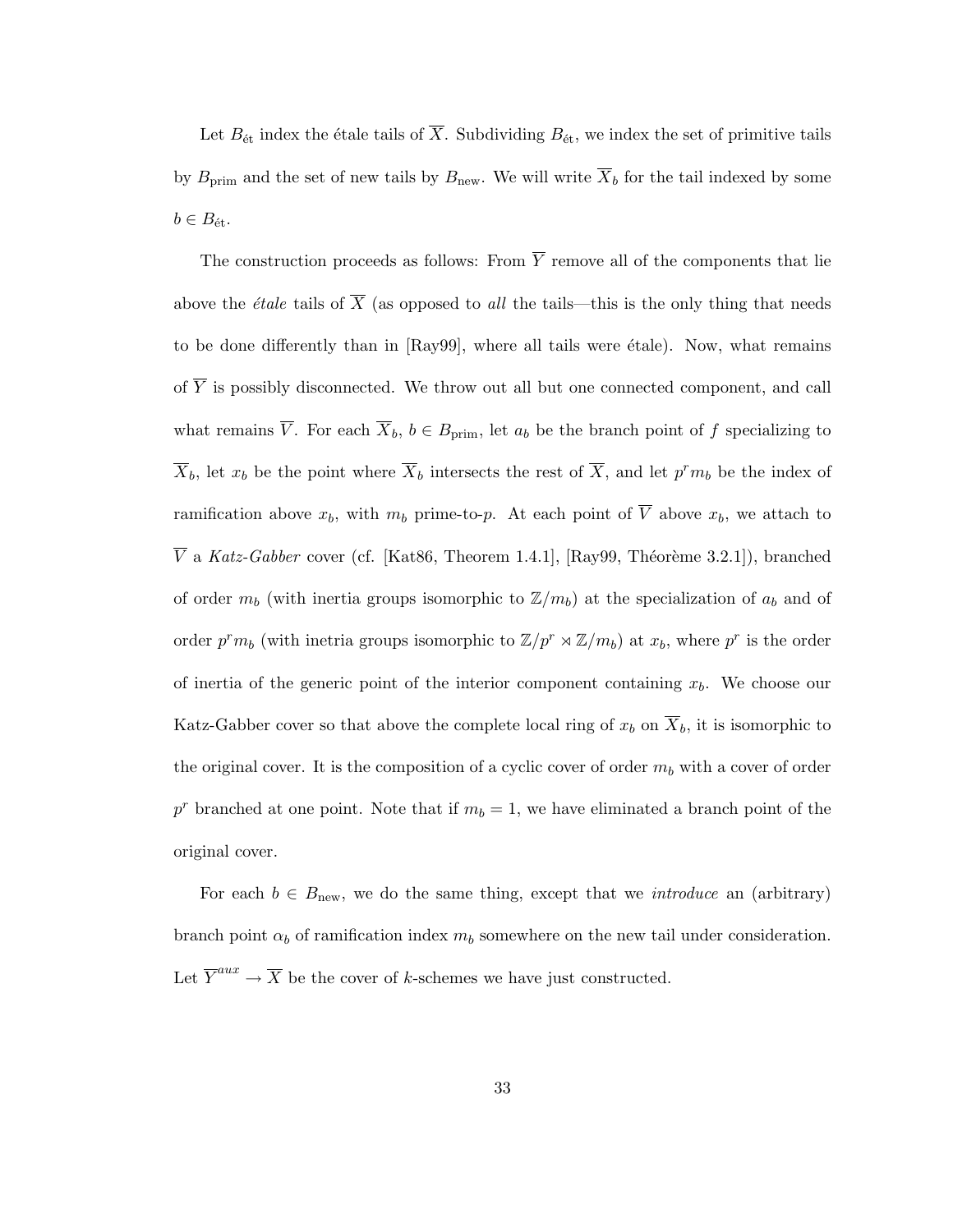Let $B_{\text{ét}}$ index the étale tails of $\overline{X}$. Subdividing $B_{\text{ét}}$, we index the set of primitive tails by $B_{\text{prim}}$ and the set of new tails by $B_{\text{new}}$. We will write $\overline{X}_b$ for the tail indexed by some $b \in B_{\text{ét}}$.

The construction proceeds as follows: From $\overline{Y}$ remove all of the components that lie above the *étale* tails of $\overline{X}$ (as opposed to *all* the tails—this is the only thing that needs to be done differently than in [Ray99], where all tails were étale). Now, what remains of $\overline{Y}$ is possibly disconnected. We throw out all but one connected component, and call what remains $\overline{V}$. For each $\overline{X}_b$, $b \in B_{\text{prim}}$, let $a_b$ be the branch point of $f$ specializing to $\overline{X}_b$, let $x_b$ be the point where $\overline{X}_b$ intersects the rest of $\overline{X}$, and let $p^r m_b$ be the index of ramification above $x_b$, with $m_b$ prime-to-$p$. At each point of $\overline{V}$ above $x_b$, we attach to $\overline{V}$ a *Katz-Gabber* cover (cf. [Kat86, Theorem 1.4.1], [Ray99, Théorème 3.2.1]), branched of order $m_b$ (with inertia groups isomorphic to $\mathbb{Z}/m_b$) at the specialization of $a_b$ and of order $p^r m_b$ (with inetria groups isomorphic to $\mathbb{Z}/p^r \rtimes \mathbb{Z}/m_b$) at $x_b$, where $p^r$ is the order of inertia of the generic point of the interior component containing $x_b$. We choose our Katz-Gabber cover so that above the complete local ring of $x_b$ on $\overline{X}_b$, it is isomorphic to the original cover. It is the composition of a cyclic cover of order $m_b$ with a cover of order $p^r$ branched at one point. Note that if $m_b = 1$, we have eliminated a branch point of the original cover.

For each $b \in B_{\text{new}}$, we do the same thing, except that we *introduce* an (arbitrary) branch point $\alpha_b$ of ramification index $m_b$ somewhere on the new tail under consideration. Let $\overline{Y}^{aux} \to \overline{X}$ be the cover of $k$-schemes we have just constructed.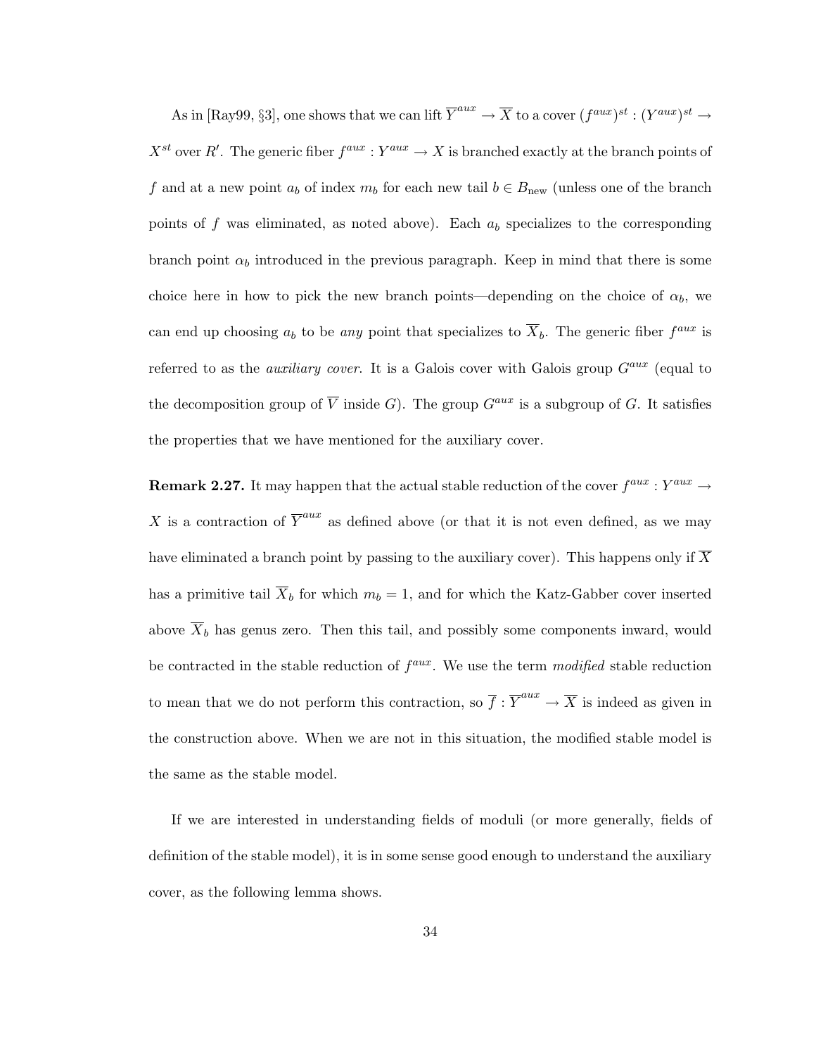As in [Ray99, §3], one shows that we can lift $\overline{Y}^{aux} \to \overline{X}$ to a cover $(f^{aux})^{st} : (Y^{aux})^{st} \to X^{st}$ over $R'$. The generic fiber $f^{aux} : Y^{aux} \to X$ is branched exactly at the branch points of $f$ and at a new point $a_b$ of index $m_b$ for each new tail $b \in B_{\text{new}}$ (unless one of the branch points of $f$ was eliminated, as noted above). Each $a_b$ specializes to the corresponding branch point $\alpha_b$ introduced in the previous paragraph. Keep in mind that there is some choice here in how to pick the new branch points—depending on the choice of $\alpha_b$, we can end up choosing $a_b$ to be *any* point that specializes to $\overline{X}_b$. The generic fiber $f^{aux}$ is referred to as the *auxiliary cover*. It is a Galois cover with Galois group $G^{aux}$ (equal to the decomposition group of $\overline{V}$ inside $G$). The group $G^{aux}$ is a subgroup of $G$. It satisfies the properties that we have mentioned for the auxiliary cover.

**Remark 2.27.** It may happen that the actual stable reduction of the cover $f^{aux} : Y^{aux} \to X$ is a contraction of $\overline{Y}^{aux}$ as defined above (or that it is not even defined, as we may have eliminated a branch point by passing to the auxiliary cover). This happens only if $\overline{X}$ has a primitive tail $\overline{X}_b$ for which $m_b = 1$, and for which the Katz-Gabber cover inserted above $\overline{X}_b$ has genus zero. Then this tail, and possibly some components inward, would be contracted in the stable reduction of $f^{aux}$. We use the term *modified* stable reduction to mean that we do not perform this contraction, so $\overline{f} : \overline{Y}^{aux} \to \overline{X}$ is indeed as given in the construction above. When we are not in this situation, the modified stable model is the same as the stable model.

If we are interested in understanding fields of moduli (or more generally, fields of definition of the stable model), it is in some sense good enough to understand the auxiliary cover, as the following lemma shows.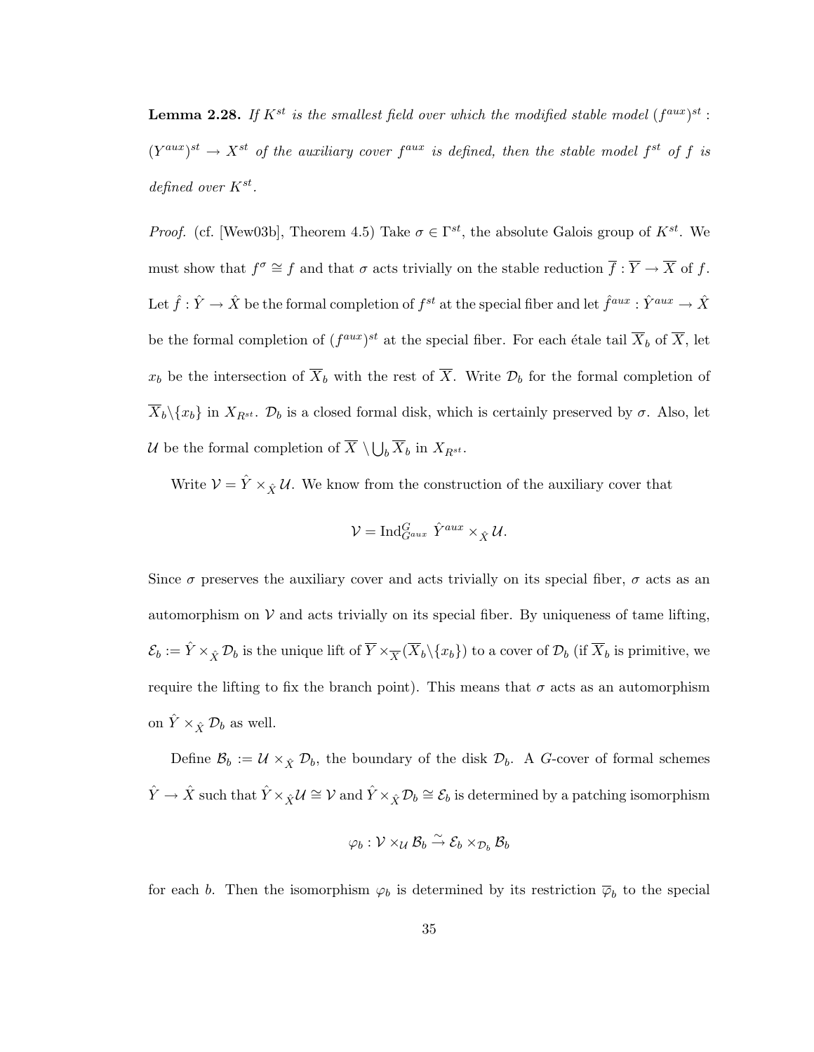**Lemma 2.28.** *If $K^{st}$ is the smallest field over which the modified stable model $(f^{aux})^{st}$ : $(Y^{aux})^{st} \to X^{st}$ of the auxiliary cover $f^{aux}$ is defined, then the stable model $f^{st}$ of $f$ is defined over $K^{st}$.*

*Proof.* (cf. [Wew03b], Theorem 4.5) Take $\sigma \in \Gamma^{st}$, the absolute Galois group of $K^{st}$. We must show that $f^{\sigma} \cong f$ and that $\sigma$ acts trivially on the stable reduction $\overline{f} : \overline{Y} \to \overline{X}$ of $f$. Let $\hat{f} : \hat{Y} \to \hat{X}$ be the formal completion of $f^{st}$ at the special fiber and let $\hat{f}^{aux} : \hat{Y}^{aux} \to \hat{X}$ be the formal completion of $(f^{aux})^{st}$ at the special fiber. For each étale tail $\overline{X}_b$ of $\overline{X}$, let $x_b$ be the intersection of $\overline{X}_b$ with the rest of $\overline{X}$. Write $\mathcal{D}_b$ for the formal completion of $\overline{X}_b \backslash \{x_b\}$ in $X_{R^{st}}$. $\mathcal{D}_b$ is a closed formal disk, which is certainly preserved by $\sigma$. Also, let $\mathcal{U}$ be the formal completion of $\overline{X} \setminus \bigcup_b \overline{X}_b$ in $X_{R^{st}}$.

Write $\mathcal{V} = \hat{Y} \times_{\hat{X}} \mathcal{U}$. We know from the construction of the auxiliary cover that

$$\mathcal{V} = \mathrm{Ind}_{G^{aux}}^{G} \ \hat{Y}^{aux} \times_{\hat{X}} \mathcal{U}.$$

Since $\sigma$ preserves the auxiliary cover and acts trivially on its special fiber, $\sigma$ acts as an automorphism on $\mathcal{V}$ and acts trivially on its special fiber. By uniqueness of tame lifting, $\mathcal{E}_b := \hat{Y} \times_{\hat{X}} \mathcal{D}_b$ is the unique lift of $\overline{Y} \times_{\overline{X}} (\overline{X}_b \backslash \{x_b\})$ to a cover of $\mathcal{D}_b$ (if $\overline{X}_b$ is primitive, we require the lifting to fix the branch point). This means that $\sigma$ acts as an automorphism on $\hat{Y} \times_{\hat{X}} \mathcal{D}_b$ as well.

Define $\mathcal{B}_b := \mathcal{U} \times_{\hat{X}} \mathcal{D}_b$, the boundary of the disk $\mathcal{D}_b$. A $G$-cover of formal schemes $\hat{Y} \to \hat{X}$ such that $\hat{Y} \times_{\hat{X}} \mathcal{U} \cong \mathcal{V}$ and $\hat{Y} \times_{\hat{X}} \mathcal{D}_b \cong \mathcal{E}_b$ is determined by a patching isomorphism

$$\varphi_b : \mathcal{V} \times_{\mathcal{U}} \mathcal{B}_b \xrightarrow{\sim} \mathcal{E}_b \times_{\mathcal{D}_b} \mathcal{B}_b$$

for each $b$. Then the isomorphism $\varphi_b$ is determined by its restriction $\overline{\varphi}_b$ to the special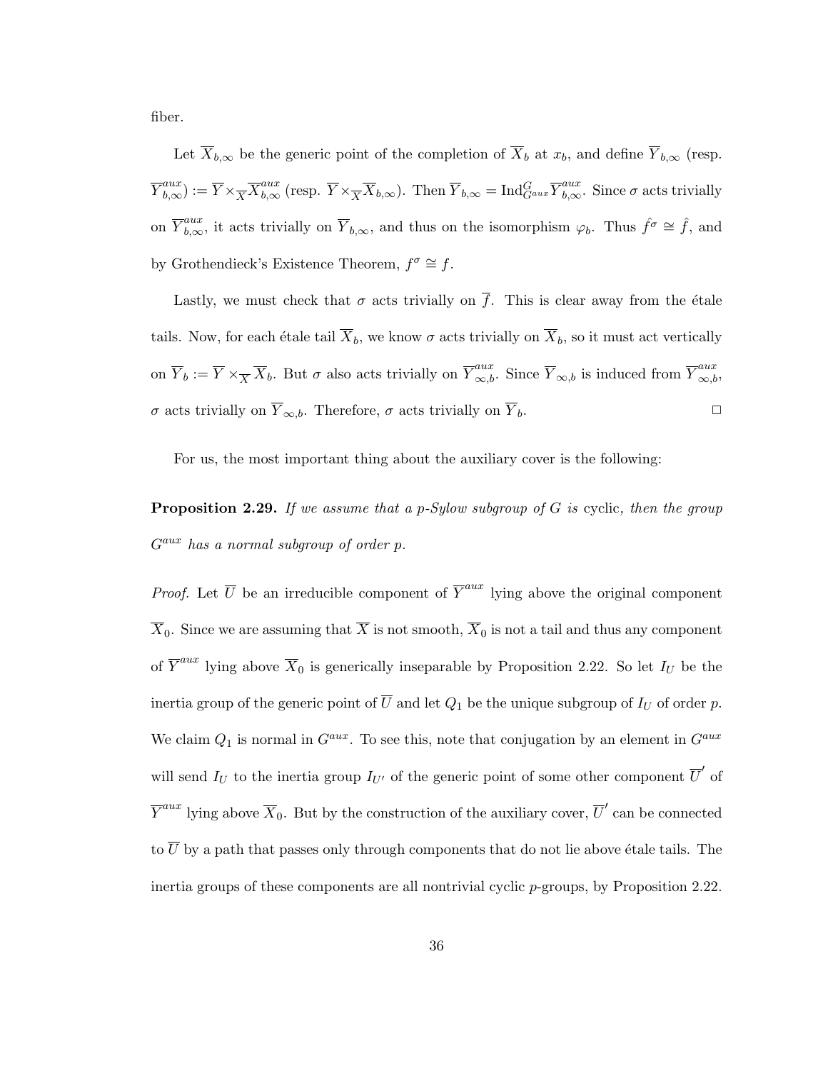fiber.

Let $\overline{X}_{b,\infty}$ be the generic point of the completion of $\overline{X}_b$ at $x_b$, and define $\overline{Y}_{b,\infty}$ (resp. $\overline{Y}^{aux}_{b,\infty}$) $:= \overline{Y} \times_{\overline{X}} \overline{X}^{aux}_{b,\infty}$ (resp. $\overline{Y} \times_{\overline{X}} \overline{X}_{b,\infty}$). Then $\overline{Y}_{b,\infty} = \text{Ind}^G_{G^{aux}} \overline{Y}^{aux}_{b,\infty}$. Since $\sigma$ acts trivially on $\overline{Y}^{aux}_{b,\infty}$, it acts trivially on $\overline{Y}_{b,\infty}$, and thus on the isomorphism $\varphi_b$. Thus $\hat{f^\sigma} \cong \hat{f}$, and by Grothendieck's Existence Theorem, $f^\sigma \cong f$.

Lastly, we must check that $\sigma$ acts trivially on $\overline{f}$. This is clear away from the étale tails. Now, for each étale tail $\overline{X}_b$, we know $\sigma$ acts trivially on $\overline{X}_b$, so it must act vertically on $\overline{Y}_b := \overline{Y} \times_{\overline{X}} \overline{X}_b$. But $\sigma$ also acts trivially on $\overline{Y}^{aux}_{\infty,b}$. Since $\overline{Y}_{\infty,b}$ is induced from $\overline{Y}^{aux}_{\infty,b}$, $\sigma$ acts trivially on $\overline{Y}_{\infty,b}$. Therefore, $\sigma$ acts trivially on $\overline{Y}_b$. $\square$

For us, the most important thing about the auxiliary cover is the following:

**Proposition 2.29.** *If we assume that a $p$-Sylow subgroup of $G$ is* cyclic*, then the group $G^{aux}$ has a normal subgroup of order $p$.*

*Proof.* Let $\overline{U}$ be an irreducible component of $\overline{Y}^{aux}$ lying above the original component $\overline{X}_0$. Since we are assuming that $\overline{X}$ is not smooth, $\overline{X}_0$ is not a tail and thus any component of $\overline{Y}^{aux}$ lying above $\overline{X}_0$ is generically inseparable by Proposition 2.22. So let $I_U$ be the inertia group of the generic point of $\overline{U}$ and let $Q_1$ be the unique subgroup of $I_U$ of order $p$. We claim $Q_1$ is normal in $G^{aux}$. To see this, note that conjugation by an element in $G^{aux}$ will send $I_U$ to the inertia group $I_{U'}$ of the generic point of some other component $\overline{U}'$ of $\overline{Y}^{aux}$ lying above $\overline{X}_0$. But by the construction of the auxiliary cover, $\overline{U}'$ can be connected to $\overline{U}$ by a path that passes only through components that do not lie above étale tails. The inertia groups of these components are all nontrivial cyclic $p$-groups, by Proposition 2.22.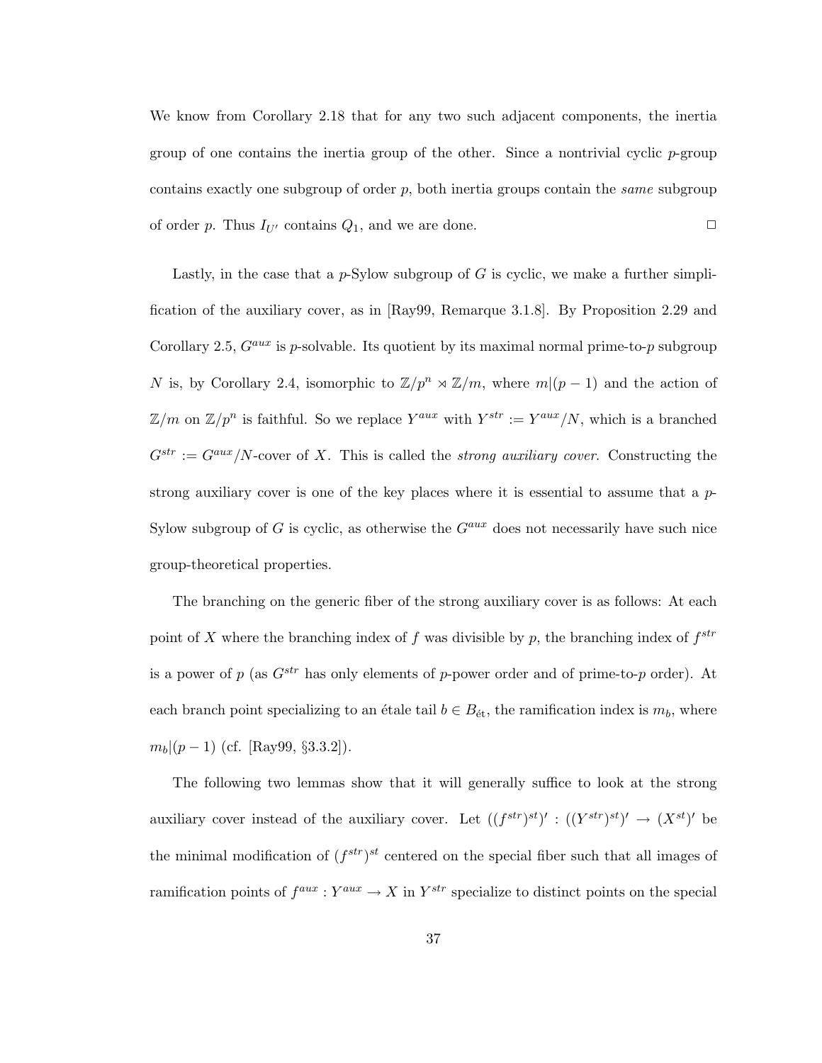We know from Corollary 2.18 that for any two such adjacent components, the inertia group of one contains the inertia group of the other. Since a nontrivial cyclic $p$-group contains exactly one subgroup of order $p$, both inertia groups contain the *same* subgroup of order $p$. Thus $I_{U'}$ contains $Q_1$, and we are done. $\square$

Lastly, in the case that a $p$-Sylow subgroup of $G$ is cyclic, we make a further simplification of the auxiliary cover, as in [Ray99, Remarque 3.1.8]. By Proposition 2.29 and Corollary 2.5, $G^{aux}$ is $p$-solvable. Its quotient by its maximal normal prime-to-$p$ subgroup $N$ is, by Corollary 2.4, isomorphic to $\mathbb{Z}/p^n \rtimes \mathbb{Z}/m$, where $m|(p-1)$ and the action of $\mathbb{Z}/m$ on $\mathbb{Z}/p^n$ is faithful. So we replace $Y^{aux}$ with $Y^{str} := Y^{aux}/N$, which is a branched $G^{str} := G^{aux}/N$-cover of $X$. This is called the *strong auxiliary cover*. Constructing the strong auxiliary cover is one of the key places where it is essential to assume that a $p$-Sylow subgroup of $G$ is cyclic, as otherwise the $G^{aux}$ does not necessarily have such nice group-theoretical properties.

The branching on the generic fiber of the strong auxiliary cover is as follows: At each point of $X$ where the branching index of $f$ was divisible by $p$, the branching index of $f^{str}$ is a power of $p$ (as $G^{str}$ has only elements of $p$-power order and of prime-to-$p$ order). At each branch point specializing to an étale tail $b \in B_{\text{ét}}$, the ramification index is $m_b$, where $m_b|(p-1)$ (cf. [Ray99, §3.3.2]).

The following two lemmas show that it will generally suffice to look at the strong auxiliary cover instead of the auxiliary cover. Let $((f^{str})^{st})' : ((Y^{str})^{st})' \to (X^{st})'$ be the minimal modification of $(f^{str})^{st}$ centered on the special fiber such that all images of ramification points of $f^{aux} : Y^{aux} \to X$ in $Y^{str}$ specialize to distinct points on the special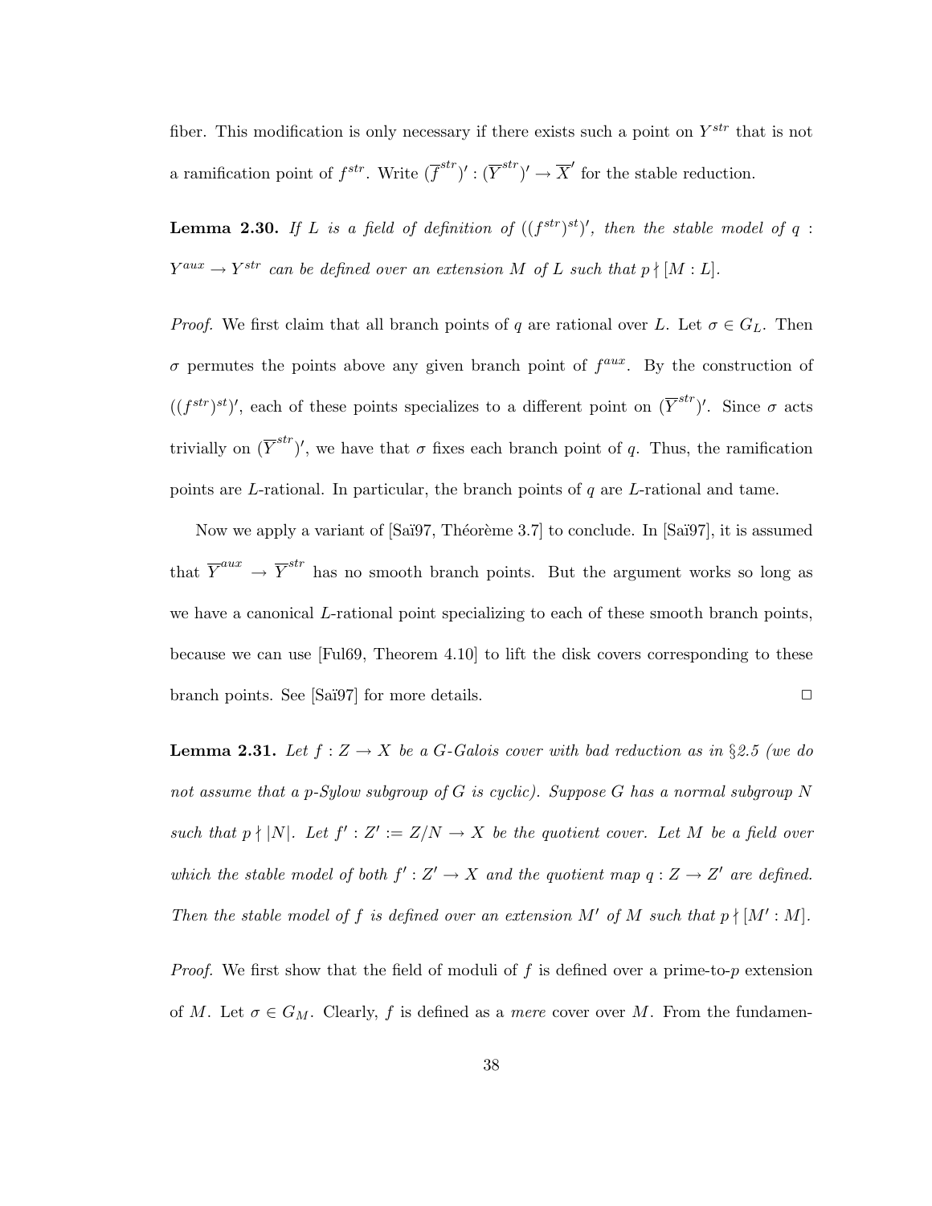fiber. This modification is only necessary if there exists such a point on $Y^{str}$ that is not a ramification point of $f^{str}$. Write $(\overline{f}^{str})' : (\overline{Y}^{str})' \to \overline{X}'$ for the stable reduction.

**Lemma 2.30.** *If $L$ is a field of definition of $((f^{str})^{st})'$, then the stable model of $q : Y^{aux} \to Y^{str}$ can be defined over an extension $M$ of $L$ such that $p \nmid [M : L]$.*

*Proof.* We first claim that all branch points of $q$ are rational over $L$. Let $\sigma \in G_L$. Then $\sigma$ permutes the points above any given branch point of $f^{aux}$. By the construction of $((f^{str})^{st})'$, each of these points specializes to a different point on $(\overline{Y}^{str})'$. Since $\sigma$ acts trivially on $(\overline{Y}^{str})'$, we have that $\sigma$ fixes each branch point of $q$. Thus, the ramification points are $L$-rational. In particular, the branch points of $q$ are $L$-rational and tame.

Now we apply a variant of [Saï97, Théorème 3.7] to conclude. In [Saï97], it is assumed that $\overline{Y}^{aux} \to \overline{Y}^{str}$ has no smooth branch points. But the argument works so long as we have a canonical $L$-rational point specializing to each of these smooth branch points, because we can use [Ful69, Theorem 4.10] to lift the disk covers corresponding to these branch points. See [Saï97] for more details. $\square$

**Lemma 2.31.** *Let $f : Z \to X$ be a $G$-Galois cover with bad reduction as in §2.5 (we do not assume that a $p$-Sylow subgroup of $G$ is cyclic). Suppose $G$ has a normal subgroup $N$ such that $p \nmid |N|$. Let $f' : Z' := Z/N \to X$ be the quotient cover. Let $M$ be a field over which the stable model of both $f' : Z' \to X$ and the quotient map $q : Z \to Z'$ are defined. Then the stable model of $f$ is defined over an extension $M'$ of $M$ such that $p \nmid [M' : M]$.*

*Proof.* We first show that the field of moduli of $f$ is defined over a prime-to-$p$ extension of $M$. Let $\sigma \in G_M$. Clearly, $f$ is defined as a *mere* cover over $M$. From the fundamen-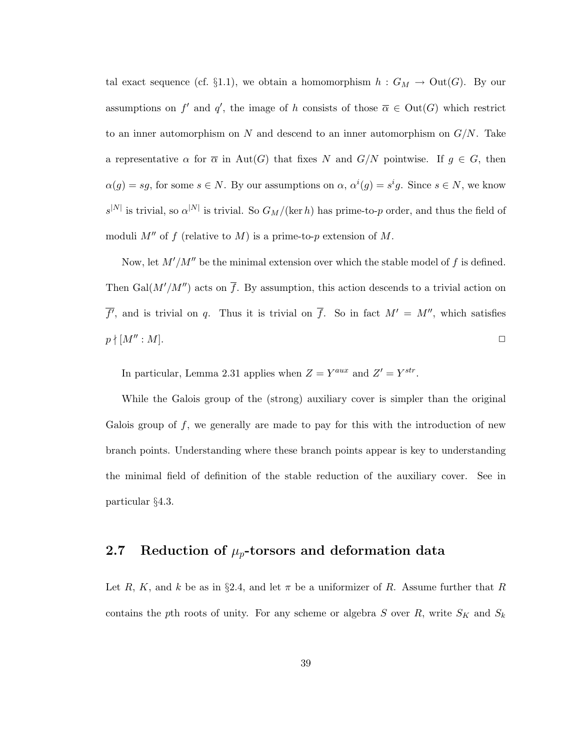tal exact sequence (cf. §1.1), we obtain a homomorphism $h : G_M \to \text{Out}(G)$. By our assumptions on $f'$ and $q'$, the image of $h$ consists of those $\overline{\alpha} \in \text{Out}(G)$ which restrict to an inner automorphism on $N$ and descend to an inner automorphism on $G/N$. Take a representative $\alpha$ for $\overline{\alpha}$ in $\text{Aut}(G)$ that fixes $N$ and $G/N$ pointwise. If $g \in G$, then $\alpha(g) = sg$, for some $s \in N$. By our assumptions on $\alpha$, $\alpha^i(g) = s^i g$. Since $s \in N$, we know $s^{|N|}$ is trivial, so $\alpha^{|N|}$ is trivial. So $G_M/(\ker h)$ has prime-to-$p$ order, and thus the field of moduli $M''$ of $f$ (relative to $M$) is a prime-to-$p$ extension of $M$.

Now, let $M'/M''$ be the minimal extension over which the stable model of $f$ is defined. Then $\text{Gal}(M'/M'')$ acts on $\overline{f}$. By assumption, this action descends to a trivial action on $\overline{f'}$, and is trivial on $q$. Thus it is trivial on $\overline{f}$. So in fact $M' = M''$, which satisfies $p \nmid [M'' : M]$. $\square$

In particular, Lemma 2.31 applies when $Z = Y^{aux}$ and $Z' = Y^{str}$.

While the Galois group of the (strong) auxiliary cover is simpler than the original Galois group of $f$, we generally are made to pay for this with the introduction of new branch points. Understanding where these branch points appear is key to understanding the minimal field of definition of the stable reduction of the auxiliary cover. See in particular §4.3.

## 2.7 Reduction of $\mu_p$-torsors and deformation data

Let $R$, $K$, and $k$ be as in §2.4, and let $\pi$ be a uniformizer of $R$. Assume further that $R$ contains the $p$th roots of unity. For any scheme or algebra $S$ over $R$, write $S_K$ and $S_k$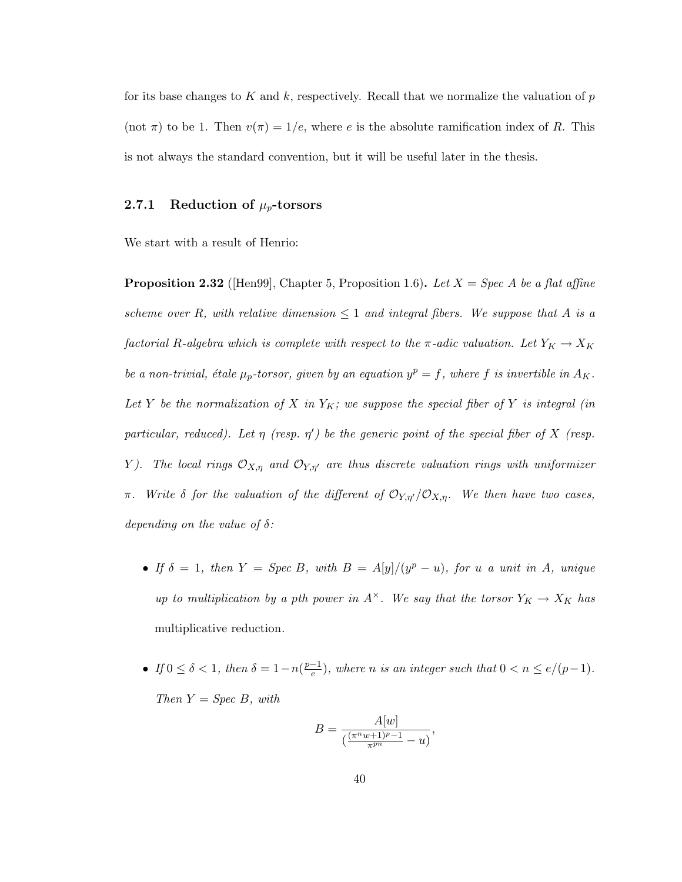for its base changes to $K$ and $k$, respectively. Recall that we normalize the valuation of $p$ (not $\pi$) to be 1. Then $v(\pi) = 1/e$, where $e$ is the absolute ramification index of $R$. This is not always the standard convention, but it will be useful later in the thesis.

### 2.7.1 Reduction of $\mu_p$-torsors

We start with a result of Henrio:

**Proposition 2.32** ([Hen99], Chapter 5, Proposition 1.6)**.** *Let $X = \text{Spec } A$ be a flat affine scheme over $R$, with relative dimension $\leq 1$ and integral fibers. We suppose that $A$ is a factorial $R$-algebra which is complete with respect to the $\pi$-adic valuation. Let $Y_K \to X_K$ be a non-trivial, étale $\mu_p$-torsor, given by an equation $y^p = f$, where $f$ is invertible in $A_K$. Let $Y$ be the normalization of $X$ in $Y_K$; we suppose the special fiber of $Y$ is integral (in particular, reduced). Let $\eta$ (resp. $\eta'$) be the generic point of the special fiber of $X$ (resp. $Y$). The local rings $\mathcal{O}_{X,\eta}$ and $\mathcal{O}_{Y,\eta'}$ are thus discrete valuation rings with uniformizer $\pi$. Write $\delta$ for the valuation of the different of $\mathcal{O}_{Y,\eta'}/\mathcal{O}_{X,\eta}$. We then have two cases, depending on the value of $\delta$:*

- *If $\delta = 1$, then $Y = \text{Spec } B$, with $B = A[y]/(y^p - u)$, for $u$ a unit in $A$, unique up to multiplication by a pth power in $A^\times$. We say that the torsor $Y_K \to X_K$ has* multiplicative reduction.

- *If $0 \leq \delta < 1$, then $\delta = 1 - n(\frac{p-1}{e})$, where $n$ is an integer such that $0 < n \leq e/(p-1)$. Then $Y = \text{Spec } B$, with*

$$B = \frac{A[w]}{(\frac{(\pi^n w+1)^p - 1}{\pi^{pn}} - u)},$$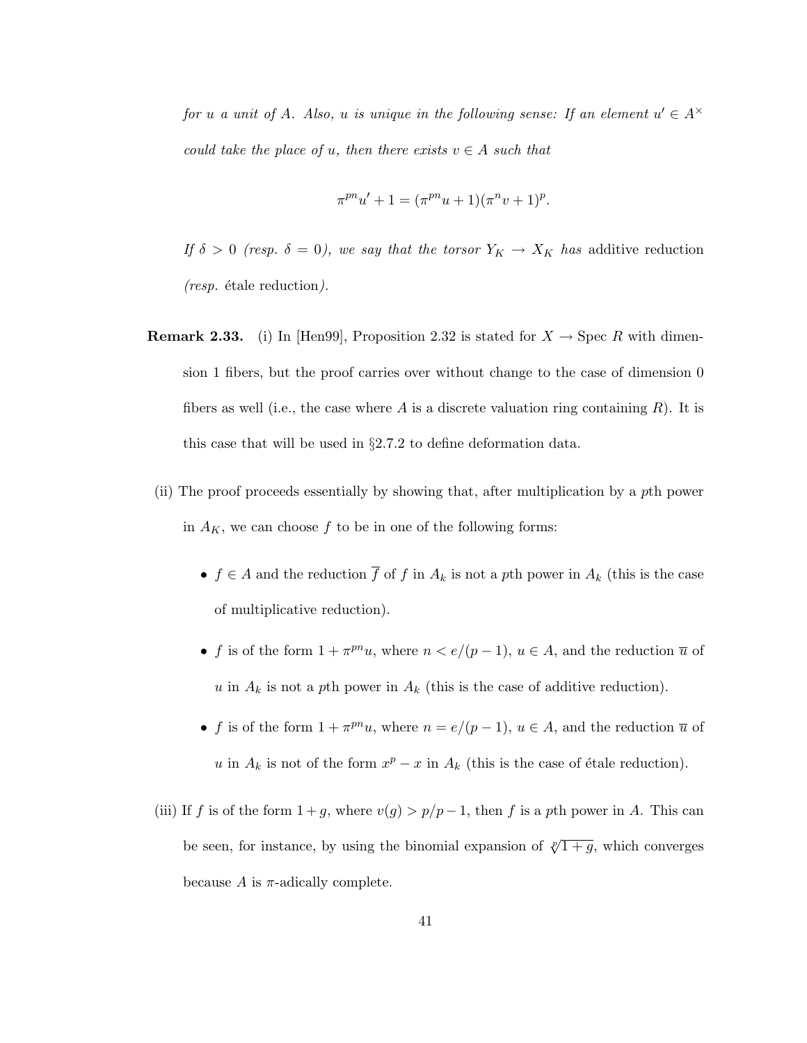*for $u$ a unit of $A$. Also, $u$ is unique in the following sense: If an element $u' \in A^\times$ could take the place of $u$, then there exists $v \in A$ such that*

$$\pi^{pn}u' + 1 = (\pi^{pn}u + 1)(\pi^n v + 1)^p.$$

*If $\delta > 0$ (resp. $\delta = 0$), we say that the torsor $Y_K \to X_K$ has* additive reduction *(resp.* étale reduction*).*

**Remark 2.33.** (i) In [Hen99], Proposition 2.32 is stated for $X \to \operatorname{Spec} R$ with dimension 1 fibers, but the proof carries over without change to the case of dimension 0 fibers as well (i.e., the case where $A$ is a discrete valuation ring containing $R$). It is this case that will be used in §2.7.2 to define deformation data.

(ii) The proof proceeds essentially by showing that, after multiplication by a $p$th power in $A_K$, we can choose $f$ to be in one of the following forms:

- $f \in A$ and the reduction $\overline{f}$ of $f$ in $A_k$ is not a $p$th power in $A_k$ (this is the case of multiplicative reduction).
- $f$ is of the form $1 + \pi^{pn}u$, where $n < e/(p-1)$, $u \in A$, and the reduction $\overline{u}$ of $u$ in $A_k$ is not a $p$th power in $A_k$ (this is the case of additive reduction).
- $f$ is of the form $1 + \pi^{pn}u$, where $n = e/(p-1)$, $u \in A$, and the reduction $\overline{u}$ of $u$ in $A_k$ is not of the form $x^p - x$ in $A_k$ (this is the case of étale reduction).

(iii) If $f$ is of the form $1 + g$, where $v(g) > p/p-1$, then $f$ is a $p$th power in $A$. This can be seen, for instance, by using the binomial expansion of $\sqrt[p]{1+g}$, which converges because $A$ is $\pi$-adically complete.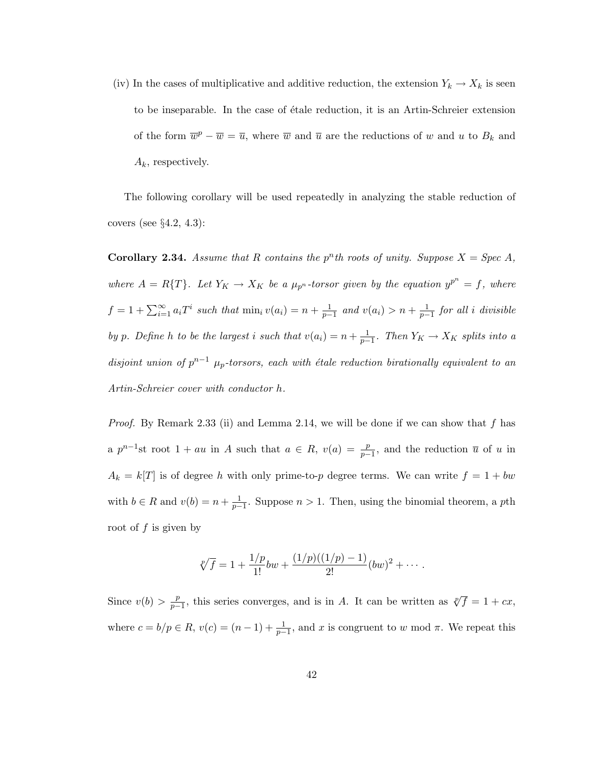(iv) In the cases of multiplicative and additive reduction, the extension $Y_k \to X_k$ is seen to be inseparable. In the case of étale reduction, it is an Artin-Schreier extension of the form $\overline{w}^p - \overline{w} = \overline{u}$, where $\overline{w}$ and $\overline{u}$ are the reductions of $w$ and $u$ to $B_k$ and $A_k$, respectively.

The following corollary will be used repeatedly in analyzing the stable reduction of covers (see §4.2, 4.3):

**Corollary 2.34.** *Assume that $R$ contains the $p^n$th roots of unity. Suppose $X = \text{Spec } A$, where $A = R\{T\}$. Let $Y_K \to X_K$ be a $\mu_{p^n}$-torsor given by the equation $y^{p^n} = f$, where $f = 1 + \sum_{i=1}^{\infty} a_i T^i$ such that $\min_i v(a_i) = n + \frac{1}{p-1}$ and $v(a_i) > n + \frac{1}{p-1}$ for all $i$ divisible by $p$. Define $h$ to be the largest $i$ such that $v(a_i) = n + \frac{1}{p-1}$. Then $Y_K \to X_K$ splits into a disjoint union of $p^{n-1}$ $\mu_p$-torsors, each with étale reduction birationally equivalent to an Artin-Schreier cover with conductor $h$.*

*Proof.* By Remark 2.33 (ii) and Lemma 2.14, we will be done if we can show that $f$ has a $p^{n-1}$st root $1 + au$ in $A$ such that $a \in R$, $v(a) = \frac{p}{p-1}$, and the reduction $\overline{u}$ of $u$ in $A_k = k[T]$ is of degree $h$ with only prime-to-$p$ degree terms. We can write $f = 1 + bw$ with $b \in R$ and $v(b) = n + \frac{1}{p-1}$. Suppose $n > 1$. Then, using the binomial theorem, a $p$th root of $f$ is given by

$$\sqrt[p]{f} = 1 + \frac{1/p}{1!} bw + \frac{(1/p)((1/p) - 1)}{2!} (bw)^2 + \cdots .$$

Since $v(b) > \frac{p}{p-1}$, this series converges, and is in $A$. It can be written as $\sqrt[p]{f} = 1 + cx$, where $c = b/p \in R$, $v(c) = (n-1) + \frac{1}{p-1}$, and $x$ is congruent to $w$ mod $\pi$. We repeat this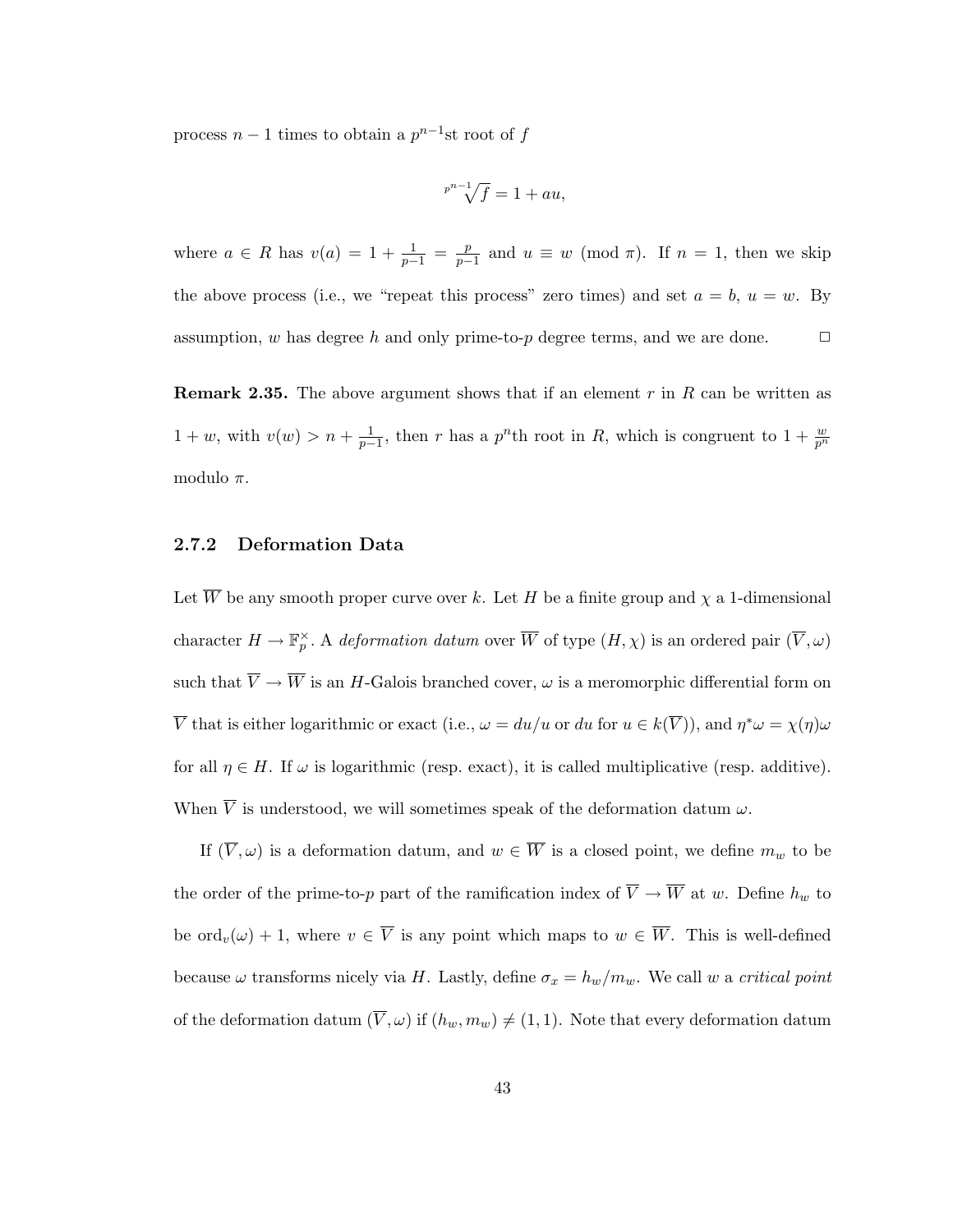process $n-1$ times to obtain a $p^{n-1}$st root of $f$

$$\sqrt[p^{n-1}]{f} = 1 + au,$$

where $a \in R$ has $v(a) = 1 + \frac{1}{p-1} = \frac{p}{p-1}$ and $u \equiv w \pmod{\pi}$. If $n = 1$, then we skip the above process (i.e., we "repeat this process" zero times) and set $a = b$, $u = w$. By assumption, $w$ has degree $h$ and only prime-to-$p$ degree terms, and we are done. $\square$

**Remark 2.35.** The above argument shows that if an element $r$ in $R$ can be written as $1 + w$, with $v(w) > n + \frac{1}{p-1}$, then $r$ has a $p^n$th root in $R$, which is congruent to $1 + \frac{w}{p^n}$ modulo $\pi$.

### 2.7.2 Deformation Data

Let $\overline{W}$ be any smooth proper curve over $k$. Let $H$ be a finite group and $\chi$ a 1-dimensional character $H \to \mathbb{F}_p^{\times}$. A *deformation datum* over $\overline{W}$ of type $(H, \chi)$ is an ordered pair $(\overline{V}, \omega)$ such that $\overline{V} \to \overline{W}$ is an $H$-Galois branched cover, $\omega$ is a meromorphic differential form on $\overline{V}$ that is either logarithmic or exact (i.e., $\omega = du/u$ or $du$ for $u \in k(\overline{V})$), and $\eta^*\omega = \chi(\eta)\omega$ for all $\eta \in H$. If $\omega$ is logarithmic (resp. exact), it is called multiplicative (resp. additive). When $\overline{V}$ is understood, we will sometimes speak of the deformation datum $\omega$.

If $(\overline{V}, \omega)$ is a deformation datum, and $w \in \overline{W}$ is a closed point, we define $m_w$ to be the order of the prime-to-$p$ part of the ramification index of $\overline{V} \to \overline{W}$ at $w$. Define $h_w$ to be $\text{ord}_v(\omega) + 1$, where $v \in \overline{V}$ is any point which maps to $w \in \overline{W}$. This is well-defined because $\omega$ transforms nicely via $H$. Lastly, define $\sigma_x = h_w/m_w$. We call $w$ a *critical point* of the deformation datum $(\overline{V}, \omega)$ if $(h_w, m_w) \neq (1, 1)$. Note that every deformation datum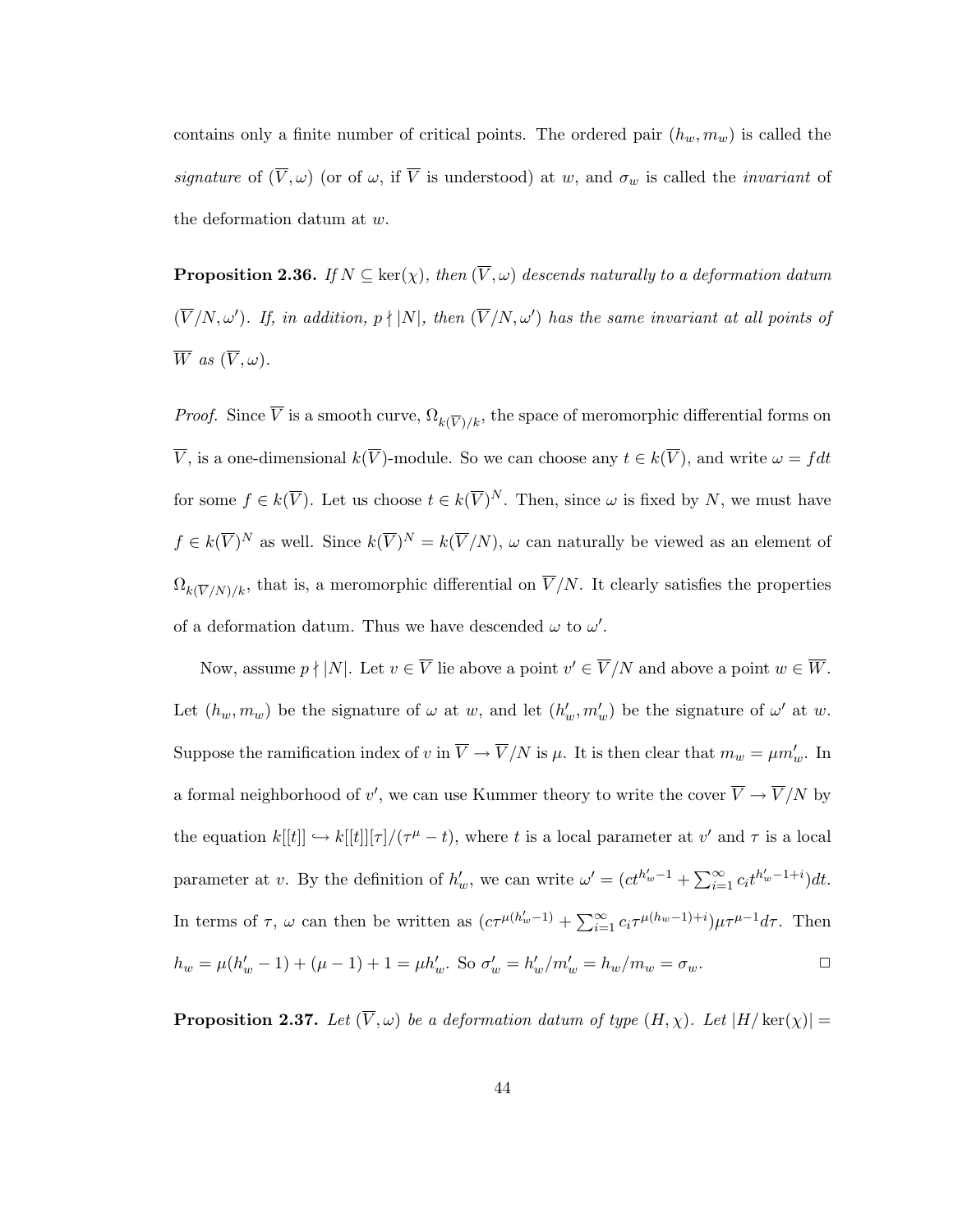contains only a finite number of critical points. The ordered pair $(h_w, m_w)$ is called the *signature* of $(\overline{V}, \omega)$ (or of $\omega$, if $\overline{V}$ is understood) at $w$, and $\sigma_w$ is called the *invariant* of the deformation datum at $w$.

**Proposition 2.36.** *If $N \subseteq \ker(\chi)$, then $(\overline{V}, \omega)$ descends naturally to a deformation datum $(\overline{V}/N, \omega')$. If, in addition, $p \nmid |N|$, then $(\overline{V}/N, \omega')$ has the same invariant at all points of $\overline{W}$ as $(\overline{V}, \omega)$.*

*Proof.* Since $\overline{V}$ is a smooth curve, $\Omega_{k(\overline{V})/k}$, the space of meromorphic differential forms on $\overline{V}$, is a one-dimensional $k(\overline{V})$-module. So we can choose any $t \in k(\overline{V})$, and write $\omega = f dt$ for some $f \in k(\overline{V})$. Let us choose $t \in k(\overline{V})^N$. Then, since $\omega$ is fixed by $N$, we must have $f \in k(\overline{V})^N$ as well. Since $k(\overline{V})^N = k(\overline{V}/N)$, $\omega$ can naturally be viewed as an element of $\Omega_{k(\overline{V}/N)/k}$, that is, a meromorphic differential on $\overline{V}/N$. It clearly satisfies the properties of a deformation datum. Thus we have descended $\omega$ to $\omega'$.

Now, assume $p \nmid |N|$. Let $v \in \overline{V}$ lie above a point $v' \in \overline{V}/N$ and above a point $w \in \overline{W}$. Let $(h_w, m_w)$ be the signature of $\omega$ at $w$, and let $(h'_w, m'_w)$ be the signature of $\omega'$ at $w$. Suppose the ramification index of $v$ in $\overline{V} \to \overline{V}/N$ is $\mu$. It is then clear that $m_w = \mu m'_w$. In a formal neighborhood of $v'$, we can use Kummer theory to write the cover $\overline{V} \to \overline{V}/N$ by the equation $k[[t]] \hookrightarrow k[[t]][\tau]/(\tau^\mu - t)$, where $t$ is a local parameter at $v'$ and $\tau$ is a local parameter at $v$. By the definition of $h'_w$, we can write $\omega' = (ct^{h'_w - 1} + \sum_{i=1}^{\infty} c_i t^{h'_w - 1 + i})dt$. In terms of $\tau$, $\omega$ can then be written as $(c\tau^{\mu(h'_w - 1)} + \sum_{i=1}^{\infty} c_i \tau^{\mu(h_w - 1) + i}) \mu \tau^{\mu - 1} d\tau$. Then $h_w = \mu(h'_w - 1) + (\mu - 1) + 1 = \mu h'_w$. So $\sigma'_w = h'_w/m'_w = h_w/m_w = \sigma_w$. $\square$

**Proposition 2.37.** *Let $(\overline{V}, \omega)$ be a deformation datum of type $(H, \chi)$. Let $|H/\ker(\chi)| =$*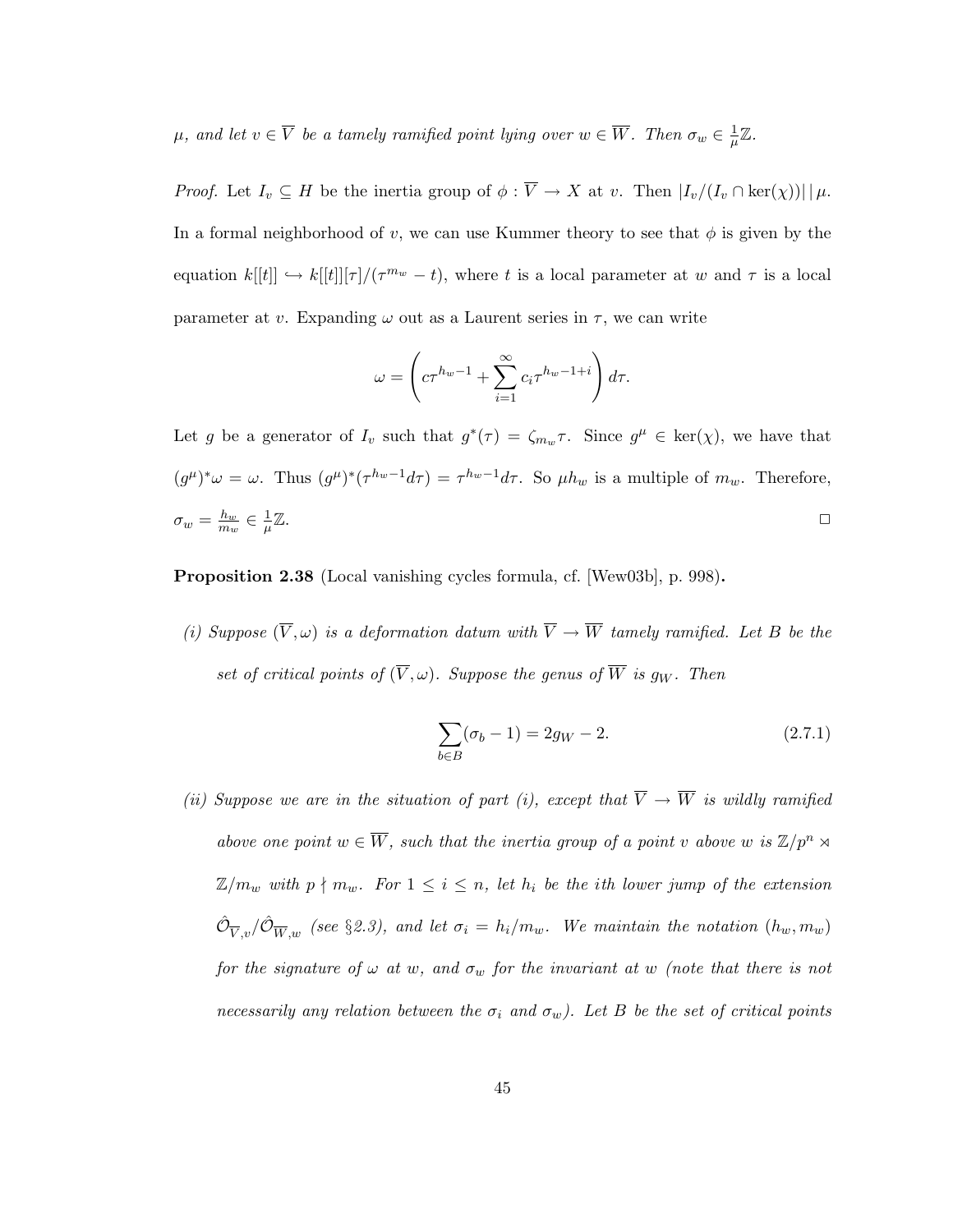*$\mu$, and let $v \in \overline{V}$ be a tamely ramified point lying over $w \in \overline{W}$. Then $\sigma_w \in \frac{1}{\mu}\mathbb{Z}$.*

*Proof.* Let $I_v \subseteq H$ be the inertia group of $\phi : \overline{V} \to X$ at $v$. Then $|I_v/(I_v \cap \ker(\chi))| \mid \mu$. In a formal neighborhood of $v$, we can use Kummer theory to see that $\phi$ is given by the equation $k[[t]] \hookrightarrow k[[t]][\tau]/(\tau^{m_w} - t)$, where $t$ is a local parameter at $w$ and $\tau$ is a local parameter at $v$. Expanding $\omega$ out as a Laurent series in $\tau$, we can write

$$\omega = \left( c\tau^{h_w - 1} + \sum_{i=1}^{\infty} c_i \tau^{h_w - 1 + i} \right) d\tau.$$

Let $g$ be a generator of $I_v$ such that $g^*(\tau) = \zeta_{m_w}\tau$. Since $g^\mu \in \ker(\chi)$, we have that $(g^\mu)^*\omega = \omega$. Thus $(g^\mu)^*(\tau^{h_w-1}d\tau) = \tau^{h_w-1}d\tau$. So $\mu h_w$ is a multiple of $m_w$. Therefore, $\sigma_w = \frac{h_w}{m_w} \in \frac{1}{\mu}\mathbb{Z}$. $\square$

**Proposition 2.38** (Local vanishing cycles formula, cf. [Wew03b], p. 998)**.**

*(i) Suppose $(\overline{V}, \omega)$ is a deformation datum with $\overline{V} \to \overline{W}$ tamely ramified. Let $B$ be the set of critical points of $(\overline{V}, \omega)$. Suppose the genus of $\overline{W}$ is $g_W$. Then*

$$\sum_{b \in B} (\sigma_b - 1) = 2g_W - 2. \tag{2.7.1}$$

*(ii) Suppose we are in the situation of part (i), except that $\overline{V} \to \overline{W}$ is wildly ramified above one point $w \in \overline{W}$, such that the inertia group of a point $v$ above $w$ is $\mathbb{Z}/p^n \rtimes \mathbb{Z}/m_w$ with $p \nmid m_w$. For $1 \leq i \leq n$, let $h_i$ be the $i$th lower jump of the extension $\hat{\mathcal{O}}_{\overline{V},v}/\hat{\mathcal{O}}_{\overline{W},w}$ (see §2.3), and let $\sigma_i = h_i/m_w$. We maintain the notation $(h_w, m_w)$ for the signature of $\omega$ at $w$, and $\sigma_w$ for the invariant at $w$ (note that there is not necessarily any relation between the $\sigma_i$ and $\sigma_w$). Let $B$ be the set of critical points*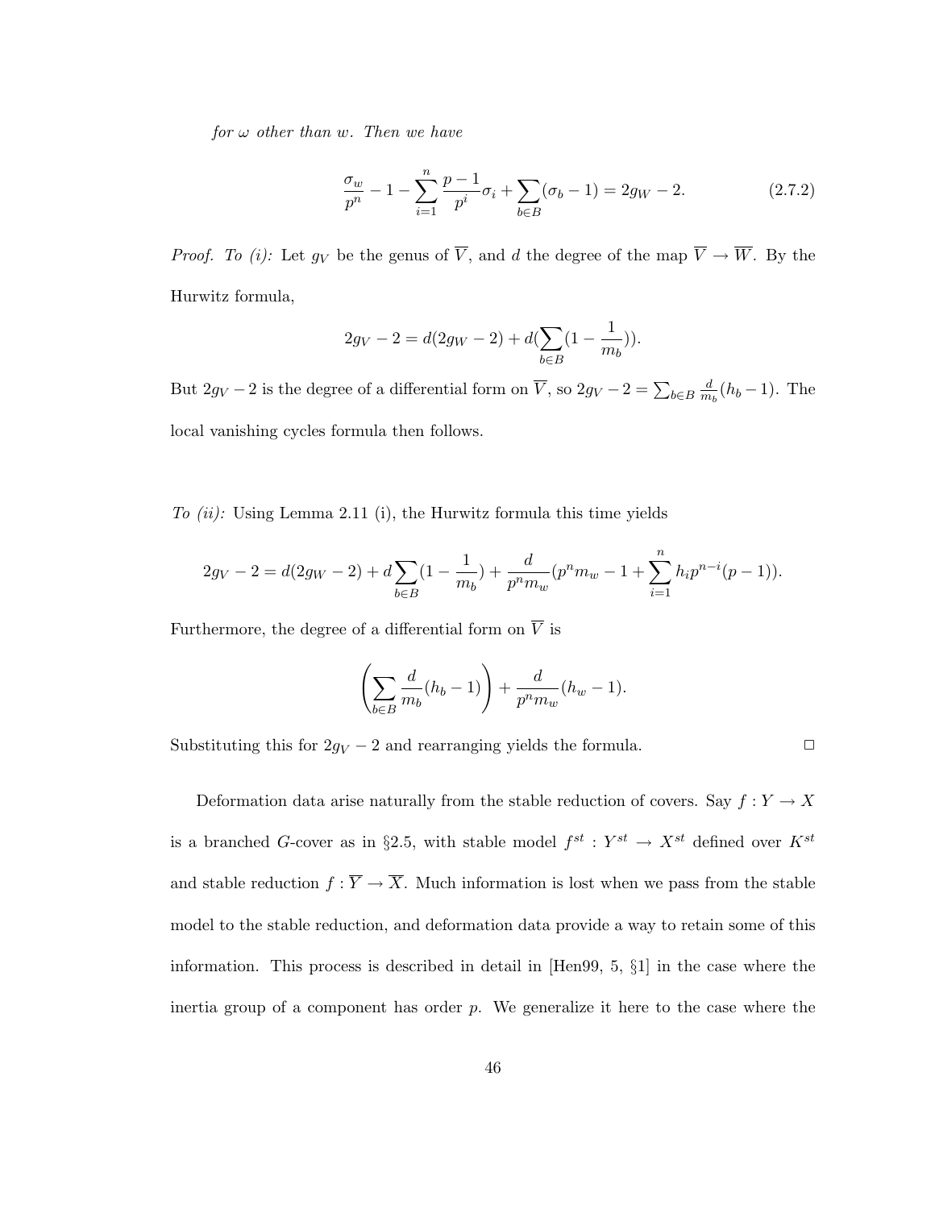*for $\omega$ other than $w$. Then we have*

$$\frac{\sigma_w}{p^n} - 1 - \sum_{i=1}^{n} \frac{p-1}{p^i}\sigma_i + \sum_{b \in B}(\sigma_b - 1) = 2g_W - 2. \tag{2.7.2}$$

*Proof. To (i):* Let $g_V$ be the genus of $\overline{V}$, and $d$ the degree of the map $\overline{V} \to \overline{W}$. By the Hurwitz formula,

$$2g_V - 2 = d(2g_W - 2) + d(\sum_{b \in B}(1 - \frac{1}{m_b})).$$

But $2g_V - 2$ is the degree of a differential form on $\overline{V}$, so $2g_V - 2 = \sum_{b \in B} \frac{d}{m_b}(h_b - 1)$. The local vanishing cycles formula then follows.

*To (ii):* Using Lemma 2.11 (i), the Hurwitz formula this time yields

$$2g_V - 2 = d(2g_W - 2) + d\sum_{b \in B}(1 - \frac{1}{m_b}) + \frac{d}{p^n m_w}(p^n m_w - 1 + \sum_{i=1}^{n} h_i p^{n-i}(p-1)).$$

Furthermore, the degree of a differential form on $\overline{V}$ is

$$\left(\sum_{b \in B} \frac{d}{m_b}(h_b - 1)\right) + \frac{d}{p^n m_w}(h_w - 1).$$

Substituting this for $2g_V - 2$ and rearranging yields the formula. □

Deformation data arise naturally from the stable reduction of covers. Say $f : Y \to X$ is a branched $G$-cover as in §2.5, with stable model $f^{st} : Y^{st} \to X^{st}$ defined over $K^{st}$ and stable reduction $f : \overline{Y} \to \overline{X}$. Much information is lost when we pass from the stable model to the stable reduction, and deformation data provide a way to retain some of this information. This process is described in detail in [Hen99, 5, §1] in the case where the inertia group of a component has order $p$. We generalize it here to the case where the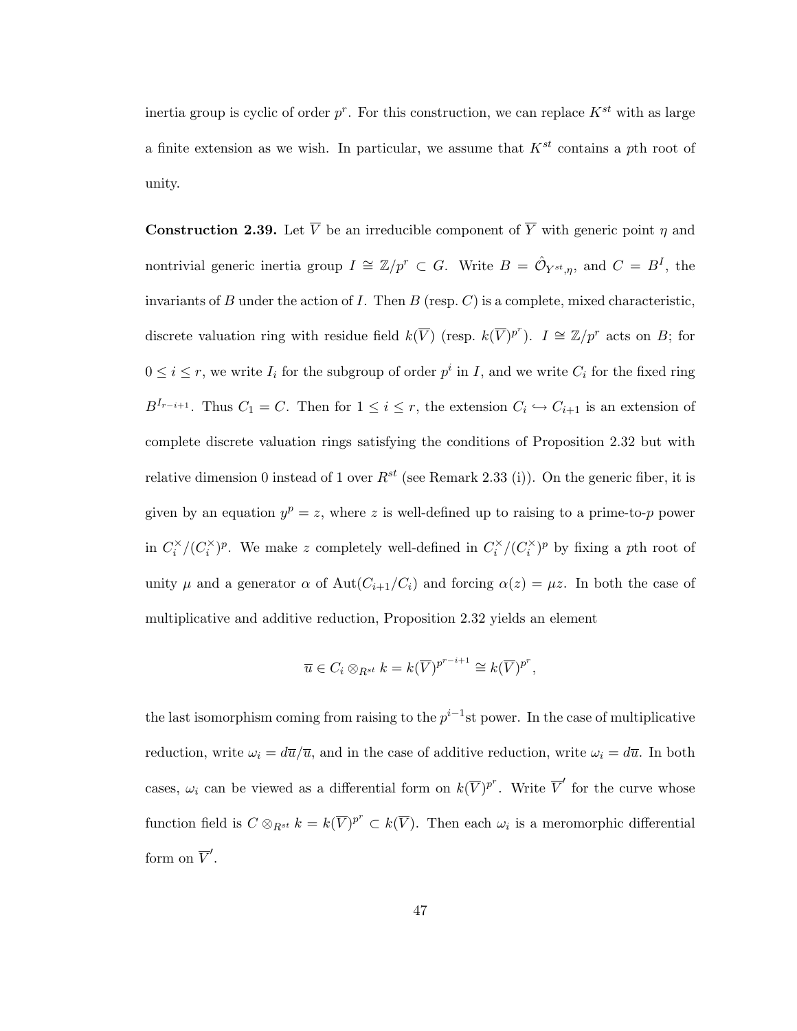inertia group is cyclic of order $p^r$. For this construction, we can replace $K^{st}$ with as large a finite extension as we wish. In particular, we assume that $K^{st}$ contains a $p$th root of unity.

**Construction 2.39.** Let $\overline{V}$ be an irreducible component of $\overline{Y}$ with generic point $\eta$ and nontrivial generic inertia group $I \cong \mathbb{Z}/p^r \subset G$. Write $B = \hat{\mathcal{O}}_{Y^{st},\eta}$, and $C = B^I$, the invariants of $B$ under the action of $I$. Then $B$ (resp. $C$) is a complete, mixed characteristic, discrete valuation ring with residue field $k(\overline{V})$ (resp. $k(\overline{V})^{p^r}$). $I \cong \mathbb{Z}/p^r$ acts on $B$; for $0 \leq i \leq r$, we write $I_i$ for the subgroup of order $p^i$ in $I$, and we write $C_i$ for the fixed ring $B^{I_{r-i+1}}$. Thus $C_1 = C$. Then for $1 \leq i \leq r$, the extension $C_i \hookrightarrow C_{i+1}$ is an extension of complete discrete valuation rings satisfying the conditions of Proposition 2.32 but with relative dimension 0 instead of 1 over $R^{st}$ (see Remark 2.33 (i)). On the generic fiber, it is given by an equation $y^p = z$, where $z$ is well-defined up to raising to a prime-to-$p$ power in $C_i^\times/(C_i^\times)^p$. We make $z$ completely well-defined in $C_i^\times/(C_i^\times)^p$ by fixing a $p$th root of unity $\mu$ and a generator $\alpha$ of $\text{Aut}(C_{i+1}/C_i)$ and forcing $\alpha(z) = \mu z$. In both the case of multiplicative and additive reduction, Proposition 2.32 yields an element

$$\overline{u} \in C_i \otimes_{R^{st}} k = k(\overline{V})^{p^{r-i+1}} \cong k(\overline{V})^{p^r},$$

the last isomorphism coming from raising to the $p^{i-1}$st power. In the case of multiplicative reduction, write $\omega_i = d\overline{u}/\overline{u}$, and in the case of additive reduction, write $\omega_i = d\overline{u}$. In both cases, $\omega_i$ can be viewed as a differential form on $k(\overline{V})^{p^r}$. Write $\overline{V}'$ for the curve whose function field is $C \otimes_{R^{st}} k = k(\overline{V})^{p^r} \subset k(\overline{V})$. Then each $\omega_i$ is a meromorphic differential form on $\overline{V}'$.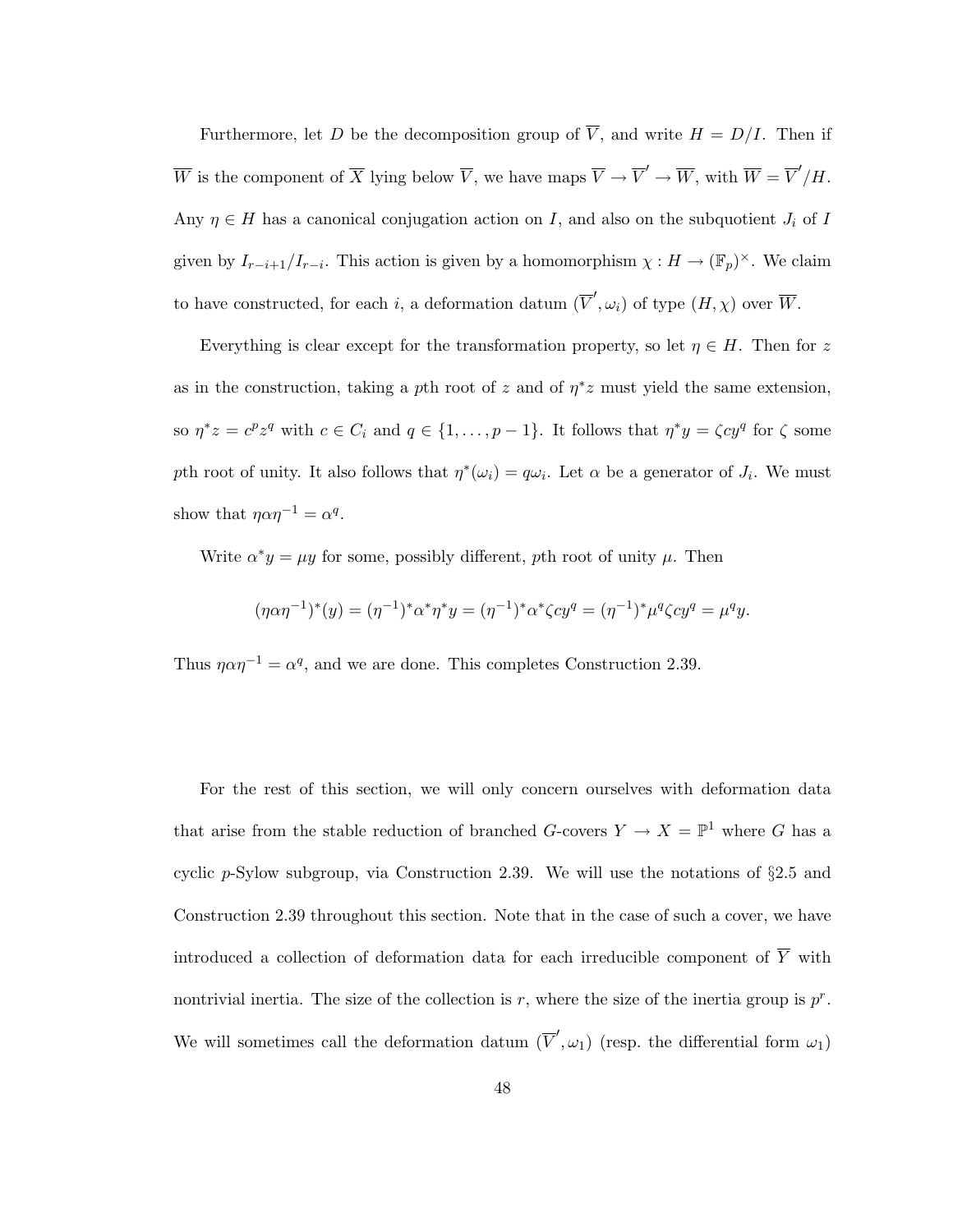Furthermore, let $D$ be the decomposition group of $\overline{V}$, and write $H = D/I$. Then if $\overline{W}$ is the component of $\overline{X}$ lying below $\overline{V}$, we have maps $\overline{V} \to \overline{V}' \to \overline{W}$, with $\overline{W} = \overline{V}'/H$. Any $\eta \in H$ has a canonical conjugation action on $I$, and also on the subquotient $J_i$ of $I$ given by $I_{r-i+1}/I_{r-i}$. This action is given by a homomorphism $\chi : H \to (\mathbb{F}_p)^\times$. We claim to have constructed, for each $i$, a deformation datum $(\overline{V}', \omega_i)$ of type $(H, \chi)$ over $\overline{W}$.

Everything is clear except for the transformation property, so let $\eta \in H$. Then for $z$ as in the construction, taking a $p$th root of $z$ and of $\eta^* z$ must yield the same extension, so $\eta^* z = c^p z^q$ with $c \in C_i$ and $q \in \{1, \ldots, p-1\}$. It follows that $\eta^* y = \zeta c y^q$ for $\zeta$ some $p$th root of unity. It also follows that $\eta^*(\omega_i) = q\omega_i$. Let $\alpha$ be a generator of $J_i$. We must show that $\eta \alpha \eta^{-1} = \alpha^q$.

Write $\alpha^* y = \mu y$ for some, possibly different, $p$th root of unity $\mu$. Then

$$(\eta\alpha\eta^{-1})^*(y) = (\eta^{-1})^* \alpha^* \eta^* y = (\eta^{-1})^* \alpha^* \zeta c y^q = (\eta^{-1})^* \mu^q \zeta c y^q = \mu^q y.$$

Thus $\eta\alpha\eta^{-1} = \alpha^q$, and we are done. This completes Construction 2.39.

For the rest of this section, we will only concern ourselves with deformation data that arise from the stable reduction of branched $G$-covers $Y \to X = \mathbb{P}^1$ where $G$ has a cyclic $p$-Sylow subgroup, via Construction 2.39. We will use the notations of §2.5 and Construction 2.39 throughout this section. Note that in the case of such a cover, we have introduced a collection of deformation data for each irreducible component of $\overline{Y}$ with nontrivial inertia. The size of the collection is $r$, where the size of the inertia group is $p^r$. We will sometimes call the deformation datum $(\overline{V}', \omega_1)$ (resp. the differential form $\omega_1$)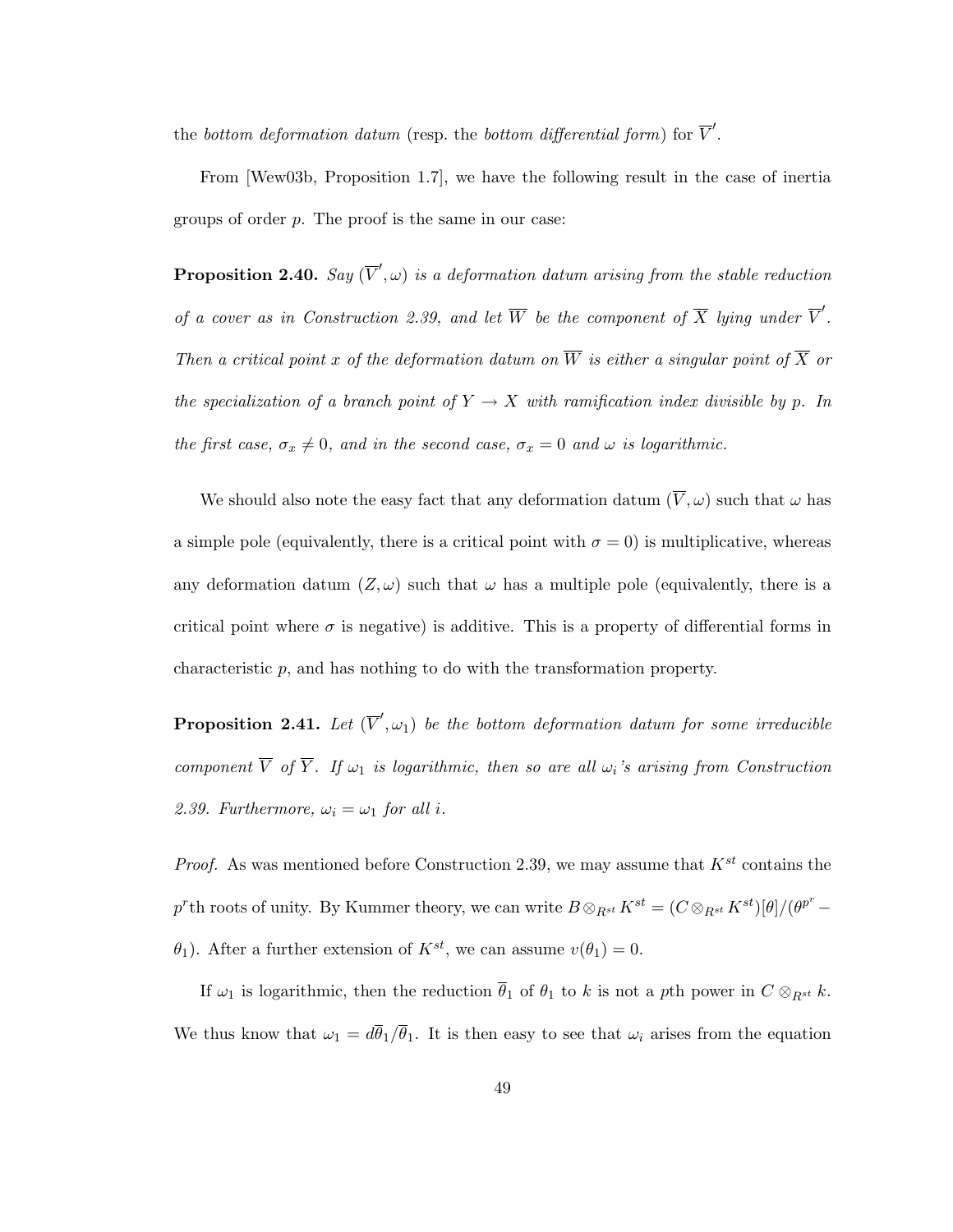the *bottom deformation datum* (resp. the *bottom differential form*) for $\overline{V}'$.

From [Wew03b, Proposition 1.7], we have the following result in the case of inertia groups of order $p$. The proof is the same in our case:

**Proposition 2.40.** *Say $(\overline{V}', \omega)$ is a deformation datum arising from the stable reduction of a cover as in Construction 2.39, and let $\overline{W}$ be the component of $\overline{X}$ lying under $\overline{V}'$. Then a critical point $x$ of the deformation datum on $\overline{W}$ is either a singular point of $\overline{X}$ or the specialization of a branch point of $Y \to X$ with ramification index divisible by $p$. In the first case, $\sigma_x \neq 0$, and in the second case, $\sigma_x = 0$ and $\omega$ is logarithmic.*

We should also note the easy fact that any deformation datum $(\overline{V}, \omega)$ such that $\omega$ has a simple pole (equivalently, there is a critical point with $\sigma = 0$) is multiplicative, whereas any deformation datum $(Z, \omega)$ such that $\omega$ has a multiple pole (equivalently, there is a critical point where $\sigma$ is negative) is additive. This is a property of differential forms in characteristic $p$, and has nothing to do with the transformation property.

**Proposition 2.41.** *Let $(\overline{V}', \omega_1)$ be the bottom deformation datum for some irreducible component $\overline{V}$ of $\overline{Y}$. If $\omega_1$ is logarithmic, then so are all $\omega_i$'s arising from Construction 2.39. Furthermore, $\omega_i = \omega_1$ for all $i$.*

*Proof.* As was mentioned before Construction 2.39, we may assume that $K^{st}$ contains the $p^r$th roots of unity. By Kummer theory, we can write $B \otimes_{R^{st}} K^{st} = (C \otimes_{R^{st}} K^{st})[\theta]/(\theta^{p^r} - \theta_1)$. After a further extension of $K^{st}$, we can assume $v(\theta_1) = 0$.

If $\omega_1$ is logarithmic, then the reduction $\overline{\theta}_1$ of $\theta_1$ to $k$ is not a $p$th power in $C \otimes_{R^{st}} k$. We thus know that $\omega_1 = d\overline{\theta}_1/\overline{\theta}_1$. It is then easy to see that $\omega_i$ arises from the equation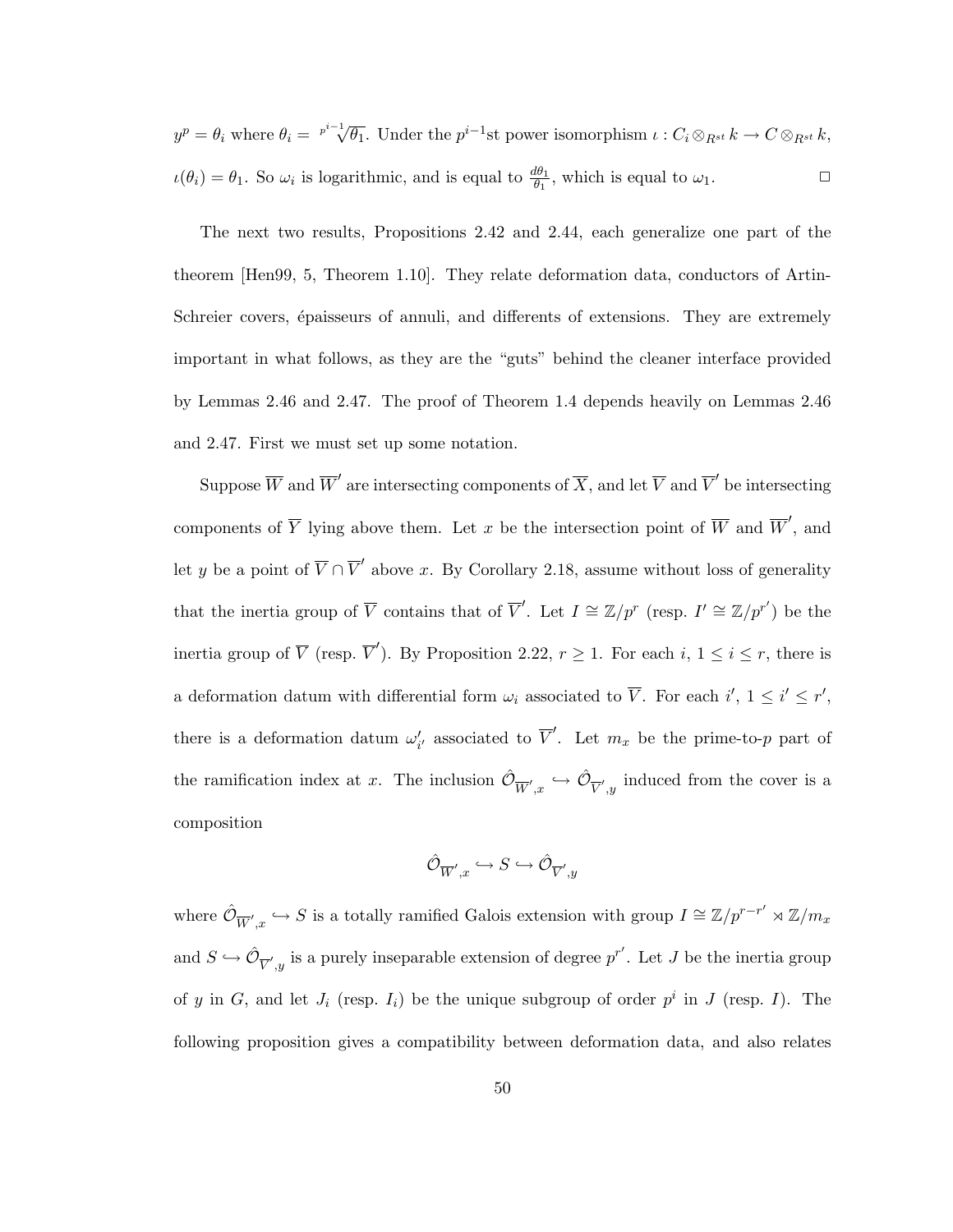$y^p = \theta_i$ where $\theta_i = \sqrt[p^{i-1}]{\theta_1}$. Under the $p^{i-1}$st power isomorphism $\iota : C_i \otimes_{R^{st}} k \to C \otimes_{R^{st}} k$, $\iota(\theta_i) = \theta_1$. So $\omega_i$ is logarithmic, and is equal to $\frac{d\theta_1}{\theta_1}$, which is equal to $\omega_1$. □

The next two results, Propositions 2.42 and 2.44, each generalize one part of the theorem [Hen99, 5, Theorem 1.10]. They relate deformation data, conductors of Artin-Schreier covers, épaisseurs of annuli, and differents of extensions. They are extremely important in what follows, as they are the "guts" behind the cleaner interface provided by Lemmas 2.46 and 2.47. The proof of Theorem 1.4 depends heavily on Lemmas 2.46 and 2.47. First we must set up some notation.

Suppose $\overline{W}$ and $\overline{W}'$ are intersecting components of $\overline{X}$, and let $\overline{V}$ and $\overline{V}'$ be intersecting components of $\overline{Y}$ lying above them. Let $x$ be the intersection point of $\overline{W}$ and $\overline{W}'$, and let $y$ be a point of $\overline{V} \cap \overline{V}'$ above $x$. By Corollary 2.18, assume without loss of generality that the inertia group of $\overline{V}$ contains that of $\overline{V}'$. Let $I \cong \mathbb{Z}/p^r$ (resp. $I' \cong \mathbb{Z}/p^{r'}$) be the inertia group of $\overline{V}$ (resp. $\overline{V}'$). By Proposition 2.22, $r \geq 1$. For each $i$, $1 \leq i \leq r$, there is a deformation datum with differential form $\omega_i$ associated to $\overline{V}$. For each $i'$, $1 \leq i' \leq r'$, there is a deformation datum $\omega'_{i'}$ associated to $\overline{V}'$. Let $m_x$ be the prime-to-$p$ part of the ramification index at $x$. The inclusion $\hat{\mathcal{O}}_{\overline{W}',x} \hookrightarrow \hat{\mathcal{O}}_{\overline{V}',y}$ induced from the cover is a composition

$$\hat{\mathcal{O}}_{\overline{W}',x} \hookrightarrow S \hookrightarrow \hat{\mathcal{O}}_{\overline{V}',y}$$

where $\hat{\mathcal{O}}_{\overline{W}',x} \hookrightarrow S$ is a totally ramified Galois extension with group $I \cong \mathbb{Z}/p^{r-r'} \rtimes \mathbb{Z}/m_x$ and $S \hookrightarrow \hat{\mathcal{O}}_{\overline{V}',y}$ is a purely inseparable extension of degree $p^{r'}$. Let $J$ be the inertia group of $y$ in $G$, and let $J_i$ (resp. $I_i$) be the unique subgroup of order $p^i$ in $J$ (resp. $I$). The following proposition gives a compatibility between deformation data, and also relates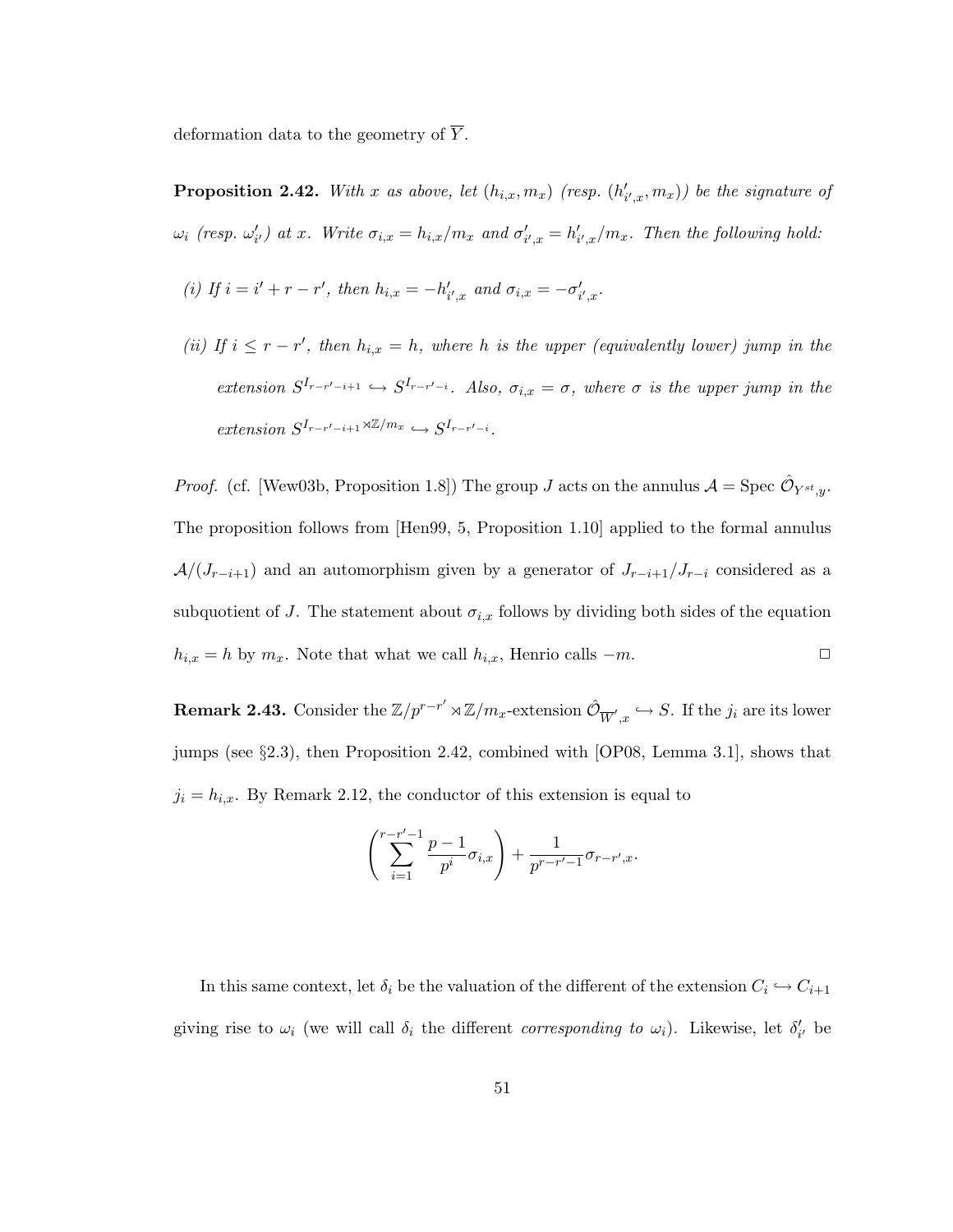deformation data to the geometry of $\overline{Y}$.

**Proposition 2.42.** *With $x$ as above, let $(h_{i,x}, m_x)$ (resp. $(h'_{i',x}, m_x)$) be the signature of $\omega_i$ (resp. $\omega'_{i'}$) at $x$. Write $\sigma_{i,x} = h_{i,x}/m_x$ and $\sigma'_{i',x} = h'_{i',x}/m_x$. Then the following hold:*

*(i) If $i = i' + r - r'$, then $h_{i,x} = -h'_{i',x}$ and $\sigma_{i,x} = -\sigma'_{i',x}$.*

*(ii) If $i \leq r - r'$, then $h_{i,x} = h$, where $h$ is the upper (equivalently lower) jump in the extension $S^{I_{r-r'-i+1}} \hookrightarrow S^{I_{r-r'-i}}$. Also, $\sigma_{i,x} = \sigma$, where $\sigma$ is the upper jump in the extension $S^{I_{r-r'-i+1} \rtimes \mathbb{Z}/m_x} \hookrightarrow S^{I_{r-r'-i}}$.*

*Proof.* (cf. [Wew03b, Proposition 1.8]) The group $J$ acts on the annulus $\mathcal{A} = \operatorname{Spec} \hat{\mathcal{O}}_{Y^{st},y}$. The proposition follows from [Hen99, 5, Proposition 1.10] applied to the formal annulus $\mathcal{A}/(J_{r-i+1})$ and an automorphism given by a generator of $J_{r-i+1}/J_{r-i}$ considered as a subquotient of $J$. The statement about $\sigma_{i,x}$ follows by dividing both sides of the equation $h_{i,x} = h$ by $m_x$. Note that what we call $h_{i,x}$, Henrio calls $-m$. $\square$

**Remark 2.43.** Consider the $\mathbb{Z}/p^{r-r'} \rtimes \mathbb{Z}/m_x$-extension $\hat{\mathcal{O}}_{\overline{W'},x} \hookrightarrow S$. If the $j_i$ are its lower jumps (see §2.3), then Proposition 2.42, combined with [OP08, Lemma 3.1], shows that $j_i = h_{i,x}$. By Remark 2.12, the conductor of this extension is equal to

$$\left(\sum_{i=1}^{r-r'-1} \frac{p-1}{p^i}\sigma_{i,x}\right) + \frac{1}{p^{r-r'-1}}\sigma_{r-r',x}.$$

In this same context, let $\delta_i$ be the valuation of the different of the extension $C_i \hookrightarrow C_{i+1}$ giving rise to $\omega_i$ (we will call $\delta_i$ the different *corresponding to* $\omega_i$). Likewise, let $\delta'_{i'}$ be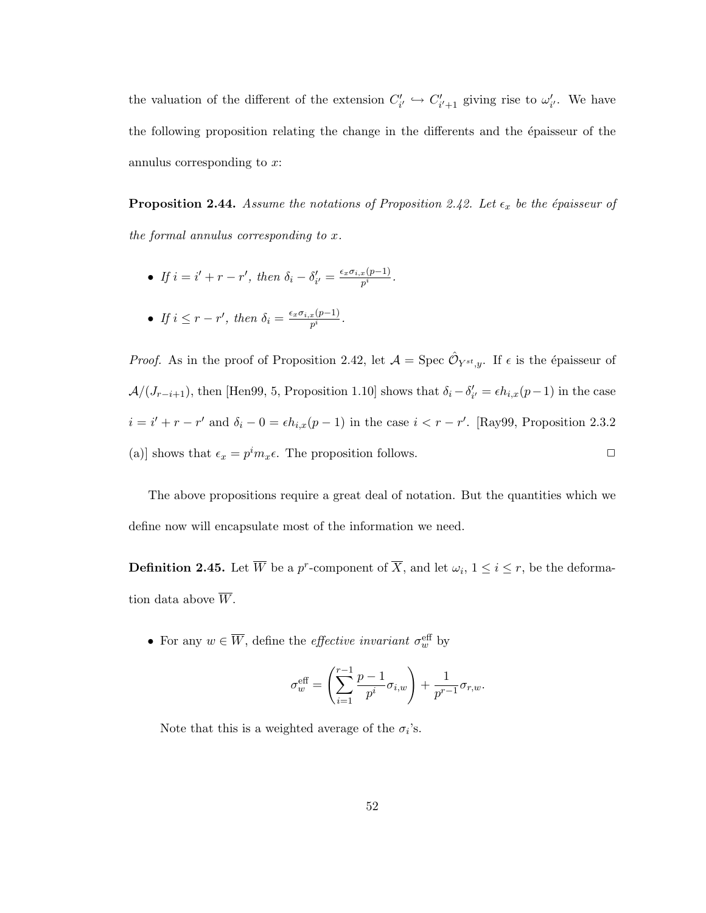the valuation of the different of the extension $C'_{i'} \hookrightarrow C'_{i'+1}$ giving rise to $\omega'_{i'}$. We have the following proposition relating the change in the differents and the épaisseur of the annulus corresponding to $x$:

**Proposition 2.44.** *Assume the notations of Proposition 2.42. Let $\epsilon_x$ be the épaisseur of the formal annulus corresponding to $x$.*

- *If $i = i' + r - r'$, then $\delta_i - \delta'_{i'} = \frac{\epsilon_x \sigma_{i,x}(p-1)}{p^i}$.*
- *If $i \leq r - r'$, then $\delta_i = \frac{\epsilon_x \sigma_{i,x}(p-1)}{p^i}$.*

*Proof.* As in the proof of Proposition 2.42, let $\mathcal{A} = \text{Spec } \hat{\mathcal{O}}_{Y^{st},y}$. If $\epsilon$ is the épaisseur of $\mathcal{A}/(J_{r-i+1})$, then [Hen99, 5, Proposition 1.10] shows that $\delta_i - \delta'_{i'} = \epsilon h_{i,x}(p-1)$ in the case $i = i' + r - r'$ and $\delta_i - 0 = \epsilon h_{i,x}(p-1)$ in the case $i < r - r'$. [Ray99, Proposition 2.3.2 (a)] shows that $\epsilon_x = p^i m_x \epsilon$. The proposition follows. $\square$

The above propositions require a great deal of notation. But the quantities which we define now will encapsulate most of the information we need.

**Definition 2.45.** Let $\overline{W}$ be a $p^r$-component of $\overline{X}$, and let $\omega_i$, $1 \leq i \leq r$, be the deformation data above $\overline{W}$.

- For any $w \in \overline{W}$, define the *effective invariant* $\sigma_w^{\text{eff}}$ by

$$\sigma_w^{\text{eff}} = \left( \sum_{i=1}^{r-1} \frac{p-1}{p^i} \sigma_{i,w} \right) + \frac{1}{p^{r-1}} \sigma_{r,w}.$$

Note that this is a weighted average of the $\sigma_i$'s.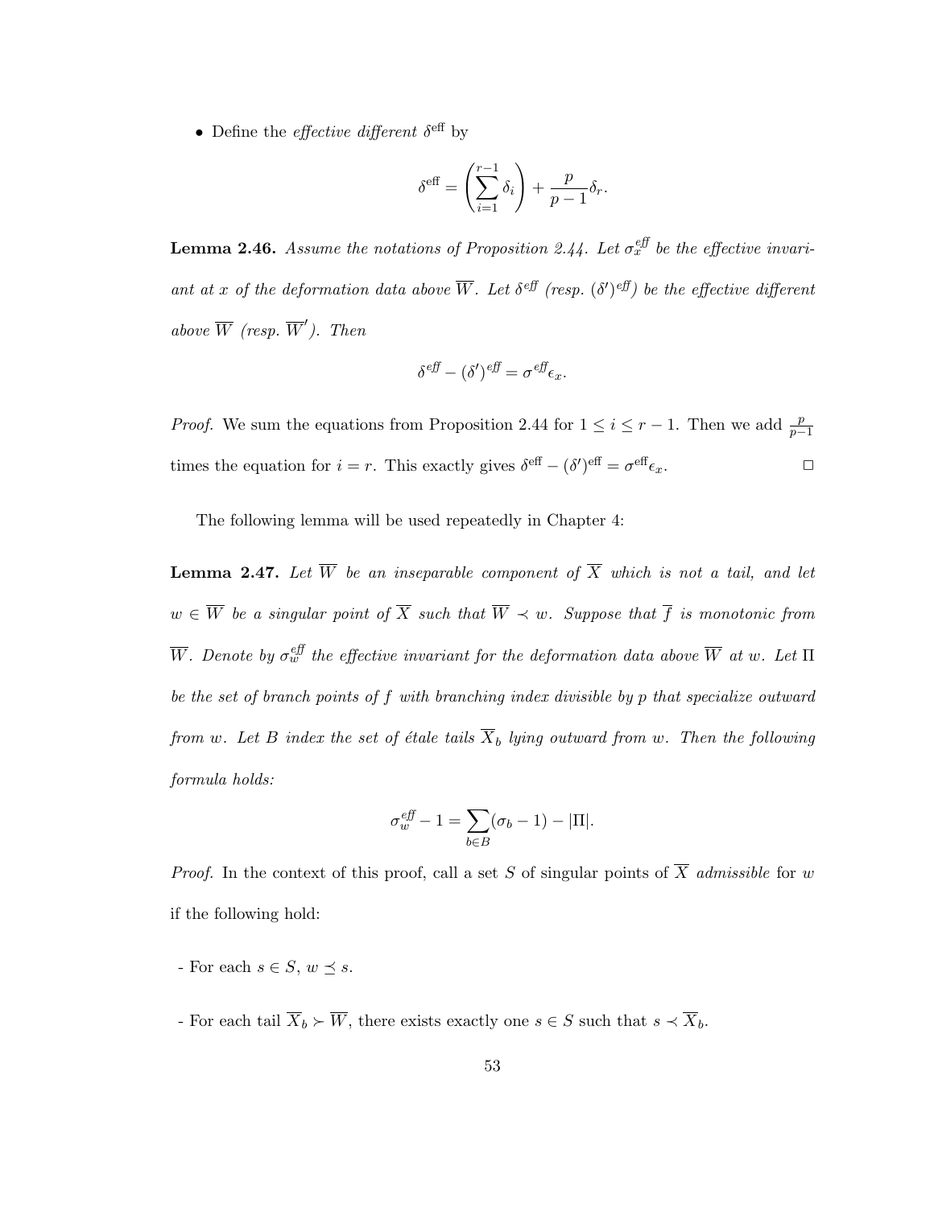- Define the *effective different* $\delta^{\text{eff}}$ by

$$\delta^{\text{eff}} = \left(\sum_{i=1}^{r-1} \delta_i\right) + \frac{p}{p-1}\delta_r.$$

**Lemma 2.46.** *Assume the notations of Proposition 2.44. Let $\sigma_x^{\textit{eff}}$ be the effective invariant at $x$ of the deformation data above $\overline{W}$. Let $\delta^{\textit{eff}}$ (resp. $(\delta')^{\textit{eff}}$) be the effective different above $\overline{W}$ (resp. $\overline{W}'$). Then*

$$\delta^{\textit{eff}} - (\delta')^{\textit{eff}} = \sigma^{\textit{eff}}\epsilon_x.$$

*Proof.* We sum the equations from Proposition 2.44 for $1 \leq i \leq r-1$. Then we add $\frac{p}{p-1}$ times the equation for $i = r$. This exactly gives $\delta^{\text{eff}} - (\delta')^{\text{eff}} = \sigma^{\text{eff}}\epsilon_x$. □

The following lemma will be used repeatedly in Chapter 4:

**Lemma 2.47.** *Let $\overline{W}$ be an inseparable component of $\overline{X}$ which is not a tail, and let $w \in \overline{W}$ be a singular point of $\overline{X}$ such that $\overline{W} \prec w$. Suppose that $\overline{f}$ is monotonic from $\overline{W}$. Denote by $\sigma_w^{\textit{eff}}$ the effective invariant for the deformation data above $\overline{W}$ at $w$. Let $\Pi$ be the set of branch points of $f$ with branching index divisible by $p$ that specialize outward from $w$. Let $B$ index the set of étale tails $\overline{X}_b$ lying outward from $w$. Then the following formula holds:*

$$\sigma_w^{\textit{eff}} - 1 = \sum_{b \in B}(\sigma_b - 1) - |\Pi|.$$

*Proof.* In the context of this proof, call a set $S$ of singular points of $\overline{X}$ *admissible* for $w$ if the following hold:

- For each $s \in S$, $w \preceq s$.

- For each tail $\overline{X}_b \succ \overline{W}$, there exists exactly one $s \in S$ such that $s \prec \overline{X}_b$.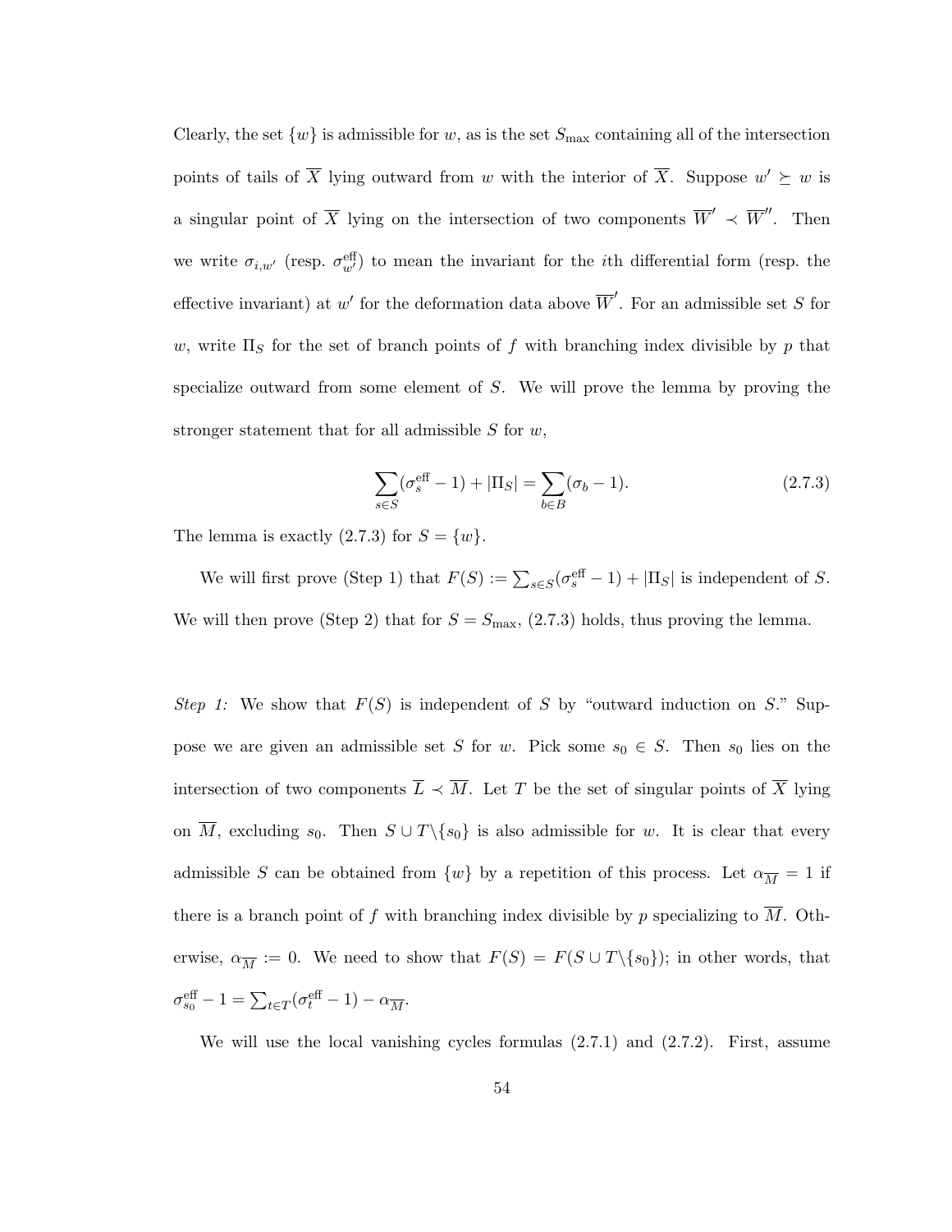Clearly, the set $\{w\}$ is admissible for $w$, as is the set $S_{\max}$ containing all of the intersection points of tails of $\overline{X}$ lying outward from $w$ with the interior of $\overline{X}$. Suppose $w' \succeq w$ is a singular point of $\overline{X}$ lying on the intersection of two components $\overline{W}' \prec \overline{W}''$. Then we write $\sigma_{i,w'}$ (resp. $\sigma_{w'}^{\text{eff}}$) to mean the invariant for the $i$th differential form (resp. the effective invariant) at $w'$ for the deformation data above $\overline{W}'$. For an admissible set $S$ for $w$, write $\Pi_S$ for the set of branch points of $f$ with branching index divisible by $p$ that specialize outward from some element of $S$. We will prove the lemma by proving the stronger statement that for all admissible $S$ for $w$,

$$\sum_{s \in S} (\sigma_s^{\text{eff}} - 1) + |\Pi_S| = \sum_{b \in B} (\sigma_b - 1). \tag{2.7.3}$$

The lemma is exactly (2.7.3) for $S = \{w\}$.

We will first prove (Step 1) that $F(S) := \sum_{s \in S} (\sigma_s^{\text{eff}} - 1) + |\Pi_S|$ is independent of $S$. We will then prove (Step 2) that for $S = S_{\max}$, (2.7.3) holds, thus proving the lemma.

*Step 1:* We show that $F(S)$ is independent of $S$ by "outward induction on $S$." Suppose we are given an admissible set $S$ for $w$. Pick some $s_0 \in S$. Then $s_0$ lies on the intersection of two components $\overline{L} \prec \overline{M}$. Let $T$ be the set of singular points of $\overline{X}$ lying on $\overline{M}$, excluding $s_0$. Then $S \cup T \backslash \{s_0\}$ is also admissible for $w$. It is clear that every admissible $S$ can be obtained from $\{w\}$ by a repetition of this process. Let $\alpha_{\overline{M}} = 1$ if there is a branch point of $f$ with branching index divisible by $p$ specializing to $\overline{M}$. Otherwise, $\alpha_{\overline{M}} := 0$. We need to show that $F(S) = F(S \cup T \backslash \{s_0\})$; in other words, that $\sigma_{s_0}^{\text{eff}} - 1 = \sum_{t \in T} (\sigma_t^{\text{eff}} - 1) - \alpha_{\overline{M}}$.

We will use the local vanishing cycles formulas (2.7.1) and (2.7.2). First, assume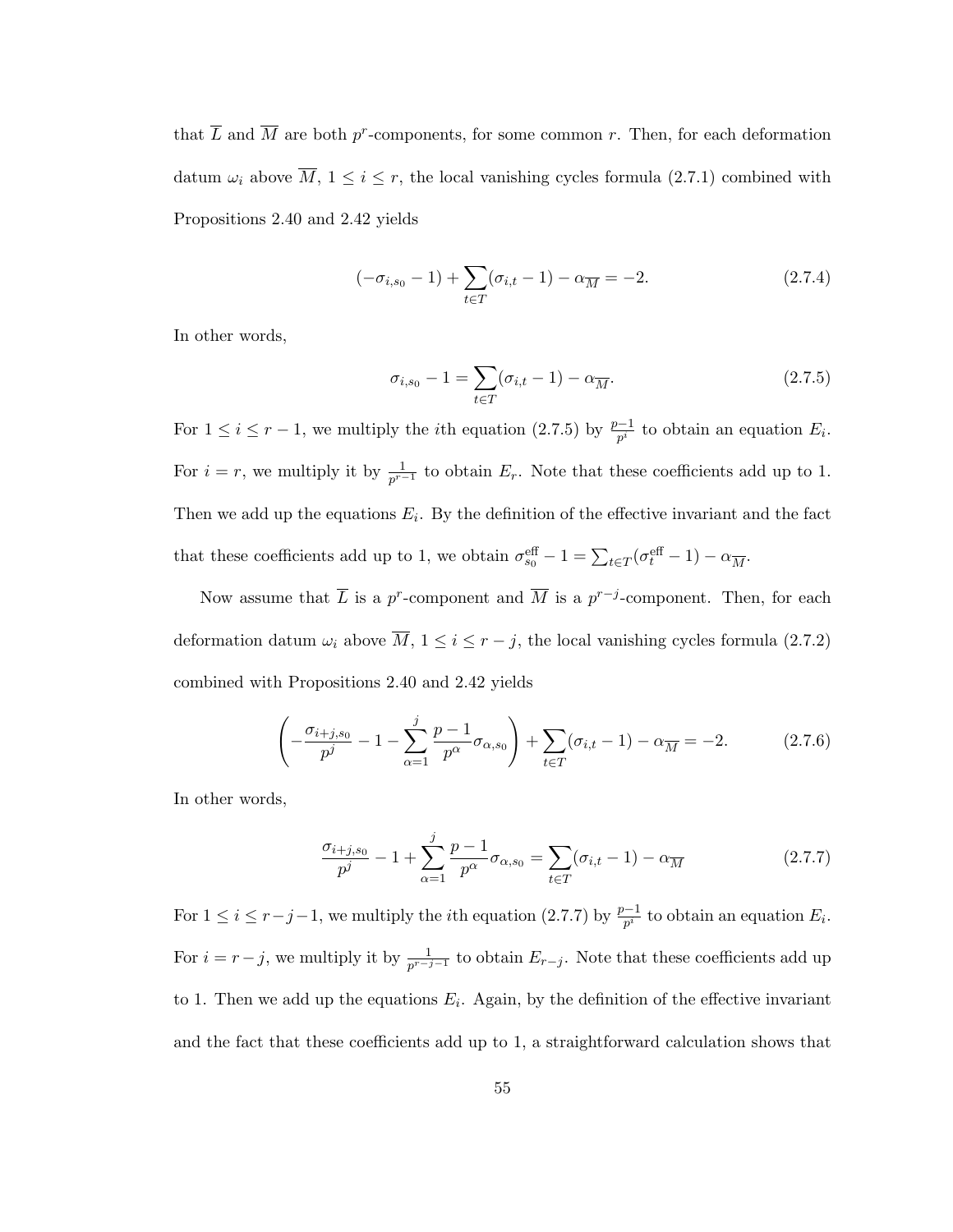that $\overline{L}$ and $\overline{M}$ are both $p^r$-components, for some common $r$. Then, for each deformation datum $\omega_i$ above $\overline{M}$, $1 \leq i \leq r$, the local vanishing cycles formula (2.7.1) combined with Propositions 2.40 and 2.42 yields

$$(-\sigma_{i,s_0} - 1) + \sum_{t \in T} (\sigma_{i,t} - 1) - \alpha_{\overline{M}} = -2. \tag{2.7.4}$$

In other words,

$$\sigma_{i,s_0} - 1 = \sum_{t \in T} (\sigma_{i,t} - 1) - \alpha_{\overline{M}}. \tag{2.7.5}$$

For $1 \leq i \leq r-1$, we multiply the $i$th equation (2.7.5) by $\frac{p-1}{p^i}$ to obtain an equation $E_i$. For $i = r$, we multiply it by $\frac{1}{p^{r-1}}$ to obtain $E_r$. Note that these coefficients add up to 1. Then we add up the equations $E_i$. By the definition of the effective invariant and the fact that these coefficients add up to 1, we obtain $\sigma_{s_0}^{\text{eff}} - 1 = \sum_{t \in T} (\sigma_t^{\text{eff}} - 1) - \alpha_{\overline{M}}$.

Now assume that $\overline{L}$ is a $p^r$-component and $\overline{M}$ is a $p^{r-j}$-component. Then, for each deformation datum $\omega_i$ above $\overline{M}$, $1 \leq i \leq r-j$, the local vanishing cycles formula (2.7.2) combined with Propositions 2.40 and 2.42 yields

$$\left( -\frac{\sigma_{i+j,s_0}}{p^j} - 1 - \sum_{\alpha=1}^{j} \frac{p-1}{p^\alpha} \sigma_{\alpha,s_0} \right) + \sum_{t \in T} (\sigma_{i,t} - 1) - \alpha_{\overline{M}} = -2. \tag{2.7.6}$$

In other words,

$$\frac{\sigma_{i+j,s_0}}{p^j} - 1 + \sum_{\alpha=1}^{j} \frac{p-1}{p^\alpha} \sigma_{\alpha,s_0} = \sum_{t \in T} (\sigma_{i,t} - 1) - \alpha_{\overline{M}} \tag{2.7.7}$$

For $1 \leq i \leq r-j-1$, we multiply the $i$th equation (2.7.7) by $\frac{p-1}{p^i}$ to obtain an equation $E_i$. For $i = r-j$, we multiply it by $\frac{1}{p^{r-j-1}}$ to obtain $E_{r-j}$. Note that these coefficients add up to 1. Then we add up the equations $E_i$. Again, by the definition of the effective invariant and the fact that these coefficients add up to 1, a straightforward calculation shows that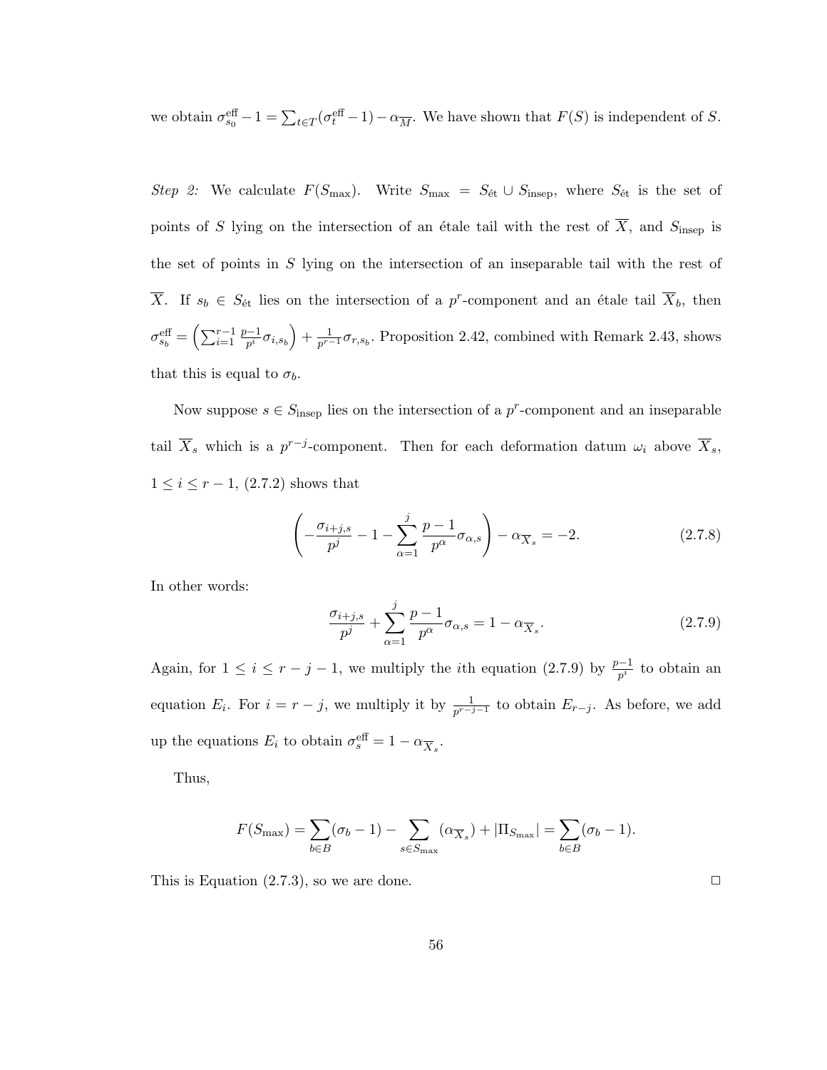we obtain $\sigma_{s_0}^{\text{eff}} - 1 = \sum_{t \in T}(\sigma_t^{\text{eff}} - 1) - \alpha_{\overline{M}}$. We have shown that $F(S)$ is independent of $S$.

*Step 2:* We calculate $F(S_{\max})$. Write $S_{\max} = S_{\text{ét}} \cup S_{\text{insep}}$, where $S_{\text{ét}}$ is the set of points of $S$ lying on the intersection of an étale tail with the rest of $\overline{X}$, and $S_{\text{insep}}$ is the set of points in $S$ lying on the intersection of an inseparable tail with the rest of $\overline{X}$. If $s_b \in S_{\text{ét}}$ lies on the intersection of a $p^r$-component and an étale tail $\overline{X}_b$, then $\sigma_{s_b}^{\text{eff}} = \left(\sum_{i=1}^{r-1} \frac{p-1}{p^i}\sigma_{i,s_b}\right) + \frac{1}{p^{r-1}}\sigma_{r,s_b}$. Proposition 2.42, combined with Remark 2.43, shows that this is equal to $\sigma_b$.

Now suppose $s \in S_{\text{insep}}$ lies on the intersection of a $p^r$-component and an inseparable tail $\overline{X}_s$ which is a $p^{r-j}$-component. Then for each deformation datum $\omega_i$ above $\overline{X}_s$, $1 \leq i \leq r-1$, (2.7.2) shows that

$$\left(-\frac{\sigma_{i+j,s}}{p^j} - 1 - \sum_{\alpha=1}^{j} \frac{p-1}{p^\alpha}\sigma_{\alpha,s}\right) - \alpha_{\overline{X}_s} = -2. \tag{2.7.8}$$

In other words:

$$\frac{\sigma_{i+j,s}}{p^j} + \sum_{\alpha=1}^{j} \frac{p-1}{p^\alpha}\sigma_{\alpha,s} = 1 - \alpha_{\overline{X}_s}. \tag{2.7.9}$$

Again, for $1 \leq i \leq r-j-1$, we multiply the $i$th equation (2.7.9) by $\frac{p-1}{p^i}$ to obtain an equation $E_i$. For $i = r-j$, we multiply it by $\frac{1}{p^{r-j-1}}$ to obtain $E_{r-j}$. As before, we add up the equations $E_i$ to obtain $\sigma_s^{\text{eff}} = 1 - \alpha_{\overline{X}_s}$.

Thus,

$$F(S_{\max}) = \sum_{b \in B}(\sigma_b - 1) - \sum_{s \in S_{\max}}(\alpha_{\overline{X}_s}) + |\Pi_{S_{\max}}| = \sum_{b \in B}(\sigma_b - 1).$$

This is Equation (2.7.3), so we are done. □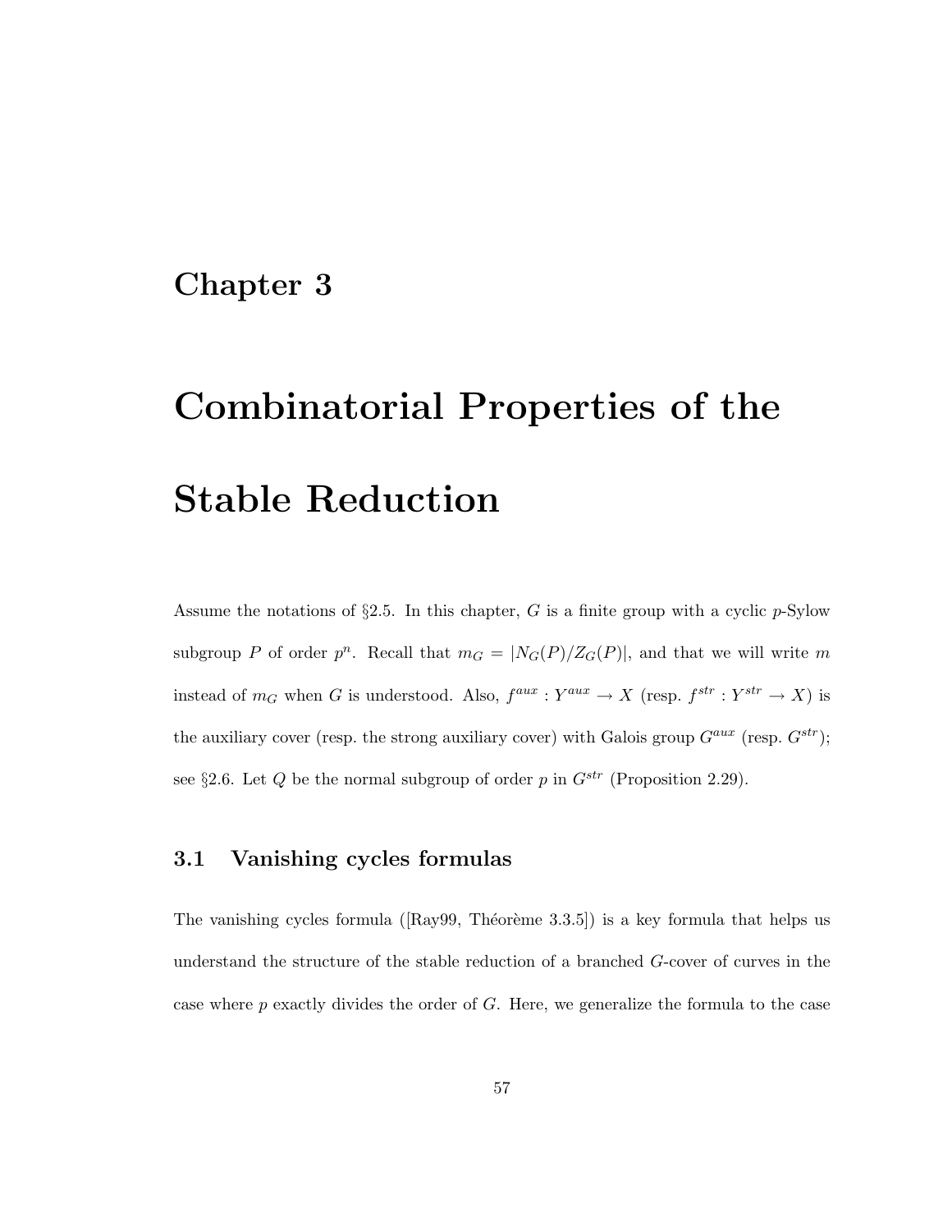# Chapter 3

# Combinatorial Properties of the Stable Reduction

Assume the notations of §2.5. In this chapter, $G$ is a finite group with a cyclic $p$-Sylow subgroup $P$ of order $p^n$. Recall that $m_G = |N_G(P)/Z_G(P)|$, and that we will write $m$ instead of $m_G$ when $G$ is understood. Also, $f^{aux} : Y^{aux} \to X$ (resp. $f^{str} : Y^{str} \to X$) is the auxiliary cover (resp. the strong auxiliary cover) with Galois group $G^{aux}$ (resp. $G^{str}$); see §2.6. Let $Q$ be the normal subgroup of order $p$ in $G^{str}$ (Proposition 2.29).

## 3.1 Vanishing cycles formulas

The vanishing cycles formula ([Ray99, Théorème 3.3.5]) is a key formula that helps us understand the structure of the stable reduction of a branched $G$-cover of curves in the case where $p$ exactly divides the order of $G$. Here, we generalize the formula to the case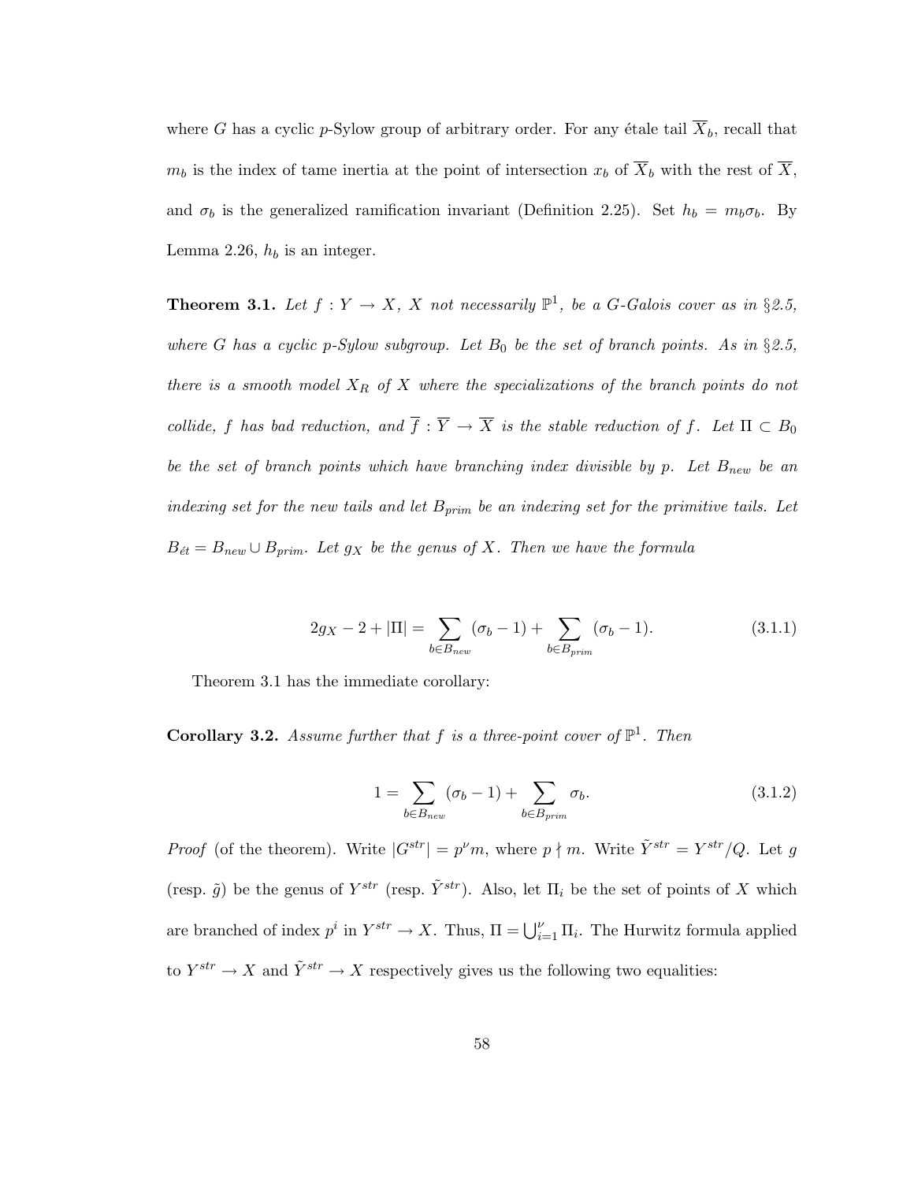where $G$ has a cyclic $p$-Sylow group of arbitrary order. For any étale tail $\overline{X}_b$, recall that $m_b$ is the index of tame inertia at the point of intersection $x_b$ of $\overline{X}_b$ with the rest of $\overline{X}$, and $\sigma_b$ is the generalized ramification invariant (Definition 2.25). Set $h_b = m_b \sigma_b$. By Lemma 2.26, $h_b$ is an integer.

**Theorem 3.1.** *Let $f : Y \to X$, $X$ not necessarily $\mathbb{P}^1$, be a $G$-Galois cover as in §2.5, where $G$ has a cyclic $p$-Sylow subgroup. Let $B_0$ be the set of branch points. As in §2.5, there is a smooth model $X_R$ of $X$ where the specializations of the branch points do not collide, $f$ has bad reduction, and $\overline{f} : \overline{Y} \to \overline{X}$ is the stable reduction of $f$. Let $\Pi \subset B_0$ be the set of branch points which have branching index divisible by $p$. Let $B_{new}$ be an indexing set for the new tails and let $B_{prim}$ be an indexing set for the primitive tails. Let $B_{\acute{e}t} = B_{new} \cup B_{prim}$. Let $g_X$ be the genus of $X$. Then we have the formula*

$$2g_X - 2 + |\Pi| = \sum_{b \in B_{new}} (\sigma_b - 1) + \sum_{b \in B_{prim}} (\sigma_b - 1). \tag{3.1.1}$$

Theorem 3.1 has the immediate corollary:

**Corollary 3.2.** *Assume further that $f$ is a three-point cover of $\mathbb{P}^1$. Then*

$$1 = \sum_{b \in B_{new}} (\sigma_b - 1) + \sum_{b \in B_{prim}} \sigma_b. \tag{3.1.2}$$

*Proof* (of the theorem). Write $|G^{str}| = p^\nu m$, where $p \nmid m$. Write $\tilde{Y}^{str} = Y^{str}/Q$. Let $g$ (resp. $\tilde{g}$) be the genus of $Y^{str}$ (resp. $\tilde{Y}^{str}$). Also, let $\Pi_i$ be the set of points of $X$ which are branched of index $p^i$ in $Y^{str} \to X$. Thus, $\Pi = \bigcup_{i=1}^{\nu} \Pi_i$. The Hurwitz formula applied to $Y^{str} \to X$ and $\tilde{Y}^{str} \to X$ respectively gives us the following two equalities: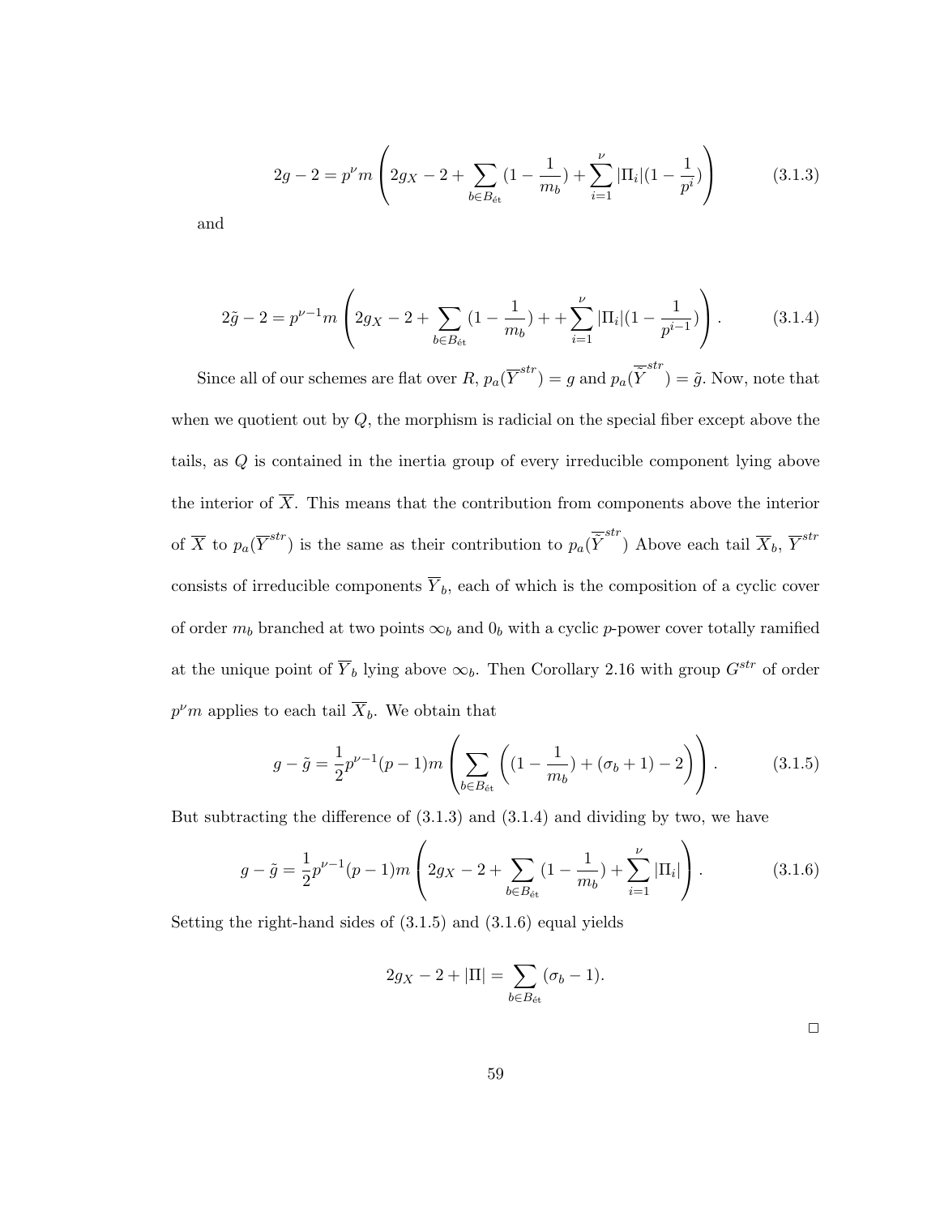$$2g - 2 = p^{\nu} m \left( 2g_X - 2 + \sum_{b \in B_{\text{ét}}} (1 - \frac{1}{m_b}) + \sum_{i=1}^{\nu} |\Pi_i| (1 - \frac{1}{p^i}) \right) \tag{3.1.3}$$

and

$$2\tilde{g} - 2 = p^{\nu-1} m \left( 2g_X - 2 + \sum_{b \in B_{\text{ét}}} (1 - \frac{1}{m_b}) + + \sum_{i=1}^{\nu} |\Pi_i| (1 - \frac{1}{p^{i-1}}) \right). \tag{3.1.4}$$

Since all of our schemes are flat over $R$, $p_a(\overline{Y}^{str}) = g$ and $p_a(\overline{\tilde{Y}}^{str}) = \tilde{g}$. Now, note that when we quotient out by $Q$, the morphism is radicial on the special fiber except above the tails, as $Q$ is contained in the inertia group of every irreducible component lying above the interior of $\overline{X}$. This means that the contribution from components above the interior of $\overline{X}$ to $p_a(\overline{Y}^{str})$ is the same as their contribution to $p_a(\overline{\tilde{Y}}^{str})$ Above each tail $\overline{X}_b$, $\overline{Y}^{str}$ consists of irreducible components $\overline{Y}_b$, each of which is the composition of a cyclic cover of order $m_b$ branched at two points $\infty_b$ and $0_b$ with a cyclic $p$-power cover totally ramified at the unique point of $\overline{Y}_b$ lying above $\infty_b$. Then Corollary 2.16 with group $G^{str}$ of order $p^{\nu} m$ applies to each tail $\overline{X}_b$. We obtain that

$$g - \tilde{g} = \frac{1}{2} p^{\nu-1} (p-1) m \left( \sum_{b \in B_{\text{ét}}} \left( (1 - \frac{1}{m_b}) + (\sigma_b + 1) - 2 \right) \right). \tag{3.1.5}$$

But subtracting the difference of (3.1.3) and (3.1.4) and dividing by two, we have

$$g - \tilde{g} = \frac{1}{2} p^{\nu-1} (p-1) m \left( 2g_X - 2 + \sum_{b \in B_{\text{ét}}} (1 - \frac{1}{m_b}) + \sum_{i=1}^{\nu} |\Pi_i| \right). \tag{3.1.6}$$

Setting the right-hand sides of (3.1.5) and (3.1.6) equal yields

$$2g_X - 2 + |\Pi| = \sum_{b \in B_{\text{ét}}} (\sigma_b - 1).$$

□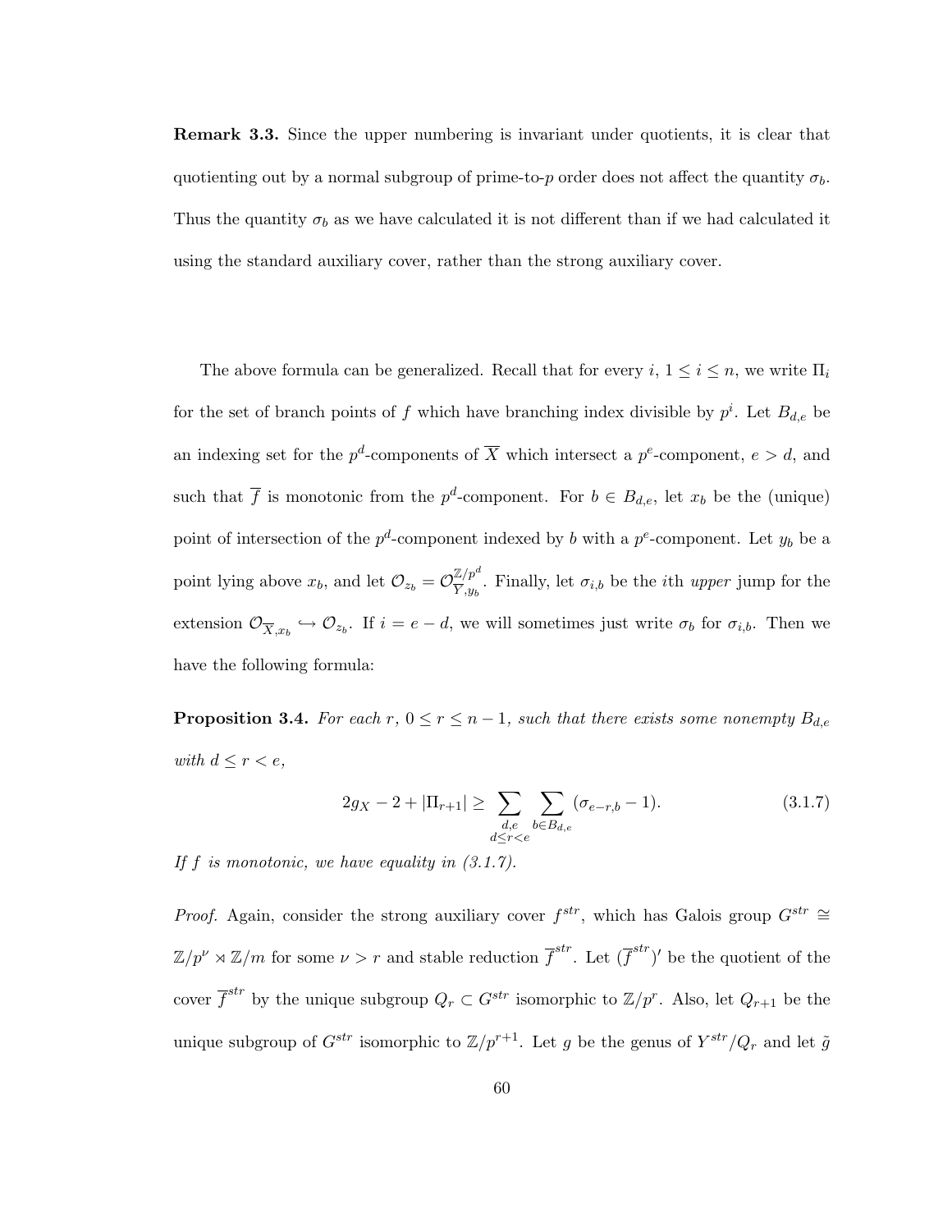**Remark 3.3.** Since the upper numbering is invariant under quotients, it is clear that quotienting out by a normal subgroup of prime-to-$p$ order does not affect the quantity $\sigma_b$. Thus the quantity $\sigma_b$ as we have calculated it is not different than if we had calculated it using the standard auxiliary cover, rather than the strong auxiliary cover.

The above formula can be generalized. Recall that for every $i$, $1 \leq i \leq n$, we write $\Pi_i$ for the set of branch points of $f$ which have branching index divisible by $p^i$. Let $B_{d,e}$ be an indexing set for the $p^d$-components of $\overline{X}$ which intersect a $p^e$-component, $e > d$, and such that $\overline{f}$ is monotonic from the $p^d$-component. For $b \in B_{d,e}$, let $x_b$ be the (unique) point of intersection of the $p^d$-component indexed by $b$ with a $p^e$-component. Let $y_b$ be a point lying above $x_b$, and let $\mathcal{O}_{z_b} = \mathcal{O}_{\overline{Y},y_b}^{\mathbb{Z}/p^d}$. Finally, let $\sigma_{i,b}$ be the $i$th *upper* jump for the extension $\mathcal{O}_{\overline{X},x_b} \hookrightarrow \mathcal{O}_{z_b}$. If $i = e - d$, we will sometimes just write $\sigma_b$ for $\sigma_{i,b}$. Then we have the following formula:

**Proposition 3.4.** *For each $r$, $0 \leq r \leq n-1$, such that there exists some nonempty $B_{d,e}$ with $d \leq r < e$,*

$$2g_X - 2 + |\Pi_{r+1}| \geq \sum_{\substack{d,e \\ d \leq r < e}} \sum_{b \in B_{d,e}} (\sigma_{e-r,b} - 1). \tag{3.1.7}$$

*If $f$ is monotonic, we have equality in (3.1.7).*

*Proof.* Again, consider the strong auxiliary cover $f^{str}$, which has Galois group $G^{str} \cong \mathbb{Z}/p^\nu \rtimes \mathbb{Z}/m$ for some $\nu > r$ and stable reduction $\overline{f}^{str}$. Let $(\overline{f}^{str})'$ be the quotient of the cover $\overline{f}^{str}$ by the unique subgroup $Q_r \subset G^{str}$ isomorphic to $\mathbb{Z}/p^r$. Also, let $Q_{r+1}$ be the unique subgroup of $G^{str}$ isomorphic to $\mathbb{Z}/p^{r+1}$. Let $g$ be the genus of $Y^{str}/Q_r$ and let $\tilde{g}$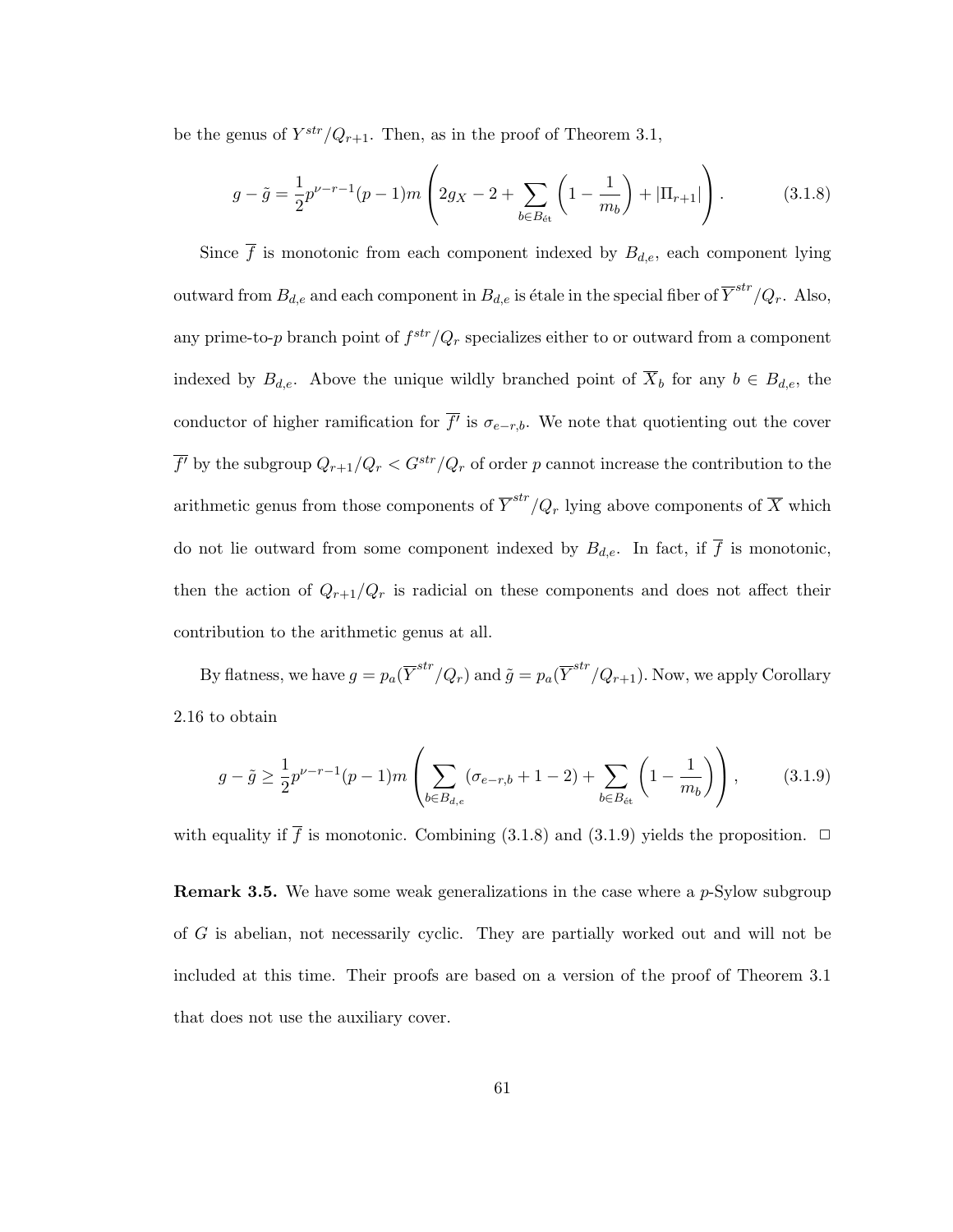be the genus of $Y^{str}/Q_{r+1}$. Then, as in the proof of Theorem 3.1,

$$g - \tilde{g} = \frac{1}{2}p^{\nu-r-1}(p-1)m\left(2g_X - 2 + \sum_{b \in B_{\text{ét}}}\left(1 - \frac{1}{m_b}\right) + |\Pi_{r+1}|\right). \tag{3.1.8}$$

Since $\overline{f}$ is monotonic from each component indexed by $B_{d,e}$, each component lying outward from $B_{d,e}$ and each component in $B_{d,e}$ is étale in the special fiber of $\overline{Y}^{str}/Q_r$. Also, any prime-to-$p$ branch point of $f^{str}/Q_r$ specializes either to or outward from a component indexed by $B_{d,e}$. Above the unique wildly branched point of $\overline{X}_b$ for any $b \in B_{d,e}$, the conductor of higher ramification for $\overline{f'}$ is $\sigma_{e-r,b}$. We note that quotienting out the cover $\overline{f'}$ by the subgroup $Q_{r+1}/Q_r < G^{str}/Q_r$ of order $p$ cannot increase the contribution to the arithmetic genus from those components of $\overline{Y}^{str}/Q_r$ lying above components of $\overline{X}$ which do not lie outward from some component indexed by $B_{d,e}$. In fact, if $\overline{f}$ is monotonic, then the action of $Q_{r+1}/Q_r$ is radicial on these components and does not affect their contribution to the arithmetic genus at all.

By flatness, we have $g = p_a(\overline{Y}^{str}/Q_r)$ and $\tilde{g} = p_a(\overline{Y}^{str}/Q_{r+1})$. Now, we apply Corollary 2.16 to obtain

$$g - \tilde{g} \geq \frac{1}{2}p^{\nu-r-1}(p-1)m\left(\sum_{b \in B_{d,e}}(\sigma_{e-r,b} + 1 - 2) + \sum_{b \in B_{\text{ét}}}\left(1 - \frac{1}{m_b}\right)\right), \tag{3.1.9}$$

with equality if $\overline{f}$ is monotonic. Combining (3.1.8) and (3.1.9) yields the proposition. $\square$

**Remark 3.5.** We have some weak generalizations in the case where a $p$-Sylow subgroup of $G$ is abelian, not necessarily cyclic. They are partially worked out and will not be included at this time. Their proofs are based on a version of the proof of Theorem 3.1 that does not use the auxiliary cover.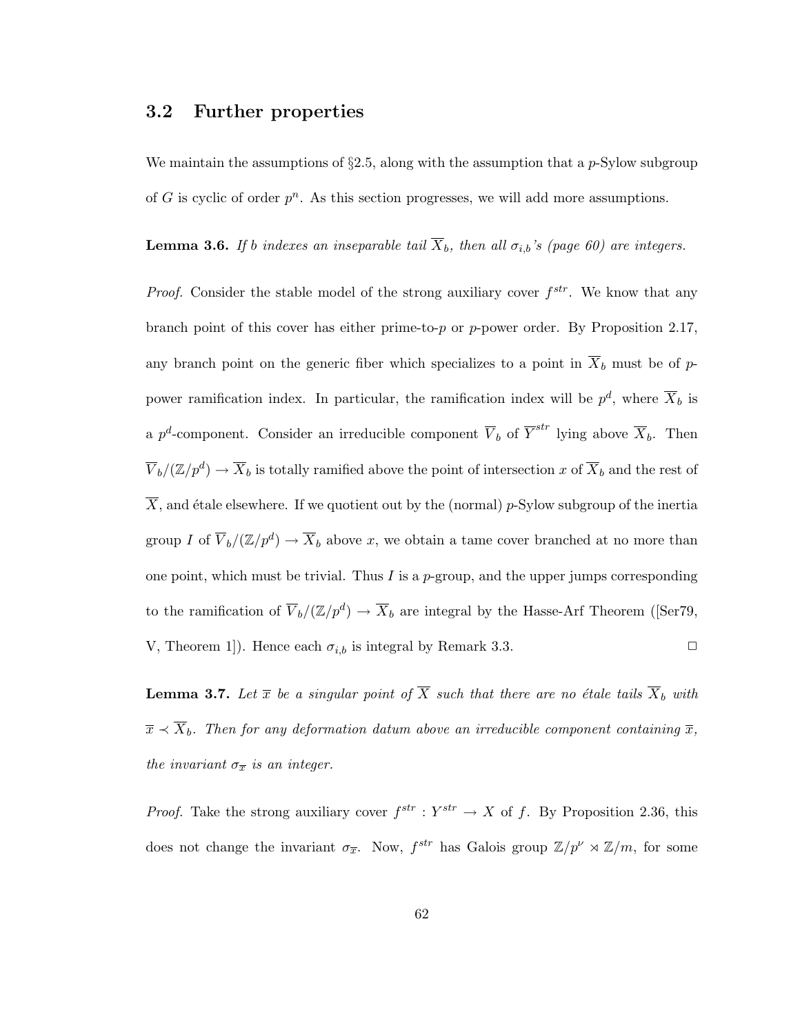## 3.2 Further properties

We maintain the assumptions of §2.5, along with the assumption that a $p$-Sylow subgroup of $G$ is cyclic of order $p^n$. As this section progresses, we will add more assumptions.

**Lemma 3.6.** *If $b$ indexes an inseparable tail $\overline{X}_b$, then all $\sigma_{i,b}$'s (page 60) are integers.*

*Proof.* Consider the stable model of the strong auxiliary cover $f^{str}$. We know that any branch point of this cover has either prime-to-$p$ or $p$-power order. By Proposition 2.17, any branch point on the generic fiber which specializes to a point in $\overline{X}_b$ must be of $p$-power ramification index. In particular, the ramification index will be $p^d$, where $\overline{X}_b$ is a $p^d$-component. Consider an irreducible component $\overline{V}_b$ of $\overline{Y}^{str}$ lying above $\overline{X}_b$. Then $\overline{V}_b/(\mathbb{Z}/p^d) \to \overline{X}_b$ is totally ramified above the point of intersection $x$ of $\overline{X}_b$ and the rest of $\overline{X}$, and étale elsewhere. If we quotient out by the (normal) $p$-Sylow subgroup of the inertia group $I$ of $\overline{V}_b/(\mathbb{Z}/p^d) \to \overline{X}_b$ above $x$, we obtain a tame cover branched at no more than one point, which must be trivial. Thus $I$ is a $p$-group, and the upper jumps corresponding to the ramification of $\overline{V}_b/(\mathbb{Z}/p^d) \to \overline{X}_b$ are integral by the Hasse-Arf Theorem ([Ser79, V, Theorem 1]). Hence each $\sigma_{i,b}$ is integral by Remark 3.3. $\square$

**Lemma 3.7.** *Let $\overline{x}$ be a singular point of $\overline{X}$ such that there are no étale tails $\overline{X}_b$ with $\overline{x} \prec \overline{X}_b$. Then for any deformation datum above an irreducible component containing $\overline{x}$, the invariant $\sigma_{\overline{x}}$ is an integer.*

*Proof.* Take the strong auxiliary cover $f^{str} : Y^{str} \to X$ of $f$. By Proposition 2.36, this does not change the invariant $\sigma_{\overline{x}}$. Now, $f^{str}$ has Galois group $\mathbb{Z}/p^{\nu} \rtimes \mathbb{Z}/m$, for some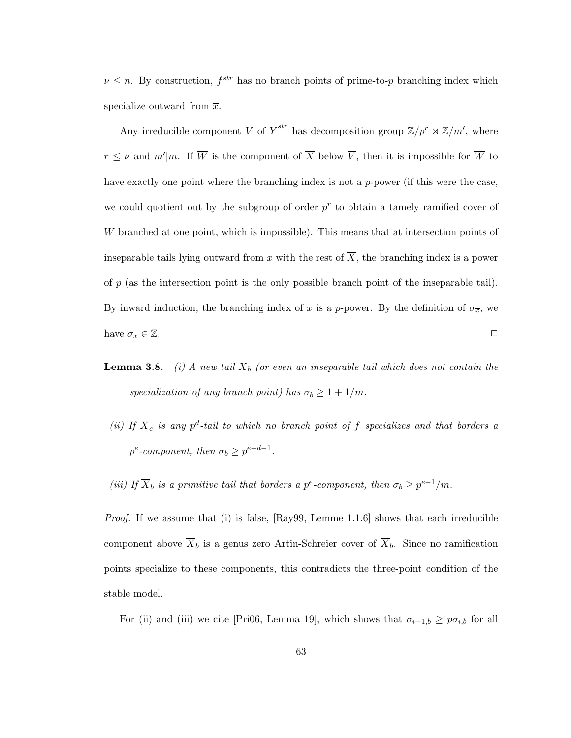$\nu \leq n$. By construction, $f^{str}$ has no branch points of prime-to-$p$ branching index which specialize outward from $\overline{x}$.

Any irreducible component $\overline{V}$ of $\overline{Y}^{str}$ has decomposition group $\mathbb{Z}/p^r \rtimes \mathbb{Z}/m'$, where $r \leq \nu$ and $m'|m$. If $\overline{W}$ is the component of $\overline{X}$ below $\overline{V}$, then it is impossible for $\overline{W}$ to have exactly one point where the branching index is not a $p$-power (if this were the case, we could quotient out by the subgroup of order $p^r$ to obtain a tamely ramified cover of $\overline{W}$ branched at one point, which is impossible). This means that at intersection points of inseparable tails lying outward from $\overline{x}$ with the rest of $\overline{X}$, the branching index is a power of $p$ (as the intersection point is the only possible branch point of the inseparable tail). By inward induction, the branching index of $\overline{x}$ is a $p$-power. By the definition of $\sigma_{\overline{x}}$, we have $\sigma_{\overline{x}} \in \mathbb{Z}$. $\square$

**Lemma 3.8.** *(i) A new tail $\overline{X}_b$ (or even an inseparable tail which does not contain the specialization of any branch point) has $\sigma_b \geq 1 + 1/m$.*

*(ii) If $\overline{X}_c$ is any $p^d$-tail to which no branch point of $f$ specializes and that borders a $p^e$-component, then $\sigma_b \geq p^{e-d-1}$.*

*(iii) If $\overline{X}_b$ is a primitive tail that borders a $p^e$-component, then $\sigma_b \geq p^{e-1}/m$.*

*Proof.* If we assume that (i) is false, [Ray99, Lemme 1.1.6] shows that each irreducible component above $\overline{X}_b$ is a genus zero Artin-Schreier cover of $\overline{X}_b$. Since no ramification points specialize to these components, this contradicts the three-point condition of the stable model.

For (ii) and (iii) we cite [Pri06, Lemma 19], which shows that $\sigma_{i+1,b} \geq p\sigma_{i,b}$ for all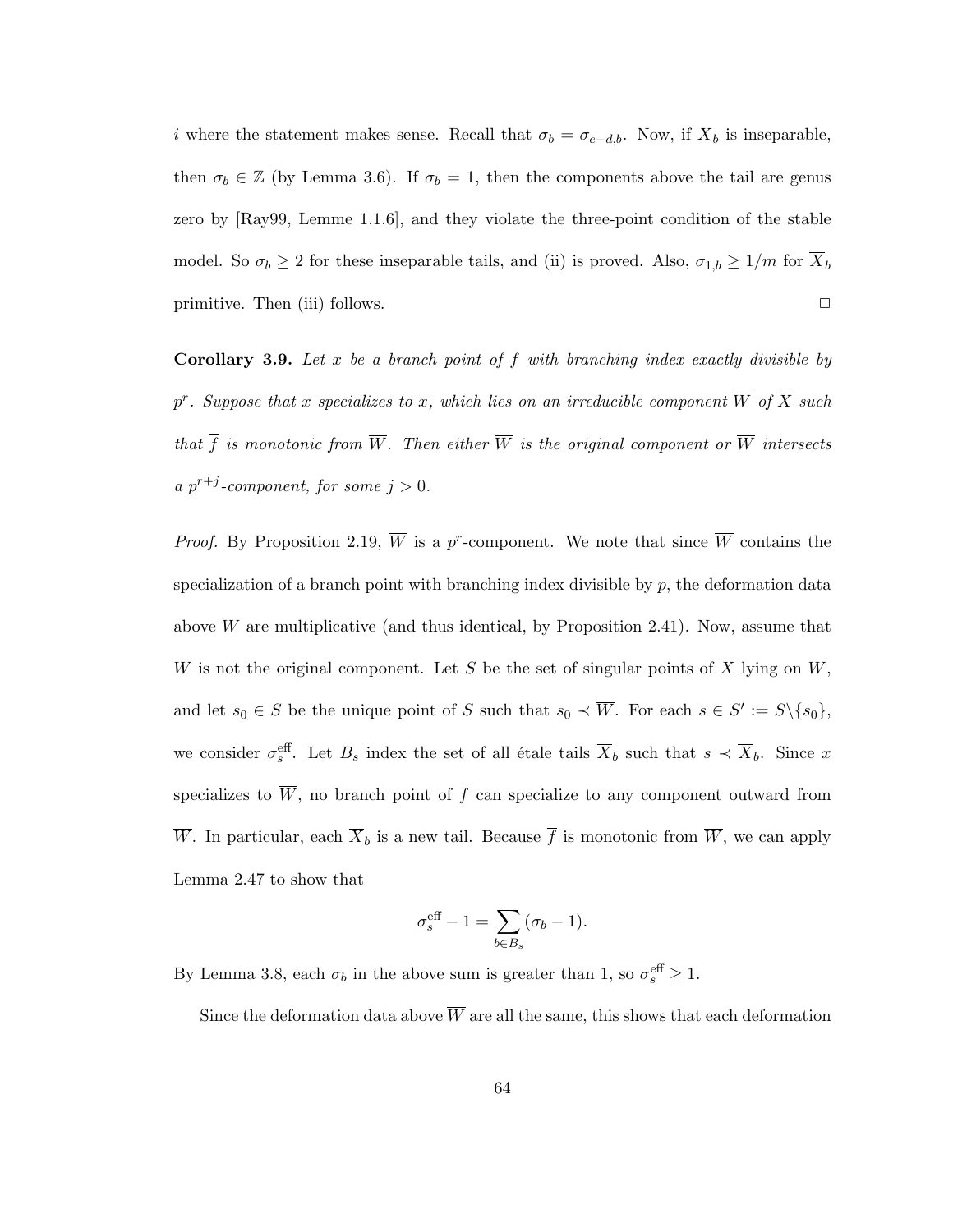$i$ where the statement makes sense. Recall that $\sigma_b = \sigma_{e-d,b}$. Now, if $\overline{X}_b$ is inseparable, then $\sigma_b \in \mathbb{Z}$ (by Lemma 3.6). If $\sigma_b = 1$, then the components above the tail are genus zero by [Ray99, Lemme 1.1.6], and they violate the three-point condition of the stable model. So $\sigma_b \geq 2$ for these inseparable tails, and (ii) is proved. Also, $\sigma_{1,b} \geq 1/m$ for $\overline{X}_b$ primitive. Then (iii) follows. $\square$

**Corollary 3.9.** *Let $x$ be a branch point of $f$ with branching index exactly divisible by $p^r$. Suppose that $x$ specializes to $\overline{x}$, which lies on an irreducible component $\overline{W}$ of $\overline{X}$ such that $\overline{f}$ is monotonic from $\overline{W}$. Then either $\overline{W}$ is the original component or $\overline{W}$ intersects a $p^{r+j}$-component, for some $j > 0$.*

*Proof.* By Proposition 2.19, $\overline{W}$ is a $p^r$-component. We note that since $\overline{W}$ contains the specialization of a branch point with branching index divisible by $p$, the deformation data above $\overline{W}$ are multiplicative (and thus identical, by Proposition 2.41). Now, assume that $\overline{W}$ is not the original component. Let $S$ be the set of singular points of $\overline{X}$ lying on $\overline{W}$, and let $s_0 \in S$ be the unique point of $S$ such that $s_0 \prec \overline{W}$. For each $s \in S' := S \backslash \{s_0\}$, we consider $\sigma_s^{\text{eff}}$. Let $B_s$ index the set of all étale tails $\overline{X}_b$ such that $s \prec \overline{X}_b$. Since $x$ specializes to $\overline{W}$, no branch point of $f$ can specialize to any component outward from $\overline{W}$. In particular, each $\overline{X}_b$ is a new tail. Because $\overline{f}$ is monotonic from $\overline{W}$, we can apply Lemma 2.47 to show that

$$\sigma_s^{\text{eff}} - 1 = \sum_{b \in B_s} (\sigma_b - 1).$$

By Lemma 3.8, each $\sigma_b$ in the above sum is greater than 1, so $\sigma_s^{\text{eff}} \geq 1$.

Since the deformation data above $\overline{W}$ are all the same, this shows that each deformation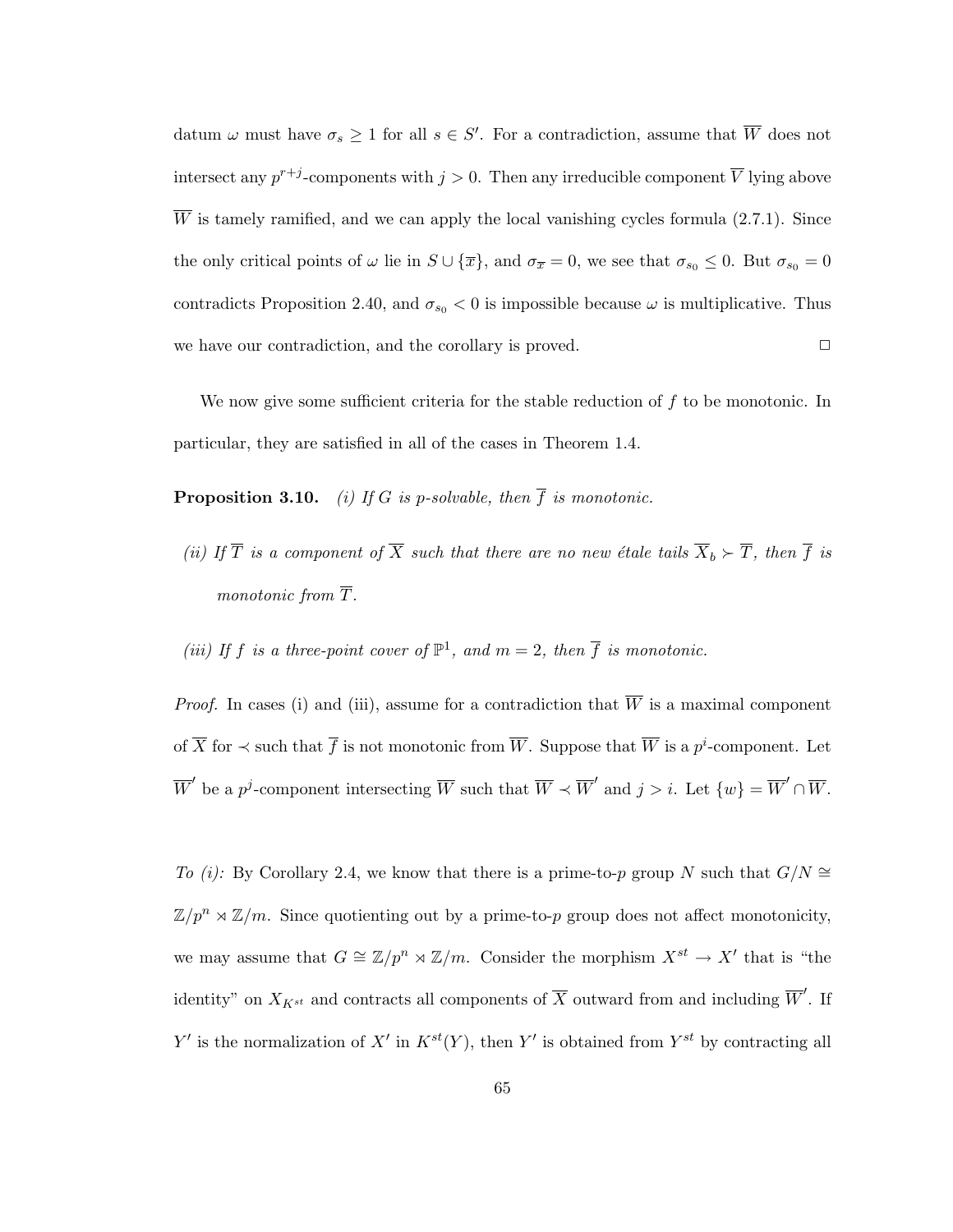datum $\omega$ must have $\sigma_s \geq 1$ for all $s \in S'$. For a contradiction, assume that $\overline{W}$ does not intersect any $p^{r+j}$-components with $j > 0$. Then any irreducible component $\overline{V}$ lying above $\overline{W}$ is tamely ramified, and we can apply the local vanishing cycles formula (2.7.1). Since the only critical points of $\omega$ lie in $S \cup \{\overline{x}\}$, and $\sigma_{\overline{x}} = 0$, we see that $\sigma_{s_0} \leq 0$. But $\sigma_{s_0} = 0$ contradicts Proposition 2.40, and $\sigma_{s_0} < 0$ is impossible because $\omega$ is multiplicative. Thus we have our contradiction, and the corollary is proved. □

We now give some sufficient criteria for the stable reduction of $f$ to be monotonic. In particular, they are satisfied in all of the cases in Theorem 1.4.

**Proposition 3.10.** *(i) If $G$ is $p$-solvable, then $\overline{f}$ is monotonic.*

*(ii) If $\overline{T}$ is a component of $\overline{X}$ such that there are no new étale tails $\overline{X}_b \succ \overline{T}$, then $\overline{f}$ is monotonic from $\overline{T}$.*

*(iii) If $f$ is a three-point cover of $\mathbb{P}^1$, and $m = 2$, then $\overline{f}$ is monotonic.*

*Proof.* In cases (i) and (iii), assume for a contradiction that $\overline{W}$ is a maximal component of $\overline{X}$ for $\prec$ such that $\overline{f}$ is not monotonic from $\overline{W}$. Suppose that $\overline{W}$ is a $p^i$-component. Let $\overline{W}'$ be a $p^j$-component intersecting $\overline{W}$ such that $\overline{W} \prec \overline{W}'$ and $j > i$. Let $\{w\} = \overline{W}' \cap \overline{W}$.

*To (i):* By Corollary 2.4, we know that there is a prime-to-$p$ group $N$ such that $G/N \cong \mathbb{Z}/p^n \rtimes \mathbb{Z}/m$. Since quotienting out by a prime-to-$p$ group does not affect monotonicity, we may assume that $G \cong \mathbb{Z}/p^n \rtimes \mathbb{Z}/m$. Consider the morphism $X^{st} \to X'$ that is "the identity" on $X_{K^{st}}$ and contracts all components of $\overline{X}$ outward from and including $\overline{W}'$. If $Y'$ is the normalization of $X'$ in $K^{st}(Y)$, then $Y'$ is obtained from $Y^{st}$ by contracting all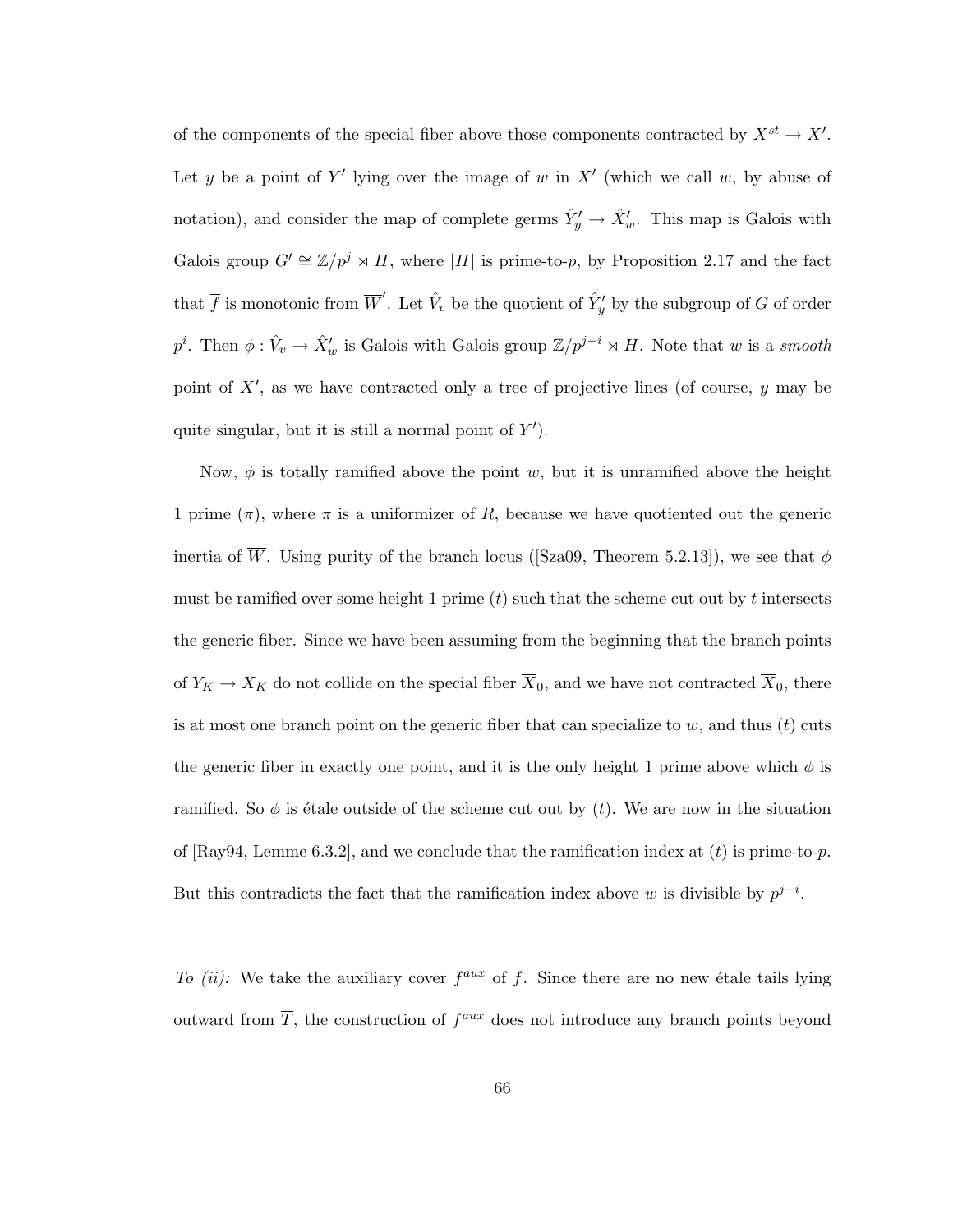of the components of the special fiber above those components contracted by $X^{st} \to X'$. Let $y$ be a point of $Y'$ lying over the image of $w$ in $X'$ (which we call $w$, by abuse of notation), and consider the map of complete germs $\hat{Y}'_y \to \hat{X}'_w$. This map is Galois with Galois group $G' \cong \mathbb{Z}/p^j \rtimes H$, where $|H|$ is prime-to-$p$, by Proposition 2.17 and the fact that $\overline{f}$ is monotonic from $\overline{W}'$. Let $\hat{V}_v$ be the quotient of $\hat{Y}'_y$ by the subgroup of $G$ of order $p^i$. Then $\phi : \hat{V}_v \to \hat{X}'_w$ is Galois with Galois group $\mathbb{Z}/p^{j-i} \rtimes H$. Note that $w$ is a *smooth* point of $X'$, as we have contracted only a tree of projective lines (of course, $y$ may be quite singular, but it is still a normal point of $Y'$).

Now, $\phi$ is totally ramified above the point $w$, but it is unramified above the height 1 prime $(\pi)$, where $\pi$ is a uniformizer of $R$, because we have quotiented out the generic inertia of $\overline{W}$. Using purity of the branch locus ([Sza09, Theorem 5.2.13]), we see that $\phi$ must be ramified over some height 1 prime $(t)$ such that the scheme cut out by $t$ intersects the generic fiber. Since we have been assuming from the beginning that the branch points of $Y_K \to X_K$ do not collide on the special fiber $\overline{X}_0$, and we have not contracted $\overline{X}_0$, there is at most one branch point on the generic fiber that can specialize to $w$, and thus $(t)$ cuts the generic fiber in exactly one point, and it is the only height 1 prime above which $\phi$ is ramified. So $\phi$ is étale outside of the scheme cut out by $(t)$. We are now in the situation of [Ray94, Lemme 6.3.2], and we conclude that the ramification index at $(t)$ is prime-to-$p$. But this contradicts the fact that the ramification index above $w$ is divisible by $p^{j-i}$.

*To (ii):* We take the auxiliary cover $f^{aux}$ of $f$. Since there are no new étale tails lying outward from $\overline{T}$, the construction of $f^{aux}$ does not introduce any branch points beyond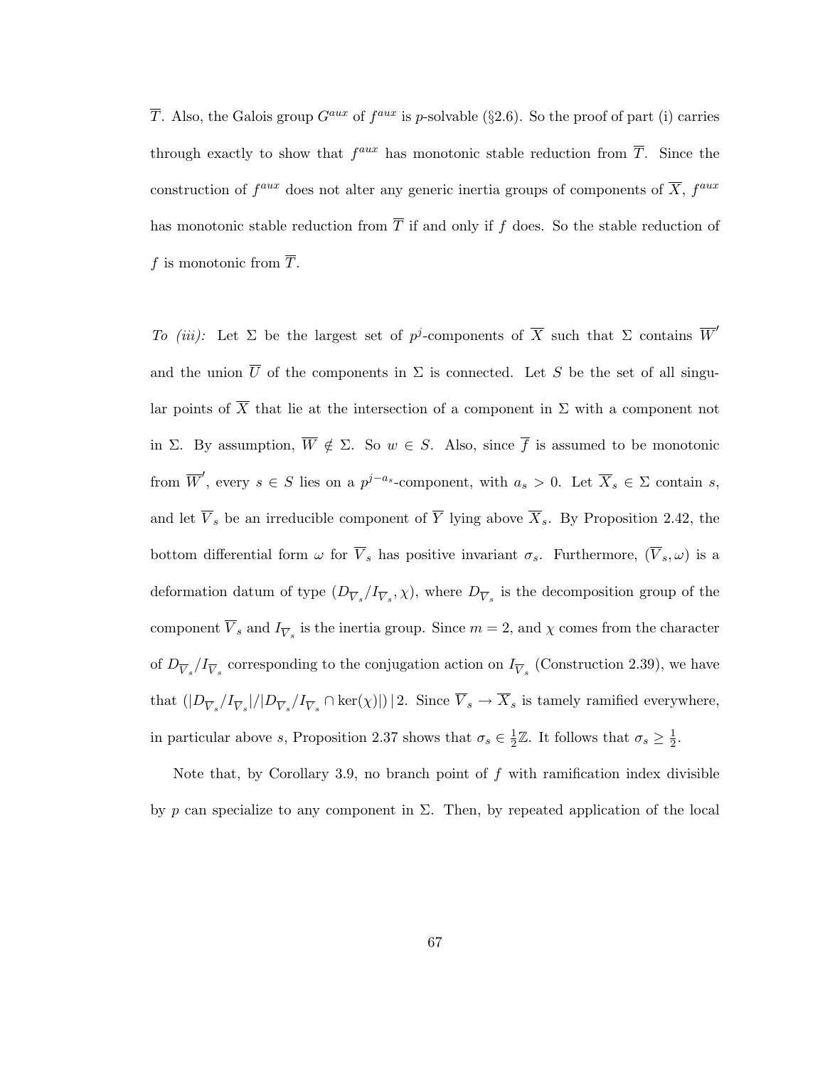$\overline{T}$. Also, the Galois group $G^{aux}$ of $f^{aux}$ is $p$-solvable (§2.6). So the proof of part (i) carries through exactly to show that $f^{aux}$ has monotonic stable reduction from $\overline{T}$. Since the construction of $f^{aux}$ does not alter any generic inertia groups of components of $\overline{X}$, $f^{aux}$ has monotonic stable reduction from $\overline{T}$ if and only if $f$ does. So the stable reduction of $f$ is monotonic from $\overline{T}$.

*To (iii):* Let $\Sigma$ be the largest set of $p^j$-components of $\overline{X}$ such that $\Sigma$ contains $\overline{W}'$ and the union $\overline{U}$ of the components in $\Sigma$ is connected. Let $S$ be the set of all singular points of $\overline{X}$ that lie at the intersection of a component in $\Sigma$ with a component not in $\Sigma$. By assumption, $\overline{W} \notin \Sigma$. So $w \in S$. Also, since $\overline{f}$ is assumed to be monotonic from $\overline{W}'$, every $s \in S$ lies on a $p^{j-a_s}$-component, with $a_s > 0$. Let $\overline{X}_s \in \Sigma$ contain $s$, and let $\overline{V}_s$ be an irreducible component of $\overline{Y}$ lying above $\overline{X}_s$. By Proposition 2.42, the bottom differential form $\omega$ for $\overline{V}_s$ has positive invariant $\sigma_s$. Furthermore, $(\overline{V}_s, \omega)$ is a deformation datum of type $(D_{\overline{V}_s}/I_{\overline{V}_s}, \chi)$, where $D_{\overline{V}_s}$ is the decomposition group of the component $\overline{V}_s$ and $I_{\overline{V}_s}$ is the inertia group. Since $m = 2$, and $\chi$ comes from the character of $D_{\overline{V}_s}/I_{\overline{V}_s}$ corresponding to the conjugation action on $I_{\overline{V}_s}$ (Construction 2.39), we have that $(|D_{\overline{V}_s}/I_{\overline{V}_s}|/|D_{\overline{V}_s}/I_{\overline{V}_s} \cap \ker(\chi)|) \,|\, 2$. Since $\overline{V}_s \to \overline{X}_s$ is tamely ramified everywhere, in particular above $s$, Proposition 2.37 shows that $\sigma_s \in \frac{1}{2}\mathbb{Z}$. It follows that $\sigma_s \geq \frac{1}{2}$.

Note that, by Corollary 3.9, no branch point of $f$ with ramification index divisible by $p$ can specialize to any component in $\Sigma$. Then, by repeated application of the local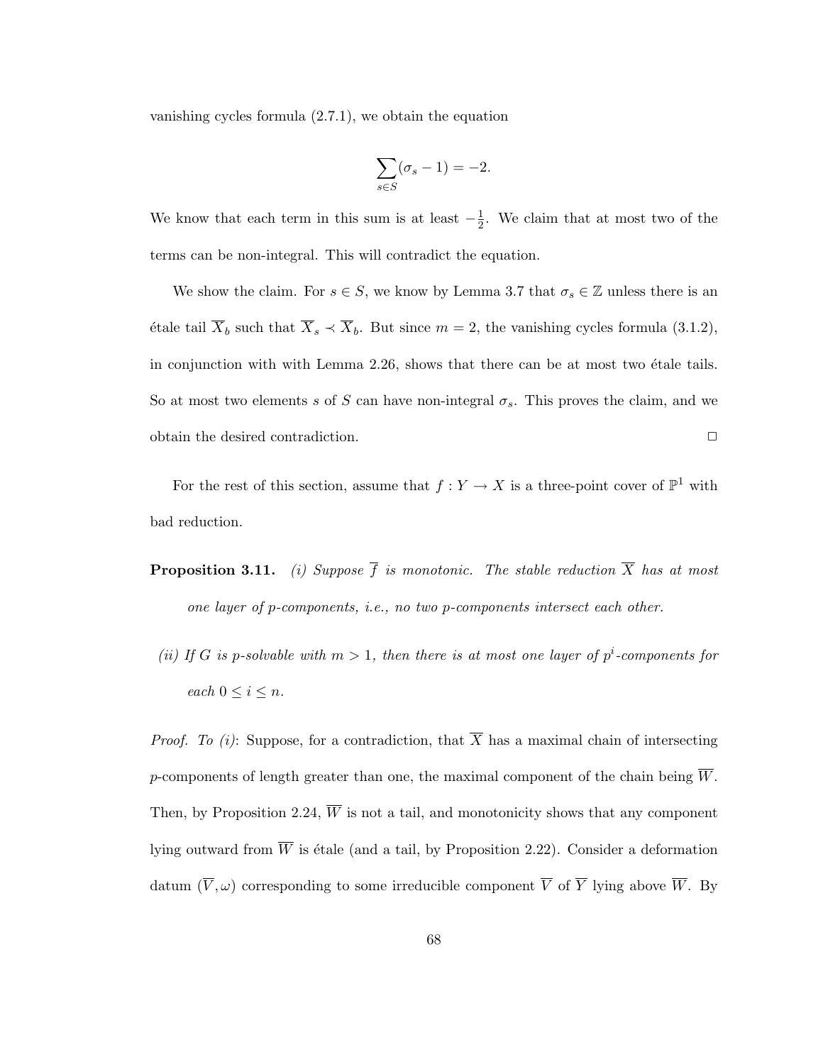vanishing cycles formula (2.7.1), we obtain the equation

$$\sum_{s \in S} (\sigma_s - 1) = -2.$$

We know that each term in this sum is at least $-\frac{1}{2}$. We claim that at most two of the terms can be non-integral. This will contradict the equation.

We show the claim. For $s \in S$, we know by Lemma 3.7 that $\sigma_s \in \mathbb{Z}$ unless there is an étale tail $\overline{X}_b$ such that $\overline{X}_s \prec \overline{X}_b$. But since $m = 2$, the vanishing cycles formula (3.1.2), in conjunction with with Lemma 2.26, shows that there can be at most two étale tails. So at most two elements $s$ of $S$ can have non-integral $\sigma_s$. This proves the claim, and we obtain the desired contradiction. □

For the rest of this section, assume that $f : Y \to X$ is a three-point cover of $\mathbb{P}^1$ with bad reduction.

**Proposition 3.11.** *(i) Suppose $\overline{f}$ is monotonic. The stable reduction $\overline{X}$ has at most one layer of $p$-components, i.e., no two $p$-components intersect each other.*

*(ii) If $G$ is $p$-solvable with $m > 1$, then there is at most one layer of $p^i$-components for each $0 \leq i \leq n$.*

*Proof. To (i)*: Suppose, for a contradiction, that $\overline{X}$ has a maximal chain of intersecting $p$-components of length greater than one, the maximal component of the chain being $\overline{W}$. Then, by Proposition 2.24, $\overline{W}$ is not a tail, and monotonicity shows that any component lying outward from $\overline{W}$ is étale (and a tail, by Proposition 2.22). Consider a deformation datum $(\overline{V}, \omega)$ corresponding to some irreducible component $\overline{V}$ of $\overline{Y}$ lying above $\overline{W}$. By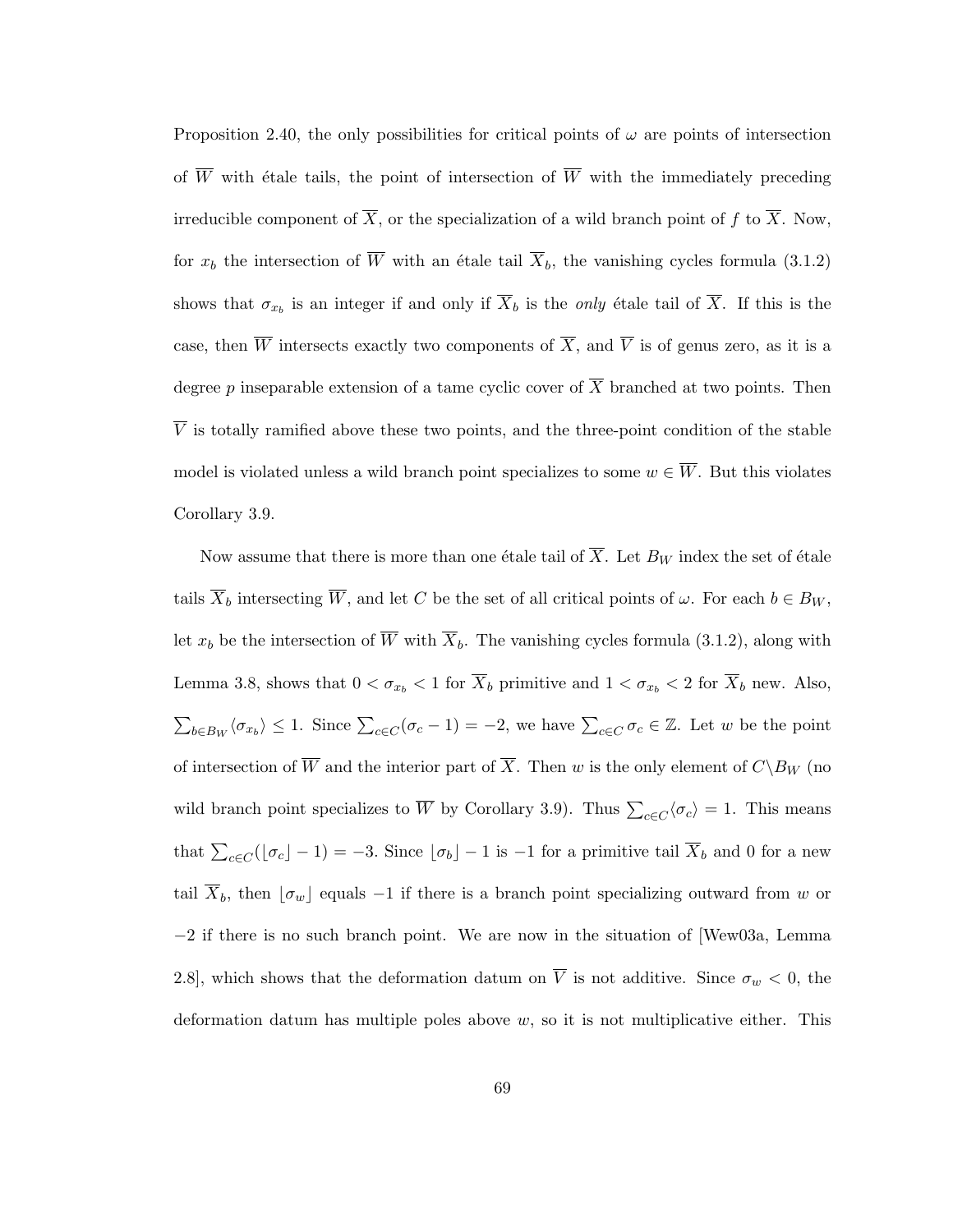Proposition 2.40, the only possibilities for critical points of $\omega$ are points of intersection of $\overline{W}$ with étale tails, the point of intersection of $\overline{W}$ with the immediately preceding irreducible component of $\overline{X}$, or the specialization of a wild branch point of $f$ to $\overline{X}$. Now, for $x_b$ the intersection of $\overline{W}$ with an étale tail $\overline{X}_b$, the vanishing cycles formula (3.1.2) shows that $\sigma_{x_b}$ is an integer if and only if $\overline{X}_b$ is the *only* étale tail of $\overline{X}$. If this is the case, then $\overline{W}$ intersects exactly two components of $\overline{X}$, and $\overline{V}$ is of genus zero, as it is a degree $p$ inseparable extension of a tame cyclic cover of $\overline{X}$ branched at two points. Then $\overline{V}$ is totally ramified above these two points, and the three-point condition of the stable model is violated unless a wild branch point specializes to some $w \in \overline{W}$. But this violates Corollary 3.9.

Now assume that there is more than one étale tail of $\overline{X}$. Let $B_W$ index the set of étale tails $\overline{X}_b$ intersecting $\overline{W}$, and let $C$ be the set of all critical points of $\omega$. For each $b \in B_W$, let $x_b$ be the intersection of $\overline{W}$ with $\overline{X}_b$. The vanishing cycles formula (3.1.2), along with Lemma 3.8, shows that $0 < \sigma_{x_b} < 1$ for $\overline{X}_b$ primitive and $1 < \sigma_{x_b} < 2$ for $\overline{X}_b$ new. Also, $\sum_{b \in B_W} \langle \sigma_{x_b} \rangle \leq 1$. Since $\sum_{c \in C}(\sigma_c - 1) = -2$, we have $\sum_{c \in C} \sigma_c \in \mathbb{Z}$. Let $w$ be the point of intersection of $\overline{W}$ and the interior part of $\overline{X}$. Then $w$ is the only element of $C \backslash B_W$ (no wild branch point specializes to $\overline{W}$ by Corollary 3.9). Thus $\sum_{c \in C} \langle \sigma_c \rangle = 1$. This means that $\sum_{c \in C}(\lfloor \sigma_c \rfloor - 1) = -3$. Since $\lfloor \sigma_b \rfloor - 1$ is $-1$ for a primitive tail $\overline{X}_b$ and $0$ for a new tail $\overline{X}_b$, then $\lfloor \sigma_w \rfloor$ equals $-1$ if there is a branch point specializing outward from $w$ or $-2$ if there is no such branch point. We are now in the situation of [Wew03a, Lemma 2.8], which shows that the deformation datum on $\overline{V}$ is not additive. Since $\sigma_w < 0$, the deformation datum has multiple poles above $w$, so it is not multiplicative either. This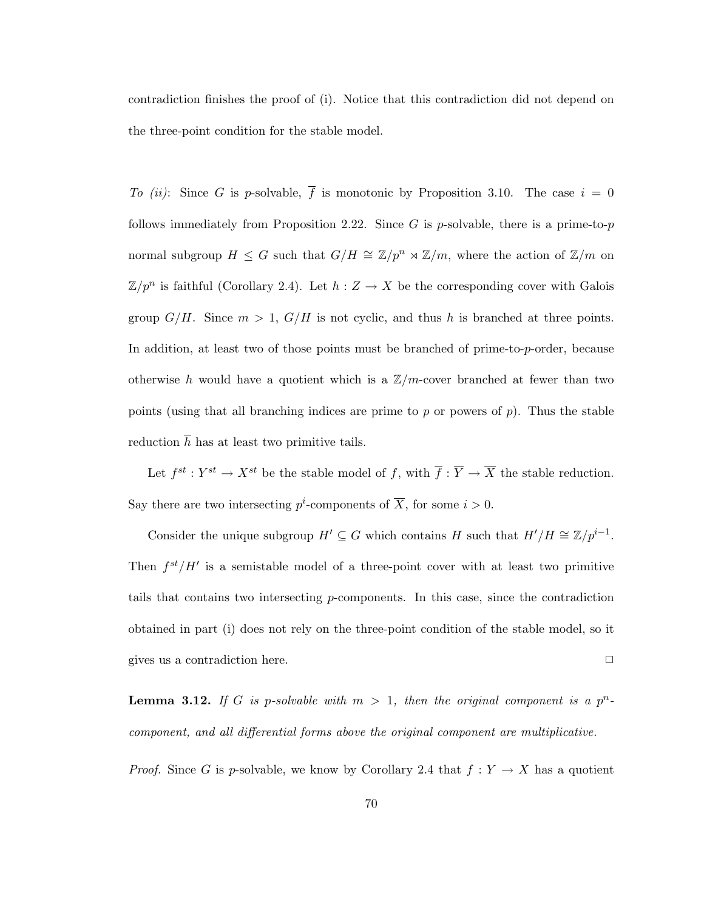contradiction finishes the proof of (i). Notice that this contradiction did not depend on the three-point condition for the stable model.

*To (ii)*: Since $G$ is $p$-solvable, $\overline{f}$ is monotonic by Proposition 3.10. The case $i = 0$ follows immediately from Proposition 2.22. Since $G$ is $p$-solvable, there is a prime-to-$p$ normal subgroup $H \leq G$ such that $G/H \cong \mathbb{Z}/p^n \rtimes \mathbb{Z}/m$, where the action of $\mathbb{Z}/m$ on $\mathbb{Z}/p^n$ is faithful (Corollary 2.4). Let $h : Z \to X$ be the corresponding cover with Galois group $G/H$. Since $m > 1$, $G/H$ is not cyclic, and thus $h$ is branched at three points. In addition, at least two of those points must be branched of prime-to-$p$-order, because otherwise $h$ would have a quotient which is a $\mathbb{Z}/m$-cover branched at fewer than two points (using that all branching indices are prime to $p$ or powers of $p$). Thus the stable reduction $\overline{h}$ has at least two primitive tails.

Let $f^{st} : Y^{st} \to X^{st}$ be the stable model of $f$, with $\overline{f} : \overline{Y} \to \overline{X}$ the stable reduction. Say there are two intersecting $p^i$-components of $\overline{X}$, for some $i > 0$.

Consider the unique subgroup $H' \subseteq G$ which contains $H$ such that $H'/H \cong \mathbb{Z}/p^{i-1}$. Then $f^{st}/H'$ is a semistable model of a three-point cover with at least two primitive tails that contains two intersecting $p$-components. In this case, since the contradiction obtained in part (i) does not rely on the three-point condition of the stable model, so it gives us a contradiction here. $\square$

**Lemma 3.12.** *If $G$ is $p$-solvable with $m > 1$, then the original component is a $p^n$-component, and all differential forms above the original component are multiplicative.*

*Proof.* Since $G$ is $p$-solvable, we know by Corollary 2.4 that $f : Y \to X$ has a quotient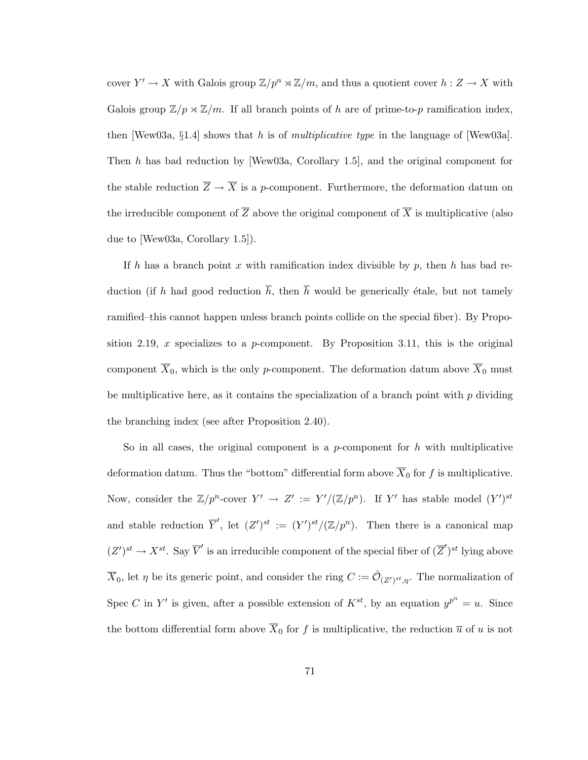cover $Y' \to X$ with Galois group $\mathbb{Z}/p^n \rtimes \mathbb{Z}/m$, and thus a quotient cover $h : Z \to X$ with Galois group $\mathbb{Z}/p \rtimes \mathbb{Z}/m$. If all branch points of $h$ are of prime-to-$p$ ramification index, then [Wew03a, §1.4] shows that $h$ is of *multiplicative type* in the language of [Wew03a]. Then $h$ has bad reduction by [Wew03a, Corollary 1.5], and the original component for the stable reduction $\overline{Z} \to \overline{X}$ is a $p$-component. Furthermore, the deformation datum on the irreducible component of $\overline{Z}$ above the original component of $\overline{X}$ is multiplicative (also due to [Wew03a, Corollary 1.5]).

If $h$ has a branch point $x$ with ramification index divisible by $p$, then $h$ has bad reduction (if $h$ had good reduction $\overline{h}$, then $\overline{h}$ would be generically étale, but not tamely ramified–this cannot happen unless branch points collide on the special fiber). By Proposition 2.19, $x$ specializes to a $p$-component. By Proposition 3.11, this is the original component $\overline{X}_0$, which is the only $p$-component. The deformation datum above $\overline{X}_0$ must be multiplicative here, as it contains the specialization of a branch point with $p$ dividing the branching index (see after Proposition 2.40).

So in all cases, the original component is a $p$-component for $h$ with multiplicative deformation datum. Thus the "bottom" differential form above $\overline{X}_0$ for $f$ is multiplicative. Now, consider the $\mathbb{Z}/p^n$-cover $Y' \to Z' := Y'/(\mathbb{Z}/p^n)$. If $Y'$ has stable model $(Y')^{st}$ and stable reduction $\overline{Y}'$, let $(Z')^{st} := (Y')^{st}/(\mathbb{Z}/p^n)$. Then there is a canonical map $(Z')^{st} \to X^{st}$. Say $\overline{V}'$ is an irreducible component of the special fiber of $(\overline{Z}')^{st}$ lying above $\overline{X}_0$, let $\eta$ be its generic point, and consider the ring $C := \hat{\mathcal{O}}_{(Z')^{st},\eta}$. The normalization of $\text{Spec } C$ in $Y'$ is given, after a possible extension of $K^{st}$, by an equation $y^{p^n} = u$. Since the bottom differential form above $\overline{X}_0$ for $f$ is multiplicative, the reduction $\overline{u}$ of $u$ is not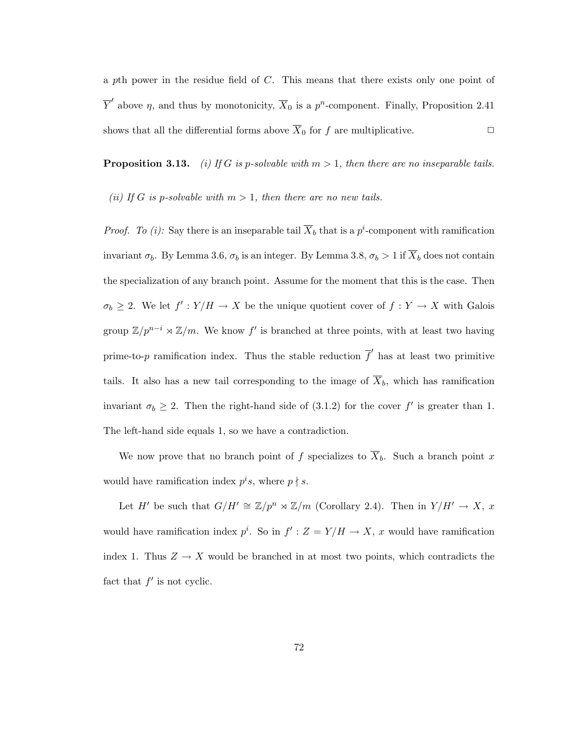a $p$th power in the residue field of $C$. This means that there exists only one point of $\overline{Y}'$ above $\eta$, and thus by monotonicity, $\overline{X}_0$ is a $p^n$-component. Finally, Proposition 2.41 shows that all the differential forms above $\overline{X}_0$ for $f$ are multiplicative. $\square$

**Proposition 3.13.** *(i) If $G$ is $p$-solvable with $m > 1$, then there are no inseparable tails.*

*(ii) If $G$ is $p$-solvable with $m > 1$, then there are no new tails.*

*Proof. To (i):* Say there is an inseparable tail $\overline{X}_b$ that is a $p^i$-component with ramification invariant $\sigma_b$. By Lemma 3.6, $\sigma_b$ is an integer. By Lemma 3.8, $\sigma_b > 1$ if $\overline{X}_b$ does not contain the specialization of any branch point. Assume for the moment that this is the case. Then $\sigma_b \geq 2$. We let $f' : Y/H \to X$ be the unique quotient cover of $f : Y \to X$ with Galois group $\mathbb{Z}/p^{n-i} \rtimes \mathbb{Z}/m$. We know $f'$ is branched at three points, with at least two having prime-to-$p$ ramification index. Thus the stable reduction $\overline{f}'$ has at least two primitive tails. It also has a new tail corresponding to the image of $\overline{X}_b$, which has ramification invariant $\sigma_b \geq 2$. Then the right-hand side of (3.1.2) for the cover $f'$ is greater than 1. The left-hand side equals 1, so we have a contradiction.

We now prove that no branch point of $f$ specializes to $\overline{X}_b$. Such a branch point $x$ would have ramification index $p^i s$, where $p \nmid s$.

Let $H'$ be such that $G/H' \cong \mathbb{Z}/p^n \rtimes \mathbb{Z}/m$ (Corollary 2.4). Then in $Y/H' \to X$, $x$ would have ramification index $p^i$. So in $f' : Z = Y/H \to X$, $x$ would have ramification index 1. Thus $Z \to X$ would be branched in at most two points, which contradicts the fact that $f'$ is not cyclic.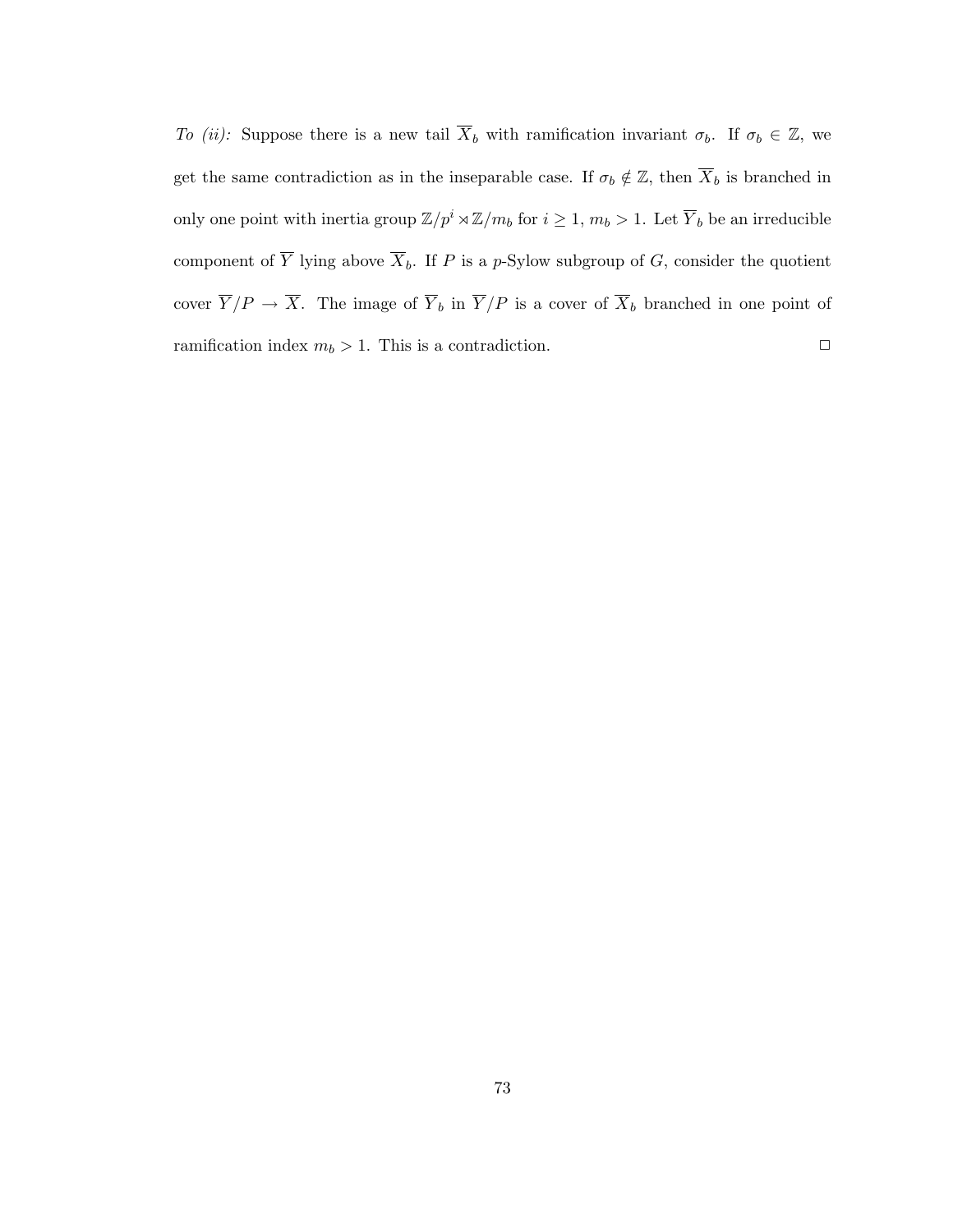*To (ii):* Suppose there is a new tail $\overline{X}_b$ with ramification invariant $\sigma_b$. If $\sigma_b \in \mathbb{Z}$, we get the same contradiction as in the inseparable case. If $\sigma_b \notin \mathbb{Z}$, then $\overline{X}_b$ is branched in only one point with inertia group $\mathbb{Z}/p^i \rtimes \mathbb{Z}/m_b$ for $i \geq 1$, $m_b > 1$. Let $\overline{Y}_b$ be an irreducible component of $\overline{Y}$ lying above $\overline{X}_b$. If $P$ is a $p$-Sylow subgroup of $G$, consider the quotient cover $\overline{Y}/P \to \overline{X}$. The image of $\overline{Y}_b$ in $\overline{Y}/P$ is a cover of $\overline{X}_b$ branched in one point of ramification index $m_b > 1$. This is a contradiction. $\square$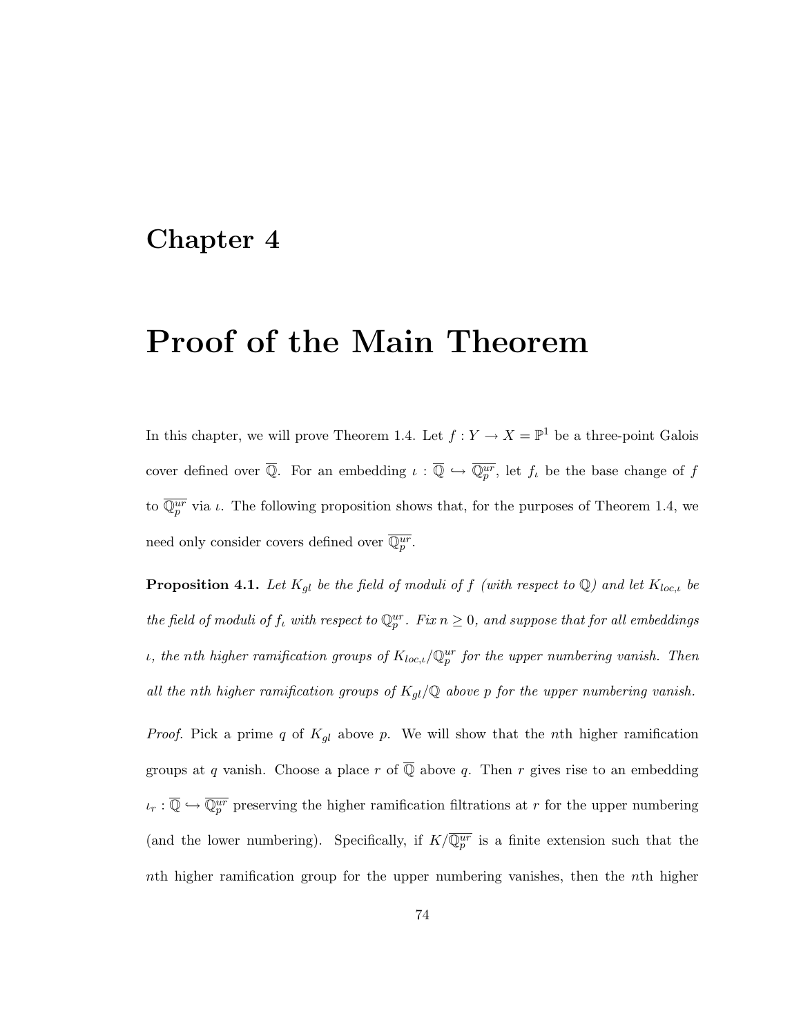# Chapter 4

# Proof of the Main Theorem

In this chapter, we will prove Theorem 1.4. Let $f : Y \to X = \mathbb{P}^1$ be a three-point Galois cover defined over $\overline{\mathbb{Q}}$. For an embedding $\iota : \overline{\mathbb{Q}} \hookrightarrow \overline{\mathbb{Q}_p^{ur}}$, let $f_\iota$ be the base change of $f$ to $\overline{\mathbb{Q}_p^{ur}}$ via $\iota$. The following proposition shows that, for the purposes of Theorem 1.4, we need only consider covers defined over $\overline{\mathbb{Q}_p^{ur}}$.

**Proposition 4.1.** *Let $K_{gl}$ be the field of moduli of $f$ (with respect to $\mathbb{Q}$) and let $K_{loc,\iota}$ be the field of moduli of $f_\iota$ with respect to $\mathbb{Q}_p^{ur}$. Fix $n \geq 0$, and suppose that for all embeddings $\iota$, the $n$th higher ramification groups of $K_{loc,\iota}/\mathbb{Q}_p^{ur}$ for the upper numbering vanish. Then all the $n$th higher ramification groups of $K_{gl}/\mathbb{Q}$ above $p$ for the upper numbering vanish.*

*Proof.* Pick a prime $q$ of $K_{gl}$ above $p$. We will show that the $n$th higher ramification groups at $q$ vanish. Choose a place $r$ of $\overline{\mathbb{Q}}$ above $q$. Then $r$ gives rise to an embedding $\iota_r : \overline{\mathbb{Q}} \hookrightarrow \overline{\mathbb{Q}_p^{ur}}$ preserving the higher ramification filtrations at $r$ for the upper numbering (and the lower numbering). Specifically, if $K/\overline{\mathbb{Q}_p^{ur}}$ is a finite extension such that the $n$th higher ramification group for the upper numbering vanishes, then the $n$th higher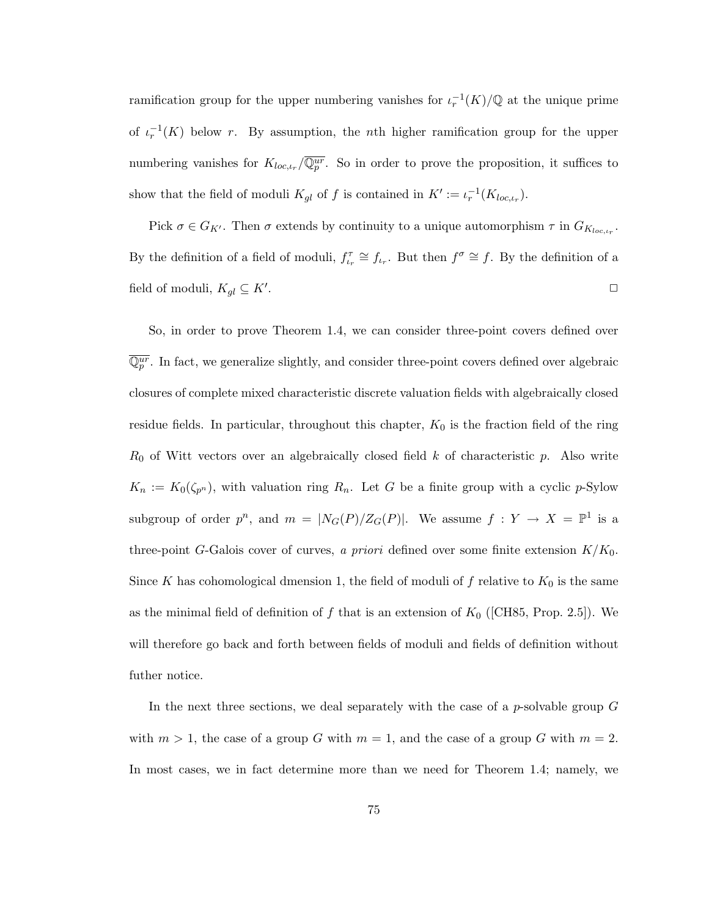ramification group for the upper numbering vanishes for $\iota_r^{-1}(K)/\mathbb{Q}$ at the unique prime of $\iota_r^{-1}(K)$ below $r$. By assumption, the $n$th higher ramification group for the upper numbering vanishes for $K_{loc,\iota_r}/\overline{\mathbb{Q}_p^{ur}}$. So in order to prove the proposition, it suffices to show that the field of moduli $K_{gl}$ of $f$ is contained in $K' := \iota_r^{-1}(K_{loc,\iota_r})$.

Pick $\sigma \in G_{K'}$. Then $\sigma$ extends by continuity to a unique automorphism $\tau$ in $G_{K_{loc,\iota_r}}$. By the definition of a field of moduli, $f_{\iota_r}^{\tau} \cong f_{\iota_r}$. But then $f^{\sigma} \cong f$. By the definition of a field of moduli, $K_{gl} \subseteq K'$. □

So, in order to prove Theorem 1.4, we can consider three-point covers defined over $\overline{\mathbb{Q}_p^{ur}}$. In fact, we generalize slightly, and consider three-point covers defined over algebraic closures of complete mixed characteristic discrete valuation fields with algebraically closed residue fields. In particular, throughout this chapter, $K_0$ is the fraction field of the ring $R_0$ of Witt vectors over an algebraically closed field $k$ of characteristic $p$. Also write $K_n := K_0(\zeta_{p^n})$, with valuation ring $R_n$. Let $G$ be a finite group with a cyclic $p$-Sylow subgroup of order $p^n$, and $m = |N_G(P)/Z_G(P)|$. We assume $f : Y \to X = \mathbb{P}^1$ is a three-point $G$-Galois cover of curves, *a priori* defined over some finite extension $K/K_0$. Since $K$ has cohomological dmension 1, the field of moduli of $f$ relative to $K_0$ is the same as the minimal field of definition of $f$ that is an extension of $K_0$ ([CH85, Prop. 2.5]). We will therefore go back and forth between fields of moduli and fields of definition without futher notice.

In the next three sections, we deal separately with the case of a $p$-solvable group $G$ with $m > 1$, the case of a group $G$ with $m = 1$, and the case of a group $G$ with $m = 2$. In most cases, we in fact determine more than we need for Theorem 1.4; namely, we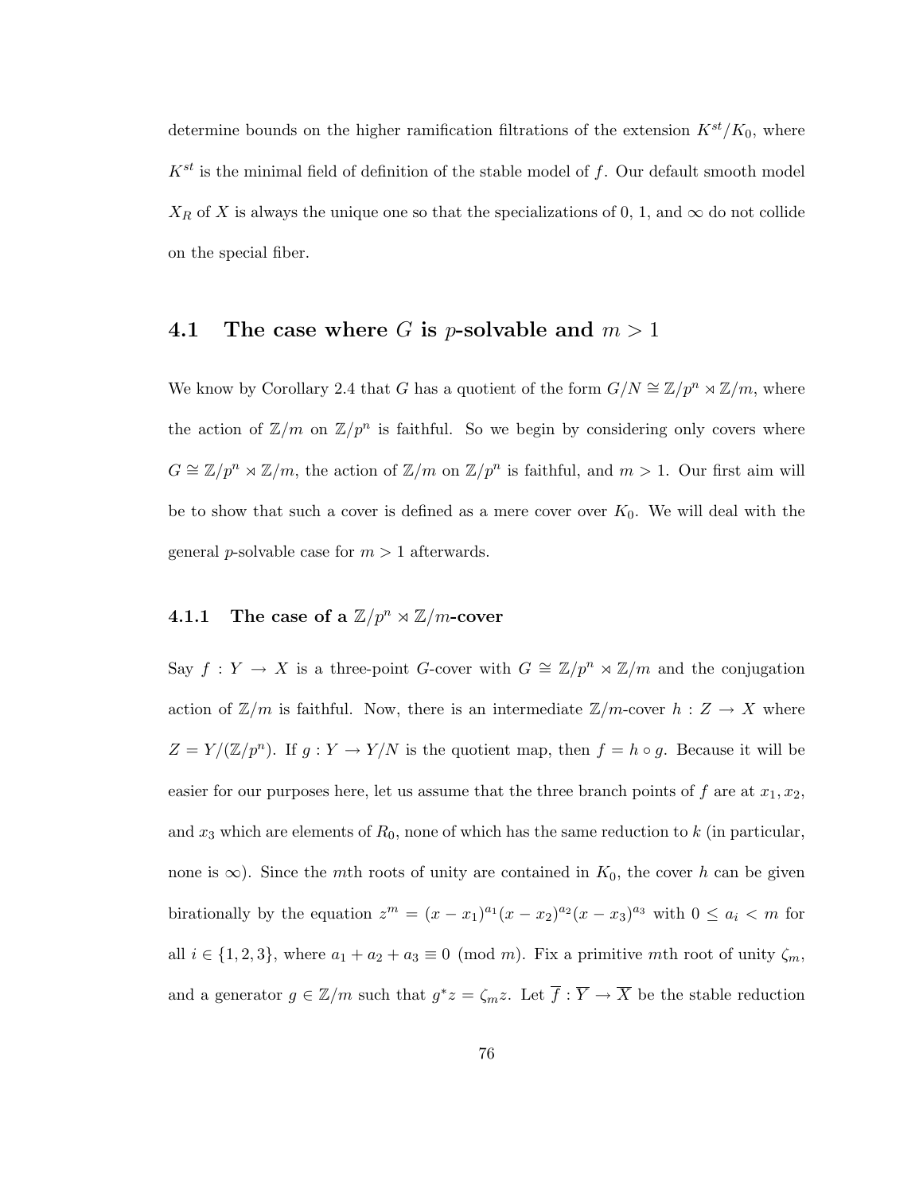determine bounds on the higher ramification filtrations of the extension $K^{st}/K_0$, where $K^{st}$ is the minimal field of definition of the stable model of $f$. Our default smooth model $X_R$ of $X$ is always the unique one so that the specializations of 0, 1, and $\infty$ do not collide on the special fiber.

## 4.1 The case where $G$ is $p$-solvable and $m > 1$

We know by Corollary 2.4 that $G$ has a quotient of the form $G/N \cong \mathbb{Z}/p^n \rtimes \mathbb{Z}/m$, where the action of $\mathbb{Z}/m$ on $\mathbb{Z}/p^n$ is faithful. So we begin by considering only covers where $G \cong \mathbb{Z}/p^n \rtimes \mathbb{Z}/m$, the action of $\mathbb{Z}/m$ on $\mathbb{Z}/p^n$ is faithful, and $m > 1$. Our first aim will be to show that such a cover is defined as a mere cover over $K_0$. We will deal with the general $p$-solvable case for $m > 1$ afterwards.

### 4.1.1 The case of a $\mathbb{Z}/p^n \rtimes \mathbb{Z}/m$-cover

Say $f : Y \to X$ is a three-point $G$-cover with $G \cong \mathbb{Z}/p^n \rtimes \mathbb{Z}/m$ and the conjugation action of $\mathbb{Z}/m$ is faithful. Now, there is an intermediate $\mathbb{Z}/m$-cover $h : Z \to X$ where $Z = Y/(\mathbb{Z}/p^n)$. If $g : Y \to Y/N$ is the quotient map, then $f = h \circ g$. Because it will be easier for our purposes here, let us assume that the three branch points of $f$ are at $x_1, x_2$, and $x_3$ which are elements of $R_0$, none of which has the same reduction to $k$ (in particular, none is $\infty$). Since the $m$th roots of unity are contained in $K_0$, the cover $h$ can be given birationally by the equation $z^m = (x - x_1)^{a_1}(x - x_2)^{a_2}(x - x_3)^{a_3}$ with $0 \leq a_i < m$ for all $i \in \{1, 2, 3\}$, where $a_1 + a_2 + a_3 \equiv 0 \pmod{m}$. Fix a primitive $m$th root of unity $\zeta_m$, and a generator $g \in \mathbb{Z}/m$ such that $g^* z = \zeta_m z$. Let $\overline{f} : \overline{Y} \to \overline{X}$ be the stable reduction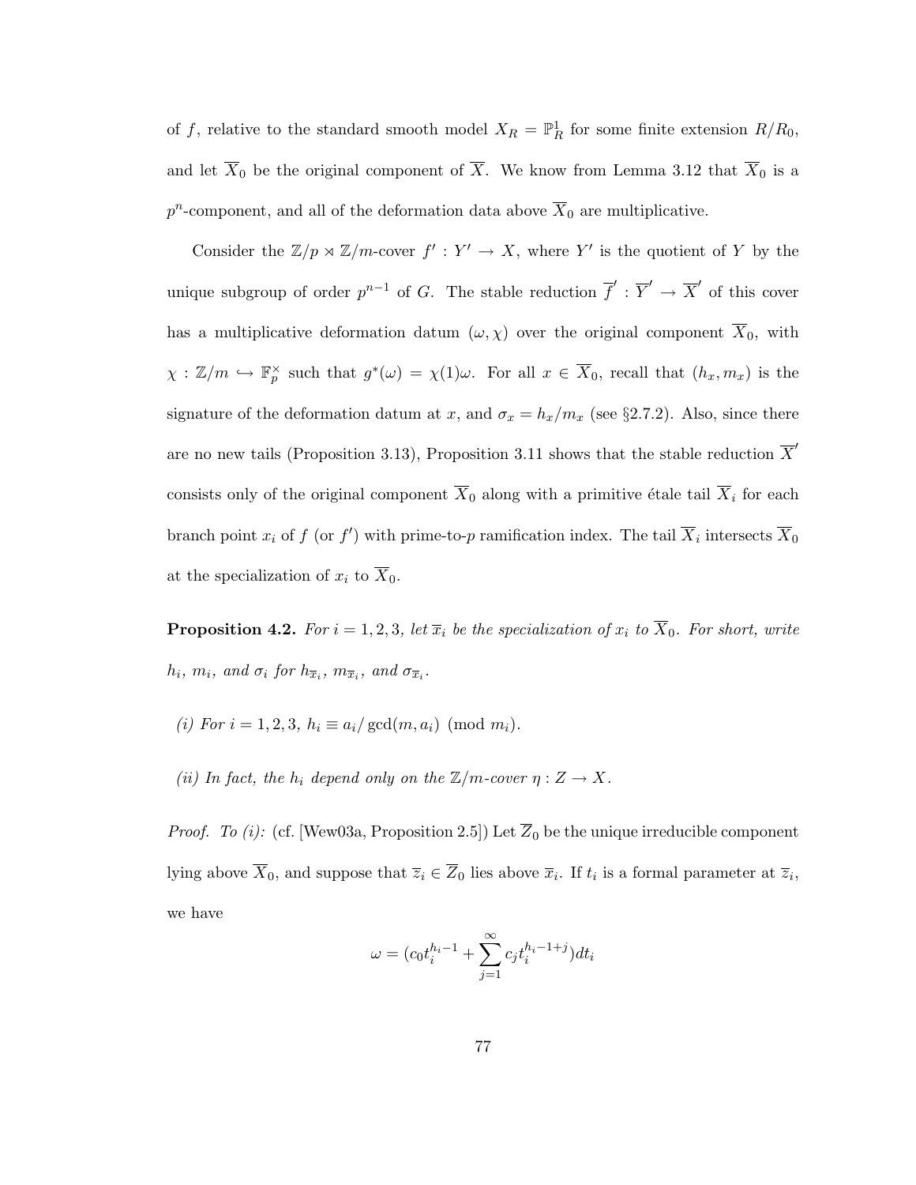of $f$, relative to the standard smooth model $X_R = \mathbb{P}^1_R$ for some finite extension $R/R_0$, and let $\overline{X}_0$ be the original component of $\overline{X}$. We know from Lemma 3.12 that $\overline{X}_0$ is a $p^n$-component, and all of the deformation data above $\overline{X}_0$ are multiplicative.

Consider the $\mathbb{Z}/p \rtimes \mathbb{Z}/m$-cover $f' : Y' \to X$, where $Y'$ is the quotient of $Y$ by the unique subgroup of order $p^{n-1}$ of $G$. The stable reduction $\overline{f}' : \overline{Y}' \to \overline{X}'$ of this cover has a multiplicative deformation datum $(\omega, \chi)$ over the original component $\overline{X}_0$, with $\chi : \mathbb{Z}/m \hookrightarrow \mathbb{F}_p^\times$ such that $g^*(\omega) = \chi(1)\omega$. For all $x \in \overline{X}_0$, recall that $(h_x, m_x)$ is the signature of the deformation datum at $x$, and $\sigma_x = h_x/m_x$ (see §2.7.2). Also, since there are no new tails (Proposition 3.13), Proposition 3.11 shows that the stable reduction $\overline{X}'$ consists only of the original component $\overline{X}_0$ along with a primitive étale tail $\overline{X}_i$ for each branch point $x_i$ of $f$ (or $f'$) with prime-to-$p$ ramification index. The tail $\overline{X}_i$ intersects $\overline{X}_0$ at the specialization of $x_i$ to $\overline{X}_0$.

**Proposition 4.2.** *For $i = 1, 2, 3$, let $\overline{x}_i$ be the specialization of $x_i$ to $\overline{X}_0$. For short, write $h_i$, $m_i$, and $\sigma_i$ for $h_{\overline{x}_i}$, $m_{\overline{x}_i}$, and $\sigma_{\overline{x}_i}$.*

*(i) For $i = 1, 2, 3$, $h_i \equiv a_i/\gcd(m, a_i) \pmod{m_i}$.*

*(ii) In fact, the $h_i$ depend only on the $\mathbb{Z}/m$-cover $\eta : Z \to X$.*

*Proof. To (i):* (cf. [Wew03a, Proposition 2.5]) Let $\overline{Z}_0$ be the unique irreducible component lying above $\overline{X}_0$, and suppose that $\overline{z}_i \in \overline{Z}_0$ lies above $\overline{x}_i$. If $t_i$ is a formal parameter at $\overline{z}_i$, we have

$$\omega = (c_0 t_i^{h_i - 1} + \sum_{j=1}^{\infty} c_j t_i^{h_i - 1 + j}) dt_i$$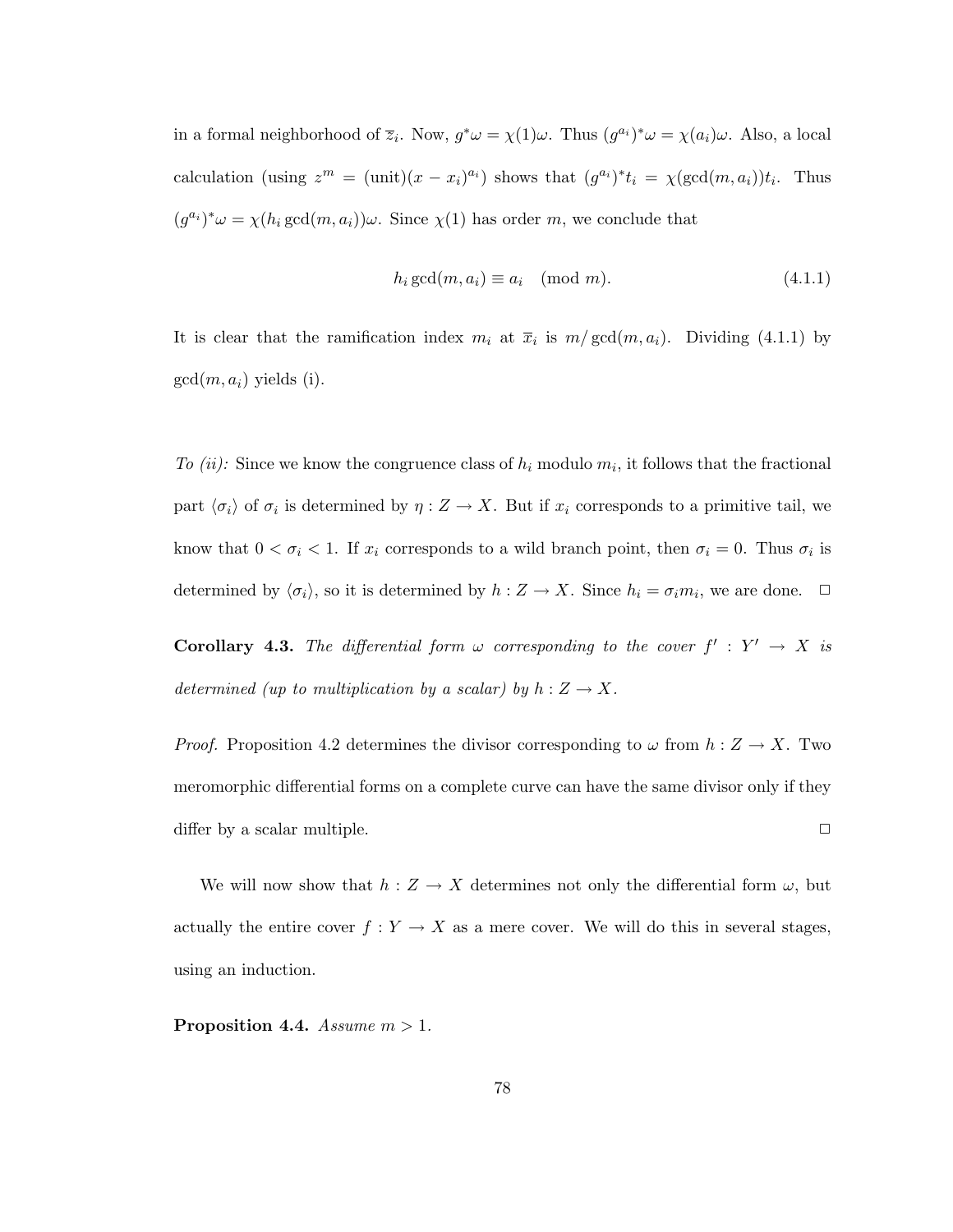in a formal neighborhood of $\overline{z}_i$. Now, $g^*\omega = \chi(1)\omega$. Thus $(g^{a_i})^*\omega = \chi(a_i)\omega$. Also, a local calculation (using $z^m = (\text{unit})(x - x_i)^{a_i}$) shows that $(g^{a_i})^* t_i = \chi(\gcd(m, a_i))t_i$. Thus $(g^{a_i})^*\omega = \chi(h_i \gcd(m, a_i))\omega$. Since $\chi(1)$ has order $m$, we conclude that

$$h_i \gcd(m, a_i) \equiv a_i \pmod{m}. \tag{4.1.1}$$

It is clear that the ramification index $m_i$ at $\overline{x}_i$ is $m/\gcd(m, a_i)$. Dividing (4.1.1) by $\gcd(m, a_i)$ yields (i).

*To (ii):* Since we know the congruence class of $h_i$ modulo $m_i$, it follows that the fractional part $\langle \sigma_i \rangle$ of $\sigma_i$ is determined by $\eta : Z \to X$. But if $x_i$ corresponds to a primitive tail, we know that $0 < \sigma_i < 1$. If $x_i$ corresponds to a wild branch point, then $\sigma_i = 0$. Thus $\sigma_i$ is determined by $\langle \sigma_i \rangle$, so it is determined by $h : Z \to X$. Since $h_i = \sigma_i m_i$, we are done. $\square$

**Corollary 4.3.** *The differential form $\omega$ corresponding to the cover $f' : Y' \to X$ is determined (up to multiplication by a scalar) by $h : Z \to X$.*

*Proof.* Proposition 4.2 determines the divisor corresponding to $\omega$ from $h : Z \to X$. Two meromorphic differential forms on a complete curve can have the same divisor only if they differ by a scalar multiple. $\square$

We will now show that $h : Z \to X$ determines not only the differential form $\omega$, but actually the entire cover $f : Y \to X$ as a mere cover. We will do this in several stages, using an induction.

**Proposition 4.4.** *Assume $m > 1$.*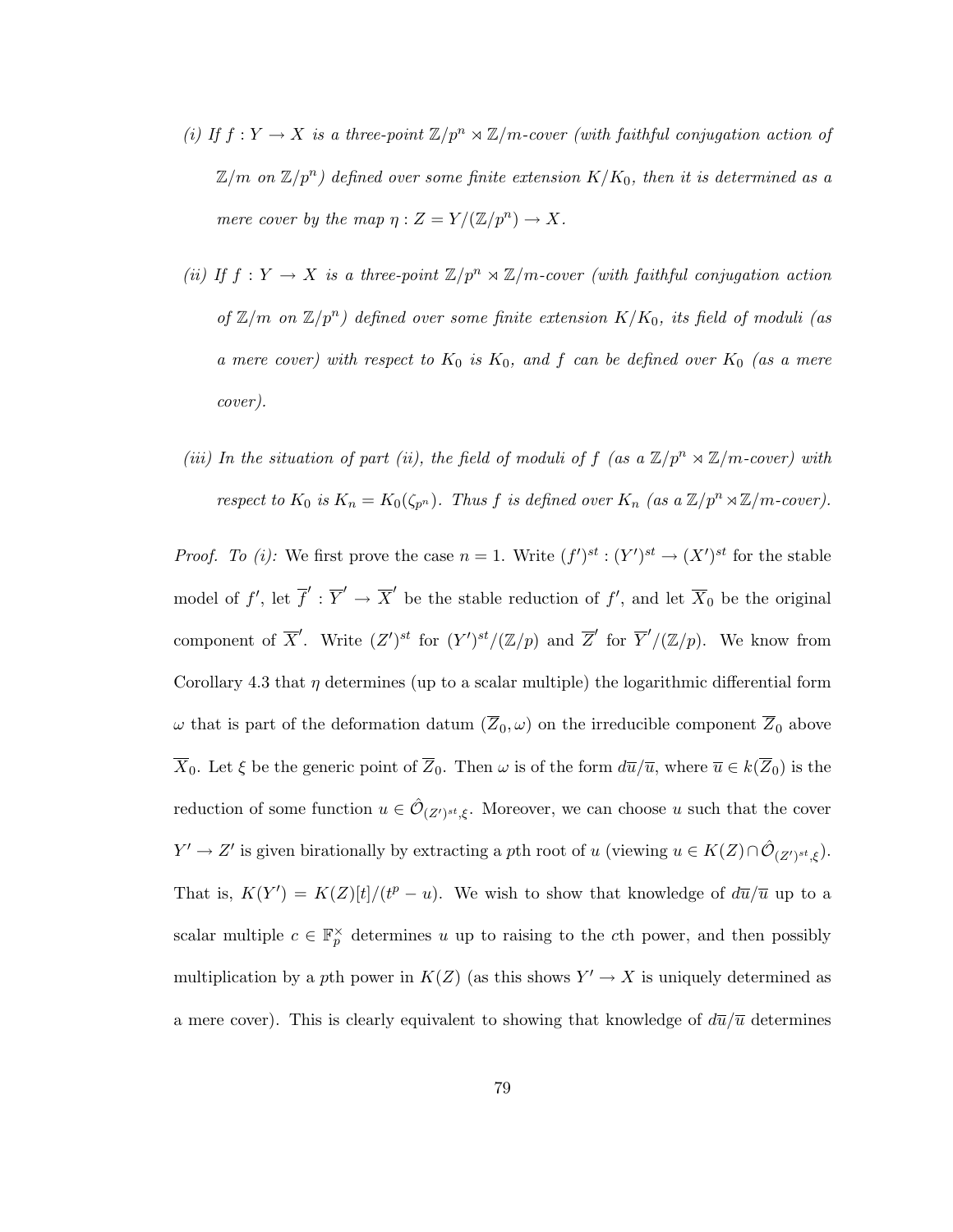*(i) If $f : Y \to X$ is a three-point $\mathbb{Z}/p^n \rtimes \mathbb{Z}/m$-cover (with faithful conjugation action of $\mathbb{Z}/m$ on $\mathbb{Z}/p^n$) defined over some finite extension $K/K_0$, then it is determined as a mere cover by the map $\eta : Z = Y/(\mathbb{Z}/p^n) \to X$.*

*(ii) If $f : Y \to X$ is a three-point $\mathbb{Z}/p^n \rtimes \mathbb{Z}/m$-cover (with faithful conjugation action of $\mathbb{Z}/m$ on $\mathbb{Z}/p^n$) defined over some finite extension $K/K_0$, its field of moduli (as a mere cover) with respect to $K_0$ is $K_0$, and $f$ can be defined over $K_0$ (as a mere cover).*

*(iii) In the situation of part (ii), the field of moduli of $f$ (as a $\mathbb{Z}/p^n \rtimes \mathbb{Z}/m$-cover) with respect to $K_0$ is $K_n = K_0(\zeta_{p^n})$. Thus $f$ is defined over $K_n$ (as a $\mathbb{Z}/p^n \rtimes \mathbb{Z}/m$-cover).*

*Proof. To (i):* We first prove the case $n = 1$. Write $(f')^{st} : (Y')^{st} \to (X')^{st}$ for the stable model of $f'$, let $\overline{f}' : \overline{Y}' \to \overline{X}'$ be the stable reduction of $f'$, and let $\overline{X}_0$ be the original component of $\overline{X}'$. Write $(Z')^{st}$ for $(Y')^{st}/(\mathbb{Z}/p)$ and $\overline{Z}'$ for $\overline{Y}'/(\mathbb{Z}/p)$. We know from Corollary 4.3 that $\eta$ determines (up to a scalar multiple) the logarithmic differential form $\omega$ that is part of the deformation datum $(\overline{Z}_0, \omega)$ on the irreducible component $\overline{Z}_0$ above $\overline{X}_0$. Let $\xi$ be the generic point of $\overline{Z}_0$. Then $\omega$ is of the form $d\overline{u}/\overline{u}$, where $\overline{u} \in k(\overline{Z}_0)$ is the reduction of some function $u \in \hat{\mathcal{O}}_{(Z')^{st},\xi}$. Moreover, we can choose $u$ such that the cover $Y' \to Z'$ is given birationally by extracting a $p$th root of $u$ (viewing $u \in K(Z) \cap \hat{\mathcal{O}}_{(Z')^{st},\xi}$). That is, $K(Y') = K(Z)[t]/(t^p - u)$. We wish to show that knowledge of $d\overline{u}/\overline{u}$ up to a scalar multiple $c \in \mathbb{F}_p^\times$ determines $u$ up to raising to the $c$th power, and then possibly multiplication by a $p$th power in $K(Z)$ (as this shows $Y' \to X$ is uniquely determined as a mere cover). This is clearly equivalent to showing that knowledge of $d\overline{u}/\overline{u}$ determines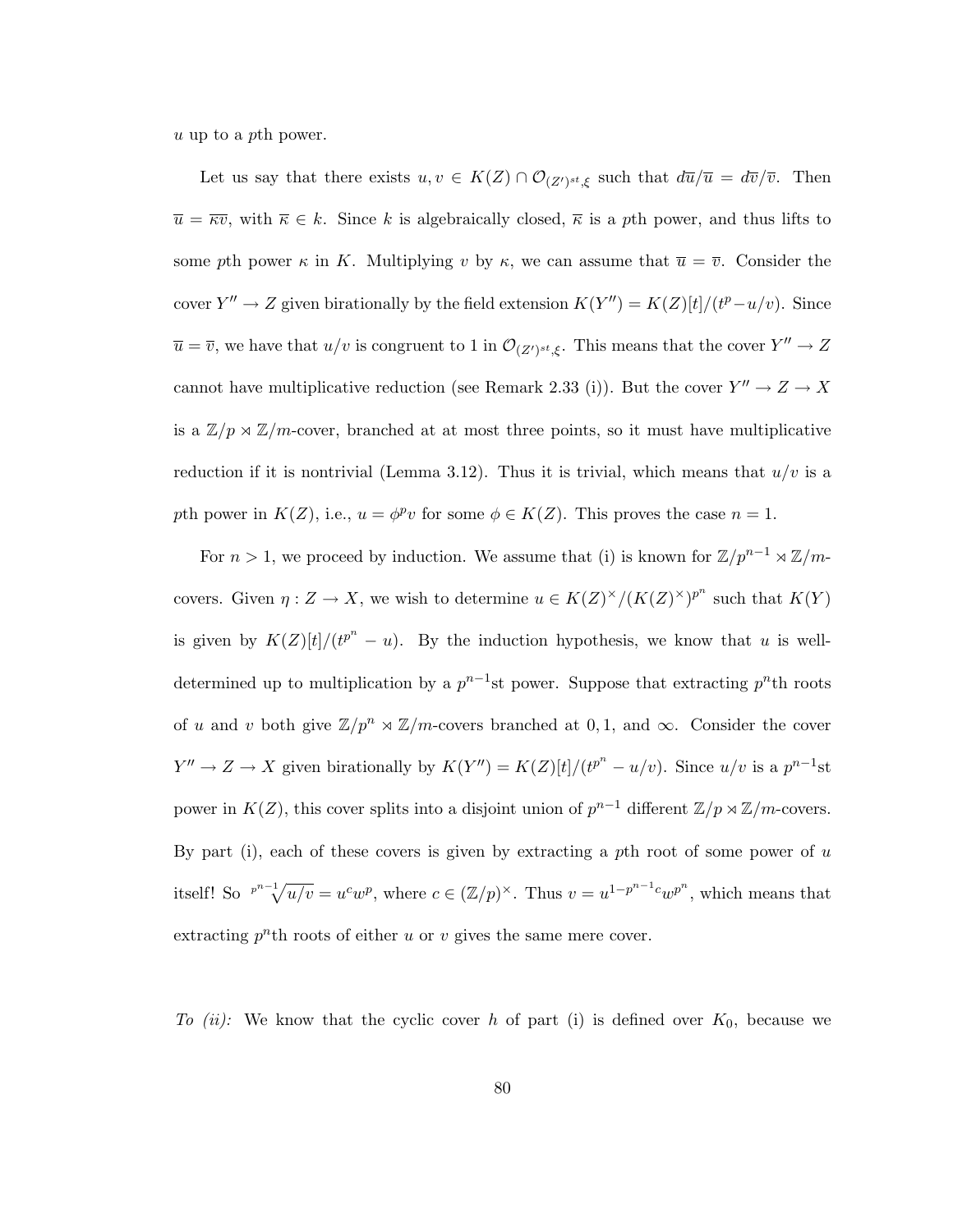$u$ up to a $p$th power.

Let us say that there exists $u, v \in K(Z) \cap \mathcal{O}_{(Z')^{st},\xi}$ such that $d\overline{u}/\overline{u} = d\overline{v}/\overline{v}$. Then $\overline{u} = \overline{\kappa v}$, with $\overline{\kappa} \in k$. Since $k$ is algebraically closed, $\overline{\kappa}$ is a $p$th power, and thus lifts to some $p$th power $\kappa$ in $K$. Multiplying $v$ by $\kappa$, we can assume that $\overline{u} = \overline{v}$. Consider the cover $Y'' \to Z$ given birationally by the field extension $K(Y'') = K(Z)[t]/(t^p - u/v)$. Since $\overline{u} = \overline{v}$, we have that $u/v$ is congruent to 1 in $\mathcal{O}_{(Z')^{st},\xi}$. This means that the cover $Y'' \to Z$ cannot have multiplicative reduction (see Remark 2.33 (i)). But the cover $Y'' \to Z \to X$ is a $\mathbb{Z}/p \rtimes \mathbb{Z}/m$-cover, branched at at most three points, so it must have multiplicative reduction if it is nontrivial (Lemma 3.12). Thus it is trivial, which means that $u/v$ is a $p$th power in $K(Z)$, i.e., $u = \phi^p v$ for some $\phi \in K(Z)$. This proves the case $n = 1$.

For $n > 1$, we proceed by induction. We assume that (i) is known for $\mathbb{Z}/p^{n-1} \rtimes \mathbb{Z}/m$-covers. Given $\eta : Z \to X$, we wish to determine $u \in K(Z)^\times/(K(Z)^\times)^{p^n}$ such that $K(Y)$ is given by $K(Z)[t]/(t^{p^n} - u)$. By the induction hypothesis, we know that $u$ is well-determined up to multiplication by a $p^{n-1}$st power. Suppose that extracting $p^n$th roots of $u$ and $v$ both give $\mathbb{Z}/p^n \rtimes \mathbb{Z}/m$-covers branched at $0, 1$, and $\infty$. Consider the cover $Y'' \to Z \to X$ given birationally by $K(Y'') = K(Z)[t]/(t^{p^n} - u/v)$. Since $u/v$ is a $p^{n-1}$st power in $K(Z)$, this cover splits into a disjoint union of $p^{n-1}$ different $\mathbb{Z}/p \rtimes \mathbb{Z}/m$-covers. By part (i), each of these covers is given by extracting a $p$th root of some power of $u$ itself! So $\sqrt[p^{n-1}]{u/v} = u^c w^p$, where $c \in (\mathbb{Z}/p)^\times$. Thus $v = u^{1-p^{n-1}c} w^{p^n}$, which means that extracting $p^n$th roots of either $u$ or $v$ gives the same mere cover.

*To (ii):* We know that the cyclic cover $h$ of part (i) is defined over $K_0$, because we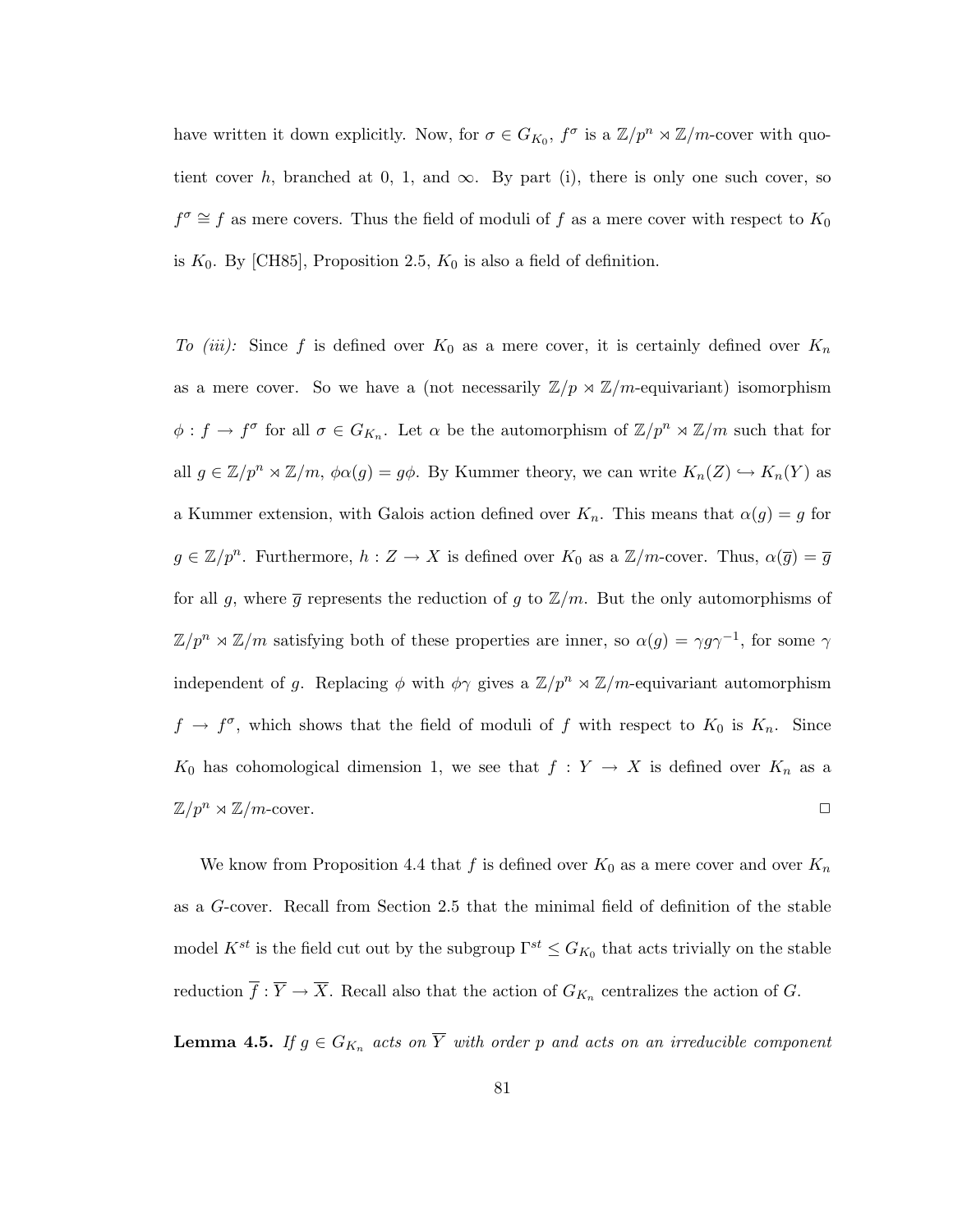have written it down explicitly. Now, for $\sigma \in G_{K_0}$, $f^\sigma$ is a $\mathbb{Z}/p^n \rtimes \mathbb{Z}/m$-cover with quotient cover $h$, branched at 0, 1, and $\infty$. By part (i), there is only one such cover, so $f^\sigma \cong f$ as mere covers. Thus the field of moduli of $f$ as a mere cover with respect to $K_0$ is $K_0$. By [CH85], Proposition 2.5, $K_0$ is also a field of definition.

*To (iii):* Since $f$ is defined over $K_0$ as a mere cover, it is certainly defined over $K_n$ as a mere cover. So we have a (not necessarily $\mathbb{Z}/p \rtimes \mathbb{Z}/m$-equivariant) isomorphism $\phi : f \to f^\sigma$ for all $\sigma \in G_{K_n}$. Let $\alpha$ be the automorphism of $\mathbb{Z}/p^n \rtimes \mathbb{Z}/m$ such that for all $g \in \mathbb{Z}/p^n \rtimes \mathbb{Z}/m$, $\phi\alpha(g) = g\phi$. By Kummer theory, we can write $K_n(Z) \hookrightarrow K_n(Y)$ as a Kummer extension, with Galois action defined over $K_n$. This means that $\alpha(g) = g$ for $g \in \mathbb{Z}/p^n$. Furthermore, $h : Z \to X$ is defined over $K_0$ as a $\mathbb{Z}/m$-cover. Thus, $\alpha(\overline{g}) = \overline{g}$ for all $g$, where $\overline{g}$ represents the reduction of $g$ to $\mathbb{Z}/m$. But the only automorphisms of $\mathbb{Z}/p^n \rtimes \mathbb{Z}/m$ satisfying both of these properties are inner, so $\alpha(g) = \gamma g \gamma^{-1}$, for some $\gamma$ independent of $g$. Replacing $\phi$ with $\phi\gamma$ gives a $\mathbb{Z}/p^n \rtimes \mathbb{Z}/m$-equivariant automorphism $f \to f^\sigma$, which shows that the field of moduli of $f$ with respect to $K_0$ is $K_n$. Since $K_0$ has cohomological dimension 1, we see that $f : Y \to X$ is defined over $K_n$ as a $\mathbb{Z}/p^n \rtimes \mathbb{Z}/m$-cover. $\square$

We know from Proposition 4.4 that $f$ is defined over $K_0$ as a mere cover and over $K_n$ as a $G$-cover. Recall from Section 2.5 that the minimal field of definition of the stable model $K^{st}$ is the field cut out by the subgroup $\Gamma^{st} \leq G_{K_0}$ that acts trivially on the stable reduction $\overline{f} : \overline{Y} \to \overline{X}$. Recall also that the action of $G_{K_n}$ centralizes the action of $G$.

**Lemma 4.5.** *If $g \in G_{K_n}$ acts on $\overline{Y}$ with order $p$ and acts on an irreducible component*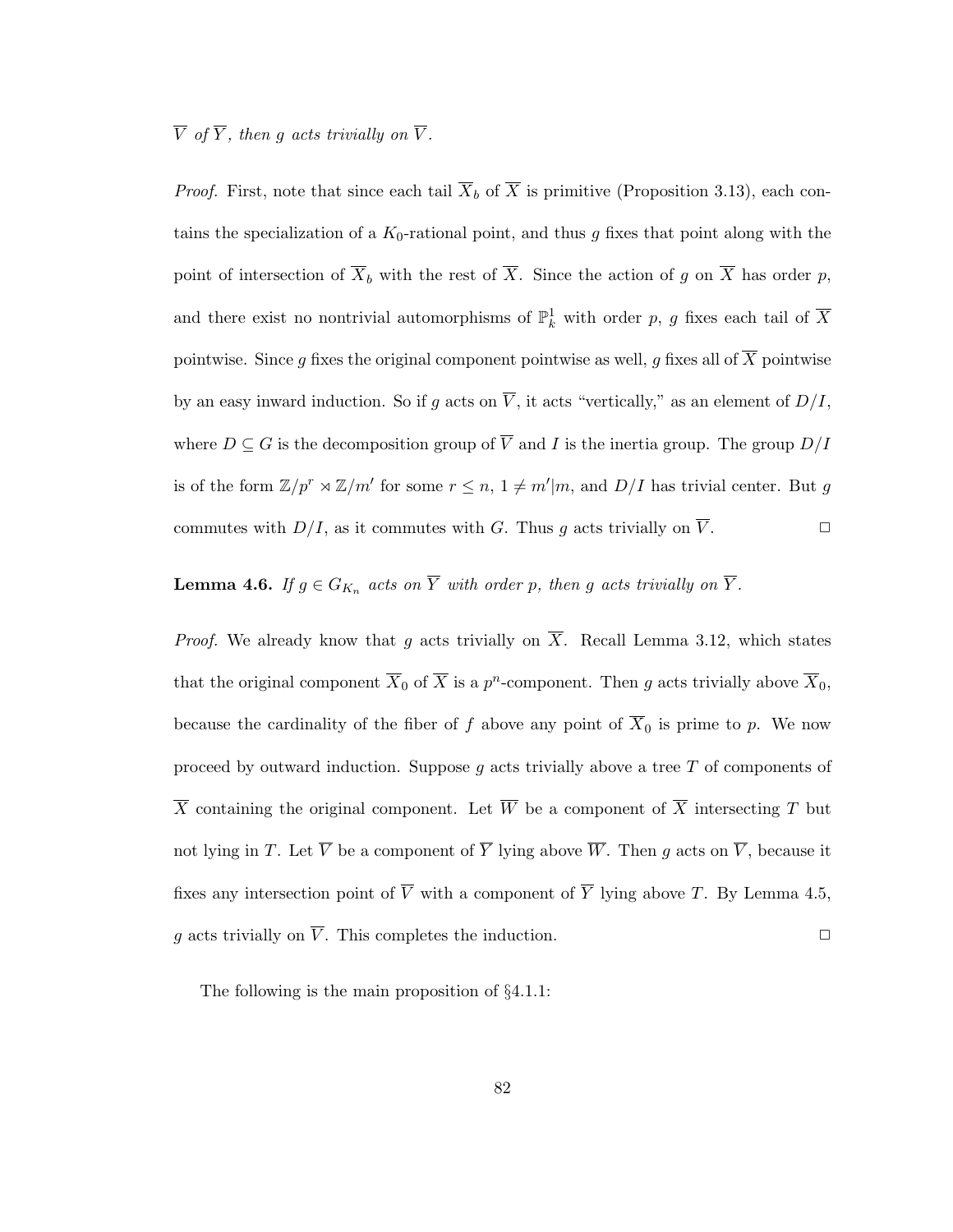$\overline{V}$ *of* $\overline{Y}$*, then* $g$ *acts trivially on* $\overline{V}$*.*

*Proof.* First, note that since each tail $\overline{X}_b$ of $\overline{X}$ is primitive (Proposition 3.13), each contains the specialization of a $K_0$-rational point, and thus $g$ fixes that point along with the point of intersection of $\overline{X}_b$ with the rest of $\overline{X}$. Since the action of $g$ on $\overline{X}$ has order $p$, and there exist no nontrivial automorphisms of $\mathbb{P}^1_k$ with order $p$, $g$ fixes each tail of $\overline{X}$ pointwise. Since $g$ fixes the original component pointwise as well, $g$ fixes all of $\overline{X}$ pointwise by an easy inward induction. So if $g$ acts on $\overline{V}$, it acts "vertically," as an element of $D/I$, where $D \subseteq G$ is the decomposition group of $\overline{V}$ and $I$ is the inertia group. The group $D/I$ is of the form $\mathbb{Z}/p^r \rtimes \mathbb{Z}/m'$ for some $r \leq n$, $1 \neq m'|m$, and $D/I$ has trivial center. But $g$ commutes with $D/I$, as it commutes with $G$. Thus $g$ acts trivially on $\overline{V}$. $\square$

**Lemma 4.6.** *If* $g \in G_{K_n}$ *acts on* $\overline{Y}$ *with order* $p$*, then* $g$ *acts trivially on* $\overline{Y}$*.*

*Proof.* We already know that $g$ acts trivially on $\overline{X}$. Recall Lemma 3.12, which states that the original component $\overline{X}_0$ of $\overline{X}$ is a $p^n$-component. Then $g$ acts trivially above $\overline{X}_0$, because the cardinality of the fiber of $f$ above any point of $\overline{X}_0$ is prime to $p$. We now proceed by outward induction. Suppose $g$ acts trivially above a tree $T$ of components of $\overline{X}$ containing the original component. Let $\overline{W}$ be a component of $\overline{X}$ intersecting $T$ but not lying in $T$. Let $\overline{V}$ be a component of $\overline{Y}$ lying above $\overline{W}$. Then $g$ acts on $\overline{V}$, because it fixes any intersection point of $\overline{V}$ with a component of $\overline{Y}$ lying above $T$. By Lemma 4.5, $g$ acts trivially on $\overline{V}$. This completes the induction. $\square$

The following is the main proposition of §4.1.1: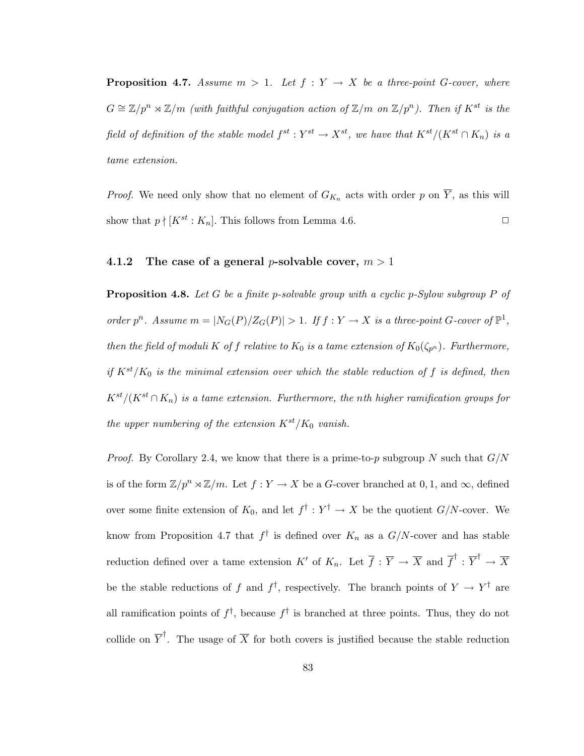**Proposition 4.7.** *Assume $m > 1$. Let $f : Y \to X$ be a three-point $G$-cover, where $G \cong \mathbb{Z}/p^n \rtimes \mathbb{Z}/m$ (with faithful conjugation action of $\mathbb{Z}/m$ on $\mathbb{Z}/p^n$). Then if $K^{st}$ is the field of definition of the stable model $f^{st} : Y^{st} \to X^{st}$, we have that $K^{st}/(K^{st} \cap K_n)$ is a tame extension.*

*Proof.* We need only show that no element of $G_{K_n}$ acts with order $p$ on $\overline{Y}$, as this will show that $p \nmid [K^{st} : K_n]$. This follows from Lemma 4.6. $\square$

### 4.1.2 The case of a general $p$-solvable cover, $m > 1$

**Proposition 4.8.** *Let $G$ be a finite $p$-solvable group with a cyclic $p$-Sylow subgroup $P$ of order $p^n$. Assume $m = |N_G(P)/Z_G(P)| > 1$. If $f : Y \to X$ is a three-point $G$-cover of $\mathbb{P}^1$, then the field of moduli $K$ of $f$ relative to $K_0$ is a tame extension of $K_0(\zeta_{p^n})$. Furthermore, if $K^{st}/K_0$ is the minimal extension over which the stable reduction of $f$ is defined, then $K^{st}/(K^{st} \cap K_n)$ is a tame extension. Furthermore, the $n$th higher ramification groups for the upper numbering of the extension $K^{st}/K_0$ vanish.*

*Proof.* By Corollary 2.4, we know that there is a prime-to-$p$ subgroup $N$ such that $G/N$ is of the form $\mathbb{Z}/p^n \rtimes \mathbb{Z}/m$. Let $f : Y \to X$ be a $G$-cover branched at $0, 1$, and $\infty$, defined over some finite extension of $K_0$, and let $f^\dagger : Y^\dagger \to X$ be the quotient $G/N$-cover. We know from Proposition 4.7 that $f^\dagger$ is defined over $K_n$ as a $G/N$-cover and has stable reduction defined over a tame extension $K'$ of $K_n$. Let $\overline{f} : \overline{Y} \to \overline{X}$ and $\overline{f}^\dagger : \overline{Y}^\dagger \to \overline{X}$ be the stable reductions of $f$ and $f^\dagger$, respectively. The branch points of $Y \to Y^\dagger$ are all ramification points of $f^\dagger$, because $f^\dagger$ is branched at three points. Thus, they do not collide on $\overline{Y}^\dagger$. The usage of $\overline{X}$ for both covers is justified because the stable reduction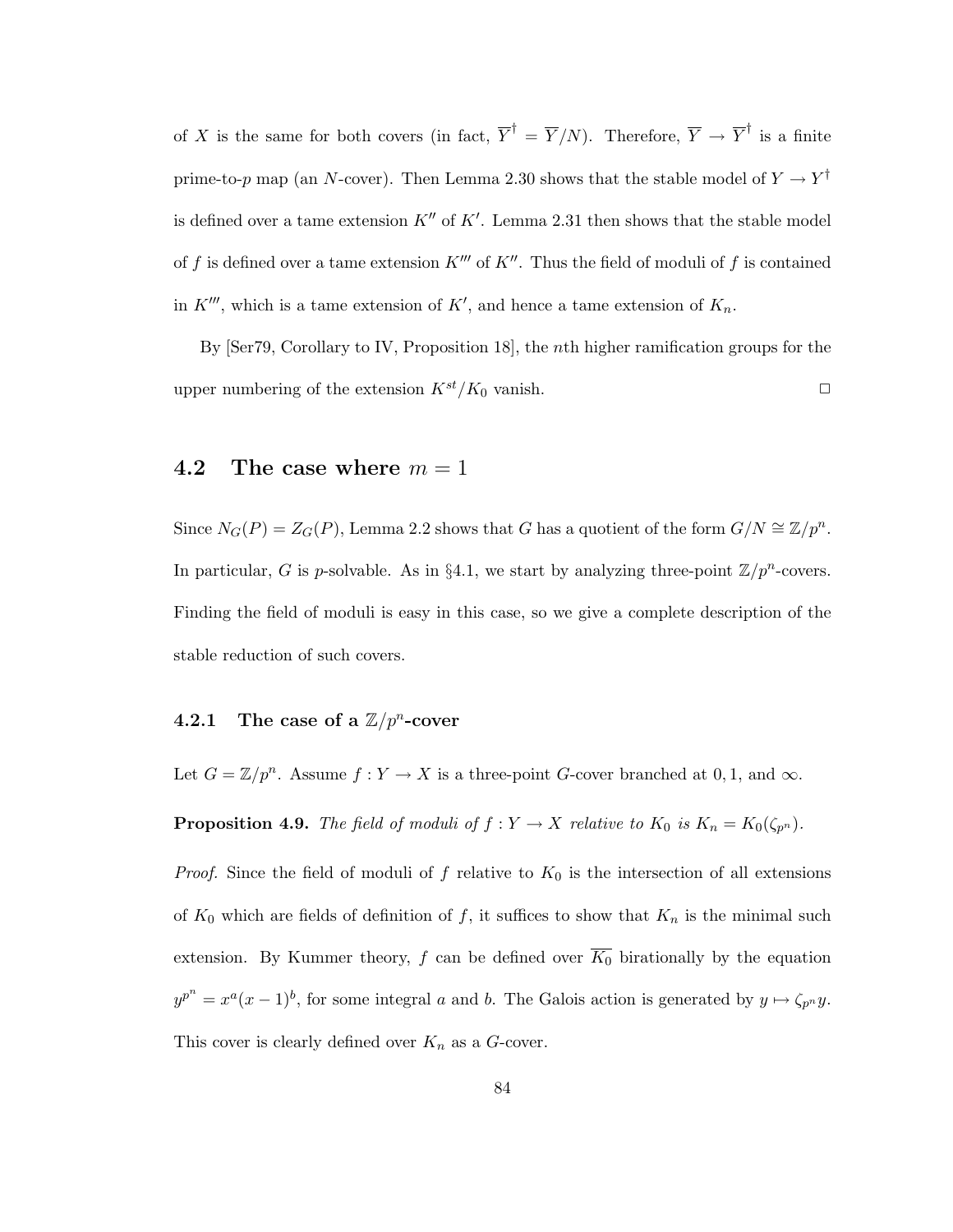of $X$ is the same for both covers (in fact, $\overline{Y}^\dagger = \overline{Y}/N$). Therefore, $\overline{Y} \to \overline{Y}^\dagger$ is a finite prime-to-$p$ map (an $N$-cover). Then Lemma 2.30 shows that the stable model of $Y \to Y^\dagger$ is defined over a tame extension $K''$ of $K'$. Lemma 2.31 then shows that the stable model of $f$ is defined over a tame extension $K'''$ of $K''$. Thus the field of moduli of $f$ is contained in $K'''$, which is a tame extension of $K'$, and hence a tame extension of $K_n$.

By [Ser79, Corollary to IV, Proposition 18], the $n$th higher ramification groups for the upper numbering of the extension $K^{st}/K_0$ vanish. □

## 4.2 The case where $m = 1$

Since $N_G(P) = Z_G(P)$, Lemma 2.2 shows that $G$ has a quotient of the form $G/N \cong \mathbb{Z}/p^n$. In particular, $G$ is $p$-solvable. As in §4.1, we start by analyzing three-point $\mathbb{Z}/p^n$-covers. Finding the field of moduli is easy in this case, so we give a complete description of the stable reduction of such covers.

### 4.2.1 The case of a $\mathbb{Z}/p^n$-cover

Let $G = \mathbb{Z}/p^n$. Assume $f : Y \to X$ is a three-point $G$-cover branched at $0, 1$, and $\infty$.

**Proposition 4.9.** *The field of moduli of $f : Y \to X$ relative to $K_0$ is $K_n = K_0(\zeta_{p^n})$.*

*Proof.* Since the field of moduli of $f$ relative to $K_0$ is the intersection of all extensions of $K_0$ which are fields of definition of $f$, it suffices to show that $K_n$ is the minimal such extension. By Kummer theory, $f$ can be defined over $\overline{K_0}$ birationally by the equation $y^{p^n} = x^a(x-1)^b$, for some integral $a$ and $b$. The Galois action is generated by $y \mapsto \zeta_{p^n} y$. This cover is clearly defined over $K_n$ as a $G$-cover.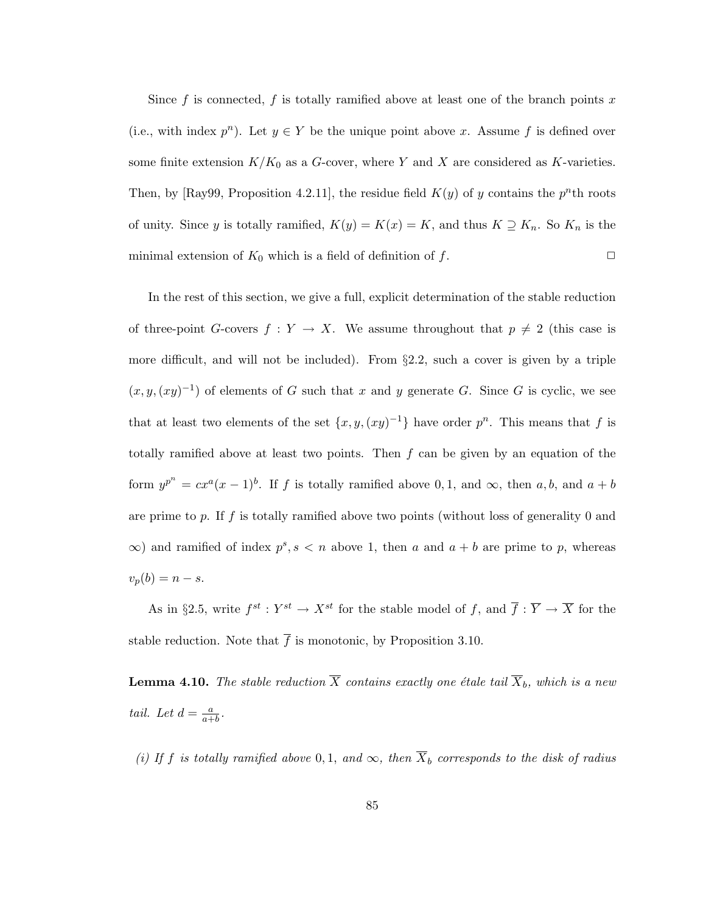Since $f$ is connected, $f$ is totally ramified above at least one of the branch points $x$ (i.e., with index $p^n$). Let $y \in Y$ be the unique point above $x$. Assume $f$ is defined over some finite extension $K/K_0$ as a $G$-cover, where $Y$ and $X$ are considered as $K$-varieties. Then, by [Ray99, Proposition 4.2.11], the residue field $K(y)$ of $y$ contains the $p^n$th roots of unity. Since $y$ is totally ramified, $K(y) = K(x) = K$, and thus $K \supseteq K_n$. So $K_n$ is the minimal extension of $K_0$ which is a field of definition of $f$. □

In the rest of this section, we give a full, explicit determination of the stable reduction of three-point $G$-covers $f : Y \to X$. We assume throughout that $p \neq 2$ (this case is more difficult, and will not be included). From §2.2, such a cover is given by a triple $(x, y, (xy)^{-1})$ of elements of $G$ such that $x$ and $y$ generate $G$. Since $G$ is cyclic, we see that at least two elements of the set $\{x, y, (xy)^{-1}\}$ have order $p^n$. This means that $f$ is totally ramified above at least two points. Then $f$ can be given by an equation of the form $y^{p^n} = cx^a(x-1)^b$. If $f$ is totally ramified above $0, 1$, and $\infty$, then $a, b$, and $a+b$ are prime to $p$. If $f$ is totally ramified above two points (without loss of generality $0$ and $\infty$) and ramified of index $p^s, s < n$ above $1$, then $a$ and $a+b$ are prime to $p$, whereas $v_p(b) = n - s$.

As in §2.5, write $f^{st} : Y^{st} \to X^{st}$ for the stable model of $f$, and $\overline{f} : \overline{Y} \to \overline{X}$ for the stable reduction. Note that $\overline{f}$ is monotonic, by Proposition 3.10.

**Lemma 4.10.** *The stable reduction $\overline{X}$ contains exactly one étale tail $\overline{X}_b$, which is a new tail. Let $d = \frac{a}{a+b}$.*

*(i) If $f$ is totally ramified above $0, 1,$ and $\infty$, then $\overline{X}_b$ corresponds to the disk of radius*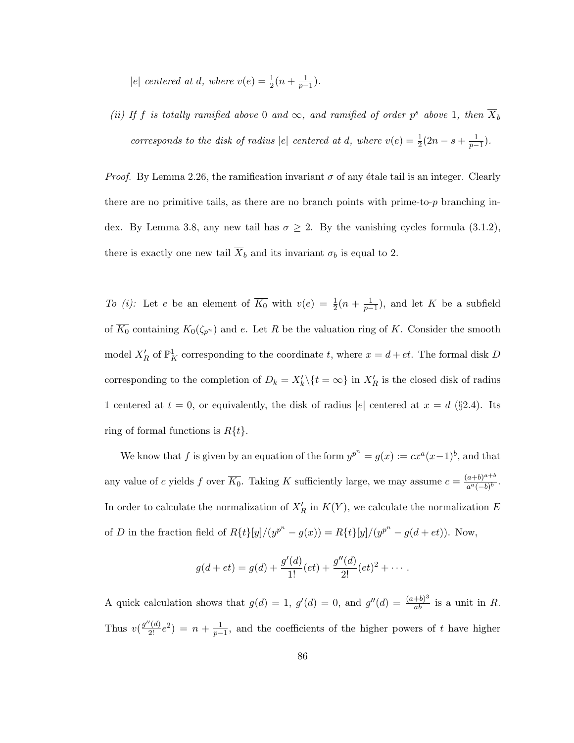*$|e|$ centered at $d$, where $v(e) = \frac{1}{2}(n + \frac{1}{p-1})$.*

*(ii) If $f$ is totally ramified above $0$ and $\infty$, and ramified of order $p^s$ above $1$, then $\overline{X}_b$ corresponds to the disk of radius $|e|$ centered at $d$, where $v(e) = \frac{1}{2}(2n - s + \frac{1}{p-1})$.*

*Proof.* By Lemma 2.26, the ramification invariant $\sigma$ of any étale tail is an integer. Clearly there are no primitive tails, as there are no branch points with prime-to-$p$ branching index. By Lemma 3.8, any new tail has $\sigma \geq 2$. By the vanishing cycles formula (3.1.2), there is exactly one new tail $\overline{X}_b$ and its invariant $\sigma_b$ is equal to 2.

*To (i):* Let $e$ be an element of $\overline{K_0}$ with $v(e) = \frac{1}{2}(n + \frac{1}{p-1})$, and let $K$ be a subfield of $\overline{K_0}$ containing $K_0(\zeta_{p^n})$ and $e$. Let $R$ be the valuation ring of $K$. Consider the smooth model $X'_R$ of $\mathbb{P}^1_K$ corresponding to the coordinate $t$, where $x = d + et$. The formal disk $D$ corresponding to the completion of $D_k = X'_k \backslash \{t = \infty\}$ in $X'_R$ is the closed disk of radius 1 centered at $t = 0$, or equivalently, the disk of radius $|e|$ centered at $x = d$ (§2.4). Its ring of formal functions is $R\{t\}$.

We know that $f$ is given by an equation of the form $y^{p^n} = g(x) := cx^a(x-1)^b$, and that any value of $c$ yields $f$ over $\overline{K_0}$. Taking $K$ sufficiently large, we may assume $c = \frac{(a+b)^{a+b}}{a^a(-b)^b}$. In order to calculate the normalization of $X'_R$ in $K(Y)$, we calculate the normalization $E$ of $D$ in the fraction field of $R\{t\}[y]/(y^{p^n} - g(x)) = R\{t\}[y]/(y^{p^n} - g(d + et))$. Now,

$$g(d + et) = g(d) + \frac{g'(d)}{1!}(et) + \frac{g''(d)}{2!}(et)^2 + \cdots.$$

A quick calculation shows that $g(d) = 1$, $g'(d) = 0$, and $g''(d) = \frac{(a+b)^3}{ab}$ is a unit in $R$. Thus $v(\frac{g''(d)}{2!}e^2) = n + \frac{1}{p-1}$, and the coefficients of the higher powers of $t$ have higher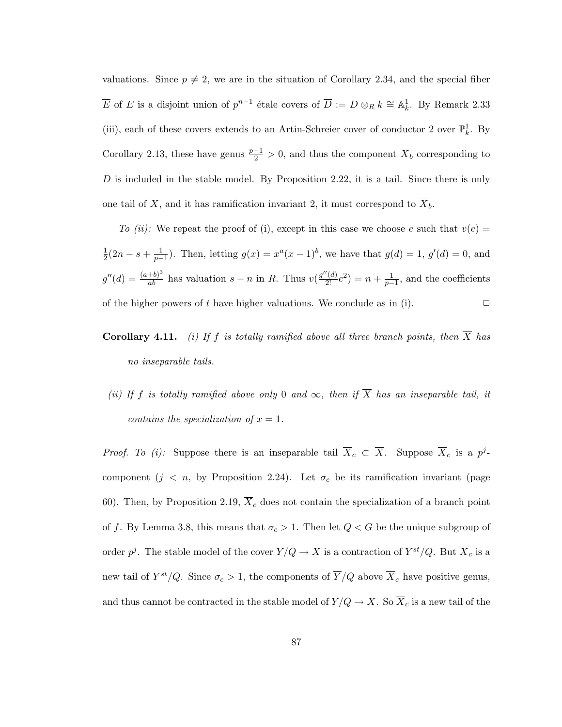valuations. Since $p \neq 2$, we are in the situation of Corollary 2.34, and the special fiber $\overline{E}$ of $E$ is a disjoint union of $p^{n-1}$ étale covers of $\overline{D} := D \otimes_R k \cong \mathbb{A}^1_k$. By Remark 2.33 (iii), each of these covers extends to an Artin-Schreier cover of conductor 2 over $\mathbb{P}^1_k$. By Corollary 2.13, these have genus $\frac{p-1}{2} > 0$, and thus the component $\overline{X}_b$ corresponding to $D$ is included in the stable model. By Proposition 2.22, it is a tail. Since there is only one tail of $X$, and it has ramification invariant 2, it must correspond to $\overline{X}_b$.

*To (ii):* We repeat the proof of (i), except in this case we choose $e$ such that $v(e) = \frac{1}{2}(2n - s + \frac{1}{p-1})$. Then, letting $g(x) = x^a(x-1)^b$, we have that $g(d) = 1$, $g'(d) = 0$, and $g''(d) = \frac{(a+b)^3}{ab}$ has valuation $s - n$ in $R$. Thus $v(\frac{g''(d)}{2!}e^2) = n + \frac{1}{p-1}$, and the coefficients of the higher powers of $t$ have higher valuations. We conclude as in (i). $\square$

**Corollary 4.11.** *(i) If $f$ is totally ramified above all three branch points, then $\overline{X}$ has no inseparable tails.*

*(ii) If $f$ is totally ramified above only 0 and $\infty$, then if $\overline{X}$ has an inseparable tail, it contains the specialization of $x = 1$.*

*Proof. To (i):* Suppose there is an inseparable tail $\overline{X}_c \subset \overline{X}$. Suppose $\overline{X}_c$ is a $p^j$-component ($j < n$, by Proposition 2.24). Let $\sigma_c$ be its ramification invariant (page 60). Then, by Proposition 2.19, $\overline{X}_c$ does not contain the specialization of a branch point of $f$. By Lemma 3.8, this means that $\sigma_c > 1$. Then let $Q < G$ be the unique subgroup of order $p^j$. The stable model of the cover $Y/Q \to X$ is a contraction of $Y^{st}/Q$. But $\overline{X}_c$ is a new tail of $Y^{st}/Q$. Since $\sigma_c > 1$, the components of $\overline{Y}/Q$ above $\overline{X}_c$ have positive genus, and thus cannot be contracted in the stable model of $Y/Q \to X$. So $\overline{X}_c$ is a new tail of the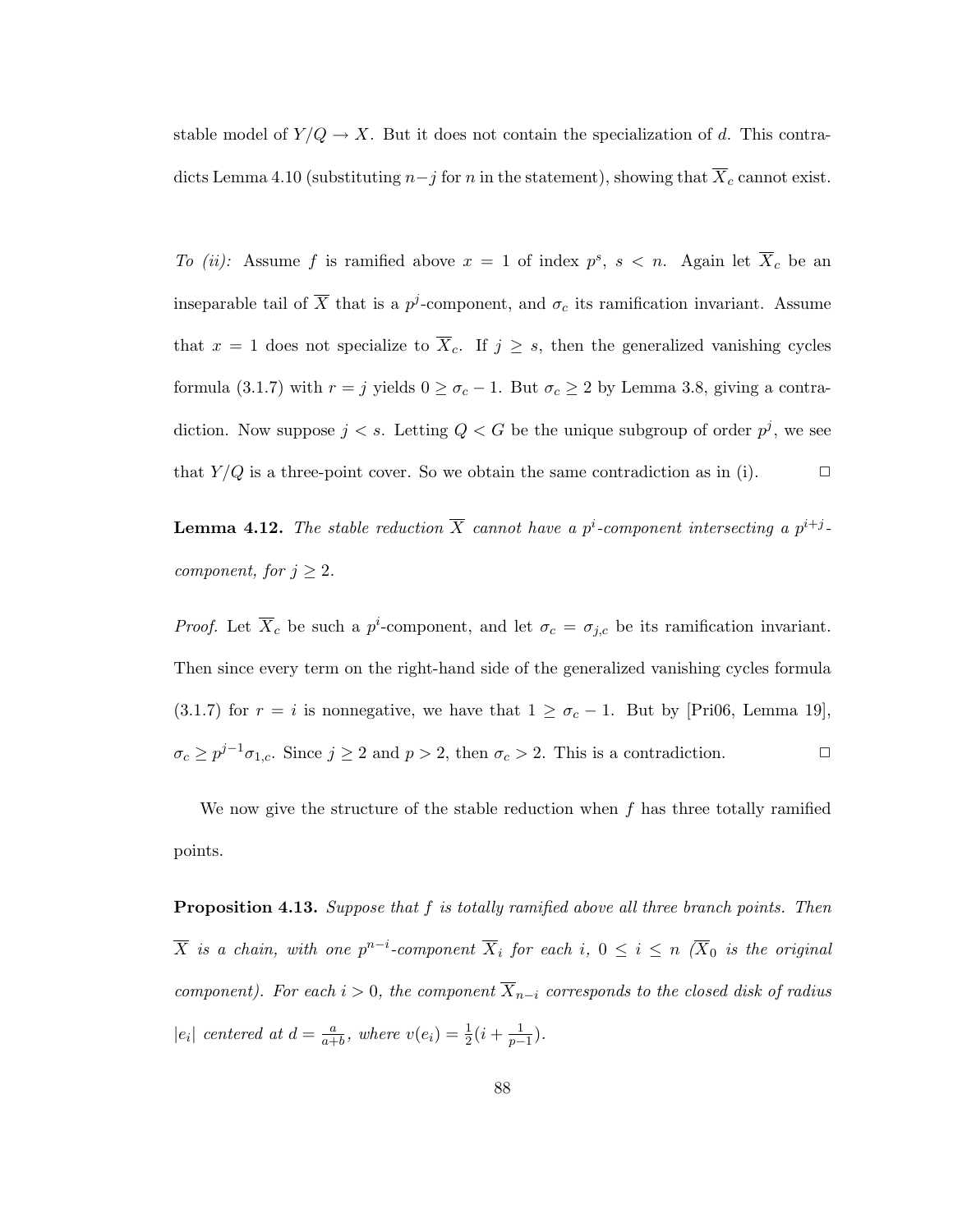stable model of $Y/Q \to X$. But it does not contain the specialization of $d$. This contradicts Lemma 4.10 (substituting $n-j$ for $n$ in the statement), showing that $\overline{X}_c$ cannot exist.

*To (ii):* Assume $f$ is ramified above $x = 1$ of index $p^s$, $s < n$. Again let $\overline{X}_c$ be an inseparable tail of $\overline{X}$ that is a $p^j$-component, and $\sigma_c$ its ramification invariant. Assume that $x = 1$ does not specialize to $\overline{X}_c$. If $j \geq s$, then the generalized vanishing cycles formula (3.1.7) with $r = j$ yields $0 \geq \sigma_c - 1$. But $\sigma_c \geq 2$ by Lemma 3.8, giving a contradiction. Now suppose $j < s$. Letting $Q < G$ be the unique subgroup of order $p^j$, we see that $Y/Q$ is a three-point cover. So we obtain the same contradiction as in (i). □

**Lemma 4.12.** *The stable reduction $\overline{X}$ cannot have a $p^i$-component intersecting a $p^{i+j}$-component, for $j \geq 2$.*

*Proof.* Let $\overline{X}_c$ be such a $p^i$-component, and let $\sigma_c = \sigma_{j,c}$ be its ramification invariant. Then since every term on the right-hand side of the generalized vanishing cycles formula (3.1.7) for $r = i$ is nonnegative, we have that $1 \geq \sigma_c - 1$. But by [Pri06, Lemma 19], $\sigma_c \geq p^{j-1}\sigma_{1,c}$. Since $j \geq 2$ and $p > 2$, then $\sigma_c > 2$. This is a contradiction. □

We now give the structure of the stable reduction when $f$ has three totally ramified points.

**Proposition 4.13.** *Suppose that $f$ is totally ramified above all three branch points. Then $\overline{X}$ is a chain, with one $p^{n-i}$-component $\overline{X}_i$ for each $i$, $0 \leq i \leq n$ ($\overline{X}_0$ is the original component). For each $i > 0$, the component $\overline{X}_{n-i}$ corresponds to the closed disk of radius $|e_i|$ centered at $d = \frac{a}{a+b}$, where $v(e_i) = \frac{1}{2}(i + \frac{1}{p-1})$.*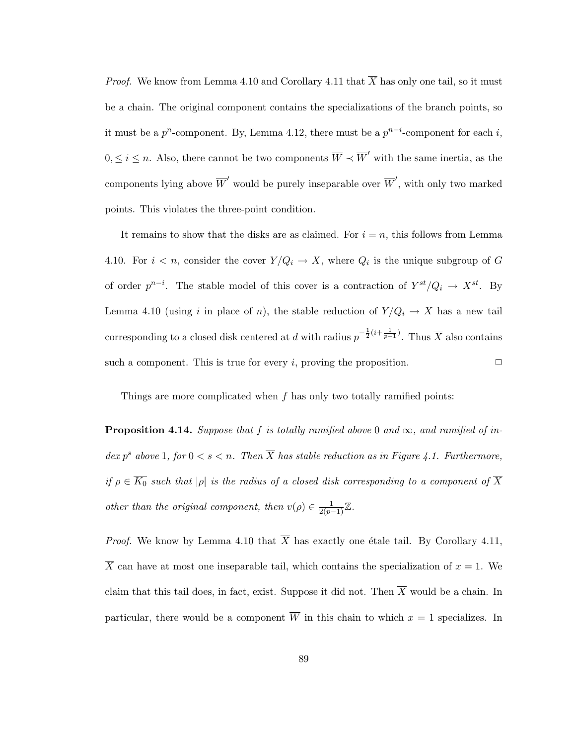*Proof.* We know from Lemma 4.10 and Corollary 4.11 that $\overline{X}$ has only one tail, so it must be a chain. The original component contains the specializations of the branch points, so it must be a $p^n$-component. By, Lemma 4.12, there must be a $p^{n-i}$-component for each $i$, $0, \leq i \leq n$. Also, there cannot be two components $\overline{W} \prec \overline{W}'$ with the same inertia, as the components lying above $\overline{W}'$ would be purely inseparable over $\overline{W}'$, with only two marked points. This violates the three-point condition.

It remains to show that the disks are as claimed. For $i = n$, this follows from Lemma 4.10. For $i < n$, consider the cover $Y/Q_i \to X$, where $Q_i$ is the unique subgroup of $G$ of order $p^{n-i}$. The stable model of this cover is a contraction of $Y^{st}/Q_i \to X^{st}$. By Lemma 4.10 (using $i$ in place of $n$), the stable reduction of $Y/Q_i \to X$ has a new tail corresponding to a closed disk centered at $d$ with radius $p^{-\frac{1}{2}(i+\frac{1}{p-1})}$. Thus $\overline{X}$ also contains such a component. This is true for every $i$, proving the proposition. $\square$

Things are more complicated when $f$ has only two totally ramified points:

**Proposition 4.14.** *Suppose that $f$ is totally ramified above $0$ and $\infty$, and ramified of index $p^s$ above $1$, for $0 < s < n$. Then $\overline{X}$ has stable reduction as in Figure 4.1. Furthermore, if $\rho \in \overline{K_0}$ such that $|\rho|$ is the radius of a closed disk corresponding to a component of $\overline{X}$ other than the original component, then $v(\rho) \in \frac{1}{2(p-1)}\mathbb{Z}$.*

*Proof.* We know by Lemma 4.10 that $\overline{X}$ has exactly one étale tail. By Corollary 4.11, $\overline{X}$ can have at most one inseparable tail, which contains the specialization of $x = 1$. We claim that this tail does, in fact, exist. Suppose it did not. Then $\overline{X}$ would be a chain. In particular, there would be a component $\overline{W}$ in this chain to which $x = 1$ specializes. In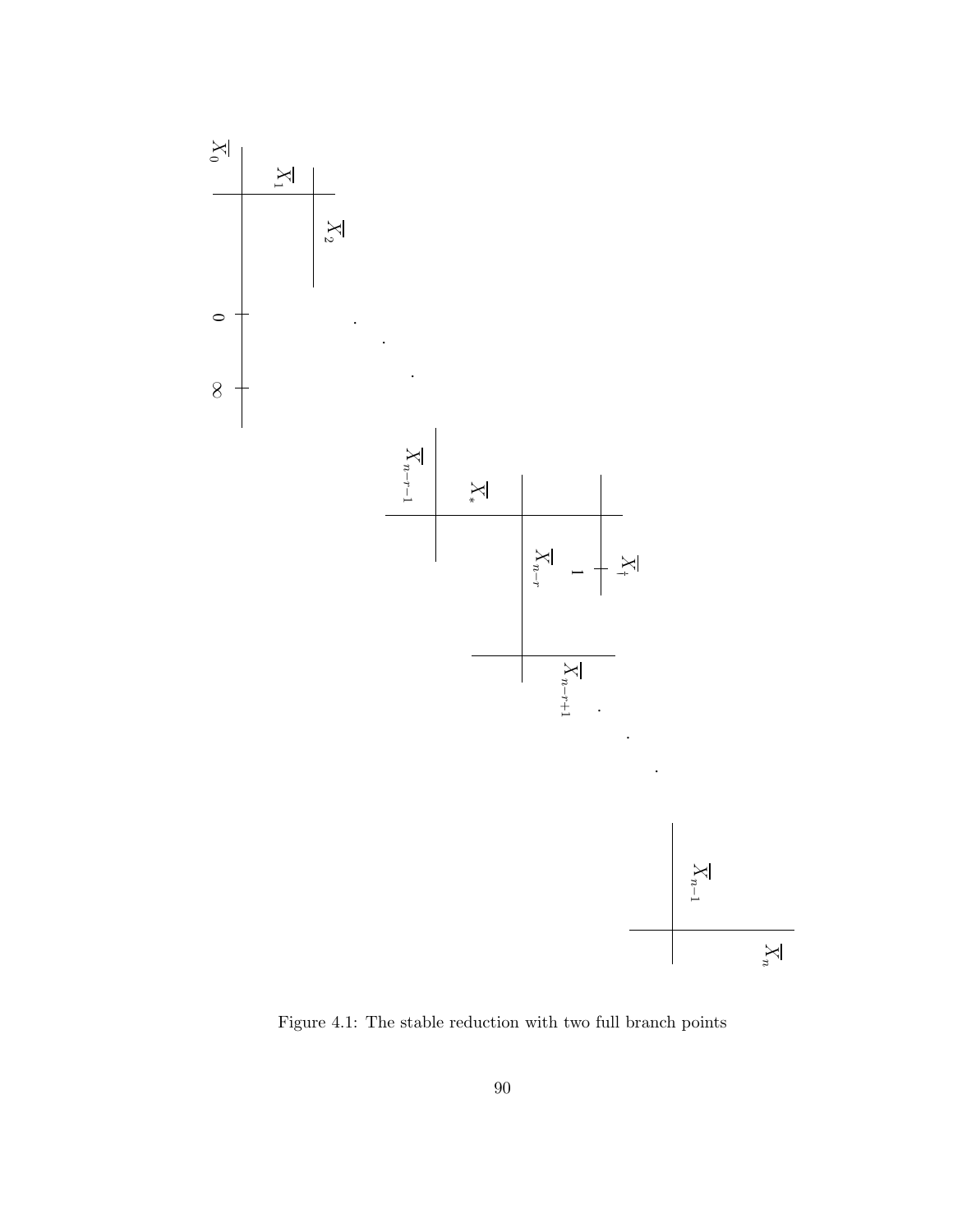Figure 4.1: The stable reduction with two full branch points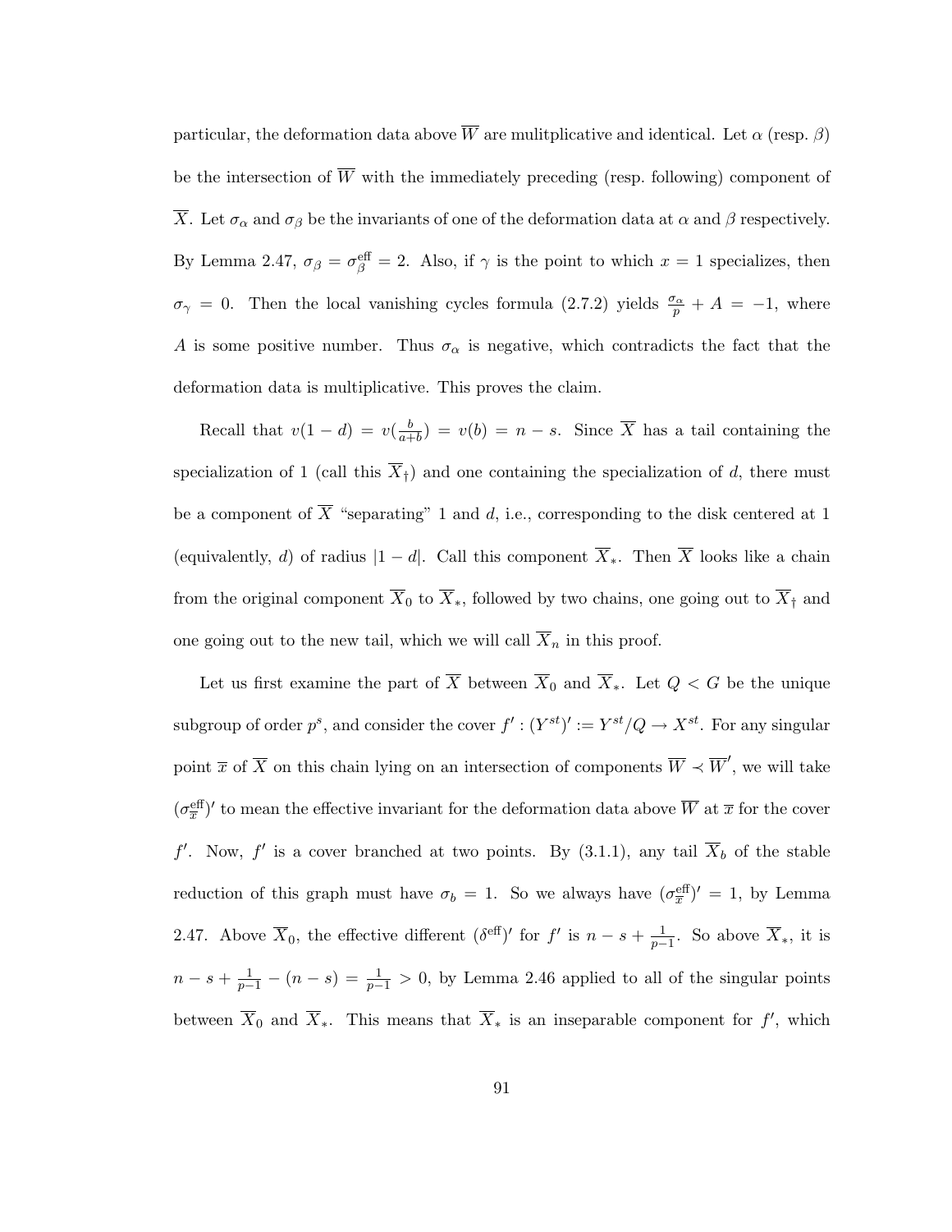particular, the deformation data above $\overline{W}$ are mulitplicative and identical. Let $\alpha$ (resp. $\beta$) be the intersection of $\overline{W}$ with the immediately preceding (resp. following) component of $\overline{X}$. Let $\sigma_\alpha$ and $\sigma_\beta$ be the invariants of one of the deformation data at $\alpha$ and $\beta$ respectively. By Lemma 2.47, $\sigma_\beta = \sigma_\beta^{\text{eff}} = 2$. Also, if $\gamma$ is the point to which $x = 1$ specializes, then $\sigma_\gamma = 0$. Then the local vanishing cycles formula (2.7.2) yields $\frac{\sigma_\alpha}{p} + A = -1$, where $A$ is some positive number. Thus $\sigma_\alpha$ is negative, which contradicts the fact that the deformation data is multiplicative. This proves the claim.

Recall that $v(1-d) = v(\frac{b}{a+b}) = v(b) = n - s$. Since $\overline{X}$ has a tail containing the specialization of 1 (call this $\overline{X}_\dagger$) and one containing the specialization of $d$, there must be a component of $\overline{X}$ "separating" 1 and $d$, i.e., corresponding to the disk centered at 1 (equivalently, $d$) of radius $|1-d|$. Call this component $\overline{X}_*$. Then $\overline{X}$ looks like a chain from the original component $\overline{X}_0$ to $\overline{X}_*$, followed by two chains, one going out to $\overline{X}_\dagger$ and one going out to the new tail, which we will call $\overline{X}_n$ in this proof.

Let us first examine the part of $\overline{X}$ between $\overline{X}_0$ and $\overline{X}_*$. Let $Q < G$ be the unique subgroup of order $p^s$, and consider the cover $f' : (Y^{st})' := Y^{st}/Q \to X^{st}$. For any singular point $\overline{x}$ of $\overline{X}$ on this chain lying on an intersection of components $\overline{W} \prec \overline{W}'$, we will take $(\sigma_{\overline{x}}^{\text{eff}})'$ to mean the effective invariant for the deformation data above $\overline{W}$ at $\overline{x}$ for the cover $f'$. Now, $f'$ is a cover branched at two points. By (3.1.1), any tail $\overline{X}_b$ of the stable reduction of this graph must have $\sigma_b = 1$. So we always have $(\sigma_{\overline{x}}^{\text{eff}})' = 1$, by Lemma 2.47. Above $\overline{X}_0$, the effective different $(\delta^{\text{eff}})'$ for $f'$ is $n - s + \frac{1}{p-1}$. So above $\overline{X}_*$, it is $n - s + \frac{1}{p-1} - (n-s) = \frac{1}{p-1} > 0$, by Lemma 2.46 applied to all of the singular points between $\overline{X}_0$ and $\overline{X}_*$. This means that $\overline{X}_*$ is an inseparable component for $f'$, which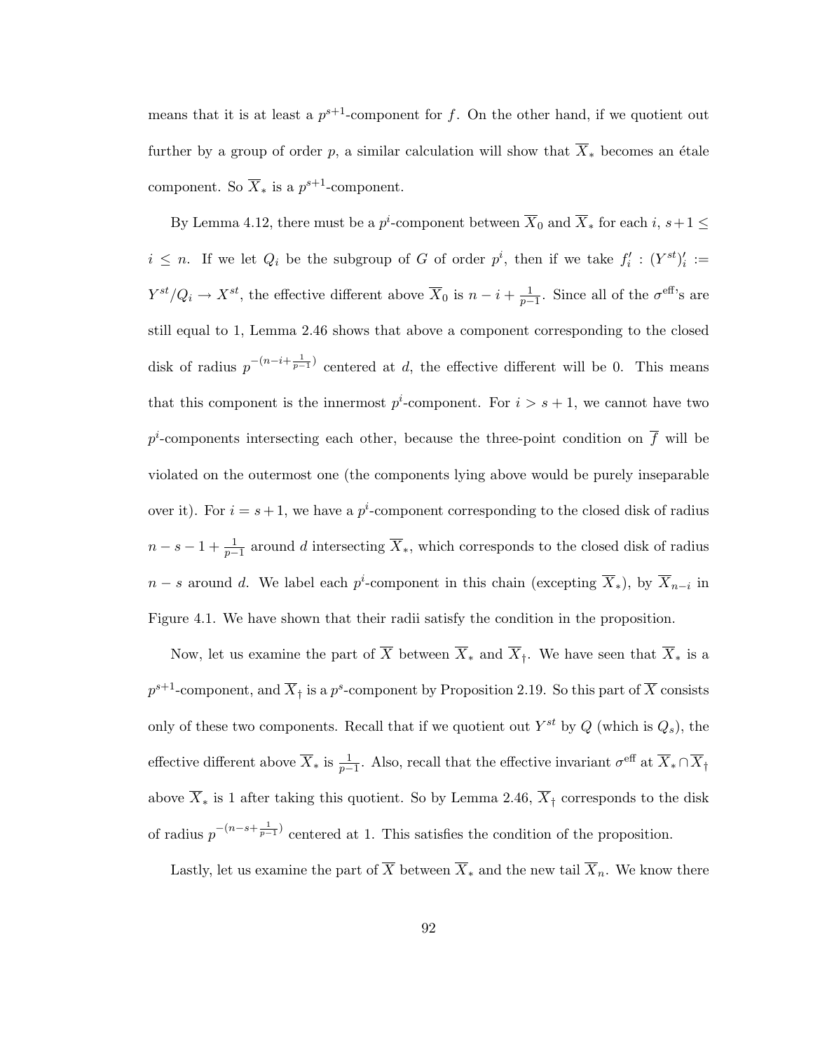means that it is at least a $p^{s+1}$-component for $f$. On the other hand, if we quotient out further by a group of order $p$, a similar calculation will show that $\overline{X}_*$ becomes an étale component. So $\overline{X}_*$ is a $p^{s+1}$-component.

By Lemma 4.12, there must be a $p^i$-component between $\overline{X}_0$ and $\overline{X}_*$ for each $i$, $s+1 \leq i \leq n$. If we let $Q_i$ be the subgroup of $G$ of order $p^i$, then if we take $f'_i : (Y^{st})'_i := Y^{st}/Q_i \to X^{st}$, the effective different above $\overline{X}_0$ is $n - i + \frac{1}{p-1}$. Since all of the $\sigma^{\text{eff}}$'s are still equal to 1, Lemma 2.46 shows that above a component corresponding to the closed disk of radius $p^{-(n-i+\frac{1}{p-1})}$ centered at $d$, the effective different will be 0. This means that this component is the innermost $p^i$-component. For $i > s+1$, we cannot have two $p^i$-components intersecting each other, because the three-point condition on $\overline{f}$ will be violated on the outermost one (the components lying above would be purely inseparable over it). For $i = s+1$, we have a $p^i$-component corresponding to the closed disk of radius $n - s - 1 + \frac{1}{p-1}$ around $d$ intersecting $\overline{X}_*$, which corresponds to the closed disk of radius $n - s$ around $d$. We label each $p^i$-component in this chain (excepting $\overline{X}_*$), by $\overline{X}_{n-i}$ in Figure 4.1. We have shown that their radii satisfy the condition in the proposition.

Now, let us examine the part of $\overline{X}$ between $\overline{X}_*$ and $\overline{X}_\dagger$. We have seen that $\overline{X}_*$ is a $p^{s+1}$-component, and $\overline{X}_\dagger$ is a $p^s$-component by Proposition 2.19. So this part of $\overline{X}$ consists only of these two components. Recall that if we quotient out $Y^{st}$ by $Q$ (which is $Q_s$), the effective different above $\overline{X}_*$ is $\frac{1}{p-1}$. Also, recall that the effective invariant $\sigma^{\text{eff}}$ at $\overline{X}_* \cap \overline{X}_\dagger$ above $\overline{X}_*$ is 1 after taking this quotient. So by Lemma 2.46, $\overline{X}_\dagger$ corresponds to the disk of radius $p^{-(n-s+\frac{1}{p-1})}$ centered at 1. This satisfies the condition of the proposition.

Lastly, let us examine the part of $\overline{X}$ between $\overline{X}_*$ and the new tail $\overline{X}_n$. We know there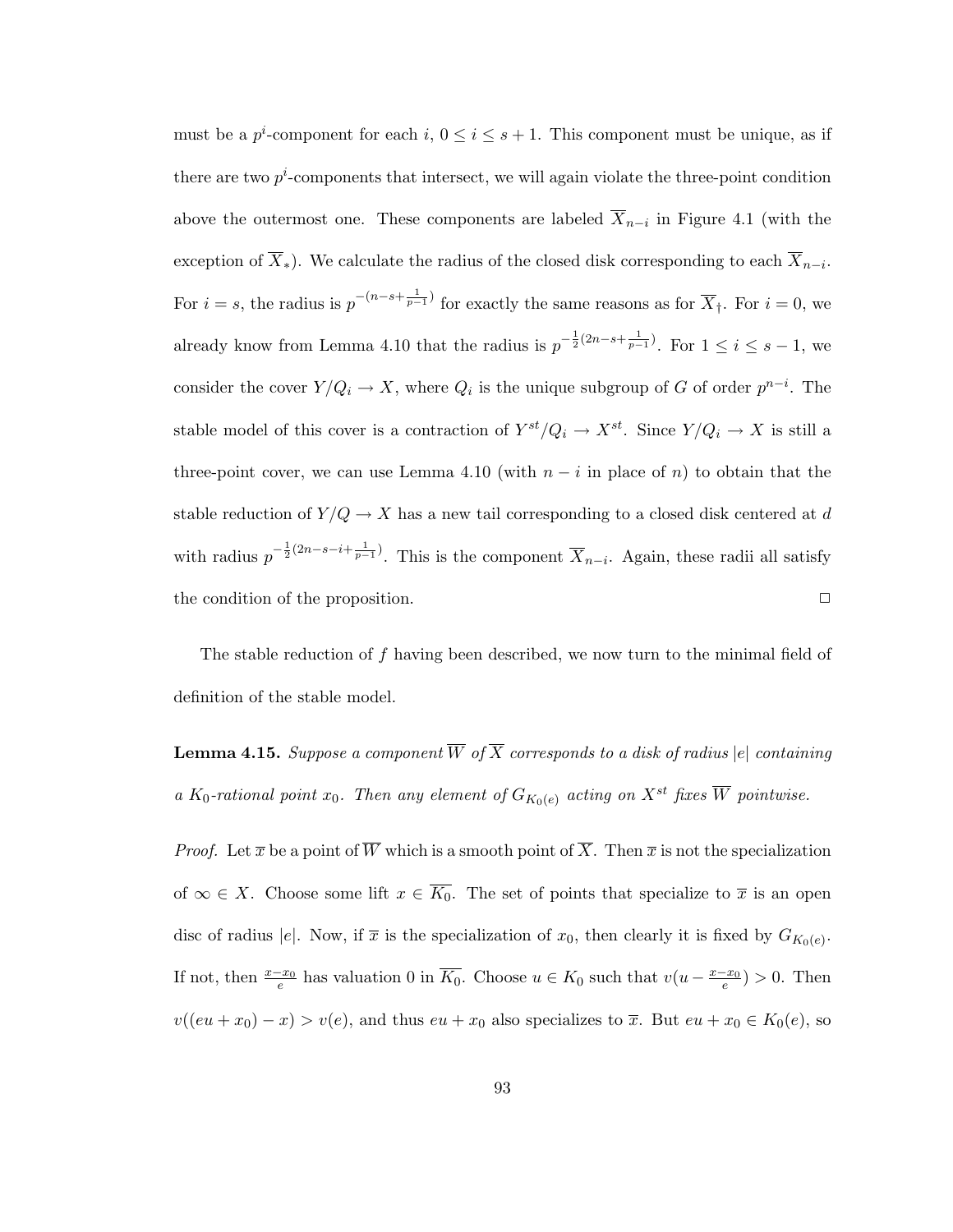must be a $p^i$-component for each $i$, $0 \leq i \leq s+1$. This component must be unique, as if there are two $p^i$-components that intersect, we will again violate the three-point condition above the outermost one. These components are labeled $\overline{X}_{n-i}$ in Figure 4.1 (with the exception of $\overline{X}_*$). We calculate the radius of the closed disk corresponding to each $\overline{X}_{n-i}$. For $i = s$, the radius is $p^{-(n-s+\frac{1}{p-1})}$ for exactly the same reasons as for $\overline{X}_\dagger$. For $i = 0$, we already know from Lemma 4.10 that the radius is $p^{-\frac{1}{2}(2n-s+\frac{1}{p-1})}$. For $1 \leq i \leq s-1$, we consider the cover $Y/Q_i \to X$, where $Q_i$ is the unique subgroup of $G$ of order $p^{n-i}$. The stable model of this cover is a contraction of $Y^{st}/Q_i \to X^{st}$. Since $Y/Q_i \to X$ is still a three-point cover, we can use Lemma 4.10 (with $n-i$ in place of $n$) to obtain that the stable reduction of $Y/Q \to X$ has a new tail corresponding to a closed disk centered at $d$ with radius $p^{-\frac{1}{2}(2n-s-i+\frac{1}{p-1})}$. This is the component $\overline{X}_{n-i}$. Again, these radii all satisfy the condition of the proposition. $\square$

The stable reduction of $f$ having been described, we now turn to the minimal field of definition of the stable model.

**Lemma 4.15.** *Suppose a component $\overline{W}$ of $\overline{X}$ corresponds to a disk of radius $|e|$ containing a $K_0$-rational point $x_0$. Then any element of $G_{K_0(e)}$ acting on $X^{st}$ fixes $\overline{W}$ pointwise.*

*Proof.* Let $\overline{x}$ be a point of $\overline{W}$ which is a smooth point of $\overline{X}$. Then $\overline{x}$ is not the specialization of $\infty \in X$. Choose some lift $x \in \overline{K_0}$. The set of points that specialize to $\overline{x}$ is an open disc of radius $|e|$. Now, if $\overline{x}$ is the specialization of $x_0$, then clearly it is fixed by $G_{K_0(e)}$. If not, then $\frac{x-x_0}{e}$ has valuation 0 in $\overline{K_0}$. Choose $u \in K_0$ such that $v(u - \frac{x-x_0}{e}) > 0$. Then $v((eu+x_0)-x) > v(e)$, and thus $eu + x_0$ also specializes to $\overline{x}$. But $eu + x_0 \in K_0(e)$, so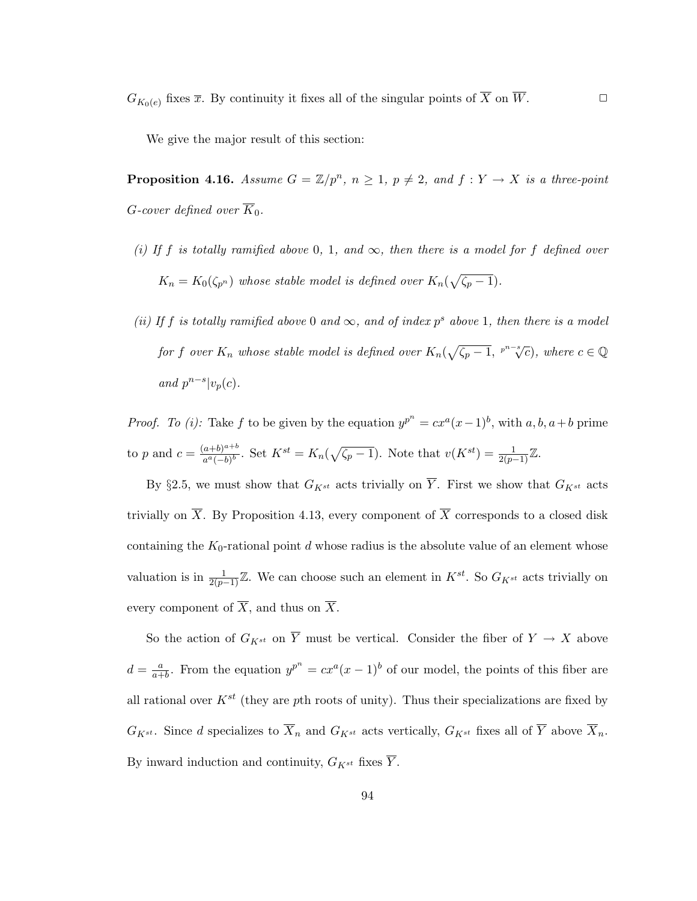$G_{K_0(e)}$ fixes $\overline{x}$. By continuity it fixes all of the singular points of $\overline{X}$ on $\overline{W}$. $\square$

We give the major result of this section:

**Proposition 4.16.** *Assume $G = \mathbb{Z}/p^n$, $n \geq 1$, $p \neq 2$, and $f : Y \to X$ is a three-point $G$-cover defined over $\overline{K}_0$.*

*(i) If $f$ is totally ramified above 0, 1, and $\infty$, then there is a model for $f$ defined over $K_n = K_0(\zeta_{p^n})$ whose stable model is defined over $K_n(\sqrt{\zeta_p - 1})$.*

*(ii) If $f$ is totally ramified above 0 and $\infty$, and of index $p^s$ above 1, then there is a model for $f$ over $K_n$ whose stable model is defined over $K_n(\sqrt{\zeta_p - 1}, \sqrt[p^{n-s}]{c})$, where $c \in \mathbb{Q}$ and $p^{n-s} | v_p(c)$.*

*Proof. To (i):* Take $f$ to be given by the equation $y^{p^n} = cx^a(x-1)^b$, with $a, b, a+b$ prime to $p$ and $c = \frac{(a+b)^{a+b}}{a^a(-b)^b}$. Set $K^{st} = K_n(\sqrt{\zeta_p - 1})$. Note that $v(K^{st}) = \frac{1}{2(p-1)}\mathbb{Z}$.

By §2.5, we must show that $G_{K^{st}}$ acts trivially on $\overline{Y}$. First we show that $G_{K^{st}}$ acts trivially on $\overline{X}$. By Proposition 4.13, every component of $\overline{X}$ corresponds to a closed disk containing the $K_0$-rational point $d$ whose radius is the absolute value of an element whose valuation is in $\frac{1}{2(p-1)}\mathbb{Z}$. We can choose such an element in $K^{st}$. So $G_{K^{st}}$ acts trivially on every component of $\overline{X}$, and thus on $\overline{X}$.

So the action of $G_{K^{st}}$ on $\overline{Y}$ must be vertical. Consider the fiber of $Y \to X$ above $d = \frac{a}{a+b}$. From the equation $y^{p^n} = cx^a(x-1)^b$ of our model, the points of this fiber are all rational over $K^{st}$ (they are $p$th roots of unity). Thus their specializations are fixed by $G_{K^{st}}$. Since $d$ specializes to $\overline{X}_n$ and $G_{K^{st}}$ acts vertically, $G_{K^{st}}$ fixes all of $\overline{Y}$ above $\overline{X}_n$. By inward induction and continuity, $G_{K^{st}}$ fixes $\overline{Y}$.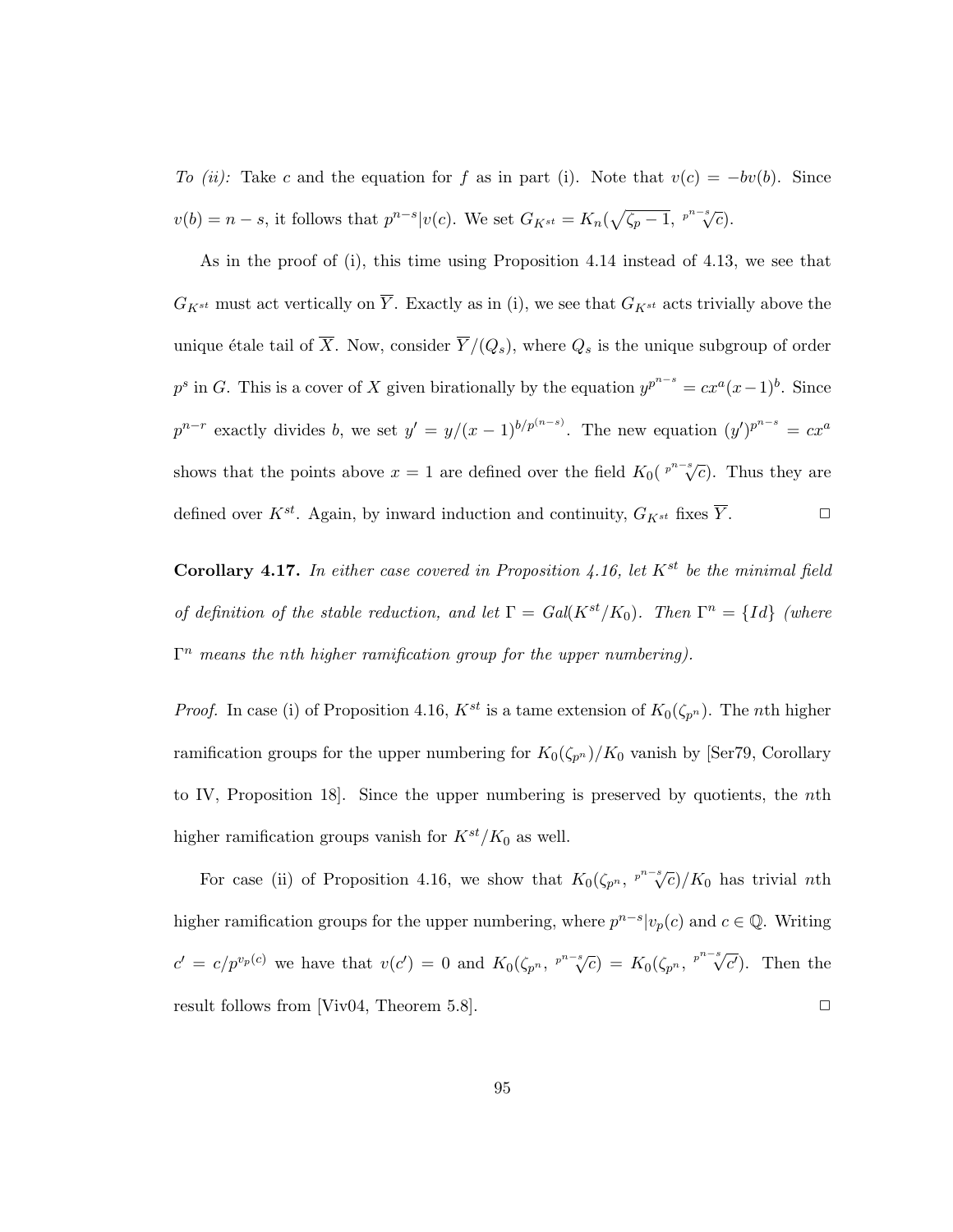*To (ii):* Take $c$ and the equation for $f$ as in part (i). Note that $v(c) = -bv(b)$. Since $v(b) = n - s$, it follows that $p^{n-s}|v(c)$. We set $G_{K^{st}} = K_n(\sqrt{\zeta_p - 1}, \sqrt[p^{n-s}]{c})$.

As in the proof of (i), this time using Proposition 4.14 instead of 4.13, we see that $G_{K^{st}}$ must act vertically on $\overline{Y}$. Exactly as in (i), we see that $G_{K^{st}}$ acts trivially above the unique étale tail of $\overline{X}$. Now, consider $\overline{Y}/(Q_s)$, where $Q_s$ is the unique subgroup of order $p^s$ in $G$. This is a cover of $X$ given birationally by the equation $y^{p^{n-s}} = cx^a(x-1)^b$. Since $p^{n-r}$ exactly divides $b$, we set $y' = y/(x-1)^{b/p^{(n-s)}}$. The new equation $(y')^{p^{n-s}} = cx^a$ shows that the points above $x = 1$ are defined over the field $K_0(\sqrt[p^{n-s}]{c})$. Thus they are defined over $K^{st}$. Again, by inward induction and continuity, $G_{K^{st}}$ fixes $\overline{Y}$. $\square$

**Corollary 4.17.** *In either case covered in Proposition 4.16, let $K^{st}$ be the minimal field of definition of the stable reduction, and let $\Gamma = Gal(K^{st}/K_0)$. Then $\Gamma^n = \{Id\}$ (where $\Gamma^n$ means the nth higher ramification group for the upper numbering).*

*Proof.* In case (i) of Proposition 4.16, $K^{st}$ is a tame extension of $K_0(\zeta_{p^n})$. The $n$th higher ramification groups for the upper numbering for $K_0(\zeta_{p^n})/K_0$ vanish by [Ser79, Corollary to IV, Proposition 18]. Since the upper numbering is preserved by quotients, the $n$th higher ramification groups vanish for $K^{st}/K_0$ as well.

For case (ii) of Proposition 4.16, we show that $K_0(\zeta_{p^n}, \sqrt[p^{n-s}]{c})/K_0$ has trivial $n$th higher ramification groups for the upper numbering, where $p^{n-s}|v_p(c)$ and $c \in \mathbb{Q}$. Writing $c' = c/p^{v_p(c)}$ we have that $v(c') = 0$ and $K_0(\zeta_{p^n}, \sqrt[p^{n-s}]{c}) = K_0(\zeta_{p^n}, \sqrt[p^{n-s}]{c'})$. Then the result follows from [Viv04, Theorem 5.8]. $\square$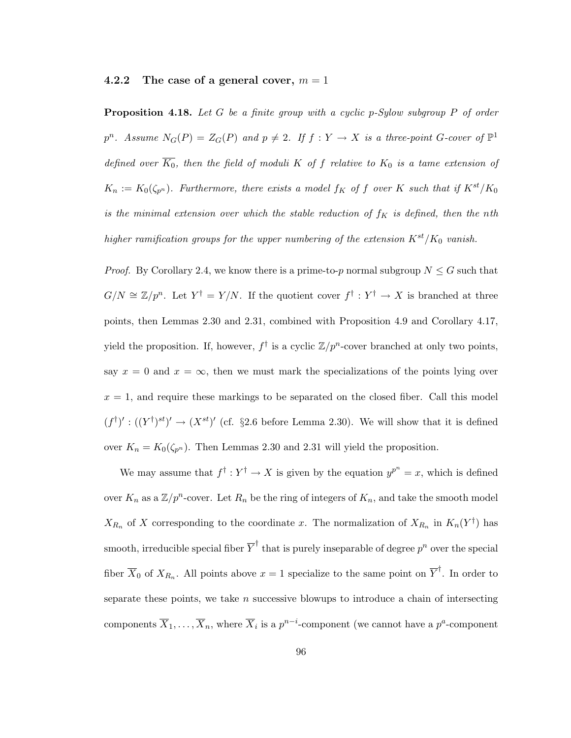### 4.2.2 The case of a general cover, $m = 1$

**Proposition 4.18.** *Let $G$ be a finite group with a cyclic $p$-Sylow subgroup $P$ of order $p^n$. Assume $N_G(P) = Z_G(P)$ and $p \neq 2$. If $f : Y \to X$ is a three-point $G$-cover of $\mathbb{P}^1$ defined over $\overline{K_0}$, then the field of moduli $K$ of $f$ relative to $K_0$ is a tame extension of $K_n := K_0(\zeta_{p^n})$. Furthermore, there exists a model $f_K$ of $f$ over $K$ such that if $K^{st}/K_0$ is the minimal extension over which the stable reduction of $f_K$ is defined, then the $n$th higher ramification groups for the upper numbering of the extension $K^{st}/K_0$ vanish.*

*Proof.* By Corollary 2.4, we know there is a prime-to-$p$ normal subgroup $N \leq G$ such that $G/N \cong \mathbb{Z}/p^n$. Let $Y^\dagger = Y/N$. If the quotient cover $f^\dagger : Y^\dagger \to X$ is branched at three points, then Lemmas 2.30 and 2.31, combined with Proposition 4.9 and Corollary 4.17, yield the proposition. If, however, $f^\dagger$ is a cyclic $\mathbb{Z}/p^n$-cover branched at only two points, say $x = 0$ and $x = \infty$, then we must mark the specializations of the points lying over $x = 1$, and require these markings to be separated on the closed fiber. Call this model $(f^\dagger)' : ((Y^\dagger)^{st})' \to (X^{st})'$ (cf. §2.6 before Lemma 2.30). We will show that it is defined over $K_n = K_0(\zeta_{p^n})$. Then Lemmas 2.30 and 2.31 will yield the proposition.

We may assume that $f^\dagger : Y^\dagger \to X$ is given by the equation $y^{p^n} = x$, which is defined over $K_n$ as a $\mathbb{Z}/p^n$-cover. Let $R_n$ be the ring of integers of $K_n$, and take the smooth model $X_{R_n}$ of $X$ corresponding to the coordinate $x$. The normalization of $X_{R_n}$ in $K_n(Y^\dagger)$ has smooth, irreducible special fiber $\overline{Y}^\dagger$ that is purely inseparable of degree $p^n$ over the special fiber $\overline{X}_0$ of $X_{R_n}$. All points above $x = 1$ specialize to the same point on $\overline{Y}^\dagger$. In order to separate these points, we take $n$ successive blowups to introduce a chain of intersecting components $\overline{X}_1, \ldots, \overline{X}_n$, where $\overline{X}_i$ is a $p^{n-i}$-component (we cannot have a $p^a$-component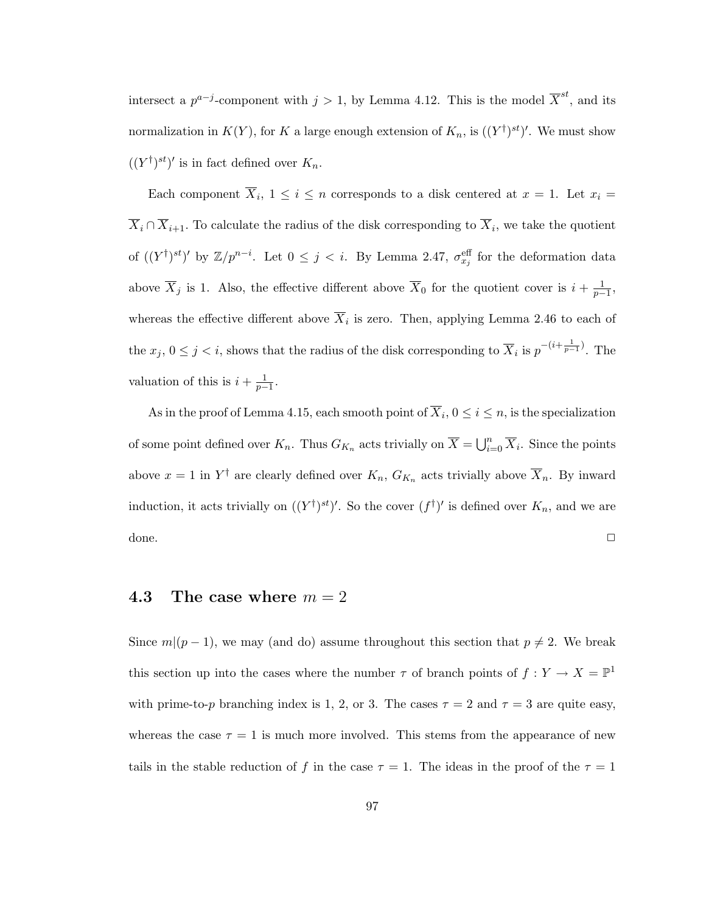intersect a $p^{a-j}$-component with $j > 1$, by Lemma 4.12. This is the model $\overline{X}^{st}$, and its normalization in $K(Y)$, for $K$ a large enough extension of $K_n$, is $((Y^\dagger)^{st})'$. We must show $((Y^\dagger)^{st})'$ is in fact defined over $K_n$.

Each component $\overline{X}_i$, $1 \leq i \leq n$ corresponds to a disk centered at $x = 1$. Let $x_i = \overline{X}_i \cap \overline{X}_{i+1}$. To calculate the radius of the disk corresponding to $\overline{X}_i$, we take the quotient of $((Y^\dagger)^{st})'$ by $\mathbb{Z}/p^{n-i}$. Let $0 \leq j < i$. By Lemma 2.47, $\sigma_{x_j}^{\text{eff}}$ for the deformation data above $\overline{X}_j$ is 1. Also, the effective different above $\overline{X}_0$ for the quotient cover is $i + \frac{1}{p-1}$, whereas the effective different above $\overline{X}_i$ is zero. Then, applying Lemma 2.46 to each of the $x_j$, $0 \leq j < i$, shows that the radius of the disk corresponding to $\overline{X}_i$ is $p^{-(i+\frac{1}{p-1})}$. The valuation of this is $i + \frac{1}{p-1}$.

As in the proof of Lemma 4.15, each smooth point of $\overline{X}_i$, $0 \leq i \leq n$, is the specialization of some point defined over $K_n$. Thus $G_{K_n}$ acts trivially on $\overline{X} = \bigcup_{i=0}^n \overline{X}_i$. Since the points above $x = 1$ in $Y^\dagger$ are clearly defined over $K_n$, $G_{K_n}$ acts trivially above $\overline{X}_n$. By inward induction, it acts trivially on $((Y^\dagger)^{st})'$. So the cover $(f^\dagger)'$ is defined over $K_n$, and we are done. $\square$

## 4.3 The case where $m = 2$

Since $m | (p-1)$, we may (and do) assume throughout this section that $p \neq 2$. We break this section up into the cases where the number $\tau$ of branch points of $f : Y \to X = \mathbb{P}^1$ with prime-to-$p$ branching index is 1, 2, or 3. The cases $\tau = 2$ and $\tau = 3$ are quite easy, whereas the case $\tau = 1$ is much more involved. This stems from the appearance of new tails in the stable reduction of $f$ in the case $\tau = 1$. The ideas in the proof of the $\tau = 1$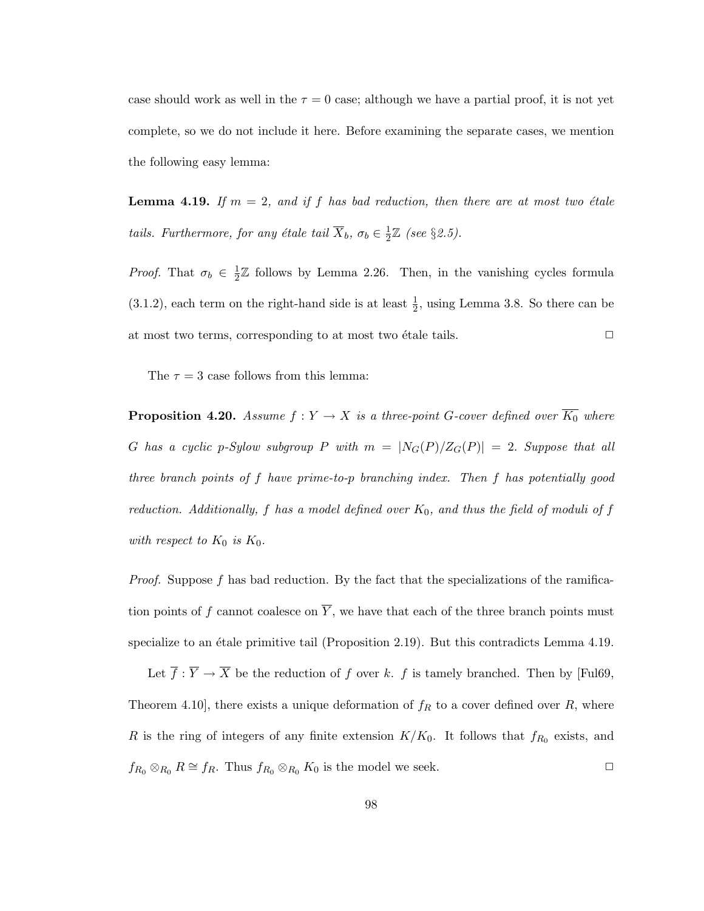case should work as well in the $\tau = 0$ case; although we have a partial proof, it is not yet complete, so we do not include it here. Before examining the separate cases, we mention the following easy lemma:

**Lemma 4.19.** *If $m = 2$, and if $f$ has bad reduction, then there are at most two étale tails. Furthermore, for any étale tail $\overline{X}_b$, $\sigma_b \in \frac{1}{2}\mathbb{Z}$ (see §2.5).*

*Proof.* That $\sigma_b \in \frac{1}{2}\mathbb{Z}$ follows by Lemma 2.26. Then, in the vanishing cycles formula (3.1.2), each term on the right-hand side is at least $\frac{1}{2}$, using Lemma 3.8. So there can be at most two terms, corresponding to at most two étale tails. $\square$

The $\tau = 3$ case follows from this lemma:

**Proposition 4.20.** *Assume $f : Y \to X$ is a three-point $G$-cover defined over $\overline{K_0}$ where $G$ has a cyclic $p$-Sylow subgroup $P$ with $m = |N_G(P)/Z_G(P)| = 2$. Suppose that all three branch points of $f$ have prime-to-$p$ branching index. Then $f$ has potentially good reduction. Additionally, $f$ has a model defined over $K_0$, and thus the field of moduli of $f$ with respect to $K_0$ is $K_0$.*

*Proof.* Suppose $f$ has bad reduction. By the fact that the specializations of the ramification points of $f$ cannot coalesce on $\overline{Y}$, we have that each of the three branch points must specialize to an étale primitive tail (Proposition 2.19). But this contradicts Lemma 4.19.

Let $\overline{f} : \overline{Y} \to \overline{X}$ be the reduction of $f$ over $k$. $f$ is tamely branched. Then by [Ful69, Theorem 4.10], there exists a unique deformation of $f_R$ to a cover defined over $R$, where $R$ is the ring of integers of any finite extension $K/K_0$. It follows that $f_{R_0}$ exists, and $f_{R_0} \otimes_{R_0} R \cong f_R$. Thus $f_{R_0} \otimes_{R_0} K_0$ is the model we seek. $\square$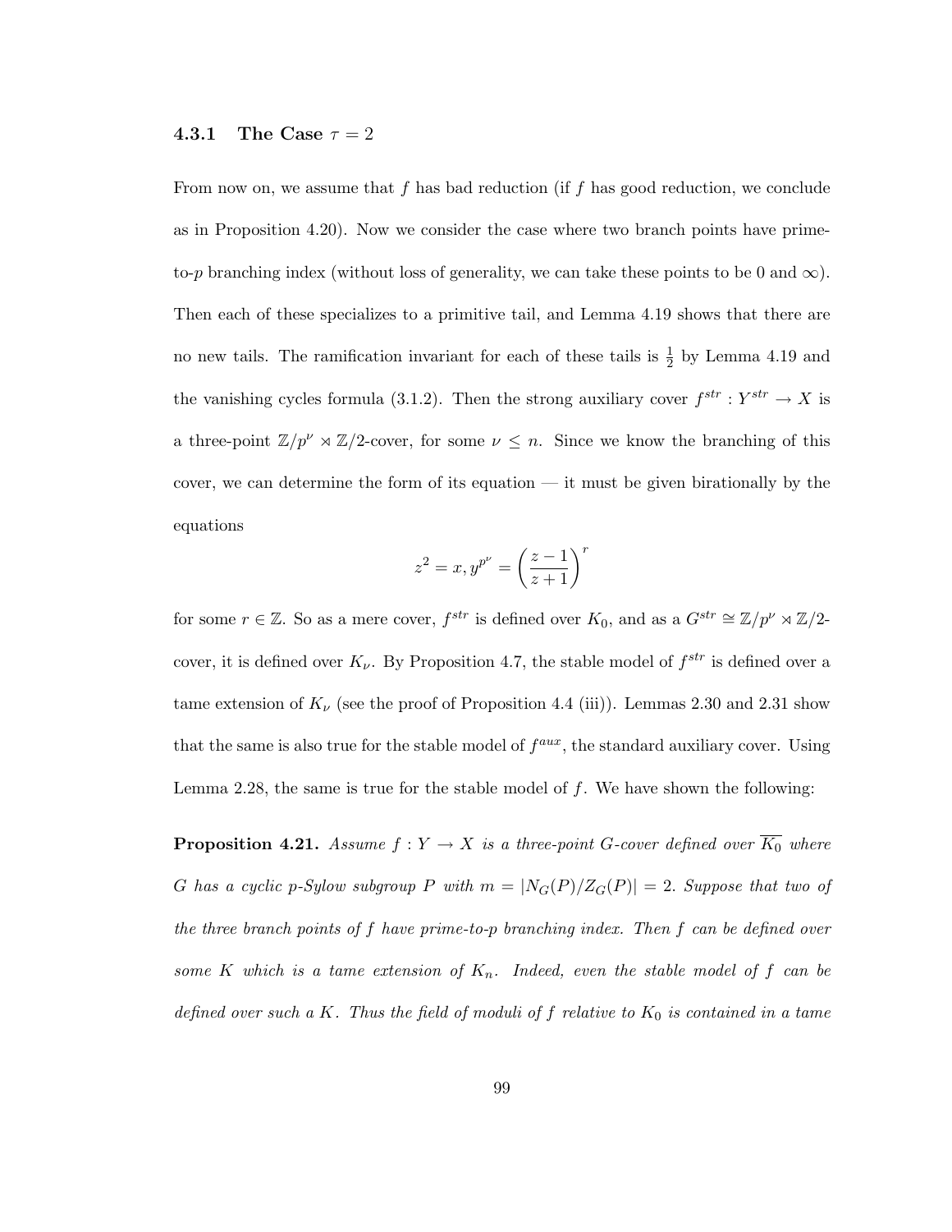### 4.3.1 The Case $\tau = 2$

From now on, we assume that $f$ has bad reduction (if $f$ has good reduction, we conclude as in Proposition 4.20). Now we consider the case where two branch points have prime-to-$p$ branching index (without loss of generality, we can take these points to be 0 and $\infty$). Then each of these specializes to a primitive tail, and Lemma 4.19 shows that there are no new tails. The ramification invariant for each of these tails is $\frac{1}{2}$ by Lemma 4.19 and the vanishing cycles formula (3.1.2). Then the strong auxiliary cover $f^{str} : Y^{str} \to X$ is a three-point $\mathbb{Z}/p^{\nu} \rtimes \mathbb{Z}/2$-cover, for some $\nu \leq n$. Since we know the branching of this cover, we can determine the form of its equation — it must be given birationally by the equations

$$z^2 = x, y^{p^{\nu}} = \left(\frac{z-1}{z+1}\right)^r$$

for some $r \in \mathbb{Z}$. So as a mere cover, $f^{str}$ is defined over $K_0$, and as a $G^{str} \cong \mathbb{Z}/p^{\nu} \rtimes \mathbb{Z}/2$-cover, it is defined over $K_{\nu}$. By Proposition 4.7, the stable model of $f^{str}$ is defined over a tame extension of $K_{\nu}$ (see the proof of Proposition 4.4 (iii)). Lemmas 2.30 and 2.31 show that the same is also true for the stable model of $f^{aux}$, the standard auxiliary cover. Using Lemma 2.28, the same is true for the stable model of $f$. We have shown the following:

**Proposition 4.21.** *Assume $f : Y \to X$ is a three-point $G$-cover defined over $\overline{K_0}$ where $G$ has a cyclic $p$-Sylow subgroup $P$ with $m = |N_G(P)/Z_G(P)| = 2$. Suppose that two of the three branch points of $f$ have prime-to-$p$ branching index. Then $f$ can be defined over some $K$ which is a tame extension of $K_n$. Indeed, even the stable model of $f$ can be defined over such a $K$. Thus the field of moduli of $f$ relative to $K_0$ is contained in a tame*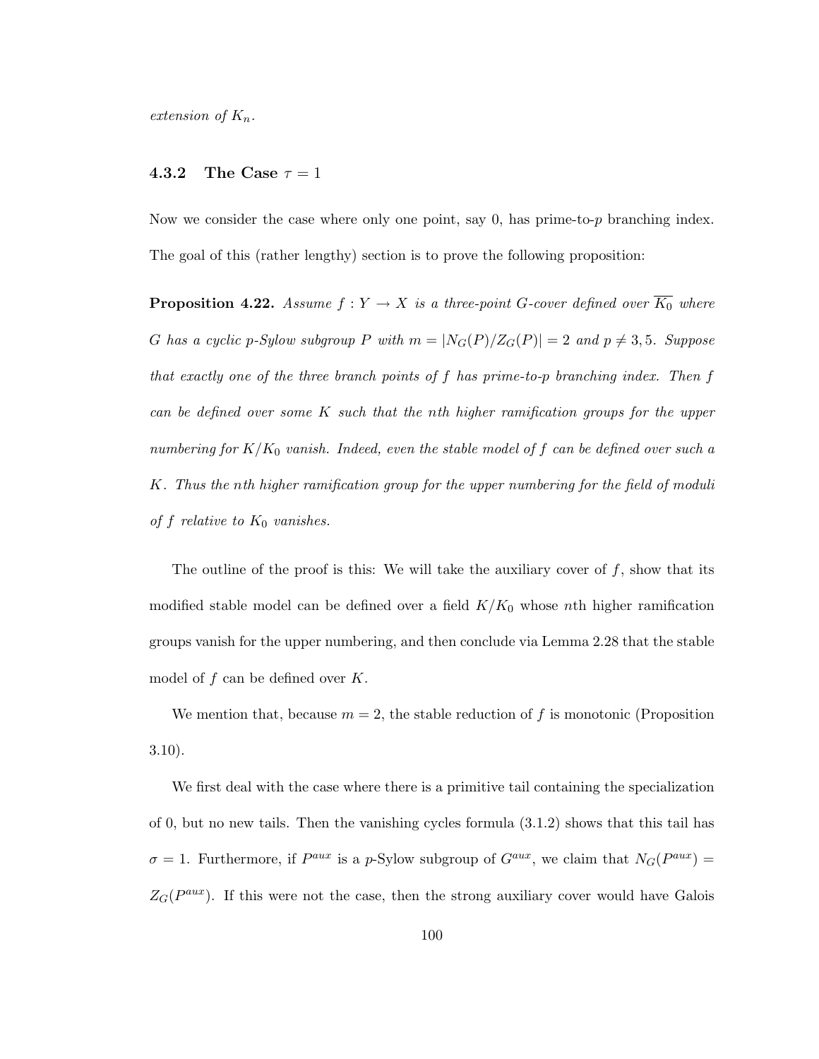*extension of $K_n$.*

### 4.3.2 The Case $\tau = 1$

Now we consider the case where only one point, say 0, has prime-to-$p$ branching index. The goal of this (rather lengthy) section is to prove the following proposition:

**Proposition 4.22.** *Assume $f : Y \to X$ is a three-point $G$-cover defined over $\overline{K_0}$ where $G$ has a cyclic $p$-Sylow subgroup $P$ with $m = |N_G(P)/Z_G(P)| = 2$ and $p \neq 3, 5$. Suppose that exactly one of the three branch points of $f$ has prime-to-$p$ branching index. Then $f$ can be defined over some $K$ such that the $n$th higher ramification groups for the upper numbering for $K/K_0$ vanish. Indeed, even the stable model of $f$ can be defined over such a $K$. Thus the $n$th higher ramification group for the upper numbering for the field of moduli of $f$ relative to $K_0$ vanishes.*

The outline of the proof is this: We will take the auxiliary cover of $f$, show that its modified stable model can be defined over a field $K/K_0$ whose $n$th higher ramification groups vanish for the upper numbering, and then conclude via Lemma 2.28 that the stable model of $f$ can be defined over $K$.

We mention that, because $m = 2$, the stable reduction of $f$ is monotonic (Proposition 3.10).

We first deal with the case where there is a primitive tail containing the specialization of 0, but no new tails. Then the vanishing cycles formula (3.1.2) shows that this tail has $\sigma = 1$. Furthermore, if $P^{aux}$ is a $p$-Sylow subgroup of $G^{aux}$, we claim that $N_G(P^{aux}) = Z_G(P^{aux})$. If this were not the case, then the strong auxiliary cover would have Galois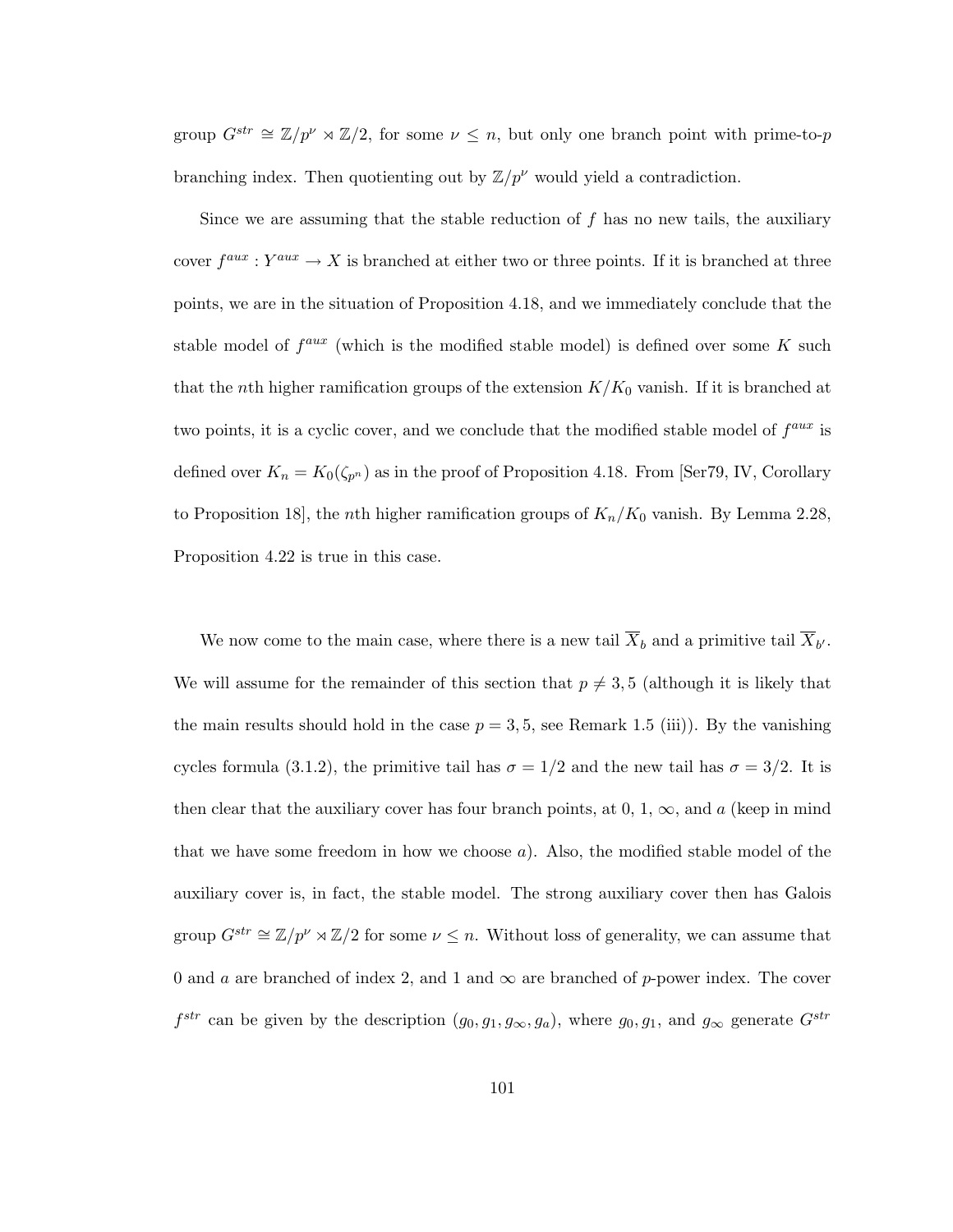group $G^{str} \cong \mathbb{Z}/p^\nu \rtimes \mathbb{Z}/2$, for some $\nu \leq n$, but only one branch point with prime-to-$p$ branching index. Then quotienting out by $\mathbb{Z}/p^\nu$ would yield a contradiction.

Since we are assuming that the stable reduction of $f$ has no new tails, the auxiliary cover $f^{aux} : Y^{aux} \to X$ is branched at either two or three points. If it is branched at three points, we are in the situation of Proposition 4.18, and we immediately conclude that the stable model of $f^{aux}$ (which is the modified stable model) is defined over some $K$ such that the $n$th higher ramification groups of the extension $K/K_0$ vanish. If it is branched at two points, it is a cyclic cover, and we conclude that the modified stable model of $f^{aux}$ is defined over $K_n = K_0(\zeta_{p^n})$ as in the proof of Proposition 4.18. From [Ser79, IV, Corollary to Proposition 18], the $n$th higher ramification groups of $K_n/K_0$ vanish. By Lemma 2.28, Proposition 4.22 is true in this case.

We now come to the main case, where there is a new tail $\overline{X}_b$ and a primitive tail $\overline{X}_{b'}$. We will assume for the remainder of this section that $p \neq 3, 5$ (although it is likely that the main results should hold in the case $p = 3, 5$, see Remark 1.5 (iii)). By the vanishing cycles formula (3.1.2), the primitive tail has $\sigma = 1/2$ and the new tail has $\sigma = 3/2$. It is then clear that the auxiliary cover has four branch points, at 0, 1, $\infty$, and $a$ (keep in mind that we have some freedom in how we choose $a$). Also, the modified stable model of the auxiliary cover is, in fact, the stable model. The strong auxiliary cover then has Galois group $G^{str} \cong \mathbb{Z}/p^\nu \rtimes \mathbb{Z}/2$ for some $\nu \leq n$. Without loss of generality, we can assume that 0 and $a$ are branched of index 2, and 1 and $\infty$ are branched of $p$-power index. The cover $f^{str}$ can be given by the description $(g_0, g_1, g_\infty, g_a)$, where $g_0, g_1$, and $g_\infty$ generate $G^{str}$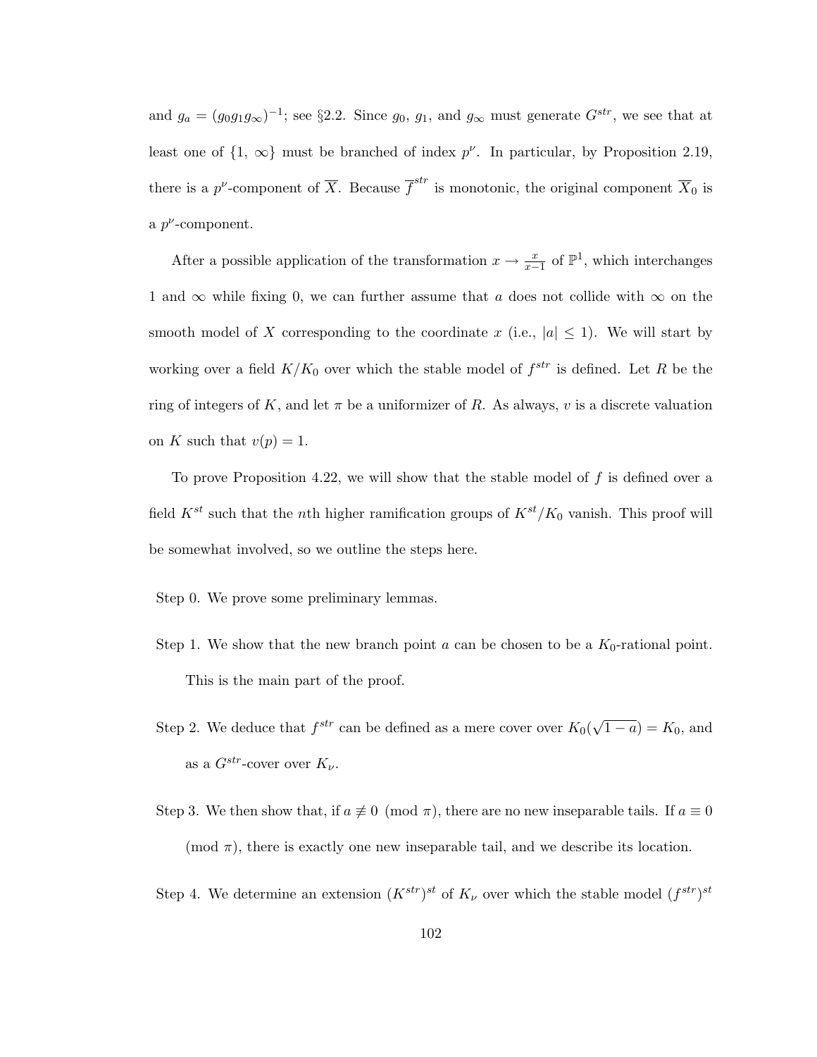and $g_a = (g_0 g_1 g_\infty)^{-1}$; see §2.2. Since $g_0$, $g_1$, and $g_\infty$ must generate $G^{str}$, we see that at least one of $\{1, \infty\}$ must be branched of index $p^\nu$. In particular, by Proposition 2.19, there is a $p^\nu$-component of $\overline{X}$. Because $\overline{f}^{str}$ is monotonic, the original component $\overline{X}_0$ is a $p^\nu$-component.

After a possible application of the transformation $x \to \frac{x}{x-1}$ of $\mathbb{P}^1$, which interchanges 1 and $\infty$ while fixing 0, we can further assume that $a$ does not collide with $\infty$ on the smooth model of $X$ corresponding to the coordinate $x$ (i.e., $|a| \leq 1$). We will start by working over a field $K/K_0$ over which the stable model of $f^{str}$ is defined. Let $R$ be the ring of integers of $K$, and let $\pi$ be a uniformizer of $R$. As always, $v$ is a discrete valuation on $K$ such that $v(p) = 1$.

To prove Proposition 4.22, we will show that the stable model of $f$ is defined over a field $K^{st}$ such that the $n$th higher ramification groups of $K^{st}/K_0$ vanish. This proof will be somewhat involved, so we outline the steps here.

Step 0. We prove some preliminary lemmas.

Step 1. We show that the new branch point $a$ can be chosen to be a $K_0$-rational point. This is the main part of the proof.

Step 2. We deduce that $f^{str}$ can be defined as a mere cover over $K_0(\sqrt{1-a}) = K_0$, and as a $G^{str}$-cover over $K_\nu$.

Step 3. We then show that, if $a \not\equiv 0 \pmod{\pi}$, there are no new inseparable tails. If $a \equiv 0 \pmod{\pi}$, there is exactly one new inseparable tail, and we describe its location.

Step 4. We determine an extension $(K^{str})^{st}$ of $K_\nu$ over which the stable model $(f^{str})^{st}$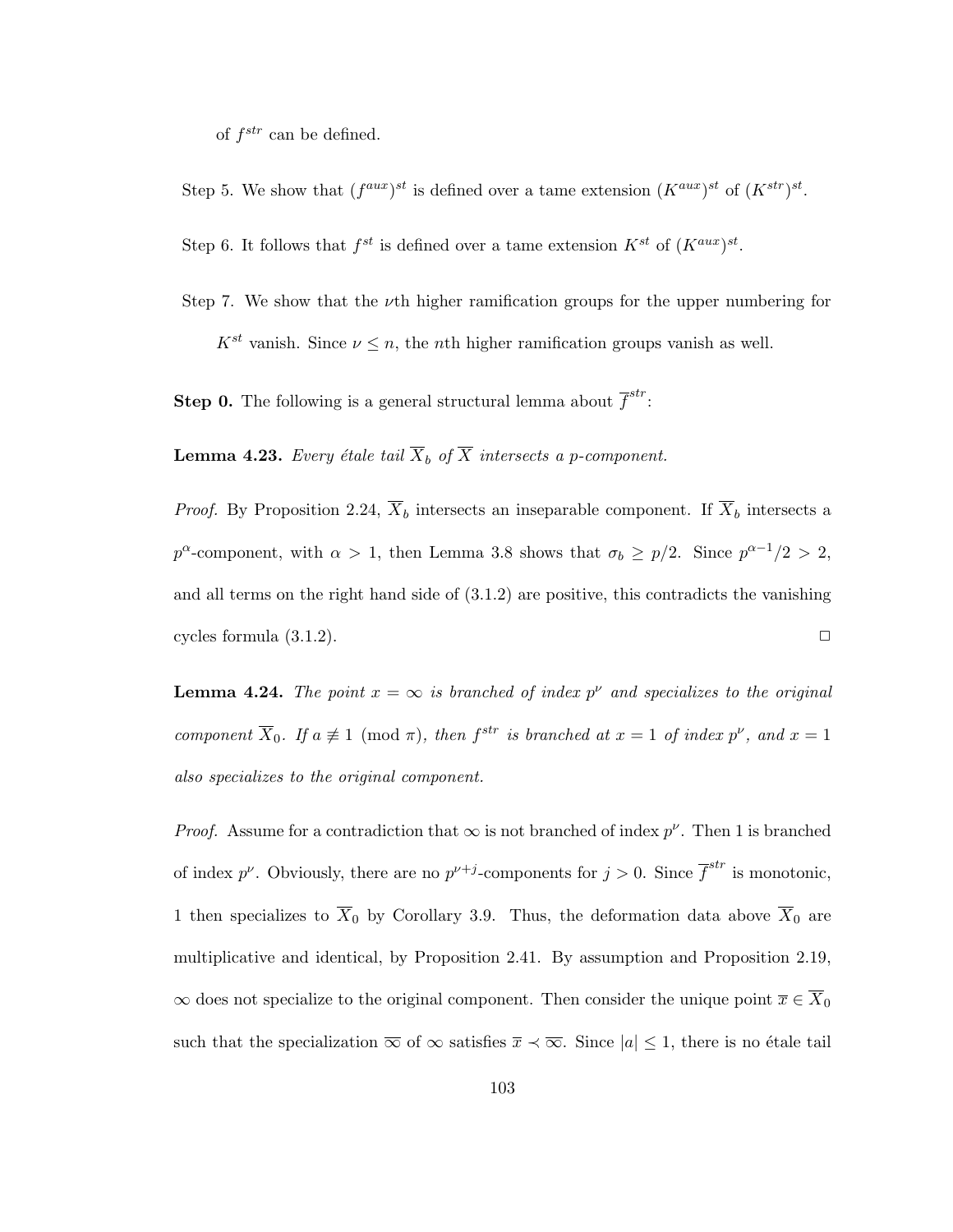of $f^{str}$ can be defined.

Step 5. We show that $(f^{aux})^{st}$ is defined over a tame extension $(K^{aux})^{st}$ of $(K^{str})^{st}$.

Step 6. It follows that $f^{st}$ is defined over a tame extension $K^{st}$ of $(K^{aux})^{st}$.

Step 7. We show that the $\nu$th higher ramification groups for the upper numbering for $K^{st}$ vanish. Since $\nu \leq n$, the $n$th higher ramification groups vanish as well.

**Step 0.** The following is a general structural lemma about $\overline{f}^{str}$:

**Lemma 4.23.** *Every étale tail $\overline{X}_b$ of $\overline{X}$ intersects a $p$-component.*

*Proof.* By Proposition 2.24, $\overline{X}_b$ intersects an inseparable component. If $\overline{X}_b$ intersects a $p^\alpha$-component, with $\alpha > 1$, then Lemma 3.8 shows that $\sigma_b \geq p/2$. Since $p^{\alpha-1}/2 > 2$, and all terms on the right hand side of (3.1.2) are positive, this contradicts the vanishing cycles formula (3.1.2). $\square$

**Lemma 4.24.** *The point $x = \infty$ is branched of index $p^\nu$ and specializes to the original component $\overline{X}_0$. If $a \not\equiv 1 \pmod{\pi}$, then $f^{str}$ is branched at $x = 1$ of index $p^\nu$, and $x = 1$ also specializes to the original component.*

*Proof.* Assume for a contradiction that $\infty$ is not branched of index $p^\nu$. Then 1 is branched of index $p^\nu$. Obviously, there are no $p^{\nu+j}$-components for $j > 0$. Since $\overline{f}^{str}$ is monotonic, 1 then specializes to $\overline{X}_0$ by Corollary 3.9. Thus, the deformation data above $\overline{X}_0$ are multiplicative and identical, by Proposition 2.41. By assumption and Proposition 2.19, $\infty$ does not specialize to the original component. Then consider the unique point $\overline{x} \in \overline{X}_0$ such that the specialization $\overline{\infty}$ of $\infty$ satisfies $\overline{x} \prec \overline{\infty}$. Since $|a| \leq 1$, there is no étale tail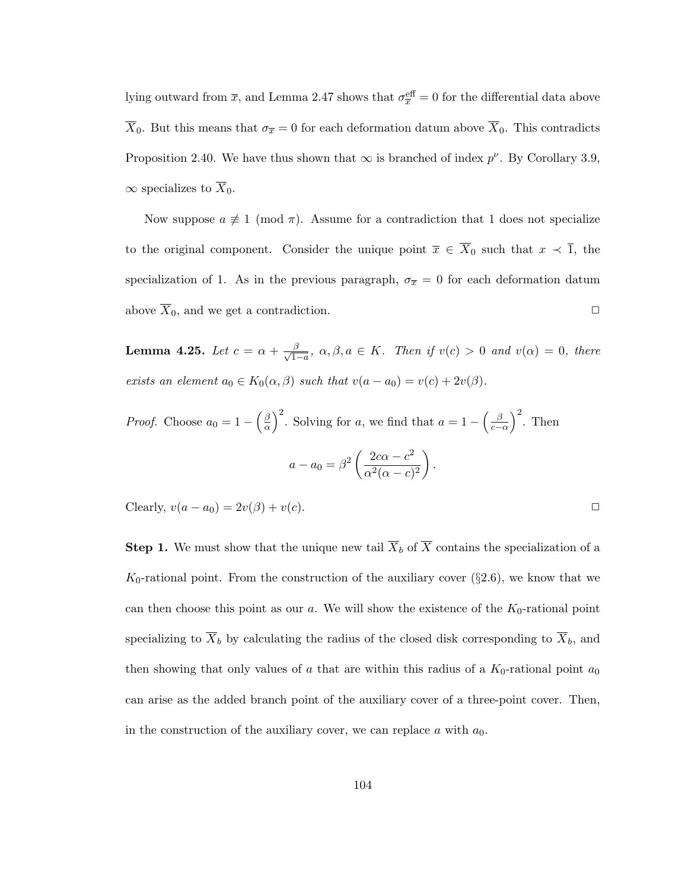lying outward from $\overline{x}$, and Lemma 2.47 shows that $\sigma_{\overline{x}}^{\text{eff}} = 0$ for the differential data above $\overline{X}_0$. But this means that $\sigma_{\overline{x}} = 0$ for each deformation datum above $\overline{X}_0$. This contradicts Proposition 2.40. We have thus shown that $\infty$ is branched of index $p^\nu$. By Corollary 3.9, $\infty$ specializes to $\overline{X}_0$.

Now suppose $a \not\equiv 1 \pmod{\pi}$. Assume for a contradiction that 1 does not specialize to the original component. Consider the unique point $\overline{x} \in \overline{X}_0$ such that $x \prec \overline{1}$, the specialization of 1. As in the previous paragraph, $\sigma_{\overline{x}} = 0$ for each deformation datum above $\overline{X}_0$, and we get a contradiction. $\square$

**Lemma 4.25.** *Let $c = \alpha + \frac{\beta}{\sqrt{1-a}}$, $\alpha, \beta, a \in K$. Then if $v(c) > 0$ and $v(\alpha) = 0$, there exists an element $a_0 \in K_0(\alpha, \beta)$ such that $v(a - a_0) = v(c) + 2v(\beta)$.*

*Proof.* Choose $a_0 = 1 - \left(\frac{\beta}{\alpha}\right)^2$. Solving for $a$, we find that $a = 1 - \left(\frac{\beta}{c-\alpha}\right)^2$. Then

$$a - a_0 = \beta^2 \left( \frac{2c\alpha - c^2}{\alpha^2(\alpha - c)^2} \right).$$

Clearly, $v(a - a_0) = 2v(\beta) + v(c)$. $\square$

**Step 1.** We must show that the unique new tail $\overline{X}_b$ of $\overline{X}$ contains the specialization of a $K_0$-rational point. From the construction of the auxiliary cover (§2.6), we know that we can then choose this point as our $a$. We will show the existence of the $K_0$-rational point specializing to $\overline{X}_b$ by calculating the radius of the closed disk corresponding to $\overline{X}_b$, and then showing that only values of $a$ that are within this radius of a $K_0$-rational point $a_0$ can arise as the added branch point of the auxiliary cover of a three-point cover. Then, in the construction of the auxiliary cover, we can replace $a$ with $a_0$.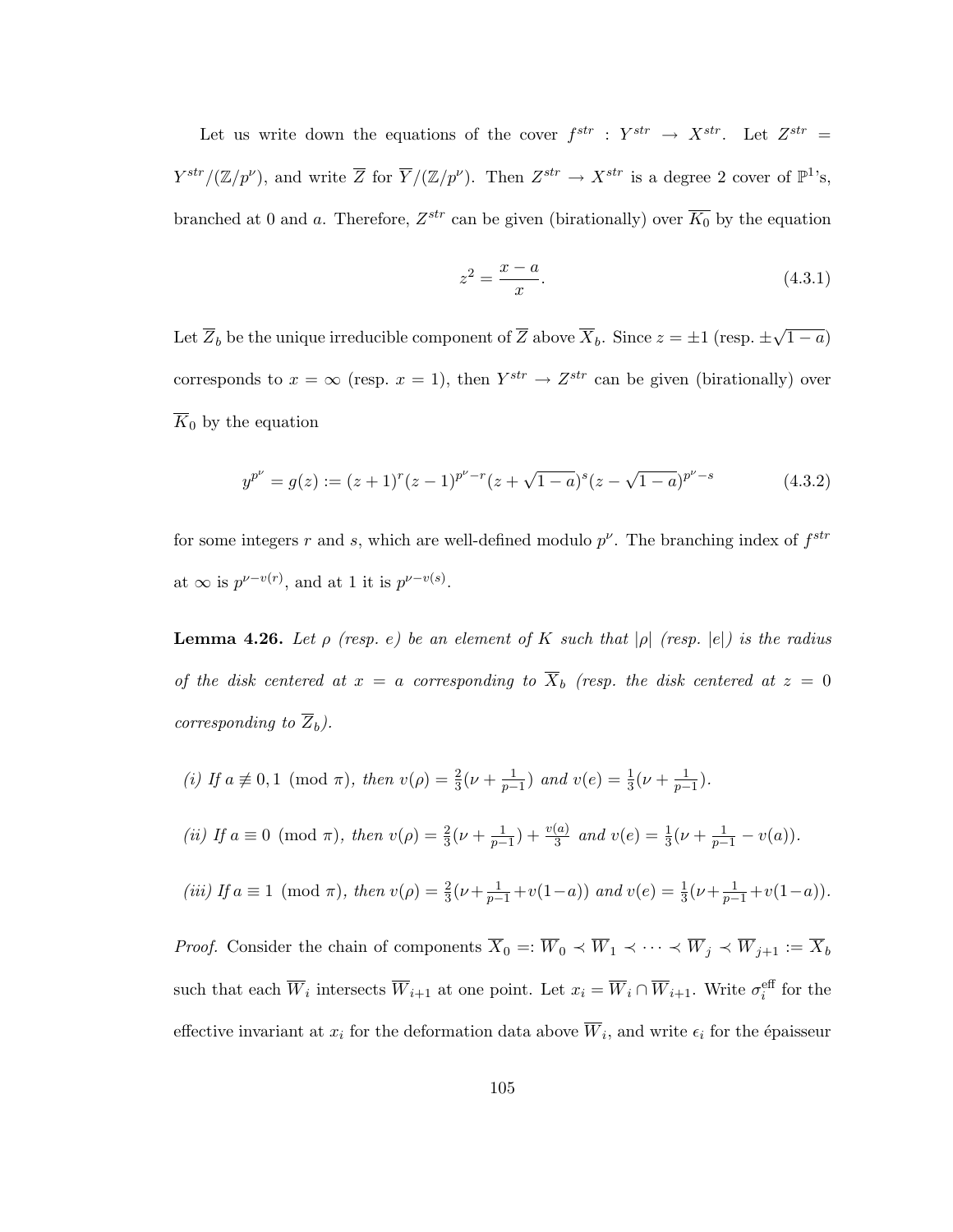Let us write down the equations of the cover $f^{str} : Y^{str} \to X^{str}$. Let $Z^{str} = Y^{str}/(\mathbb{Z}/p^\nu)$, and write $\overline{Z}$ for $\overline{Y}/(\mathbb{Z}/p^\nu)$. Then $Z^{str} \to X^{str}$ is a degree 2 cover of $\mathbb{P}^1$'s, branched at 0 and $a$. Therefore, $Z^{str}$ can be given (birationally) over $\overline{K_0}$ by the equation

$$z^2 = \frac{x-a}{x}. \tag{4.3.1}$$

Let $\overline{Z}_b$ be the unique irreducible component of $\overline{Z}$ above $\overline{X}_b$. Since $z = \pm 1$ (resp. $\pm\sqrt{1-a}$) corresponds to $x = \infty$ (resp. $x = 1$), then $Y^{str} \to Z^{str}$ can be given (birationally) over $\overline{K}_0$ by the equation

$$y^{p^\nu} = g(z) := (z+1)^r (z-1)^{p^\nu - r} (z + \sqrt{1-a})^s (z - \sqrt{1-a})^{p^\nu - s} \tag{4.3.2}$$

for some integers $r$ and $s$, which are well-defined modulo $p^\nu$. The branching index of $f^{str}$ at $\infty$ is $p^{\nu - v(r)}$, and at 1 it is $p^{\nu - v(s)}$.

**Lemma 4.26.** *Let $\rho$ (resp. $e$) be an element of $K$ such that $|\rho|$ (resp. $|e|$) is the radius of the disk centered at $x = a$ corresponding to $\overline{X}_b$ (resp. the disk centered at $z = 0$ corresponding to $\overline{Z}_b$).*

*(i) If $a \not\equiv 0, 1 \pmod{\pi}$, then $v(\rho) = \frac{2}{3}(\nu + \frac{1}{p-1})$ and $v(e) = \frac{1}{3}(\nu + \frac{1}{p-1})$.*

*(ii) If $a \equiv 0 \pmod{\pi}$, then $v(\rho) = \frac{2}{3}(\nu + \frac{1}{p-1}) + \frac{v(a)}{3}$ and $v(e) = \frac{1}{3}(\nu + \frac{1}{p-1} - v(a))$.*

*(iii) If $a \equiv 1 \pmod{\pi}$, then $v(\rho) = \frac{2}{3}(\nu + \frac{1}{p-1} + v(1-a))$ and $v(e) = \frac{1}{3}(\nu + \frac{1}{p-1} + v(1-a))$.*

*Proof.* Consider the chain of components $\overline{X}_0 =: \overline{W}_0 \prec \overline{W}_1 \prec \cdots \prec \overline{W}_j \prec \overline{W}_{j+1} := \overline{X}_b$ such that each $\overline{W}_i$ intersects $\overline{W}_{i+1}$ at one point. Let $x_i = \overline{W}_i \cap \overline{W}_{i+1}$. Write $\sigma_i^{\text{eff}}$ for the effective invariant at $x_i$ for the deformation data above $\overline{W}_i$, and write $\epsilon_i$ for the épaisseur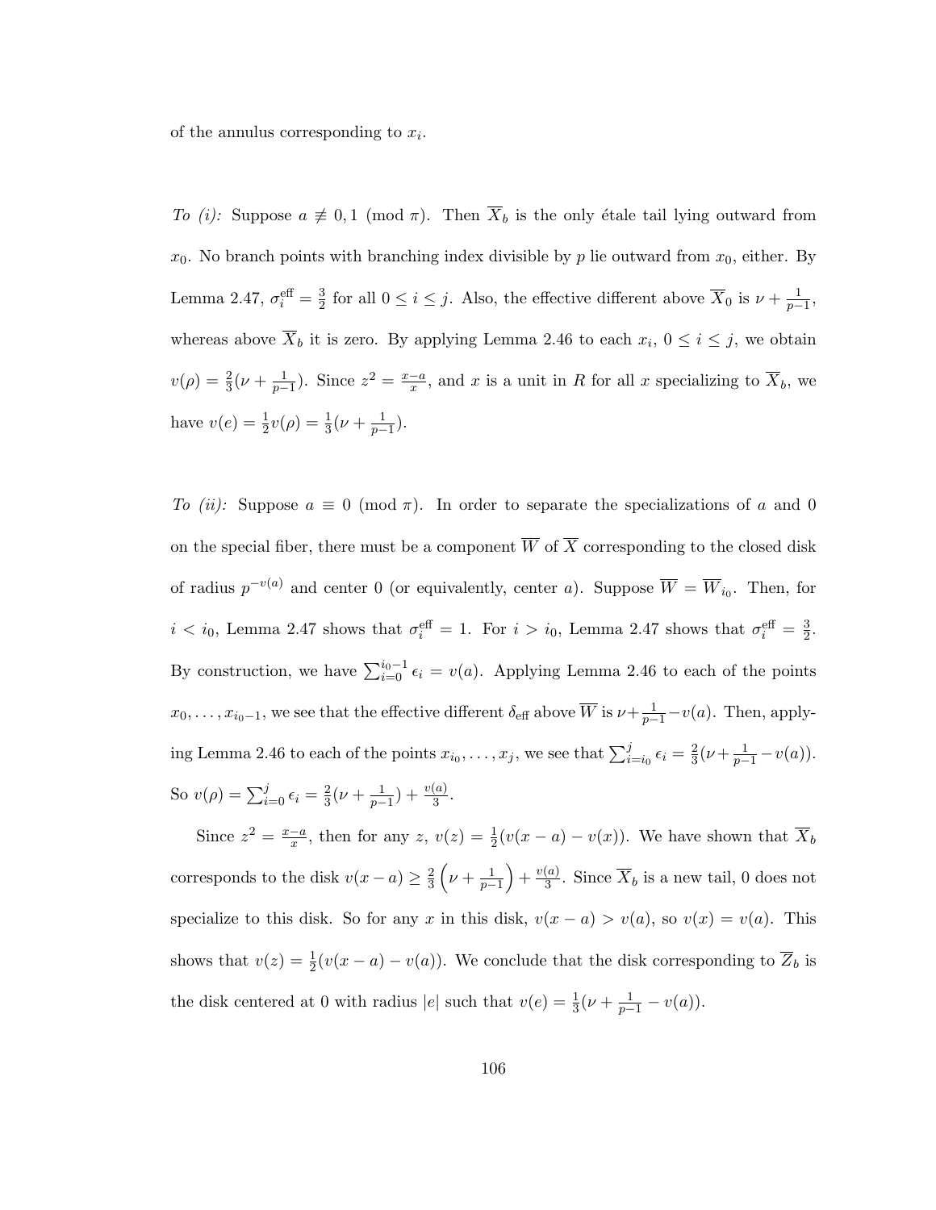of the annulus corresponding to $x_i$.

*To (i):* Suppose $a \not\equiv 0, 1 \pmod{\pi}$. Then $\overline{X}_b$ is the only étale tail lying outward from $x_0$. No branch points with branching index divisible by $p$ lie outward from $x_0$, either. By Lemma 2.47, $\sigma_i^{\text{eff}} = \frac{3}{2}$ for all $0 \leq i \leq j$. Also, the effective different above $\overline{X}_0$ is $\nu + \frac{1}{p-1}$, whereas above $\overline{X}_b$ it is zero. By applying Lemma 2.46 to each $x_i$, $0 \leq i \leq j$, we obtain $v(\rho) = \frac{2}{3}(\nu + \frac{1}{p-1})$. Since $z^2 = \frac{x-a}{x}$, and $x$ is a unit in $R$ for all $x$ specializing to $\overline{X}_b$, we have $v(e) = \frac{1}{2}v(\rho) = \frac{1}{3}(\nu + \frac{1}{p-1})$.

*To (ii):* Suppose $a \equiv 0 \pmod{\pi}$. In order to separate the specializations of $a$ and $0$ on the special fiber, there must be a component $\overline{W}$ of $\overline{X}$ corresponding to the closed disk of radius $p^{-v(a)}$ and center $0$ (or equivalently, center $a$). Suppose $\overline{W} = \overline{W}_{i_0}$. Then, for $i < i_0$, Lemma 2.47 shows that $\sigma_i^{\text{eff}} = 1$. For $i > i_0$, Lemma 2.47 shows that $\sigma_i^{\text{eff}} = \frac{3}{2}$. By construction, we have $\sum_{i=0}^{i_0-1} \epsilon_i = v(a)$. Applying Lemma 2.46 to each of the points $x_0, \ldots, x_{i_0-1}$, we see that the effective different $\delta_{\text{eff}}$ above $\overline{W}$ is $\nu + \frac{1}{p-1} - v(a)$. Then, applying Lemma 2.46 to each of the points $x_{i_0}, \ldots, x_j$, we see that $\sum_{i=i_0}^{j} \epsilon_i = \frac{2}{3}(\nu + \frac{1}{p-1} - v(a))$. So $v(\rho) = \sum_{i=0}^{j} \epsilon_i = \frac{2}{3}(\nu + \frac{1}{p-1}) + \frac{v(a)}{3}$.

Since $z^2 = \frac{x-a}{x}$, then for any $z$, $v(z) = \frac{1}{2}(v(x-a) - v(x))$. We have shown that $\overline{X}_b$ corresponds to the disk $v(x-a) \geq \frac{2}{3}\left(\nu + \frac{1}{p-1}\right) + \frac{v(a)}{3}$. Since $\overline{X}_b$ is a new tail, $0$ does not specialize to this disk. So for any $x$ in this disk, $v(x-a) > v(a)$, so $v(x) = v(a)$. This shows that $v(z) = \frac{1}{2}(v(x-a) - v(a))$. We conclude that the disk corresponding to $\overline{Z}_b$ is the disk centered at $0$ with radius $|e|$ such that $v(e) = \frac{1}{3}(\nu + \frac{1}{p-1} - v(a))$.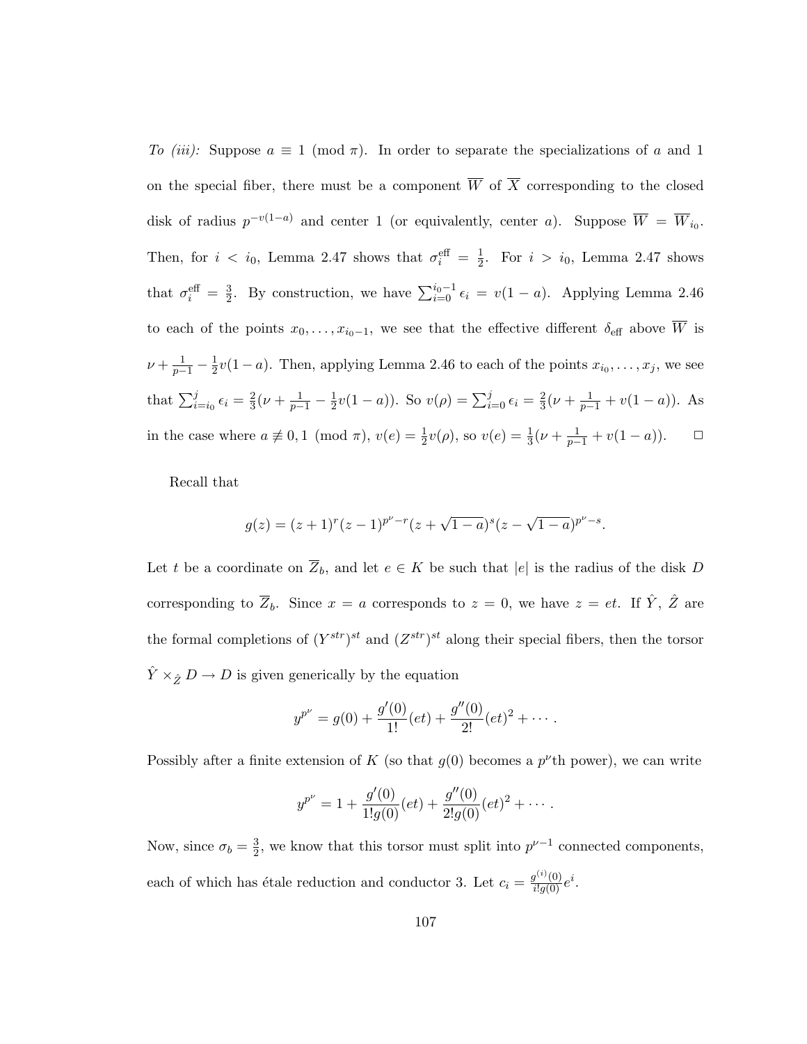*To (iii):* Suppose $a \equiv 1 \pmod{\pi}$. In order to separate the specializations of $a$ and 1 on the special fiber, there must be a component $\overline{W}$ of $\overline{X}$ corresponding to the closed disk of radius $p^{-v(1-a)}$ and center 1 (or equivalently, center $a$). Suppose $\overline{W} = \overline{W}_{i_0}$. Then, for $i < i_0$, Lemma 2.47 shows that $\sigma_i^{\text{eff}} = \frac{1}{2}$. For $i > i_0$, Lemma 2.47 shows that $\sigma_i^{\text{eff}} = \frac{3}{2}$. By construction, we have $\sum_{i=0}^{i_0-1} \epsilon_i = v(1-a)$. Applying Lemma 2.46 to each of the points $x_0, \ldots, x_{i_0-1}$, we see that the effective different $\delta_{\text{eff}}$ above $\overline{W}$ is $\nu + \frac{1}{p-1} - \frac{1}{2}v(1-a)$. Then, applying Lemma 2.46 to each of the points $x_{i_0}, \ldots, x_j$, we see that $\sum_{i=i_0}^{j} \epsilon_i = \frac{2}{3}(\nu + \frac{1}{p-1} - \frac{1}{2}v(1-a))$. So $v(\rho) = \sum_{i=0}^{j} \epsilon_i = \frac{2}{3}(\nu + \frac{1}{p-1} + v(1-a))$. As in the case where $a \not\equiv 0, 1 \pmod{\pi}$, $v(e) = \frac{1}{2}v(\rho)$, so $v(e) = \frac{1}{3}(\nu + \frac{1}{p-1} + v(1-a))$. $\square$

Recall that

$$g(z) = (z+1)^r(z-1)^{p^\nu - r}(z+\sqrt{1-a})^s(z-\sqrt{1-a})^{p^\nu - s}.$$

Let $t$ be a coordinate on $\overline{Z}_b$, and let $e \in K$ be such that $|e|$ is the radius of the disk $D$ corresponding to $\overline{Z}_b$. Since $x = a$ corresponds to $z = 0$, we have $z = et$. If $\hat{Y}$, $\hat{Z}$ are the formal completions of $(Y^{str})^{st}$ and $(Z^{str})^{st}$ along their special fibers, then the torsor $\hat{Y} \times_{\hat{Z}} D \to D$ is given generically by the equation

$$y^{p^\nu} = g(0) + \frac{g'(0)}{1!}(et) + \frac{g''(0)}{2!}(et)^2 + \cdots.$$

Possibly after a finite extension of $K$ (so that $g(0)$ becomes a $p^\nu$th power), we can write

$$y^{p^\nu} = 1 + \frac{g'(0)}{1!g(0)}(et) + \frac{g''(0)}{2!g(0)}(et)^2 + \cdots.$$

Now, since $\sigma_b = \frac{3}{2}$, we know that this torsor must split into $p^{\nu-1}$ connected components, each of which has étale reduction and conductor 3. Let $c_i = \frac{g^{(i)}(0)}{i!g(0)}e^i$.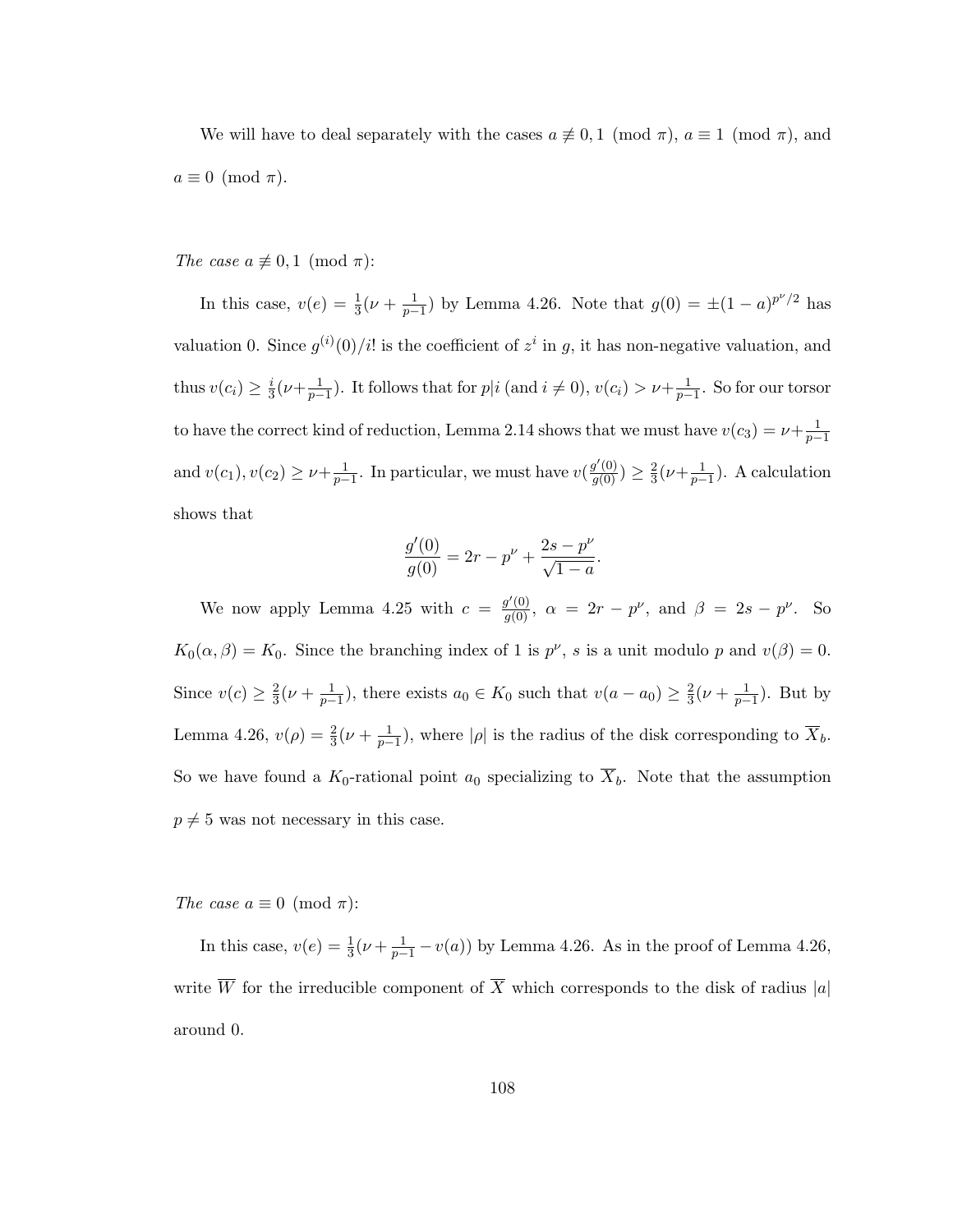We will have to deal separately with the cases $a \not\equiv 0, 1 \pmod{\pi}$, $a \equiv 1 \pmod{\pi}$, and $a \equiv 0 \pmod{\pi}$.

*The case* $a \not\equiv 0, 1 \pmod{\pi}$:

In this case, $v(e) = \frac{1}{3}(\nu + \frac{1}{p-1})$ by Lemma 4.26. Note that $g(0) = \pm(1-a)^{p^\nu/2}$ has valuation 0. Since $g^{(i)}(0)/i!$ is the coefficient of $z^i$ in $g$, it has non-negative valuation, and thus $v(c_i) \geq \frac{i}{3}(\nu + \frac{1}{p-1})$. It follows that for $p|i$ (and $i \neq 0$), $v(c_i) > \nu + \frac{1}{p-1}$. So for our torsor to have the correct kind of reduction, Lemma 2.14 shows that we must have $v(c_3) = \nu + \frac{1}{p-1}$ and $v(c_1), v(c_2) \geq \nu + \frac{1}{p-1}$. In particular, we must have $v(\frac{g'(0)}{g(0)}) \geq \frac{2}{3}(\nu + \frac{1}{p-1})$. A calculation shows that

$$\frac{g'(0)}{g(0)} = 2r - p^\nu + \frac{2s - p^\nu}{\sqrt{1-a}}.$$

We now apply Lemma 4.25 with $c = \frac{g'(0)}{g(0)}$, $\alpha = 2r - p^\nu$, and $\beta = 2s - p^\nu$. So $K_0(\alpha, \beta) = K_0$. Since the branching index of 1 is $p^\nu$, $s$ is a unit modulo $p$ and $v(\beta) = 0$. Since $v(c) \geq \frac{2}{3}(\nu + \frac{1}{p-1})$, there exists $a_0 \in K_0$ such that $v(a - a_0) \geq \frac{2}{3}(\nu + \frac{1}{p-1})$. But by Lemma 4.26, $v(\rho) = \frac{2}{3}(\nu + \frac{1}{p-1})$, where $|\rho|$ is the radius of the disk corresponding to $\overline{X}_b$. So we have found a $K_0$-rational point $a_0$ specializing to $\overline{X}_b$. Note that the assumption $p \neq 5$ was not necessary in this case.

*The case* $a \equiv 0 \pmod{\pi}$:

In this case, $v(e) = \frac{1}{3}(\nu + \frac{1}{p-1} - v(a))$ by Lemma 4.26. As in the proof of Lemma 4.26, write $\overline{W}$ for the irreducible component of $\overline{X}$ which corresponds to the disk of radius $|a|$ around 0.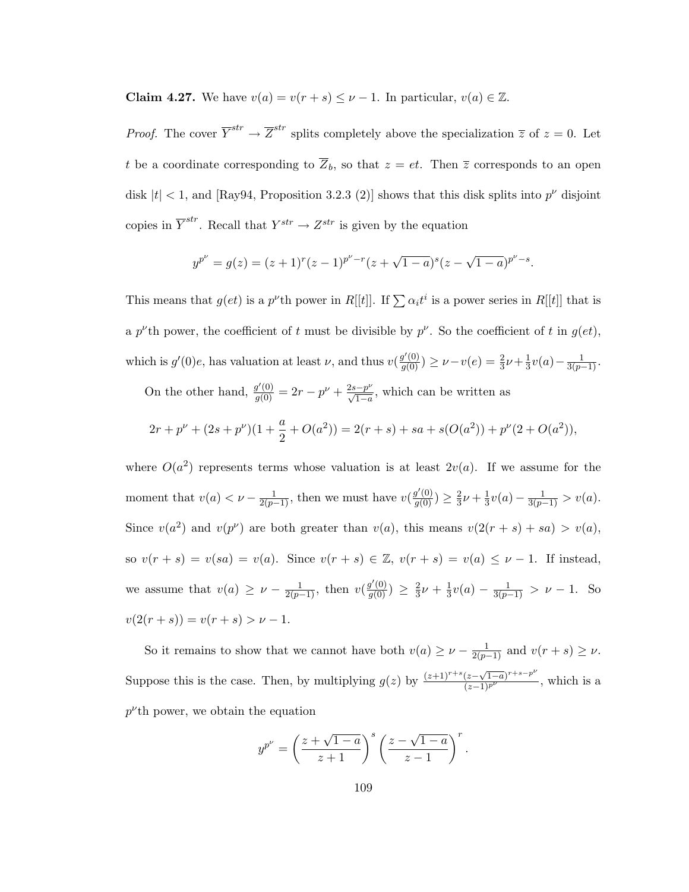**Claim 4.27.** We have $v(a) = v(r+s) \leq \nu - 1$. In particular, $v(a) \in \mathbb{Z}$.

*Proof.* The cover $\overline{Y}^{str} \to \overline{Z}^{str}$ splits completely above the specialization $\overline{z}$ of $z = 0$. Let $t$ be a coordinate corresponding to $\overline{Z}_b$, so that $z = et$. Then $\overline{z}$ corresponds to an open disk $|t| < 1$, and [Ray94, Proposition 3.2.3 (2)] shows that this disk splits into $p^\nu$ disjoint copies in $\overline{Y}^{str}$. Recall that $Y^{str} \to Z^{str}$ is given by the equation

$$y^{p^\nu} = g(z) = (z+1)^r (z-1)^{p^\nu - r} (z + \sqrt{1-a})^s (z - \sqrt{1-a})^{p^\nu - s}.$$

This means that $g(et)$ is a $p^\nu$th power in $R[[t]]$. If $\sum \alpha_i t^i$ is a power series in $R[[t]]$ that is a $p^\nu$th power, the coefficient of $t$ must be divisible by $p^\nu$. So the coefficient of $t$ in $g(et)$, which is $g'(0)e$, has valuation at least $\nu$, and thus $v(\frac{g'(0)}{g(0)}) \geq \nu - v(e) = \frac{2}{3}\nu + \frac{1}{3}v(a) - \frac{1}{3(p-1)}$.

On the other hand, $\frac{g'(0)}{g(0)} = 2r - p^\nu + \frac{2s - p^\nu}{\sqrt{1-a}}$, which can be written as

$$2r + p^\nu + (2s + p^\nu)(1 + \frac{a}{2} + O(a^2)) = 2(r+s) + sa + s(O(a^2)) + p^\nu(2 + O(a^2)),$$

where $O(a^2)$ represents terms whose valuation is at least $2v(a)$. If we assume for the moment that $v(a) < \nu - \frac{1}{2(p-1)}$, then we must have $v(\frac{g'(0)}{g(0)}) \geq \frac{2}{3}\nu + \frac{1}{3}v(a) - \frac{1}{3(p-1)} > v(a)$. Since $v(a^2)$ and $v(p^\nu)$ are both greater than $v(a)$, this means $v(2(r+s) + sa) > v(a)$, so $v(r+s) = v(sa) = v(a)$. Since $v(r+s) \in \mathbb{Z}$, $v(r+s) = v(a) \leq \nu - 1$. If instead, we assume that $v(a) \geq \nu - \frac{1}{2(p-1)}$, then $v(\frac{g'(0)}{g(0)}) \geq \frac{2}{3}\nu + \frac{1}{3}v(a) - \frac{1}{3(p-1)} > \nu - 1$. So $v(2(r+s)) = v(r+s) > \nu - 1$.

So it remains to show that we cannot have both $v(a) \geq \nu - \frac{1}{2(p-1)}$ and $v(r+s) \geq \nu$. Suppose this is the case. Then, by multiplying $g(z)$ by $\frac{(z+1)^{r+s}(z-\sqrt{1-a})^{r+s-p^\nu}}{(z-1)^{p^\nu}}$, which is a $p^\nu$th power, we obtain the equation

$$y^{p^\nu} = \left(\frac{z + \sqrt{1-a}}{z+1}\right)^s \left(\frac{z - \sqrt{1-a}}{z-1}\right)^r.$$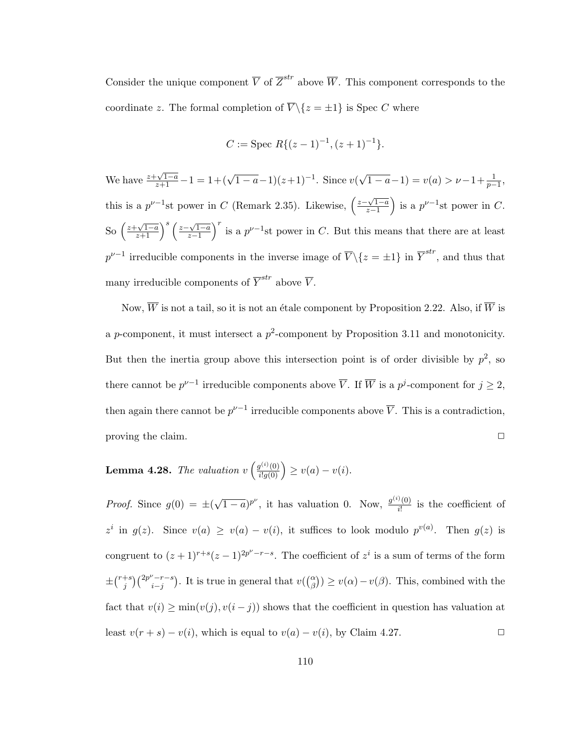Consider the unique component $\overline{V}$ of $\overline{Z}^{str}$ above $\overline{W}$. This component corresponds to the coordinate $z$. The formal completion of $\overline{V}\backslash\{z = \pm 1\}$ is Spec $C$ where

$$C := \text{Spec } R\{(z-1)^{-1}, (z+1)^{-1}\}.$$

We have $\frac{z+\sqrt{1-a}}{z+1} - 1 = 1 + (\sqrt{1-a}-1)(z+1)^{-1}$. Since $v(\sqrt{1-a}-1) = v(a) > \nu - 1 + \frac{1}{p-1}$, this is a $p^{\nu-1}$st power in $C$ (Remark 2.35). Likewise, $\left(\frac{z-\sqrt{1-a}}{z-1}\right)$ is a $p^{\nu-1}$st power in $C$. So $\left(\frac{z+\sqrt{1-a}}{z+1}\right)^s \left(\frac{z-\sqrt{1-a}}{z-1}\right)^r$ is a $p^{\nu-1}$st power in $C$. But this means that there are at least $p^{\nu-1}$ irreducible components in the inverse image of $\overline{V}\backslash\{z = \pm 1\}$ in $\overline{Y}^{str}$, and thus that many irreducible components of $\overline{Y}^{str}$ above $\overline{V}$.

Now, $\overline{W}$ is not a tail, so it is not an étale component by Proposition 2.22. Also, if $\overline{W}$ is a $p$-component, it must intersect a $p^2$-component by Proposition 3.11 and monotonicity. But then the inertia group above this intersection point is of order divisible by $p^2$, so there cannot be $p^{\nu-1}$ irreducible components above $\overline{V}$. If $\overline{W}$ is a $p^j$-component for $j \geq 2$, then again there cannot be $p^{\nu-1}$ irreducible components above $\overline{V}$. This is a contradiction, proving the claim. $\square$

**Lemma 4.28.** *The valuation* $v\left(\frac{g^{(i)}(0)}{i!g(0)}\right) \geq v(a) - v(i)$.

*Proof.* Since $g(0) = \pm(\sqrt{1-a})^{p^\nu}$, it has valuation 0. Now, $\frac{g^{(i)}(0)}{i!}$ is the coefficient of $z^i$ in $g(z)$. Since $v(a) \geq v(a) - v(i)$, it suffices to look modulo $p^{v(a)}$. Then $g(z)$ is congruent to $(z+1)^{r+s}(z-1)^{2p^\nu - r - s}$. The coefficient of $z^i$ is a sum of terms of the form $\pm\binom{r+s}{j}\binom{2p^\nu - r - s}{i-j}$. It is true in general that $v(\binom{\alpha}{\beta}) \geq v(\alpha) - v(\beta)$. This, combined with the fact that $v(i) \geq \min(v(j), v(i-j))$ shows that the coefficient in question has valuation at least $v(r+s) - v(i)$, which is equal to $v(a) - v(i)$, by Claim 4.27. $\square$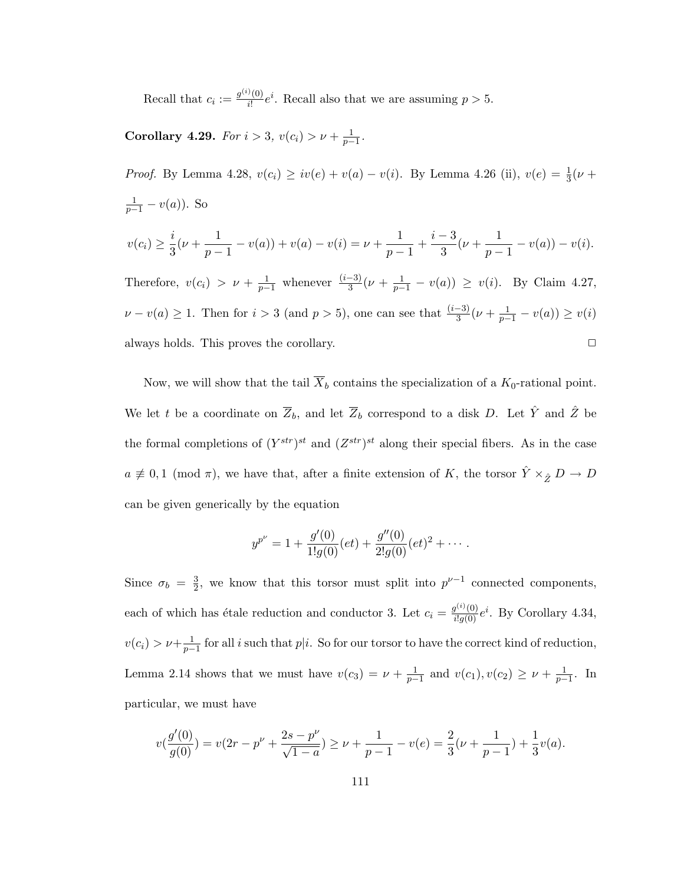Recall that $c_i := \frac{g^{(i)}(0)}{i!}e^i$. Recall also that we are assuming $p > 5$.

**Corollary 4.29.** *For $i > 3$, $v(c_i) > \nu + \frac{1}{p-1}$.*

*Proof.* By Lemma 4.28, $v(c_i) \geq iv(e) + v(a) - v(i)$. By Lemma 4.26 (ii), $v(e) = \frac{1}{3}(\nu + \frac{1}{p-1} - v(a))$. So

$$v(c_i) \geq \frac{i}{3}(\nu + \frac{1}{p-1} - v(a)) + v(a) - v(i) = \nu + \frac{1}{p-1} + \frac{i-3}{3}(\nu + \frac{1}{p-1} - v(a)) - v(i).$$

Therefore, $v(c_i) > \nu + \frac{1}{p-1}$ whenever $\frac{(i-3)}{3}(\nu + \frac{1}{p-1} - v(a)) \geq v(i)$. By Claim 4.27, $\nu - v(a) \geq 1$. Then for $i > 3$ (and $p > 5$), one can see that $\frac{(i-3)}{3}(\nu + \frac{1}{p-1} - v(a)) \geq v(i)$ always holds. This proves the corollary. □

Now, we will show that the tail $\overline{X}_b$ contains the specialization of a $K_0$-rational point. We let $t$ be a coordinate on $\overline{Z}_b$, and let $\overline{Z}_b$ correspond to a disk $D$. Let $\hat{Y}$ and $\hat{Z}$ be the formal completions of $(Y^{str})^{st}$ and $(Z^{str})^{st}$ along their special fibers. As in the case $a \not\equiv 0, 1 \pmod{\pi}$, we have that, after a finite extension of $K$, the torsor $\hat{Y} \times_{\hat{Z}} D \to D$ can be given generically by the equation

$$y^{p^\nu} = 1 + \frac{g'(0)}{1!g(0)}(et) + \frac{g''(0)}{2!g(0)}(et)^2 + \cdots.$$

Since $\sigma_b = \frac{3}{2}$, we know that this torsor must split into $p^{\nu-1}$ connected components, each of which has étale reduction and conductor 3. Let $c_i = \frac{g^{(i)}(0)}{i!g(0)}e^i$. By Corollary 4.34, $v(c_i) > \nu + \frac{1}{p-1}$ for all $i$ such that $p|i$. So for our torsor to have the correct kind of reduction, Lemma 2.14 shows that we must have $v(c_3) = \nu + \frac{1}{p-1}$ and $v(c_1), v(c_2) \geq \nu + \frac{1}{p-1}$. In particular, we must have

$$v(\frac{g'(0)}{g(0)}) = v(2r - p^\nu + \frac{2s - p^\nu}{\sqrt{1-a}}) \geq \nu + \frac{1}{p-1} - v(e) = \frac{2}{3}(\nu + \frac{1}{p-1}) + \frac{1}{3}v(a).$$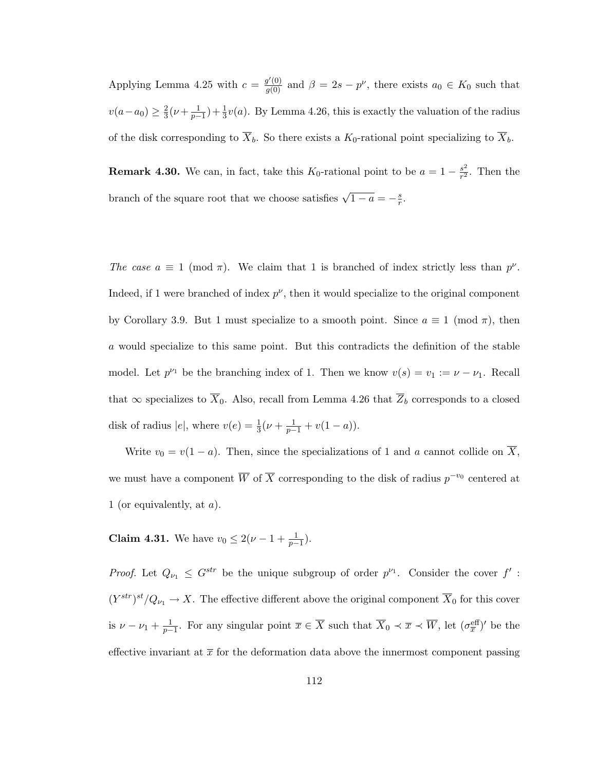Applying Lemma 4.25 with $c = \frac{g'(0)}{g(0)}$ and $\beta = 2s - p^{\nu}$, there exists $a_0 \in K_0$ such that $v(a - a_0) \geq \frac{2}{3}(\nu + \frac{1}{p-1}) + \frac{1}{3}v(a)$. By Lemma 4.26, this is exactly the valuation of the radius of the disk corresponding to $\overline{X}_b$. So there exists a $K_0$-rational point specializing to $\overline{X}_b$.

**Remark 4.30.** We can, in fact, take this $K_0$-rational point to be $a = 1 - \frac{s^2}{r^2}$. Then the branch of the square root that we choose satisfies $\sqrt{1-a} = -\frac{s}{r}$.

*The case $a \equiv 1 \pmod{\pi}$.* We claim that 1 is branched of index strictly less than $p^{\nu}$. Indeed, if 1 were branched of index $p^{\nu}$, then it would specialize to the original component by Corollary 3.9. But 1 must specialize to a smooth point. Since $a \equiv 1 \pmod{\pi}$, then $a$ would specialize to this same point. But this contradicts the definition of the stable model. Let $p^{\nu_1}$ be the branching index of 1. Then we know $v(s) = v_1 := \nu - \nu_1$. Recall that $\infty$ specializes to $\overline{X}_0$. Also, recall from Lemma 4.26 that $\overline{Z}_b$ corresponds to a closed disk of radius $|e|$, where $v(e) = \frac{1}{3}(\nu + \frac{1}{p-1} + v(1-a))$.

Write $v_0 = v(1-a)$. Then, since the specializations of 1 and $a$ cannot collide on $\overline{X}$, we must have a component $\overline{W}$ of $\overline{X}$ corresponding to the disk of radius $p^{-v_0}$ centered at 1 (or equivalently, at $a$).

**Claim 4.31.** We have $v_0 \leq 2(\nu - 1 + \frac{1}{p-1})$.

*Proof.* Let $Q_{\nu_1} \leq G^{str}$ be the unique subgroup of order $p^{\nu_1}$. Consider the cover $f' : (Y^{str})^{st}/Q_{\nu_1} \to X$. The effective different above the original component $\overline{X}_0$ for this cover is $\nu - \nu_1 + \frac{1}{p-1}$. For any singular point $\overline{x} \in \overline{X}$ such that $\overline{X}_0 \prec \overline{x} \prec \overline{W}$, let $(\sigma_{\overline{x}}^{\text{eff}})'$ be the effective invariant at $\overline{x}$ for the deformation data above the innermost component passing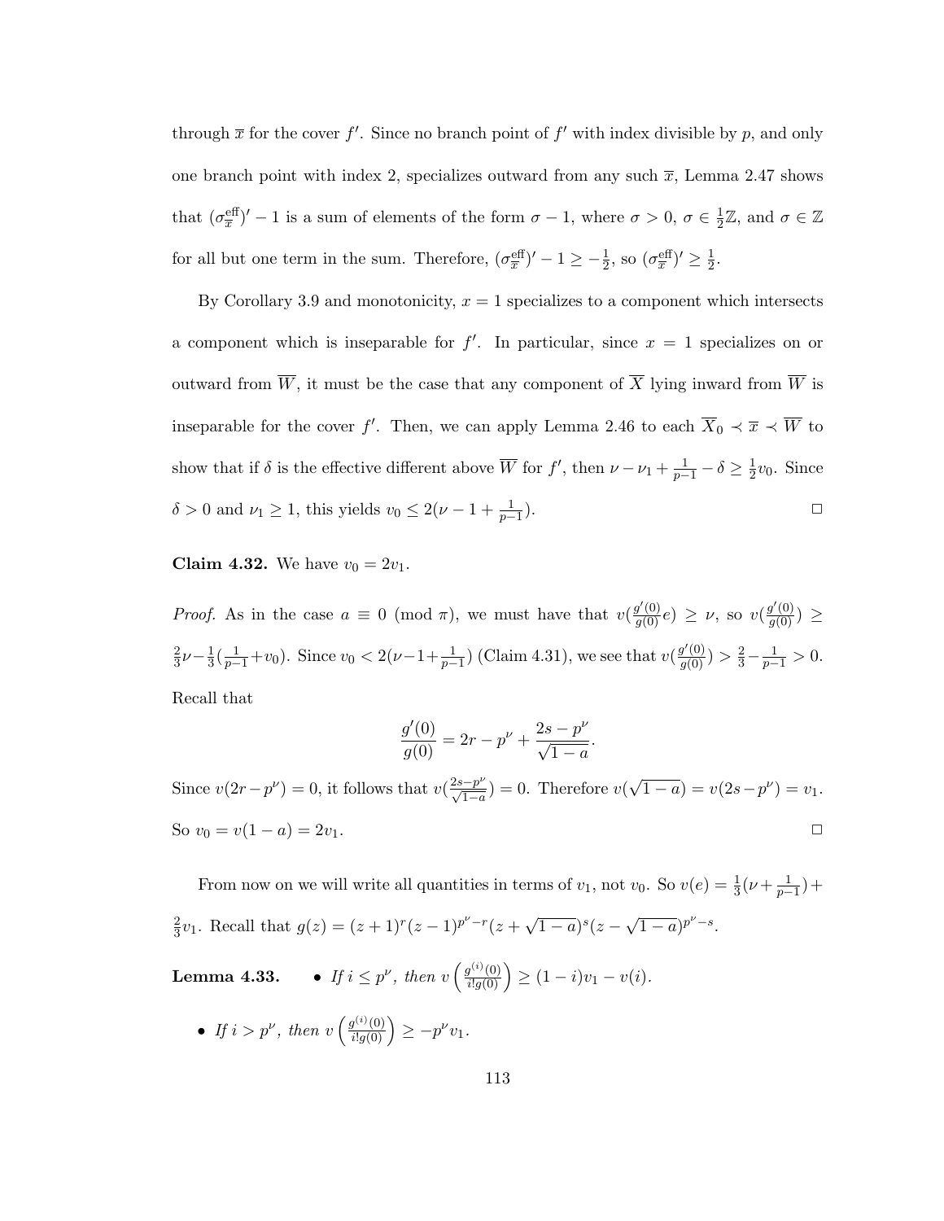through $\overline{x}$ for the cover $f'$. Since no branch point of $f'$ with index divisible by $p$, and only one branch point with index 2, specializes outward from any such $\overline{x}$, Lemma 2.47 shows that $(\sigma_{\overline{x}}^{\text{eff}})' - 1$ is a sum of elements of the form $\sigma - 1$, where $\sigma > 0$, $\sigma \in \frac{1}{2}\mathbb{Z}$, and $\sigma \in \mathbb{Z}$ for all but one term in the sum. Therefore, $(\sigma_{\overline{x}}^{\text{eff}})' - 1 \geq -\frac{1}{2}$, so $(\sigma_{\overline{x}}^{\text{eff}})' \geq \frac{1}{2}$.

By Corollary 3.9 and monotonicity, $x = 1$ specializes to a component which intersects a component which is inseparable for $f'$. In particular, since $x = 1$ specializes on or outward from $\overline{W}$, it must be the case that any component of $\overline{X}$ lying inward from $\overline{W}$ is inseparable for the cover $f'$. Then, we can apply Lemma 2.46 to each $\overline{X}_0 \prec \overline{x} \prec \overline{W}$ to show that if $\delta$ is the effective different above $\overline{W}$ for $f'$, then $\nu - \nu_1 + \frac{1}{p-1} - \delta \geq \frac{1}{2}v_0$. Since $\delta > 0$ and $\nu_1 \geq 1$, this yields $v_0 \leq 2(\nu - 1 + \frac{1}{p-1})$. $\square$

**Claim 4.32.** We have $v_0 = 2v_1$.

*Proof.* As in the case $a \equiv 0 \pmod{\pi}$, we must have that $v(\frac{g'(0)}{g(0)}e) \geq \nu$, so $v(\frac{g'(0)}{g(0)}) \geq \frac{2}{3}\nu - \frac{1}{3}(\frac{1}{p-1} + v_0)$. Since $v_0 < 2(\nu - 1 + \frac{1}{p-1})$ (Claim 4.31), we see that $v(\frac{g'(0)}{g(0)}) > \frac{2}{3} - \frac{1}{p-1} > 0$. Recall that

$$\frac{g'(0)}{g(0)} = 2r - p^\nu + \frac{2s - p^\nu}{\sqrt{1-a}}.$$

Since $v(2r - p^\nu) = 0$, it follows that $v(\frac{2s - p^\nu}{\sqrt{1-a}}) = 0$. Therefore $v(\sqrt{1-a}) = v(2s - p^\nu) = v_1$. So $v_0 = v(1-a) = 2v_1$. $\square$

From now on we will write all quantities in terms of $v_1$, not $v_0$. So $v(e) = \frac{1}{3}(\nu + \frac{1}{p-1}) + \frac{2}{3}v_1$. Recall that $g(z) = (z+1)^r(z-1)^{p^\nu - r}(z + \sqrt{1-a})^s(z - \sqrt{1-a})^{p^\nu - s}$.

**Lemma 4.33.**
- *If $i \leq p^\nu$, then $v\left(\frac{g^{(i)}(0)}{i!g(0)}\right) \geq (1-i)v_1 - v(i)$.*
- *If $i > p^\nu$, then $v\left(\frac{g^{(i)}(0)}{i!g(0)}\right) \geq -p^\nu v_1$.*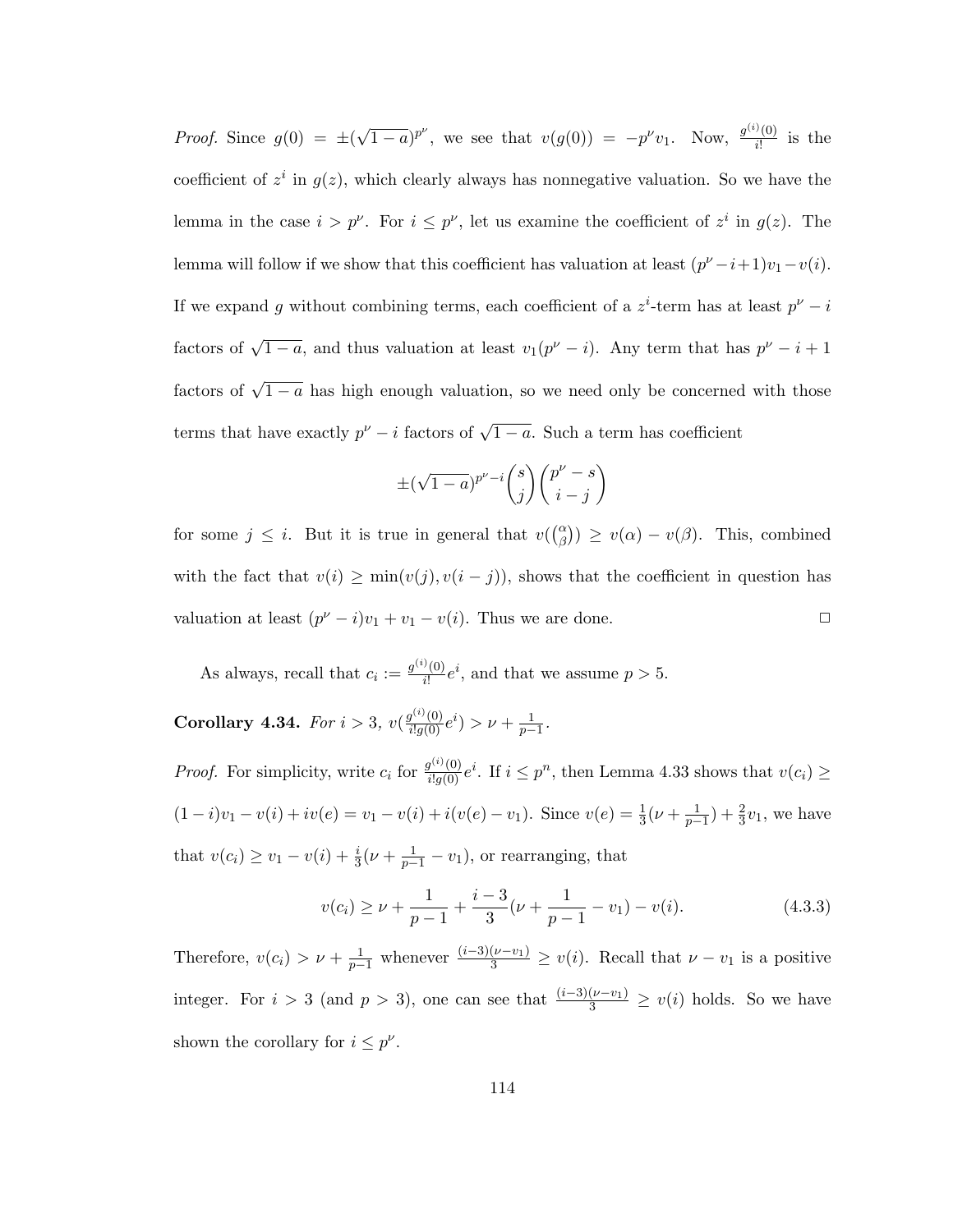*Proof.* Since $g(0) = \pm(\sqrt{1-a})^{p^\nu}$, we see that $v(g(0)) = -p^\nu v_1$. Now, $\frac{g^{(i)}(0)}{i!}$ is the coefficient of $z^i$ in $g(z)$, which clearly always has nonnegative valuation. So we have the lemma in the case $i > p^\nu$. For $i \le p^\nu$, let us examine the coefficient of $z^i$ in $g(z)$. The lemma will follow if we show that this coefficient has valuation at least $(p^\nu - i+1)v_1 - v(i)$. If we expand $g$ without combining terms, each coefficient of a $z^i$-term has at least $p^\nu - i$ factors of $\sqrt{1-a}$, and thus valuation at least $v_1(p^\nu - i)$. Any term that has $p^\nu - i + 1$ factors of $\sqrt{1-a}$ has high enough valuation, so we need only be concerned with those terms that have exactly $p^\nu - i$ factors of $\sqrt{1-a}$. Such a term has coefficient

$$\pm(\sqrt{1-a})^{p^\nu - i}\binom{s}{j}\binom{p^\nu - s}{i-j}$$

for some $j \le i$. But it is true in general that $v(\binom{\alpha}{\beta}) \ge v(\alpha) - v(\beta)$. This, combined with the fact that $v(i) \ge \min(v(j), v(i-j))$, shows that the coefficient in question has valuation at least $(p^\nu - i)v_1 + v_1 - v(i)$. Thus we are done. $\square$

As always, recall that $c_i := \frac{g^{(i)}(0)}{i!}e^i$, and that we assume $p > 5$.

**Corollary 4.34.** *For $i > 3$, $v(\frac{g^{(i)}(0)}{i!g(0)}e^i) > \nu + \frac{1}{p-1}$.*

*Proof.* For simplicity, write $c_i$ for $\frac{g^{(i)}(0)}{i!g(0)}e^i$. If $i \le p^n$, then Lemma 4.33 shows that $v(c_i) \ge (1-i)v_1 - v(i) + iv(e) = v_1 - v(i) + i(v(e) - v_1)$. Since $v(e) = \frac{1}{3}(\nu + \frac{1}{p-1}) + \frac{2}{3}v_1$, we have that $v(c_i) \ge v_1 - v(i) + \frac{i}{3}(\nu + \frac{1}{p-1} - v_1)$, or rearranging, that

$$v(c_i) \ge \nu + \frac{1}{p-1} + \frac{i-3}{3}(\nu + \frac{1}{p-1} - v_1) - v(i). \tag{4.3.3}$$

Therefore, $v(c_i) > \nu + \frac{1}{p-1}$ whenever $\frac{(i-3)(\nu - v_1)}{3} \ge v(i)$. Recall that $\nu - v_1$ is a positive integer. For $i > 3$ (and $p > 3$), one can see that $\frac{(i-3)(\nu-v_1)}{3} \ge v(i)$ holds. So we have shown the corollary for $i \le p^\nu$.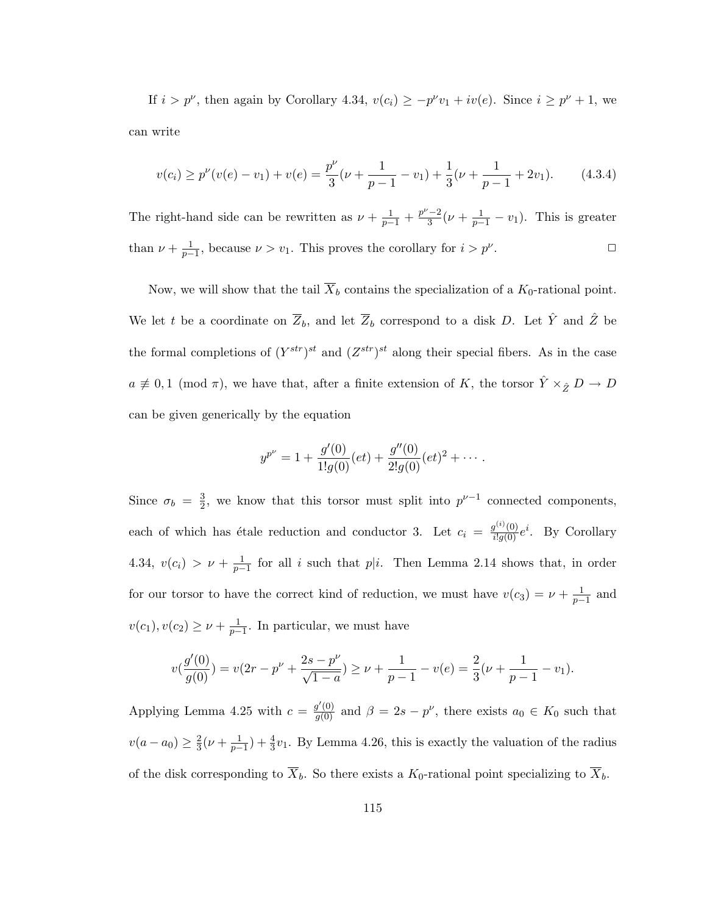If $i > p^\nu$, then again by Corollary 4.34, $v(c_i) \geq -p^\nu v_1 + iv(e)$. Since $i \geq p^\nu + 1$, we can write

$$v(c_i) \geq p^\nu(v(e) - v_1) + v(e) = \frac{p^\nu}{3}(\nu + \frac{1}{p-1} - v_1) + \frac{1}{3}(\nu + \frac{1}{p-1} + 2v_1). \tag{4.3.4}$$

The right-hand side can be rewritten as $\nu + \frac{1}{p-1} + \frac{p^\nu - 2}{3}(\nu + \frac{1}{p-1} - v_1)$. This is greater than $\nu + \frac{1}{p-1}$, because $\nu > v_1$. This proves the corollary for $i > p^\nu$. $\square$

Now, we will show that the tail $\overline{X}_b$ contains the specialization of a $K_0$-rational point. We let $t$ be a coordinate on $\overline{Z}_b$, and let $\overline{Z}_b$ correspond to a disk $D$. Let $\hat{Y}$ and $\hat{Z}$ be the formal completions of $(Y^{str})^{st}$ and $(Z^{str})^{st}$ along their special fibers. As in the case $a \not\equiv 0, 1 \pmod{\pi}$, we have that, after a finite extension of $K$, the torsor $\hat{Y} \times_{\hat{Z}} D \to D$ can be given generically by the equation

$$y^{p^\nu} = 1 + \frac{g'(0)}{1!g(0)}(et) + \frac{g''(0)}{2!g(0)}(et)^2 + \cdots.$$

Since $\sigma_b = \frac{3}{2}$, we know that this torsor must split into $p^{\nu-1}$ connected components, each of which has étale reduction and conductor 3. Let $c_i = \frac{g^{(i)}(0)}{i!g(0)}e^i$. By Corollary 4.34, $v(c_i) > \nu + \frac{1}{p-1}$ for all $i$ such that $p|i$. Then Lemma 2.14 shows that, in order for our torsor to have the correct kind of reduction, we must have $v(c_3) = \nu + \frac{1}{p-1}$ and $v(c_1), v(c_2) \geq \nu + \frac{1}{p-1}$. In particular, we must have

$$v(\frac{g'(0)}{g(0)}) = v(2r - p^\nu + \frac{2s - p^\nu}{\sqrt{1-a}}) \geq \nu + \frac{1}{p-1} - v(e) = \frac{2}{3}(\nu + \frac{1}{p-1} - v_1).$$

Applying Lemma 4.25 with $c = \frac{g'(0)}{g(0)}$ and $\beta = 2s - p^\nu$, there exists $a_0 \in K_0$ such that $v(a - a_0) \geq \frac{2}{3}(\nu + \frac{1}{p-1}) + \frac{4}{3}v_1$. By Lemma 4.26, this is exactly the valuation of the radius of the disk corresponding to $\overline{X}_b$. So there exists a $K_0$-rational point specializing to $\overline{X}_b$.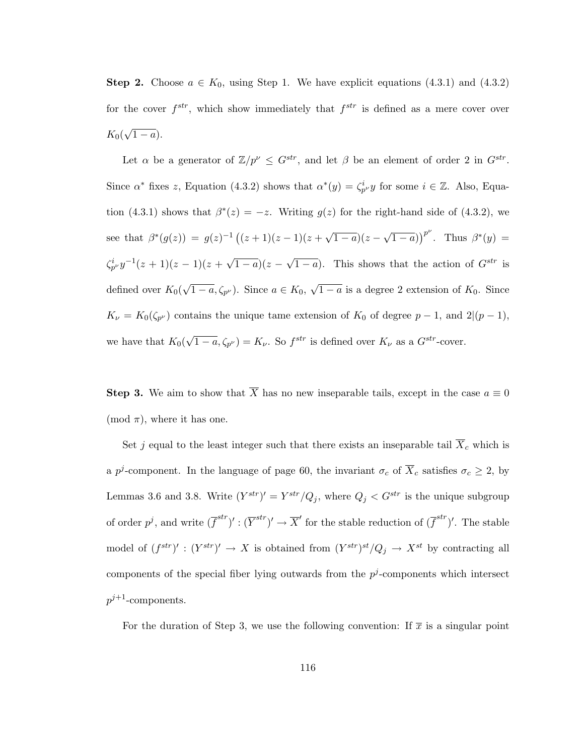**Step 2.** Choose $a \in K_0$, using Step 1. We have explicit equations (4.3.1) and (4.3.2) for the cover $f^{str}$, which show immediately that $f^{str}$ is defined as a mere cover over $K_0(\sqrt{1-a})$.

Let $\alpha$ be a generator of $\mathbb{Z}/p^\nu \leq G^{str}$, and let $\beta$ be an element of order 2 in $G^{str}$. Since $\alpha^*$ fixes $z$, Equation (4.3.2) shows that $\alpha^*(y) = \zeta_{p^\nu}^i y$ for some $i \in \mathbb{Z}$. Also, Equation (4.3.1) shows that $\beta^*(z) = -z$. Writing $g(z)$ for the right-hand side of (4.3.2), we see that $\beta^*(g(z)) = g(z)^{-1}\left((z+1)(z-1)(z+\sqrt{1-a})(z-\sqrt{1-a})\right)^{p^\nu}$. Thus $\beta^*(y) = \zeta_{p^\nu}^i y^{-1}(z+1)(z-1)(z+\sqrt{1-a})(z-\sqrt{1-a})$. This shows that the action of $G^{str}$ is defined over $K_0(\sqrt{1-a}, \zeta_{p^\nu})$. Since $a \in K_0$, $\sqrt{1-a}$ is a degree 2 extension of $K_0$. Since $K_\nu = K_0(\zeta_{p^\nu})$ contains the unique tame extension of $K_0$ of degree $p-1$, and $2|(p-1)$, we have that $K_0(\sqrt{1-a}, \zeta_{p^\nu}) = K_\nu$. So $f^{str}$ is defined over $K_\nu$ as a $G^{str}$-cover.

**Step 3.** We aim to show that $\overline{X}$ has no new inseparable tails, except in the case $a \equiv 0 \pmod{\pi}$, where it has one.

Set $j$ equal to the least integer such that there exists an inseparable tail $\overline{X}_c$ which is a $p^j$-component. In the language of page 60, the invariant $\sigma_c$ of $\overline{X}_c$ satisfies $\sigma_c \geq 2$, by Lemmas 3.6 and 3.8. Write $(Y^{str})' = Y^{str}/Q_j$, where $Q_j < G^{str}$ is the unique subgroup of order $p^j$, and write $(\overline{f}^{str})' : (\overline{Y}^{str})' \to \overline{X}'$ for the stable reduction of $(\overline{f}^{str})'$. The stable model of $(f^{str})' : (Y^{str})' \to X$ is obtained from $(Y^{str})^{st}/Q_j \to X^{st}$ by contracting all components of the special fiber lying outwards from the $p^j$-components which intersect $p^{j+1}$-components.

For the duration of Step 3, we use the following convention: If $\overline{x}$ is a singular point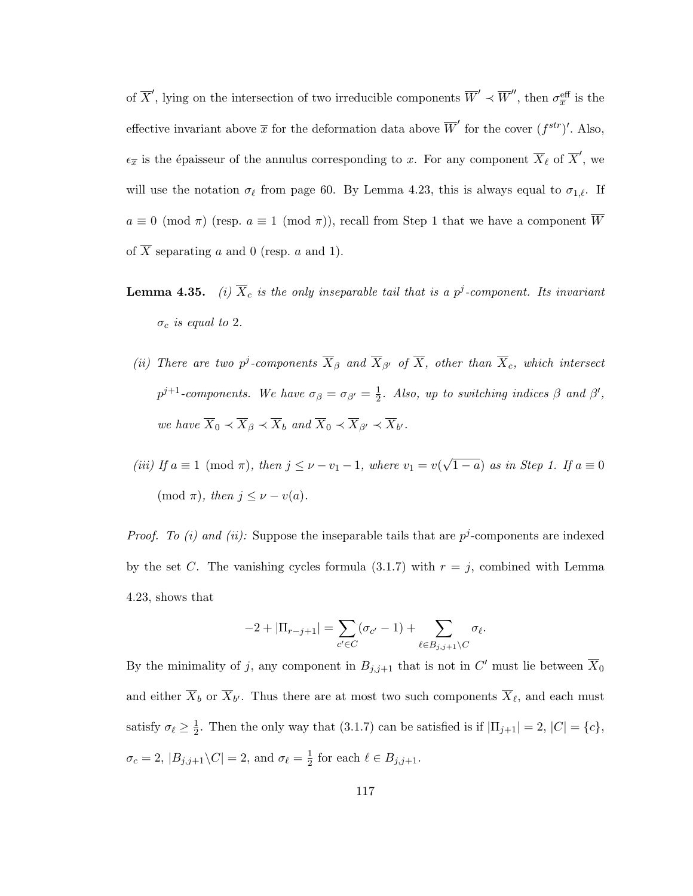of $\overline{X}'$, lying on the intersection of two irreducible components $\overline{W}' \prec \overline{W}''$, then $\sigma^{\text{eff}}_{\overline{x}}$ is the effective invariant above $\overline{x}$ for the deformation data above $\overline{W}'$ for the cover $(f^{str})'$. Also, $\epsilon_{\overline{x}}$ is the épaisseur of the annulus corresponding to $x$. For any component $\overline{X}_\ell$ of $\overline{X}'$, we will use the notation $\sigma_\ell$ from page 60. By Lemma 4.23, this is always equal to $\sigma_{1,\ell}$. If $a \equiv 0 \pmod{\pi}$ (resp. $a \equiv 1 \pmod{\pi}$), recall from Step 1 that we have a component $\overline{W}$ of $\overline{X}$ separating $a$ and 0 (resp. $a$ and 1).

**Lemma 4.35.** *(i) $\overline{X}_c$ is the only inseparable tail that is a $p^j$-component. Its invariant $\sigma_c$ is equal to 2.*

*(ii) There are two $p^j$-components $\overline{X}_\beta$ and $\overline{X}_{\beta'}$ of $\overline{X}$, other than $\overline{X}_c$, which intersect $p^{j+1}$-components. We have $\sigma_\beta = \sigma_{\beta'} = \frac{1}{2}$. Also, up to switching indices $\beta$ and $\beta'$, we have $\overline{X}_0 \prec \overline{X}_\beta \prec \overline{X}_b$ and $\overline{X}_0 \prec \overline{X}_{\beta'} \prec \overline{X}_{b'}$.*

*(iii) If $a \equiv 1 \pmod{\pi}$, then $j \leq \nu - v_1 - 1$, where $v_1 = v(\sqrt{1-a})$ as in Step 1. If $a \equiv 0 \pmod{\pi}$, then $j \leq \nu - v(a)$.*

*Proof. To (i) and (ii):* Suppose the inseparable tails that are $p^j$-components are indexed by the set $C$. The vanishing cycles formula (3.1.7) with $r = j$, combined with Lemma 4.23, shows that

$$-2 + |\Pi_{r-j+1}| = \sum_{c' \in C} (\sigma_{c'} - 1) + \sum_{\ell \in B_{j,j+1} \setminus C} \sigma_\ell.$$

By the minimality of $j$, any component in $B_{j,j+1}$ that is not in $C'$ must lie between $\overline{X}_0$ and either $\overline{X}_b$ or $\overline{X}_{b'}$. Thus there are at most two such components $\overline{X}_\ell$, and each must satisfy $\sigma_\ell \geq \frac{1}{2}$. Then the only way that (3.1.7) can be satisfied is if $|\Pi_{j+1}| = 2$, $|C| = \{c\}$, $\sigma_c = 2$, $|B_{j,j+1} \setminus C| = 2$, and $\sigma_\ell = \frac{1}{2}$ for each $\ell \in B_{j,j+1}$.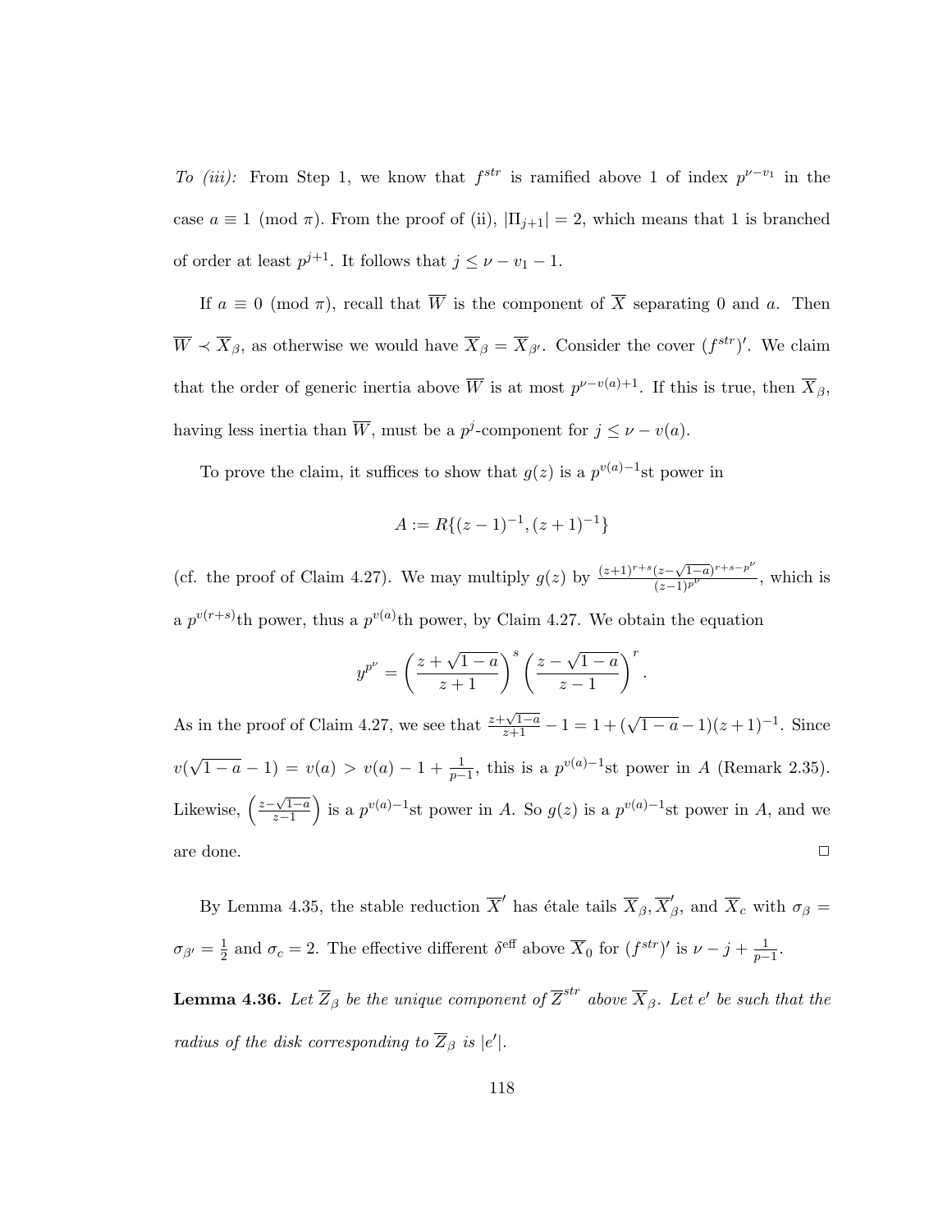*To (iii):* From Step 1, we know that $f^{str}$ is ramified above 1 of index $p^{\nu - v_1}$ in the case $a \equiv 1 \pmod{\pi}$. From the proof of (ii), $|\Pi_{j+1}| = 2$, which means that 1 is branched of order at least $p^{j+1}$. It follows that $j \leq \nu - v_1 - 1$.

If $a \equiv 0 \pmod{\pi}$, recall that $\overline{W}$ is the component of $\overline{X}$ separating 0 and $a$. Then $\overline{W} \prec \overline{X}_\beta$, as otherwise we would have $\overline{X}_\beta = \overline{X}_{\beta'}$. Consider the cover $(f^{str})'$. We claim that the order of generic inertia above $\overline{W}$ is at most $p^{\nu - v(a)+1}$. If this is true, then $\overline{X}_\beta$, having less inertia than $\overline{W}$, must be a $p^j$-component for $j \leq \nu - v(a)$.

To prove the claim, it suffices to show that $g(z)$ is a $p^{v(a)-1}$st power in

$$A := R\{(z-1)^{-1}, (z+1)^{-1}\}$$

(cf. the proof of Claim 4.27). We may multiply $g(z)$ by $\frac{(z+1)^{r+s}(z-\sqrt{1-a})^{r+s-p^\nu}}{(z-1)^{p^\nu}}$, which is a $p^{v(r+s)}$th power, thus a $p^{v(a)}$th power, by Claim 4.27. We obtain the equation

$$y^{p^\nu} = \left(\frac{z+\sqrt{1-a}}{z+1}\right)^s \left(\frac{z-\sqrt{1-a}}{z-1}\right)^r.$$

As in the proof of Claim 4.27, we see that $\frac{z+\sqrt{1-a}}{z+1} - 1 = 1 + (\sqrt{1-a}-1)(z+1)^{-1}$. Since $v(\sqrt{1-a}-1) = v(a) > v(a) - 1 + \frac{1}{p-1}$, this is a $p^{v(a)-1}$st power in $A$ (Remark 2.35). Likewise, $\left(\frac{z-\sqrt{1-a}}{z-1}\right)$ is a $p^{v(a)-1}$st power in $A$. So $g(z)$ is a $p^{v(a)-1}$st power in $A$, and we are done. $\square$

By Lemma 4.35, the stable reduction $\overline{X}'$ has étale tails $\overline{X}_\beta, \overline{X}'_\beta$, and $\overline{X}_c$ with $\sigma_\beta = \sigma_{\beta'} = \frac{1}{2}$ and $\sigma_c = 2$. The effective different $\delta^{\text{eff}}$ above $\overline{X}_0$ for $(f^{str})'$ is $\nu - j + \frac{1}{p-1}$.

**Lemma 4.36.** *Let $\overline{Z}_\beta$ be the unique component of $\overline{Z}^{str}$ above $\overline{X}_\beta$. Let $e'$ be such that the radius of the disk corresponding to $\overline{Z}_\beta$ is $|e'|$.*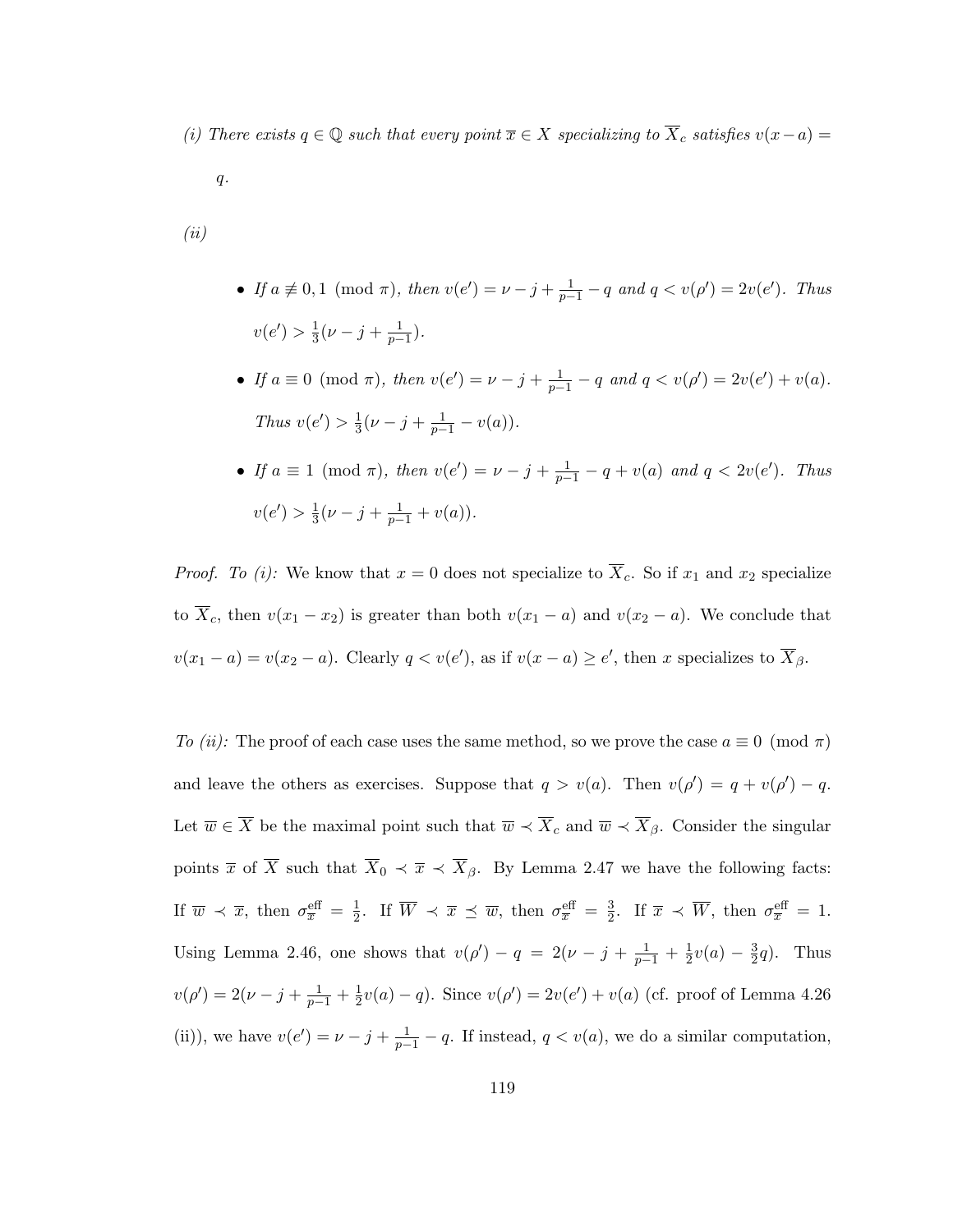*(i) There exists $q \in \mathbb{Q}$ such that every point $\overline{x} \in X$ specializing to $\overline{X}_c$ satisfies $v(x-a) = q$.*

*(ii)*

- *If $a \not\equiv 0, 1 \pmod{\pi}$, then $v(e') = \nu - j + \frac{1}{p-1} - q$ and $q < v(\rho') = 2v(e')$. Thus $v(e') > \frac{1}{3}(\nu - j + \frac{1}{p-1})$.*
- *If $a \equiv 0 \pmod{\pi}$, then $v(e') = \nu - j + \frac{1}{p-1} - q$ and $q < v(\rho') = 2v(e') + v(a)$. Thus $v(e') > \frac{1}{3}(\nu - j + \frac{1}{p-1} - v(a))$.*
- *If $a \equiv 1 \pmod{\pi}$, then $v(e') = \nu - j + \frac{1}{p-1} - q + v(a)$ and $q < 2v(e')$. Thus $v(e') > \frac{1}{3}(\nu - j + \frac{1}{p-1} + v(a))$.*

*Proof. To (i):* We know that $x = 0$ does not specialize to $\overline{X}_c$. So if $x_1$ and $x_2$ specialize to $\overline{X}_c$, then $v(x_1 - x_2)$ is greater than both $v(x_1 - a)$ and $v(x_2 - a)$. We conclude that $v(x_1 - a) = v(x_2 - a)$. Clearly $q < v(e')$, as if $v(x-a) \geq e'$, then $x$ specializes to $\overline{X}_\beta$.

*To (ii):* The proof of each case uses the same method, so we prove the case $a \equiv 0 \pmod{\pi}$ and leave the others as exercises. Suppose that $q > v(a)$. Then $v(\rho') = q + v(\rho') - q$. Let $\overline{w} \in \overline{X}$ be the maximal point such that $\overline{w} \prec \overline{X}_c$ and $\overline{w} \prec \overline{X}_\beta$. Consider the singular points $\overline{x}$ of $\overline{X}$ such that $\overline{X}_0 \prec \overline{x} \prec \overline{X}_\beta$. By Lemma 2.47 we have the following facts: If $\overline{w} \prec \overline{x}$, then $\sigma^{\text{eff}}_{\overline{x}} = \frac{1}{2}$. If $\overline{W} \prec \overline{x} \preceq \overline{w}$, then $\sigma^{\text{eff}}_{\overline{x}} = \frac{3}{2}$. If $\overline{x} \prec \overline{W}$, then $\sigma^{\text{eff}}_{\overline{x}} = 1$. Using Lemma 2.46, one shows that $v(\rho') - q = 2(\nu - j + \frac{1}{p-1} + \frac{1}{2}v(a) - \frac{3}{2}q)$. Thus $v(\rho') = 2(\nu - j + \frac{1}{p-1} + \frac{1}{2}v(a) - q)$. Since $v(\rho') = 2v(e') + v(a)$ (cf. proof of Lemma 4.26 (ii)), we have $v(e') = \nu - j + \frac{1}{p-1} - q$. If instead, $q < v(a)$, we do a similar computation,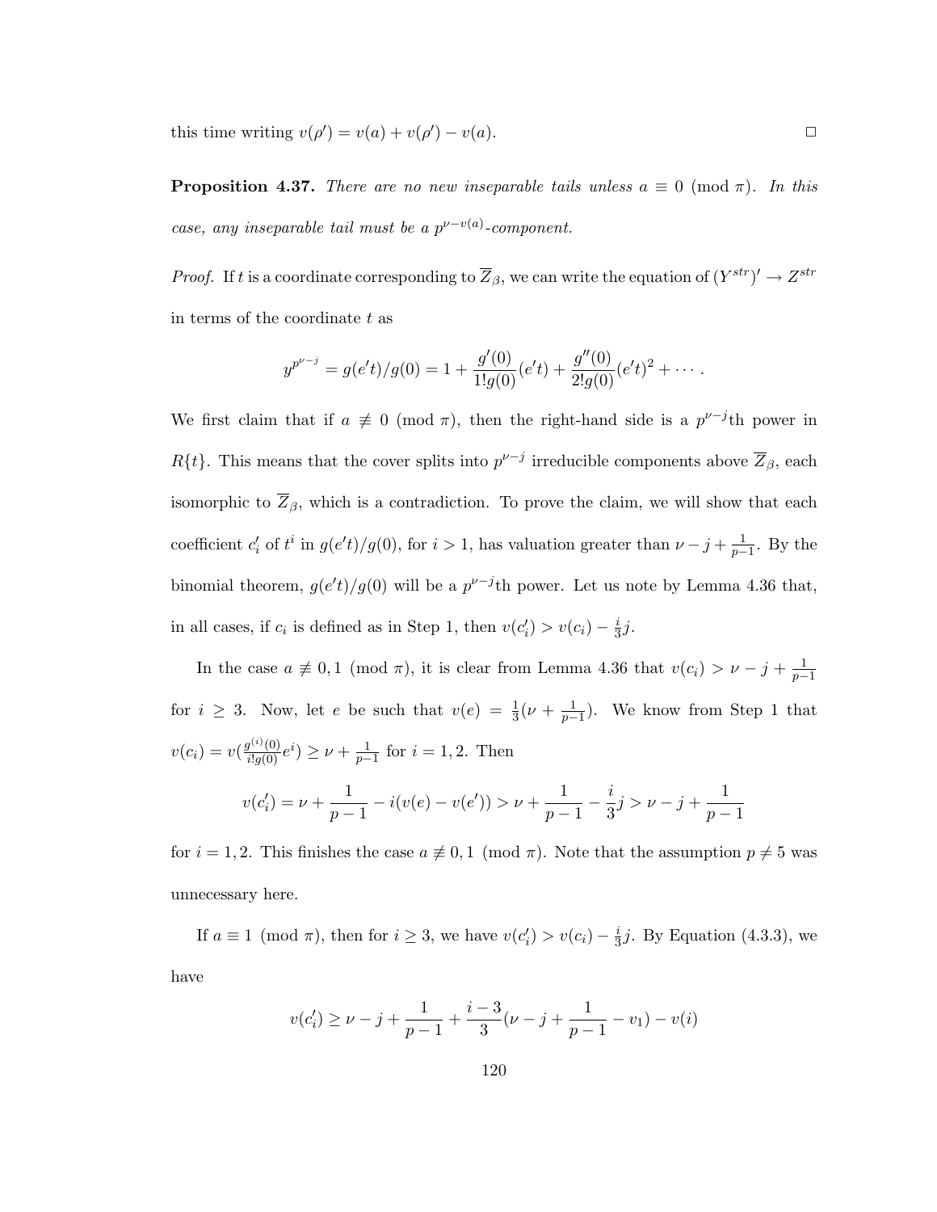this time writing $v(\rho') = v(a) + v(\rho') - v(a)$. $\square$

**Proposition 4.37.** *There are no new inseparable tails unless $a \equiv 0 \pmod{\pi}$. In this case, any inseparable tail must be a $p^{\nu - v(a)}$-component.*

*Proof.* If $t$ is a coordinate corresponding to $\overline{Z}_\beta$, we can write the equation of $(Y^{str})' \to Z^{str}$ in terms of the coordinate $t$ as

$$y^{p^{\nu-j}} = g(e't)/g(0) = 1 + \frac{g'(0)}{1!g(0)}(e't) + \frac{g''(0)}{2!g(0)}(e't)^2 + \cdots .$$

We first claim that if $a \not\equiv 0 \pmod{\pi}$, then the right-hand side is a $p^{\nu-j}$th power in $R\{t\}$. This means that the cover splits into $p^{\nu-j}$ irreducible components above $\overline{Z}_\beta$, each isomorphic to $\overline{Z}_\beta$, which is a contradiction. To prove the claim, we will show that each coefficient $c_i'$ of $t^i$ in $g(e't)/g(0)$, for $i > 1$, has valuation greater than $\nu - j + \frac{1}{p-1}$. By the binomial theorem, $g(e't)/g(0)$ will be a $p^{\nu-j}$th power. Let us note by Lemma 4.36 that, in all cases, if $c_i$ is defined as in Step 1, then $v(c_i') > v(c_i) - \frac{i}{3}j$.

In the case $a \not\equiv 0, 1 \pmod{\pi}$, it is clear from Lemma 4.36 that $v(c_i) > \nu - j + \frac{1}{p-1}$ for $i \geq 3$. Now, let $e$ be such that $v(e) = \frac{1}{3}(\nu + \frac{1}{p-1})$. We know from Step 1 that $v(c_i) = v(\frac{g^{(i)}(0)}{i!g(0)}e^i) \geq \nu + \frac{1}{p-1}$ for $i = 1, 2$. Then

$$v(c_i') = \nu + \frac{1}{p-1} - i(v(e) - v(e')) > \nu + \frac{1}{p-1} - \frac{i}{3}j > \nu - j + \frac{1}{p-1}$$

for $i = 1, 2$. This finishes the case $a \not\equiv 0, 1 \pmod{\pi}$. Note that the assumption $p \neq 5$ was unnecessary here.

If $a \equiv 1 \pmod{\pi}$, then for $i \geq 3$, we have $v(c_i') > v(c_i) - \frac{i}{3}j$. By Equation (4.3.3), we have

$$v(c_i') \geq \nu - j + \frac{1}{p-1} + \frac{i-3}{3}(\nu - j + \frac{1}{p-1} - v_1) - v(i)$$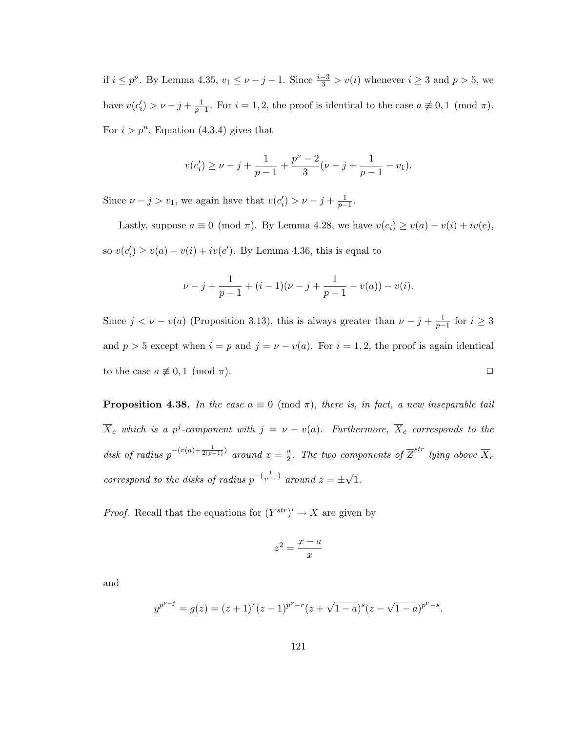if $i \leq p^\nu$. By Lemma 4.35, $v_1 \leq \nu - j - 1$. Since $\frac{i-3}{3} > v(i)$ whenever $i \geq 3$ and $p > 5$, we have $v(c_i') > \nu - j + \frac{1}{p-1}$. For $i = 1, 2$, the proof is identical to the case $a \not\equiv 0, 1 \pmod{\pi}$. For $i > p^n$, Equation (4.3.4) gives that

$$v(c_i') \geq \nu - j + \frac{1}{p-1} + \frac{p^\nu - 2}{3}(\nu - j + \frac{1}{p-1} - v_1).$$

Since $\nu - j > v_1$, we again have that $v(c_i') > \nu - j + \frac{1}{p-1}$.

Lastly, suppose $a \equiv 0 \pmod{\pi}$. By Lemma 4.28, we have $v(c_i) \geq v(a) - v(i) + iv(e)$, so $v(c_i') \geq v(a) - v(i) + iv(e')$. By Lemma 4.36, this is equal to

$$\nu - j + \frac{1}{p-1} + (i-1)(\nu - j + \frac{1}{p-1} - v(a)) - v(i).$$

Since $j < \nu - v(a)$ (Proposition 3.13), this is always greater than $\nu - j + \frac{1}{p-1}$ for $i \geq 3$ and $p > 5$ except when $i = p$ and $j = \nu - v(a)$. For $i = 1, 2$, the proof is again identical to the case $a \not\equiv 0, 1 \pmod{\pi}$. $\square$

**Proposition 4.38.** *In the case $a \equiv 0 \pmod{\pi}$, there is, in fact, a new inseparable tail $\overline{X}_c$ which is a $p^j$-component with $j = \nu - v(a)$. Furthermore, $\overline{X}_c$ corresponds to the disk of radius $p^{-(v(a)+\frac{1}{2(p-1)})}$ around $x = \frac{a}{2}$. The two components of $\overline{Z}^{str}$ lying above $\overline{X}_c$ correspond to the disks of radius $p^{-(\frac{1}{p-1})}$ around $z = \pm\sqrt{1}$.*

*Proof.* Recall that the equations for $(Y^{str})' \to X$ are given by

$$z^2 = \frac{x-a}{x}$$

and

$$y^{p^{\nu-j}} = g(z) = (z+1)^r(z-1)^{p^\nu - r}(z + \sqrt{1-a})^s(z - \sqrt{1-a})^{p^\nu - s}.$$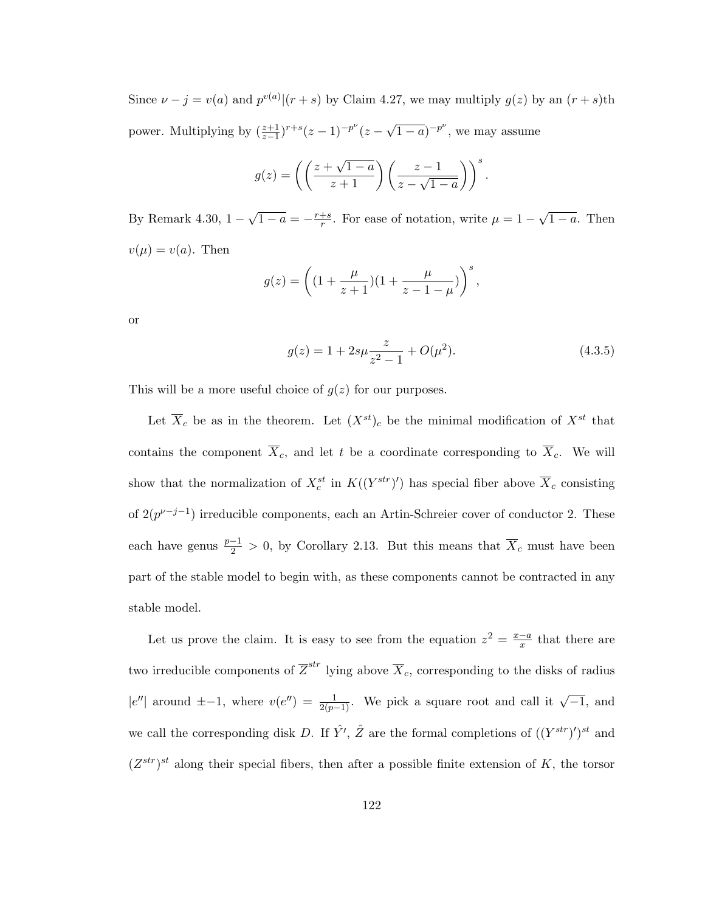Since $\nu - j = v(a)$ and $p^{v(a)}|(r+s)$ by Claim 4.27, we may multiply $g(z)$ by an $(r+s)$th power. Multiplying by $(\frac{z+1}{z-1})^{r+s}(z-1)^{-p^{\nu}}(z-\sqrt{1-a})^{-p^{\nu}}$, we may assume

$$g(z) = \left(\left(\frac{z+\sqrt{1-a}}{z+1}\right)\left(\frac{z-1}{z-\sqrt{1-a}}\right)\right)^{s}.$$

By Remark 4.30, $1-\sqrt{1-a} = -\frac{r+s}{r}$. For ease of notation, write $\mu = 1-\sqrt{1-a}$. Then $v(\mu) = v(a)$. Then

$$g(z) = \left((1+\frac{\mu}{z+1})(1+\frac{\mu}{z-1-\mu})\right)^{s},$$

or

$$g(z) = 1 + 2s\mu\frac{z}{z^2-1} + O(\mu^2). \tag{4.3.5}$$

This will be a more useful choice of $g(z)$ for our purposes.

Let $\overline{X}_c$ be as in the theorem. Let $(X^{st})_c$ be the minimal modification of $X^{st}$ that contains the component $\overline{X}_c$, and let $t$ be a coordinate corresponding to $\overline{X}_c$. We will show that the normalization of $X_c^{st}$ in $K((Y^{str})')$ has special fiber above $\overline{X}_c$ consisting of $2(p^{\nu-j-1})$ irreducible components, each an Artin-Schreier cover of conductor 2. These each have genus $\frac{p-1}{2} > 0$, by Corollary 2.13. But this means that $\overline{X}_c$ must have been part of the stable model to begin with, as these components cannot be contracted in any stable model.

Let us prove the claim. It is easy to see from the equation $z^2 = \frac{x-a}{x}$ that there are two irreducible components of $\overline{Z}^{str}$ lying above $\overline{X}_c$, corresponding to the disks of radius $|e''|$ around $\pm-1$, where $v(e'') = \frac{1}{2(p-1)}$. We pick a square root and call it $\sqrt{-1}$, and we call the corresponding disk $D$. If $\hat{Y}'$, $\hat{Z}$ are the formal completions of $((Y^{str})')^{st}$ and $(Z^{str})^{st}$ along their special fibers, then after a possible finite extension of $K$, the torsor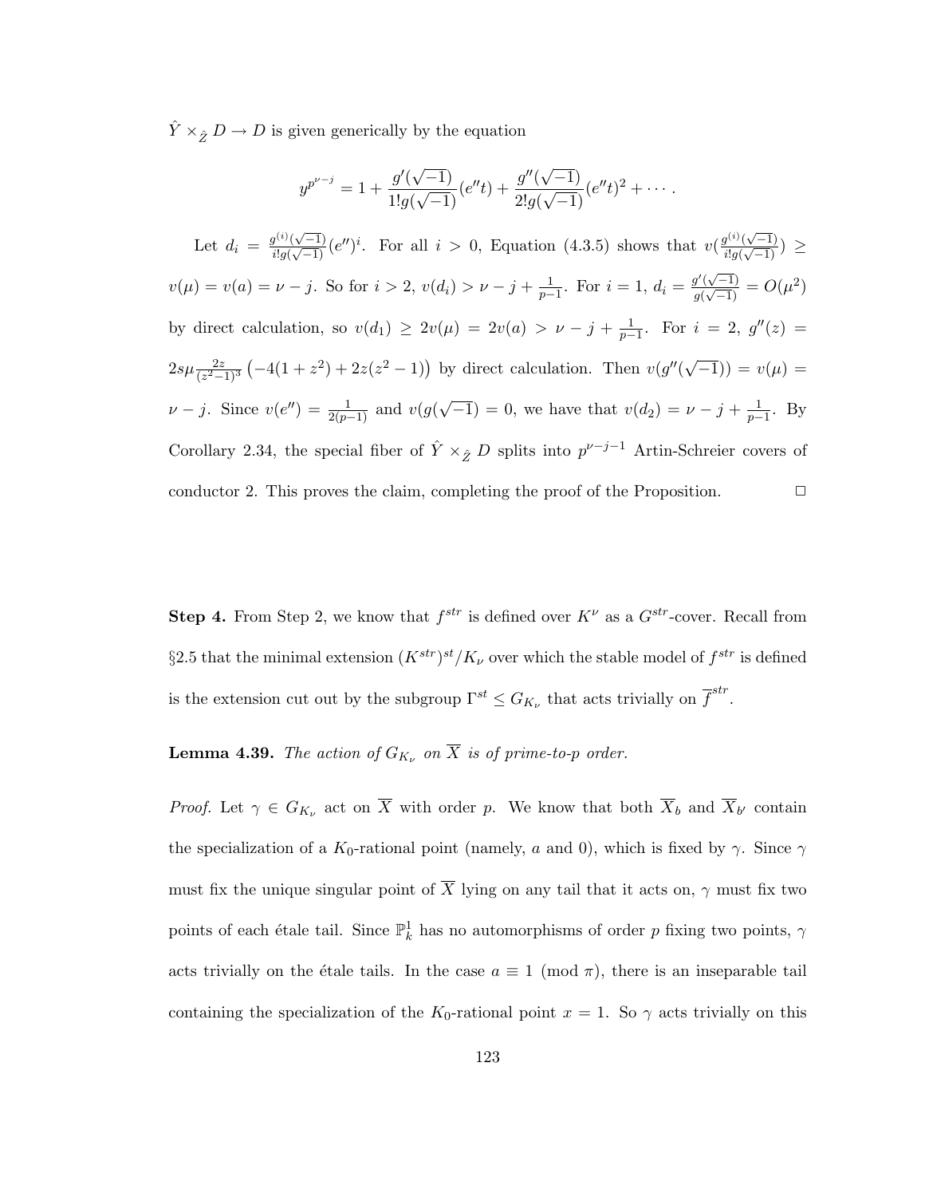$\hat{Y} \times_{\hat{Z}} D \to D$ is given generically by the equation

$$y^{p^{\nu-j}} = 1 + \frac{g'(\sqrt{-1})}{1!g(\sqrt{-1})}(e''t) + \frac{g''(\sqrt{-1})}{2!g(\sqrt{-1})}(e''t)^2 + \cdots.$$

Let $d_i = \frac{g^{(i)}(\sqrt{-1})}{i!g(\sqrt{-1})}(e'')^i$. For all $i > 0$, Equation (4.3.5) shows that $v(\frac{g^{(i)}(\sqrt{-1})}{i!g(\sqrt{-1})}) \geq v(\mu) = v(a) = \nu - j$. So for $i > 2$, $v(d_i) > \nu - j + \frac{1}{p-1}$. For $i = 1$, $d_i = \frac{g'(\sqrt{-1})}{g(\sqrt{-1})} = O(\mu^2)$ by direct calculation, so $v(d_1) \geq 2v(\mu) = 2v(a) > \nu - j + \frac{1}{p-1}$. For $i = 2$, $g''(z) = 2s\mu\frac{2z}{(z^2-1)^3}\left(-4(1+z^2) + 2z(z^2-1)\right)$ by direct calculation. Then $v(g''(\sqrt{-1})) = v(\mu) = \nu - j$. Since $v(e'') = \frac{1}{2(p-1)}$ and $v(g(\sqrt{-1}) = 0$, we have that $v(d_2) = \nu - j + \frac{1}{p-1}$. By Corollary 2.34, the special fiber of $\hat{Y} \times_{\hat{Z}} D$ splits into $p^{\nu-j-1}$ Artin-Schreier covers of conductor 2. This proves the claim, completing the proof of the Proposition. $\square$

**Step 4.** From Step 2, we know that $f^{str}$ is defined over $K^{\nu}$ as a $G^{str}$-cover. Recall from §2.5 that the minimal extension $(K^{str})^{st}/K_{\nu}$ over which the stable model of $f^{str}$ is defined is the extension cut out by the subgroup $\Gamma^{st} \leq G_{K_{\nu}}$ that acts trivially on $\overline{f}^{str}$.

**Lemma 4.39.** *The action of $G_{K_{\nu}}$ on $\overline{X}$ is of prime-to-p order.*

*Proof.* Let $\gamma \in G_{K_{\nu}}$ act on $\overline{X}$ with order $p$. We know that both $\overline{X}_b$ and $\overline{X}_{b'}$ contain the specialization of a $K_0$-rational point (namely, $a$ and $0$), which is fixed by $\gamma$. Since $\gamma$ must fix the unique singular point of $\overline{X}$ lying on any tail that it acts on, $\gamma$ must fix two points of each étale tail. Since $\mathbb{P}^1_k$ has no automorphisms of order $p$ fixing two points, $\gamma$ acts trivially on the étale tails. In the case $a \equiv 1 \pmod{\pi}$, there is an inseparable tail containing the specialization of the $K_0$-rational point $x = 1$. So $\gamma$ acts trivially on this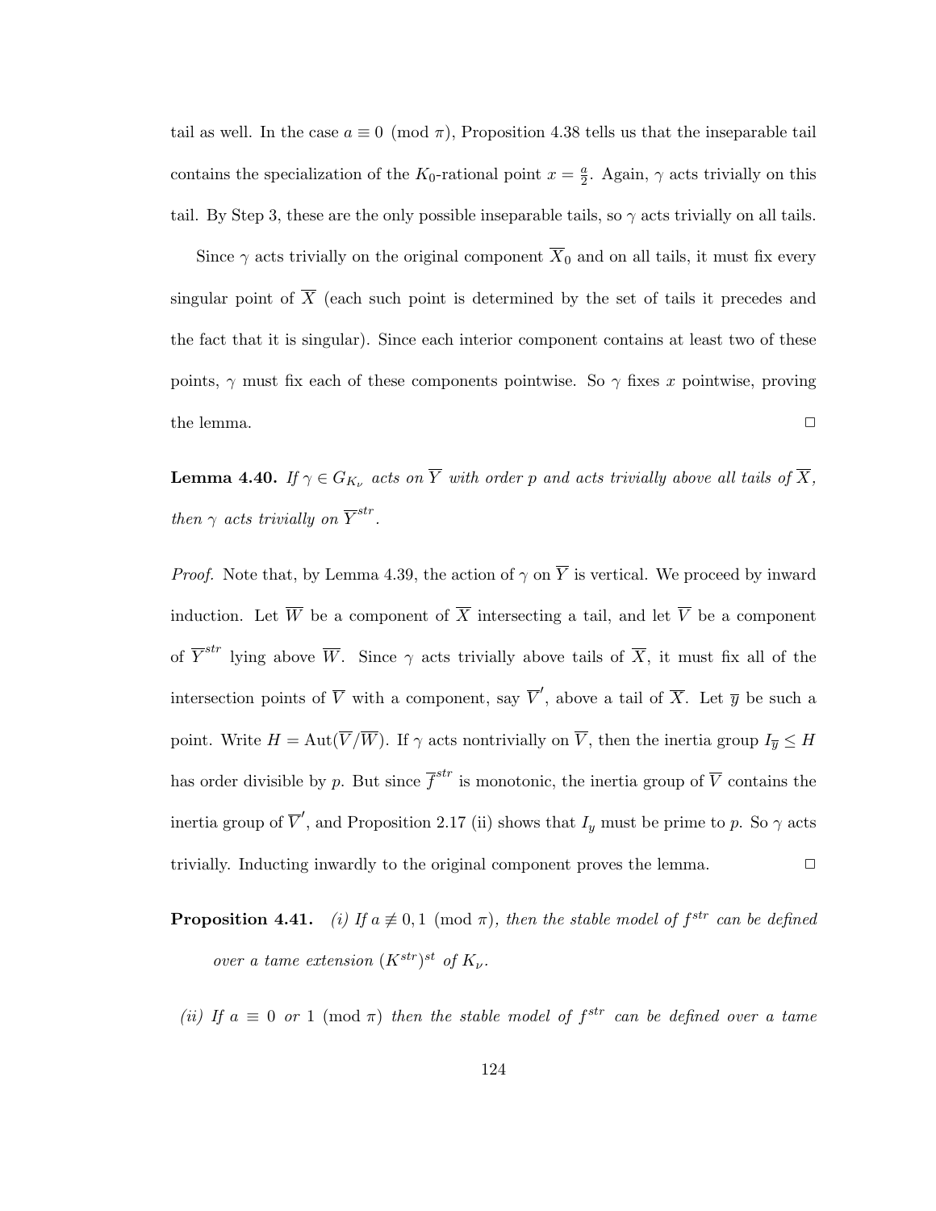tail as well. In the case $a \equiv 0 \pmod{\pi}$, Proposition 4.38 tells us that the inseparable tail contains the specialization of the $K_0$-rational point $x = \frac{a}{2}$. Again, $\gamma$ acts trivially on this tail. By Step 3, these are the only possible inseparable tails, so $\gamma$ acts trivially on all tails.

Since $\gamma$ acts trivially on the original component $\overline{X}_0$ and on all tails, it must fix every singular point of $\overline{X}$ (each such point is determined by the set of tails it precedes and the fact that it is singular). Since each interior component contains at least two of these points, $\gamma$ must fix each of these components pointwise. So $\gamma$ fixes $x$ pointwise, proving the lemma. $\square$

**Lemma 4.40.** *If $\gamma \in G_{K_\nu}$ acts on $\overline{Y}$ with order $p$ and acts trivially above all tails of $\overline{X}$, then $\gamma$ acts trivially on $\overline{Y}^{str}$.*

*Proof.* Note that, by Lemma 4.39, the action of $\gamma$ on $\overline{Y}$ is vertical. We proceed by inward induction. Let $\overline{W}$ be a component of $\overline{X}$ intersecting a tail, and let $\overline{V}$ be a component of $\overline{Y}^{str}$ lying above $\overline{W}$. Since $\gamma$ acts trivially above tails of $\overline{X}$, it must fix all of the intersection points of $\overline{V}$ with a component, say $\overline{V}'$, above a tail of $\overline{X}$. Let $\overline{y}$ be such a point. Write $H = \text{Aut}(\overline{V}/\overline{W})$. If $\gamma$ acts nontrivially on $\overline{V}$, then the inertia group $I_{\overline{y}} \leq H$ has order divisible by $p$. But since $\overline{f}^{str}$ is monotonic, the inertia group of $\overline{V}$ contains the inertia group of $\overline{V}'$, and Proposition 2.17 (ii) shows that $I_y$ must be prime to $p$. So $\gamma$ acts trivially. Inducting inwardly to the original component proves the lemma. $\square$

**Proposition 4.41.** *(i) If $a \not\equiv 0, 1 \pmod{\pi}$, then the stable model of $f^{str}$ can be defined over a tame extension $(K^{str})^{st}$ of $K_\nu$.*

*(ii) If $a \equiv 0$ or $1 \pmod{\pi}$ then the stable model of $f^{str}$ can be defined over a tame*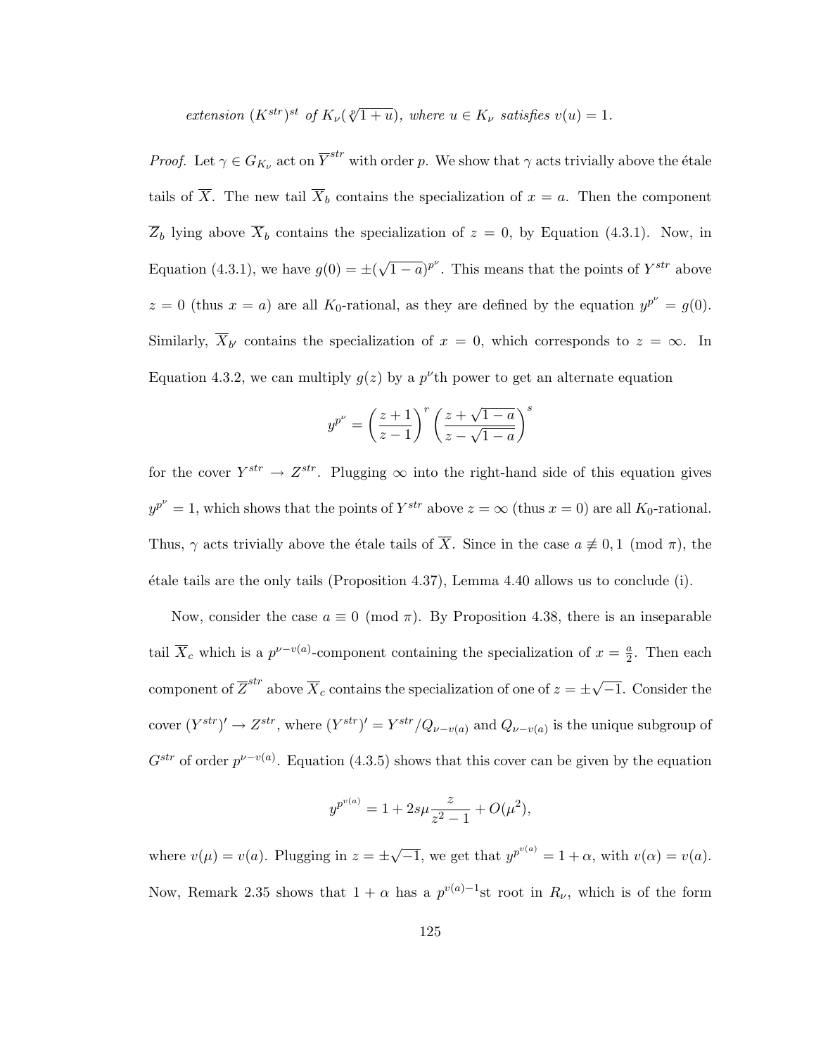*extension $(K^{str})^{st}$ of $K_\nu(\sqrt[p]{1+u})$, where $u \in K_\nu$ satisfies $v(u) = 1$.*

*Proof.* Let $\gamma \in G_{K_\nu}$ act on $\overline{Y}^{str}$ with order $p$. We show that $\gamma$ acts trivially above the étale tails of $\overline{X}$. The new tail $\overline{X}_b$ contains the specialization of $x = a$. Then the component $\overline{Z}_b$ lying above $\overline{X}_b$ contains the specialization of $z = 0$, by Equation (4.3.1). Now, in Equation (4.3.1), we have $g(0) = \pm(\sqrt{1-a})^{p^\nu}$. This means that the points of $Y^{str}$ above $z = 0$ (thus $x = a$) are all $K_0$-rational, as they are defined by the equation $y^{p^\nu} = g(0)$. Similarly, $\overline{X}_{b'}$ contains the specialization of $x = 0$, which corresponds to $z = \infty$. In Equation 4.3.2, we can multiply $g(z)$ by a $p^\nu$th power to get an alternate equation

$$y^{p^\nu} = \left(\frac{z+1}{z-1}\right)^r \left(\frac{z+\sqrt{1-a}}{z-\sqrt{1-a}}\right)^s$$

for the cover $Y^{str} \to Z^{str}$. Plugging $\infty$ into the right-hand side of this equation gives $y^{p^\nu} = 1$, which shows that the points of $Y^{str}$ above $z = \infty$ (thus $x = 0$) are all $K_0$-rational. Thus, $\gamma$ acts trivially above the étale tails of $\overline{X}$. Since in the case $a \not\equiv 0, 1 \pmod{\pi}$, the étale tails are the only tails (Proposition 4.37), Lemma 4.40 allows us to conclude (i).

Now, consider the case $a \equiv 0 \pmod{\pi}$. By Proposition 4.38, there is an inseparable tail $\overline{X}_c$ which is a $p^{\nu - v(a)}$-component containing the specialization of $x = \frac{a}{2}$. Then each component of $\overline{Z}^{str}$ above $\overline{X}_c$ contains the specialization of one of $z = \pm\sqrt{-1}$. Consider the cover $(Y^{str})' \to Z^{str}$, where $(Y^{str})' = Y^{str}/Q_{\nu - v(a)}$ and $Q_{\nu - v(a)}$ is the unique subgroup of $G^{str}$ of order $p^{\nu - v(a)}$. Equation (4.3.5) shows that this cover can be given by the equation

$$y^{p^{v(a)}} = 1 + 2s\mu\frac{z}{z^2 - 1} + O(\mu^2),$$

where $v(\mu) = v(a)$. Plugging in $z = \pm\sqrt{-1}$, we get that $y^{p^{v(a)}} = 1 + \alpha$, with $v(\alpha) = v(a)$. Now, Remark 2.35 shows that $1 + \alpha$ has a $p^{v(a)-1}$st root in $R_\nu$, which is of the form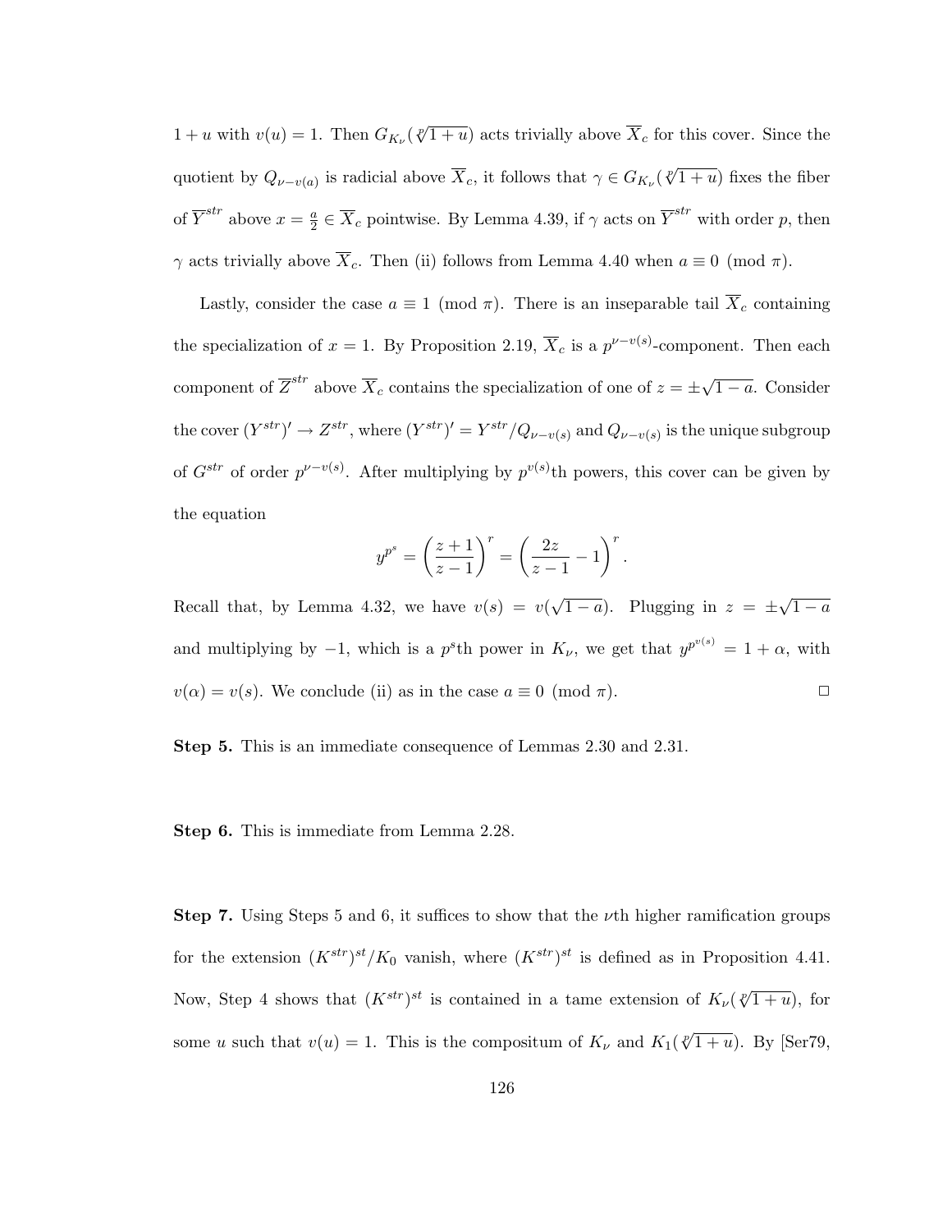$1 + u$ with $v(u) = 1$. Then $G_{K_\nu}(\sqrt[p]{1+u})$ acts trivially above $\overline{X}_c$ for this cover. Since the quotient by $Q_{\nu - v(a)}$ is radicial above $\overline{X}_c$, it follows that $\gamma \in G_{K_\nu}(\sqrt[p]{1+u})$ fixes the fiber of $\overline{Y}^{str}$ above $x = \frac{a}{2} \in \overline{X}_c$ pointwise. By Lemma 4.39, if $\gamma$ acts on $\overline{Y}^{str}$ with order $p$, then $\gamma$ acts trivially above $\overline{X}_c$. Then (ii) follows from Lemma 4.40 when $a \equiv 0 \pmod{\pi}$.

Lastly, consider the case $a \equiv 1 \pmod{\pi}$. There is an inseparable tail $\overline{X}_c$ containing the specialization of $x = 1$. By Proposition 2.19, $\overline{X}_c$ is a $p^{\nu - v(s)}$-component. Then each component of $\overline{Z}^{str}$ above $\overline{X}_c$ contains the specialization of one of $z = \pm\sqrt{1-a}$. Consider the cover $(Y^{str})' \to Z^{str}$, where $(Y^{str})' = Y^{str}/Q_{\nu - v(s)}$ and $Q_{\nu - v(s)}$ is the unique subgroup of $G^{str}$ of order $p^{\nu - v(s)}$. After multiplying by $p^{v(s)}$th powers, this cover can be given by the equation

$$y^{p^s} = \left(\frac{z+1}{z-1}\right)^r = \left(\frac{2z}{z-1} - 1\right)^r.$$

Recall that, by Lemma 4.32, we have $v(s) = v(\sqrt{1-a})$. Plugging in $z = \pm\sqrt{1-a}$ and multiplying by $-1$, which is a $p^s$th power in $K_\nu$, we get that $y^{p^{v(s)}} = 1 + \alpha$, with $v(\alpha) = v(s)$. We conclude (ii) as in the case $a \equiv 0 \pmod{\pi}$. $\square$

**Step 5.** This is an immediate consequence of Lemmas 2.30 and 2.31.

**Step 6.** This is immediate from Lemma 2.28.

**Step 7.** Using Steps 5 and 6, it suffices to show that the $\nu$th higher ramification groups for the extension $(K^{str})^{st}/K_0$ vanish, where $(K^{str})^{st}$ is defined as in Proposition 4.41. Now, Step 4 shows that $(K^{str})^{st}$ is contained in a tame extension of $K_\nu(\sqrt[p]{1+u})$, for some $u$ such that $v(u) = 1$. This is the compositum of $K_\nu$ and $K_1(\sqrt[p]{1+u})$. By [Ser79,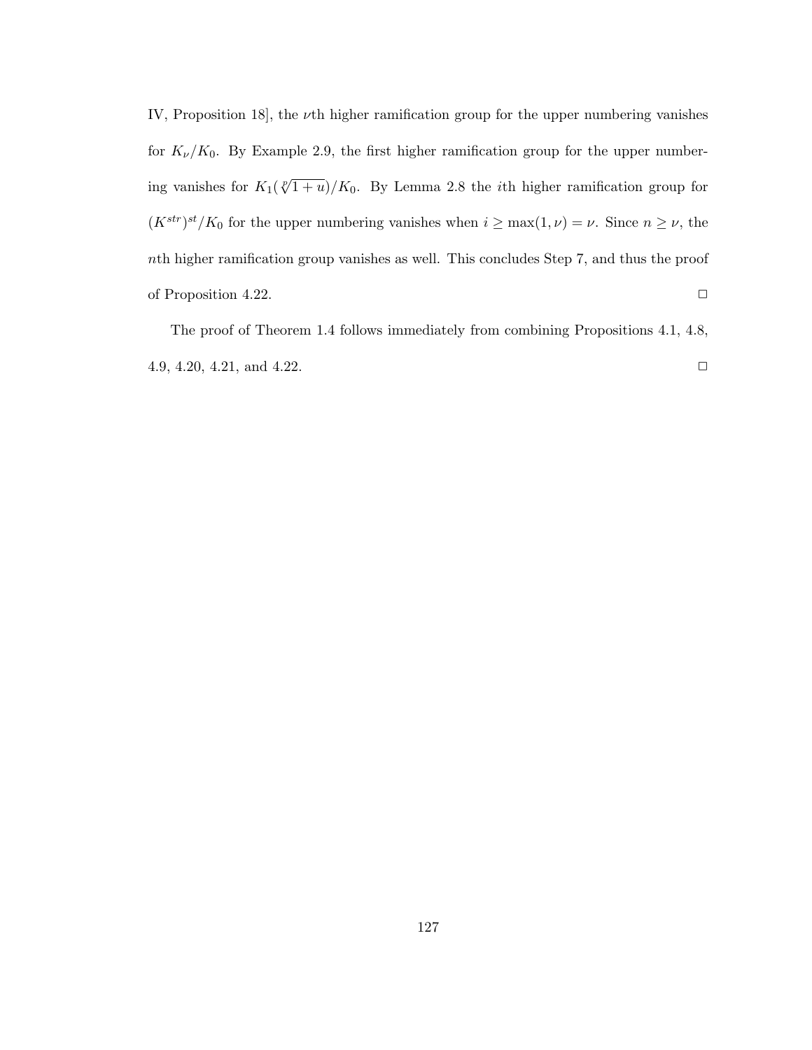IV, Proposition 18], the $\nu$th higher ramification group for the upper numbering vanishes for $K_\nu/K_0$. By Example 2.9, the first higher ramification group for the upper numbering vanishes for $K_1(\sqrt[p]{1+u})/K_0$. By Lemma 2.8 the $i$th higher ramification group for $(K^{str})^{st}/K_0$ for the upper numbering vanishes when $i \geq \max(1, \nu) = \nu$. Since $n \geq \nu$, the $n$th higher ramification group vanishes as well. This concludes Step 7, and thus the proof of Proposition 4.22. □

The proof of Theorem 1.4 follows immediately from combining Propositions 4.1, 4.8, 4.9, 4.20, 4.21, and 4.22. □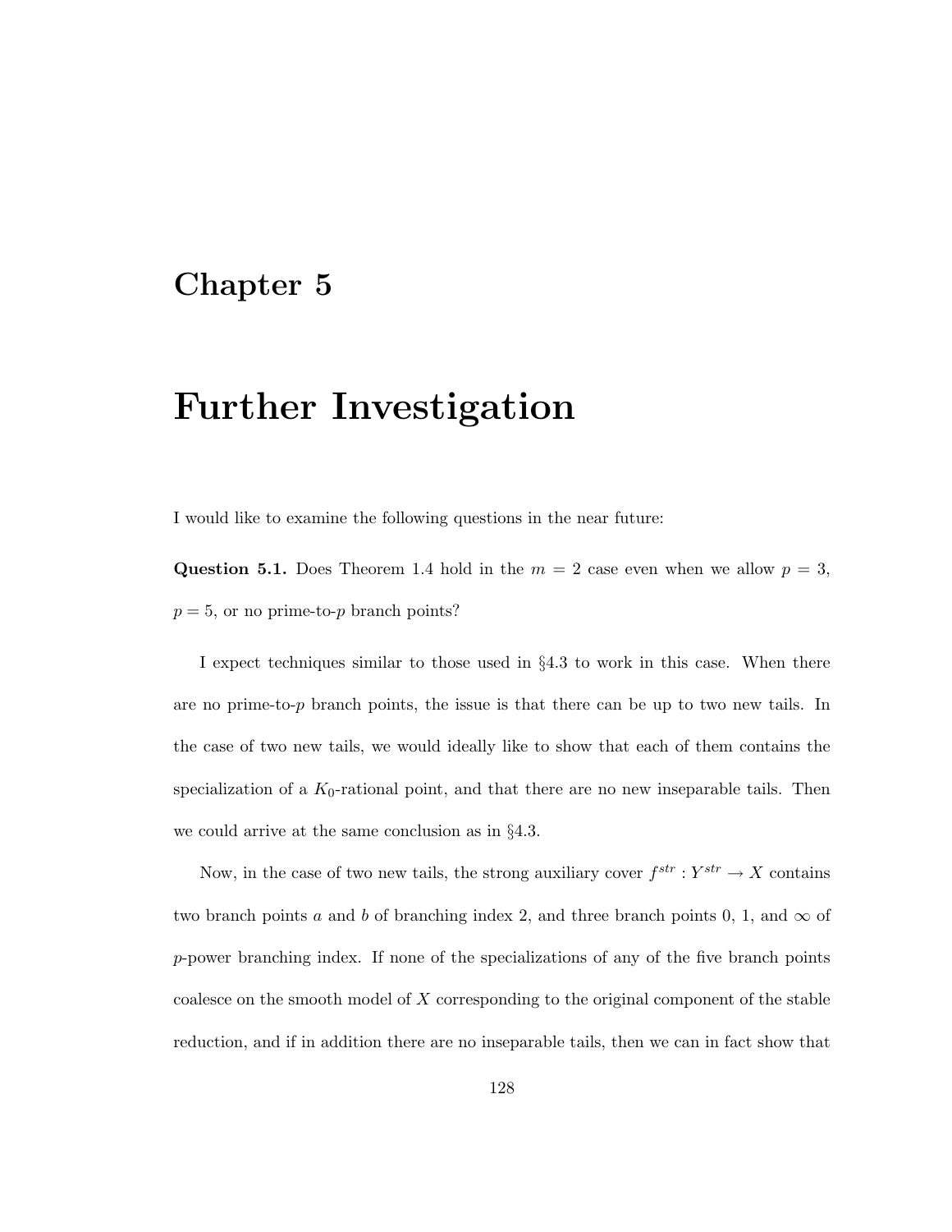# Chapter 5

# Further Investigation

I would like to examine the following questions in the near future:

**Question 5.1.** Does Theorem 1.4 hold in the $m = 2$ case even when we allow $p = 3$, $p = 5$, or no prime-to-$p$ branch points?

I expect techniques similar to those used in §4.3 to work in this case. When there are no prime-to-$p$ branch points, the issue is that there can be up to two new tails. In the case of two new tails, we would ideally like to show that each of them contains the specialization of a $K_0$-rational point, and that there are no new inseparable tails. Then we could arrive at the same conclusion as in §4.3.

Now, in the case of two new tails, the strong auxiliary cover $f^{str} : Y^{str} \to X$ contains two branch points $a$ and $b$ of branching index 2, and three branch points 0, 1, and $\infty$ of $p$-power branching index. If none of the specializations of any of the five branch points coalesce on the smooth model of $X$ corresponding to the original component of the stable reduction, and if in addition there are no inseparable tails, then we can in fact show that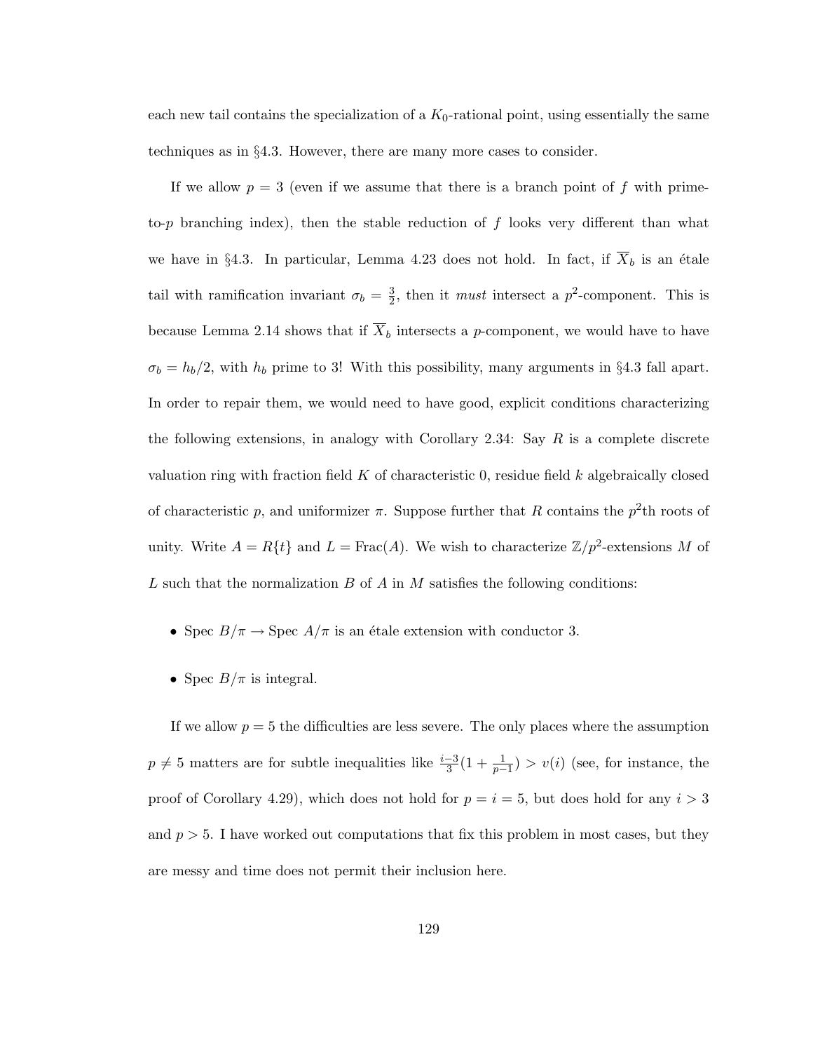each new tail contains the specialization of a $K_0$-rational point, using essentially the same techniques as in §4.3. However, there are many more cases to consider.

If we allow $p = 3$ (even if we assume that there is a branch point of $f$ with prime-to-$p$ branching index), then the stable reduction of $f$ looks very different than what we have in §4.3. In particular, Lemma 4.23 does not hold. In fact, if $\overline{X}_b$ is an étale tail with ramification invariant $\sigma_b = \frac{3}{2}$, then it *must* intersect a $p^2$-component. This is because Lemma 2.14 shows that if $\overline{X}_b$ intersects a $p$-component, we would have to have $\sigma_b = h_b/2$, with $h_b$ prime to 3! With this possibility, many arguments in §4.3 fall apart. In order to repair them, we would need to have good, explicit conditions characterizing the following extensions, in analogy with Corollary 2.34: Say $R$ is a complete discrete valuation ring with fraction field $K$ of characteristic 0, residue field $k$ algebraically closed of characteristic $p$, and uniformizer $\pi$. Suppose further that $R$ contains the $p^2$th roots of unity. Write $A = R\{t\}$ and $L = \text{Frac}(A)$. We wish to characterize $\mathbb{Z}/p^2$-extensions $M$ of $L$ such that the normalization $B$ of $A$ in $M$ satisfies the following conditions:

- Spec $B/\pi \to$ Spec $A/\pi$ is an étale extension with conductor 3.
- Spec $B/\pi$ is integral.

If we allow $p = 5$ the difficulties are less severe. The only places where the assumption $p \neq 5$ matters are for subtle inequalities like $\frac{i-3}{3}(1 + \frac{1}{p-1}) > v(i)$ (see, for instance, the proof of Corollary 4.29), which does not hold for $p = i = 5$, but does hold for any $i > 3$ and $p > 5$. I have worked out computations that fix this problem in most cases, but they are messy and time does not permit their inclusion here.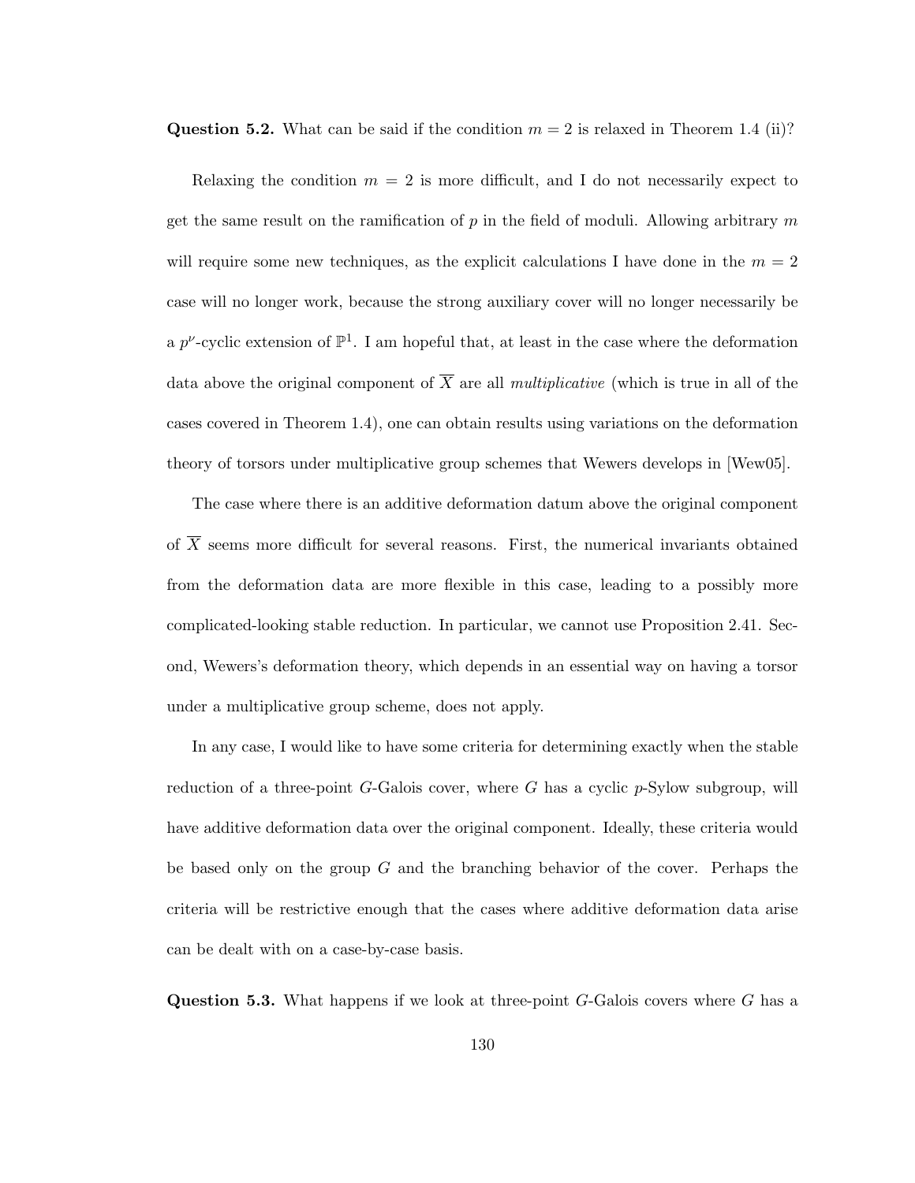**Question 5.2.** What can be said if the condition $m = 2$ is relaxed in Theorem 1.4 (ii)?

Relaxing the condition $m = 2$ is more difficult, and I do not necessarily expect to get the same result on the ramification of $p$ in the field of moduli. Allowing arbitrary $m$ will require some new techniques, as the explicit calculations I have done in the $m = 2$ case will no longer work, because the strong auxiliary cover will no longer necessarily be a $p^{\nu}$-cyclic extension of $\mathbb{P}^1$. I am hopeful that, at least in the case where the deformation data above the original component of $\overline{X}$ are all *multiplicative* (which is true in all of the cases covered in Theorem 1.4), one can obtain results using variations on the deformation theory of torsors under multiplicative group schemes that Wewers develops in [Wew05].

The case where there is an additive deformation datum above the original component of $\overline{X}$ seems more difficult for several reasons. First, the numerical invariants obtained from the deformation data are more flexible in this case, leading to a possibly more complicated-looking stable reduction. In particular, we cannot use Proposition 2.41. Second, Wewers's deformation theory, which depends in an essential way on having a torsor under a multiplicative group scheme, does not apply.

In any case, I would like to have some criteria for determining exactly when the stable reduction of a three-point $G$-Galois cover, where $G$ has a cyclic $p$-Sylow subgroup, will have additive deformation data over the original component. Ideally, these criteria would be based only on the group $G$ and the branching behavior of the cover. Perhaps the criteria will be restrictive enough that the cases where additive deformation data arise can be dealt with on a case-by-case basis.

**Question 5.3.** What happens if we look at three-point $G$-Galois covers where $G$ has a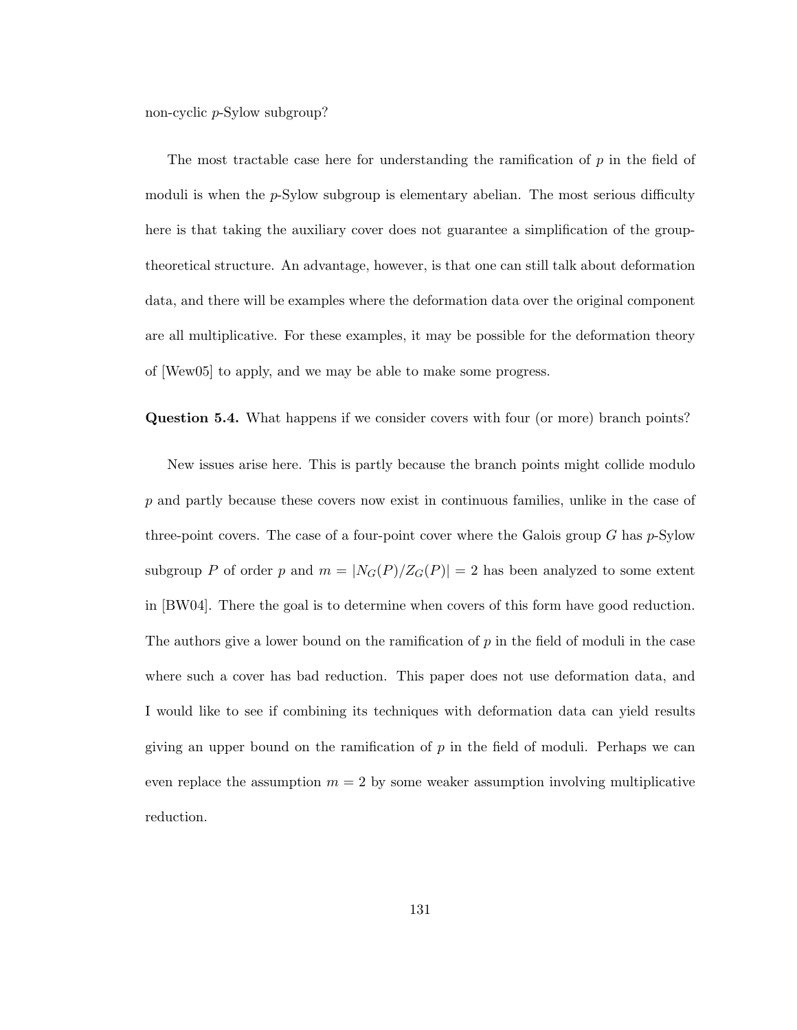non-cyclic $p$-Sylow subgroup?

The most tractable case here for understanding the ramification of $p$ in the field of moduli is when the $p$-Sylow subgroup is elementary abelian. The most serious difficulty here is that taking the auxiliary cover does not guarantee a simplification of the group-theoretical structure. An advantage, however, is that one can still talk about deformation data, and there will be examples where the deformation data over the original component are all multiplicative. For these examples, it may be possible for the deformation theory of [Wew05] to apply, and we may be able to make some progress.

**Question 5.4.** What happens if we consider covers with four (or more) branch points?

New issues arise here. This is partly because the branch points might collide modulo $p$ and partly because these covers now exist in continuous families, unlike in the case of three-point covers. The case of a four-point cover where the Galois group $G$ has $p$-Sylow subgroup $P$ of order $p$ and $m = |N_G(P)/Z_G(P)| = 2$ has been analyzed to some extent in [BW04]. There the goal is to determine when covers of this form have good reduction. The authors give a lower bound on the ramification of $p$ in the field of moduli in the case where such a cover has bad reduction. This paper does not use deformation data, and I would like to see if combining its techniques with deformation data can yield results giving an upper bound on the ramification of $p$ in the field of moduli. Perhaps we can even replace the assumption $m = 2$ by some weaker assumption involving multiplicative reduction.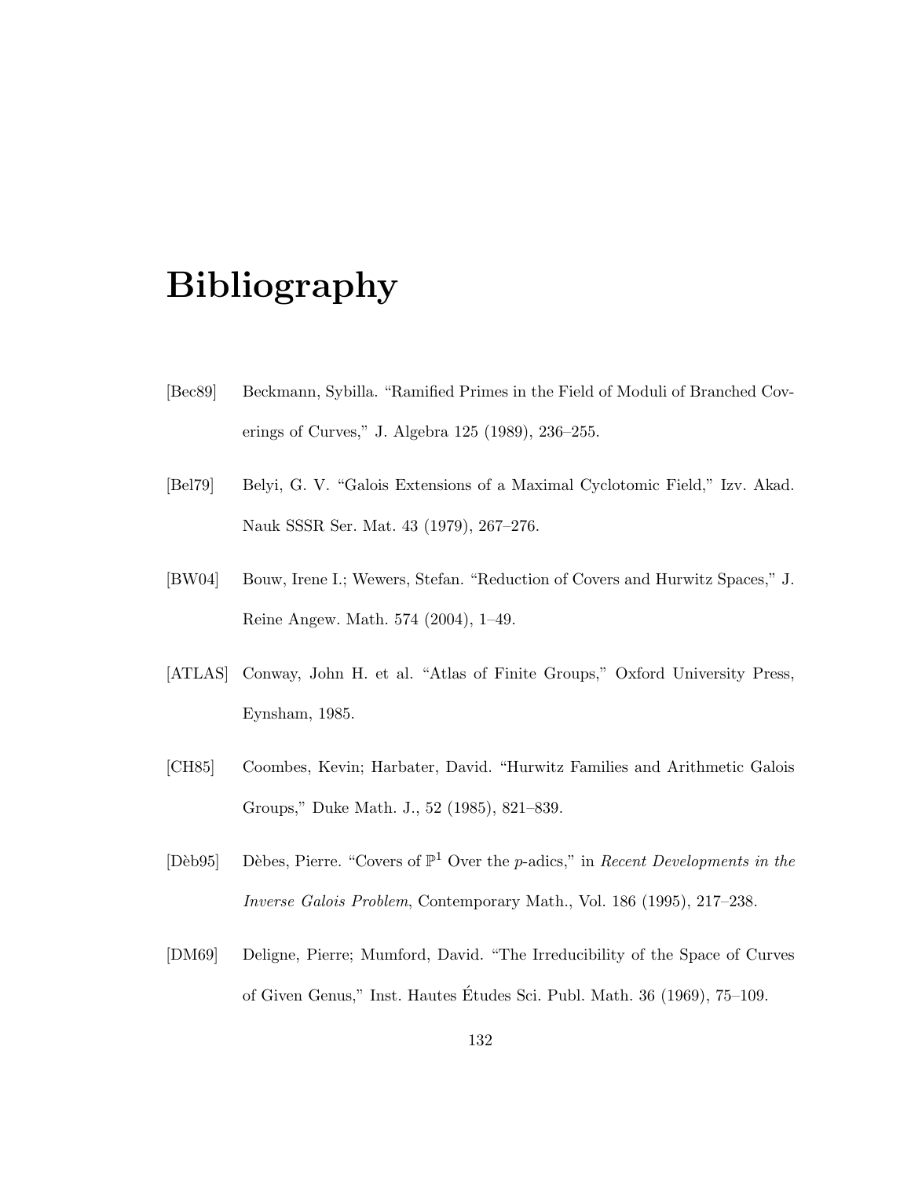# Bibliography

[Bec89] Beckmann, Sybilla. "Ramified Primes in the Field of Moduli of Branched Coverings of Curves," J. Algebra 125 (1989), 236–255.

[Bel79] Belyi, G. V. "Galois Extensions of a Maximal Cyclotomic Field," Izv. Akad. Nauk SSSR Ser. Mat. 43 (1979), 267–276.

[BW04] Bouw, Irene I.; Wewers, Stefan. "Reduction of Covers and Hurwitz Spaces," J. Reine Angew. Math. 574 (2004), 1–49.

[ATLAS] Conway, John H. et al. "Atlas of Finite Groups," Oxford University Press, Eynsham, 1985.

[CH85] Coombes, Kevin; Harbater, David. "Hurwitz Families and Arithmetic Galois Groups," Duke Math. J., 52 (1985), 821–839.

[Dèb95] Dèbes, Pierre. "Covers of $\mathbb{P}^1$ Over the $p$-adics," in *Recent Developments in the Inverse Galois Problem*, Contemporary Math., Vol. 186 (1995), 217–238.

[DM69] Deligne, Pierre; Mumford, David. "The Irreducibility of the Space of Curves of Given Genus," Inst. Hautes Études Sci. Publ. Math. 36 (1969), 75–109.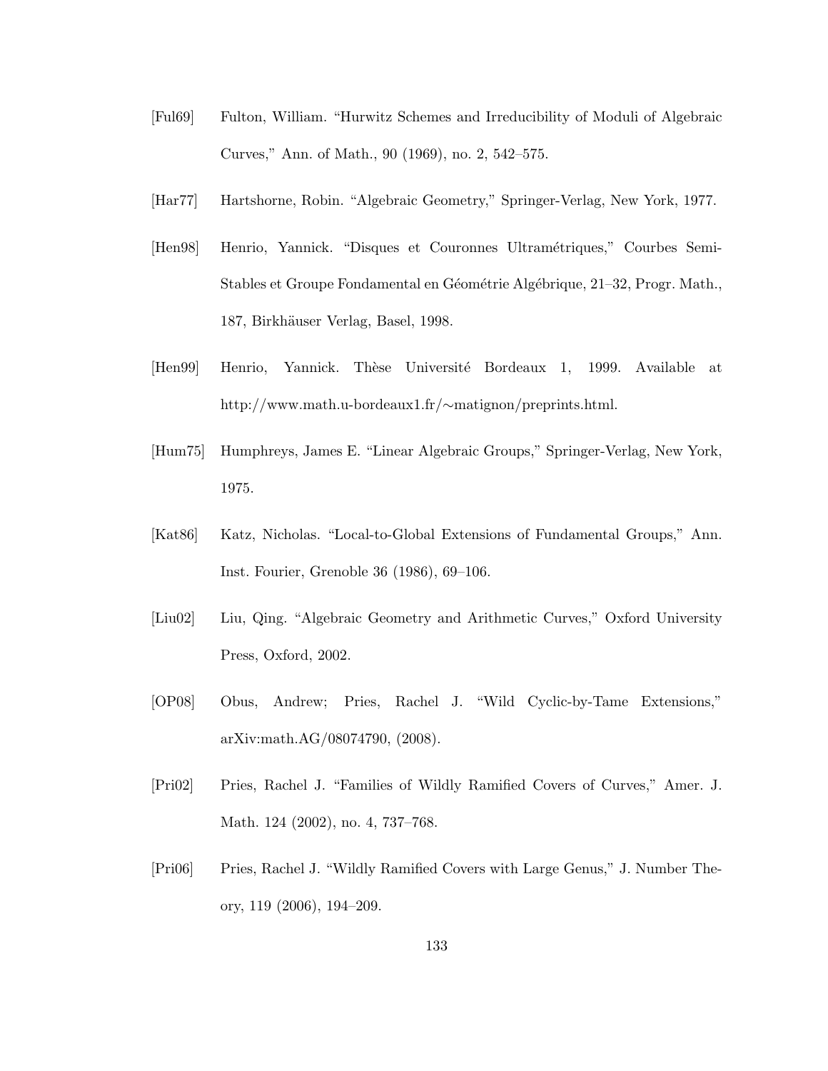[Ful69] Fulton, William. "Hurwitz Schemes and Irreducibility of Moduli of Algebraic Curves," Ann. of Math., 90 (1969), no. 2, 542–575.

[Har77] Hartshorne, Robin. "Algebraic Geometry," Springer-Verlag, New York, 1977.

[Hen98] Henrio, Yannick. "Disques et Couronnes Ultramétriques," Courbes Semi-Stables et Groupe Fondamental en Géométrie Algébrique, 21–32, Progr. Math., 187, Birkhäuser Verlag, Basel, 1998.

[Hen99] Henrio, Yannick. Thèse Université Bordeaux 1, 1999. Available at http://www.math.u-bordeaux1.fr/∼matignon/preprints.html.

[Hum75] Humphreys, James E. "Linear Algebraic Groups," Springer-Verlag, New York, 1975.

[Kat86] Katz, Nicholas. "Local-to-Global Extensions of Fundamental Groups," Ann. Inst. Fourier, Grenoble 36 (1986), 69–106.

[Liu02] Liu, Qing. "Algebraic Geometry and Arithmetic Curves," Oxford University Press, Oxford, 2002.

[OP08] Obus, Andrew; Pries, Rachel J. "Wild Cyclic-by-Tame Extensions," arXiv:math.AG/08074790, (2008).

[Pri02] Pries, Rachel J. "Families of Wildly Ramified Covers of Curves," Amer. J. Math. 124 (2002), no. 4, 737–768.

[Pri06] Pries, Rachel J. "Wildly Ramified Covers with Large Genus," J. Number Theory, 119 (2006), 194–209.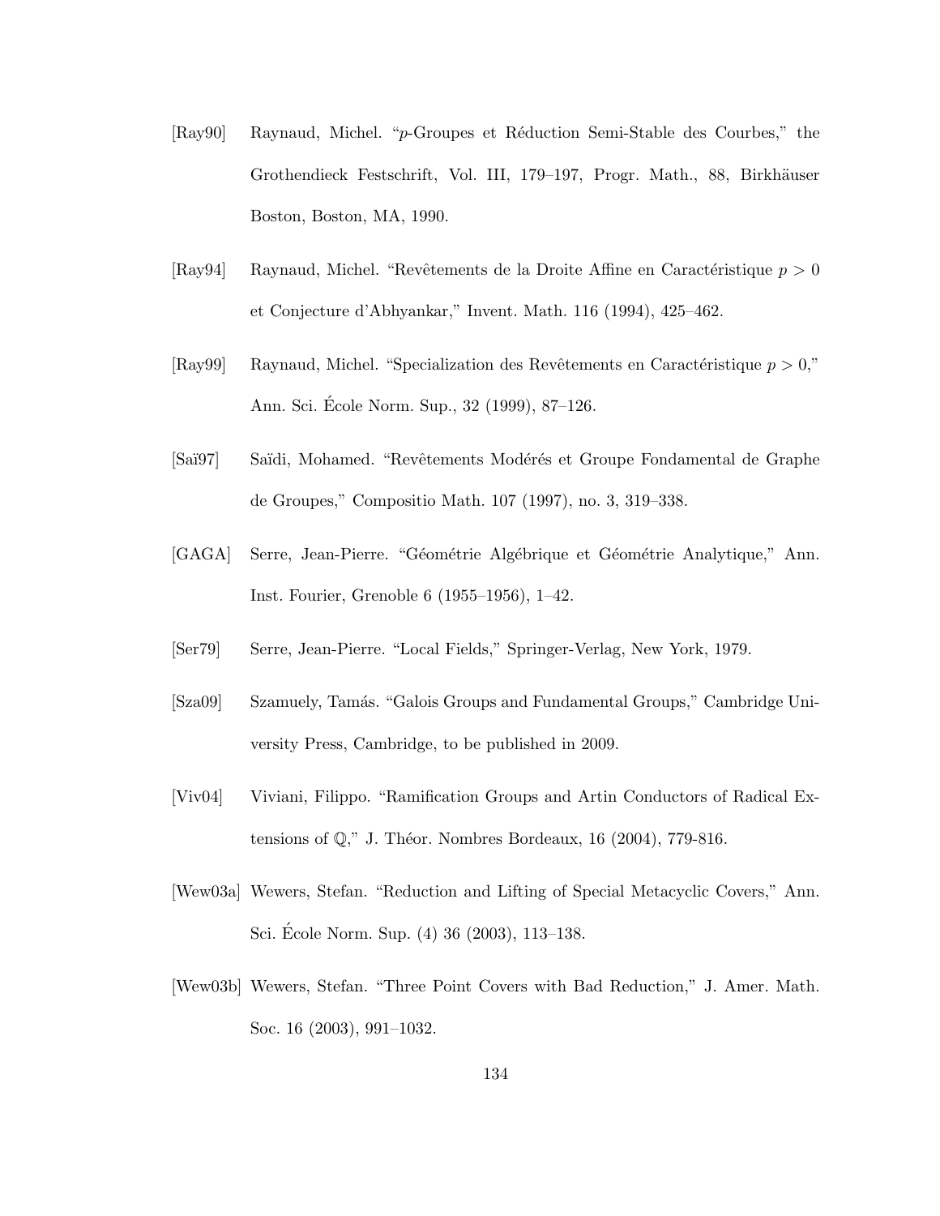[Ray90] Raynaud, Michel. "$p$-Groupes et Réduction Semi-Stable des Courbes," the Grothendieck Festschrift, Vol. III, 179–197, Progr. Math., 88, Birkhäuser Boston, Boston, MA, 1990.

[Ray94] Raynaud, Michel. "Revêtements de la Droite Affine en Caractéristique $p > 0$ et Conjecture d'Abhyankar," Invent. Math. 116 (1994), 425–462.

[Ray99] Raynaud, Michel. "Specialization des Revêtements en Caractéristique $p > 0$," Ann. Sci. École Norm. Sup., 32 (1999), 87–126.

[Saï97] Saïdi, Mohamed. "Revêtements Modérés et Groupe Fondamental de Graphe de Groupes," Compositio Math. 107 (1997), no. 3, 319–338.

[GAGA] Serre, Jean-Pierre. "Géométrie Algébrique et Géométrie Analytique," Ann. Inst. Fourier, Grenoble 6 (1955–1956), 1–42.

[Ser79] Serre, Jean-Pierre. "Local Fields," Springer-Verlag, New York, 1979.

[Sza09] Szamuely, Tamás. "Galois Groups and Fundamental Groups," Cambridge University Press, Cambridge, to be published in 2009.

[Viv04] Viviani, Filippo. "Ramification Groups and Artin Conductors of Radical Extensions of $\mathbb{Q}$," J. Théor. Nombres Bordeaux, 16 (2004), 779-816.

[Wew03a] Wewers, Stefan. "Reduction and Lifting of Special Metacyclic Covers," Ann. Sci. École Norm. Sup. (4) 36 (2003), 113–138.

[Wew03b] Wewers, Stefan. "Three Point Covers with Bad Reduction," J. Amer. Math. Soc. 16 (2003), 991–1032.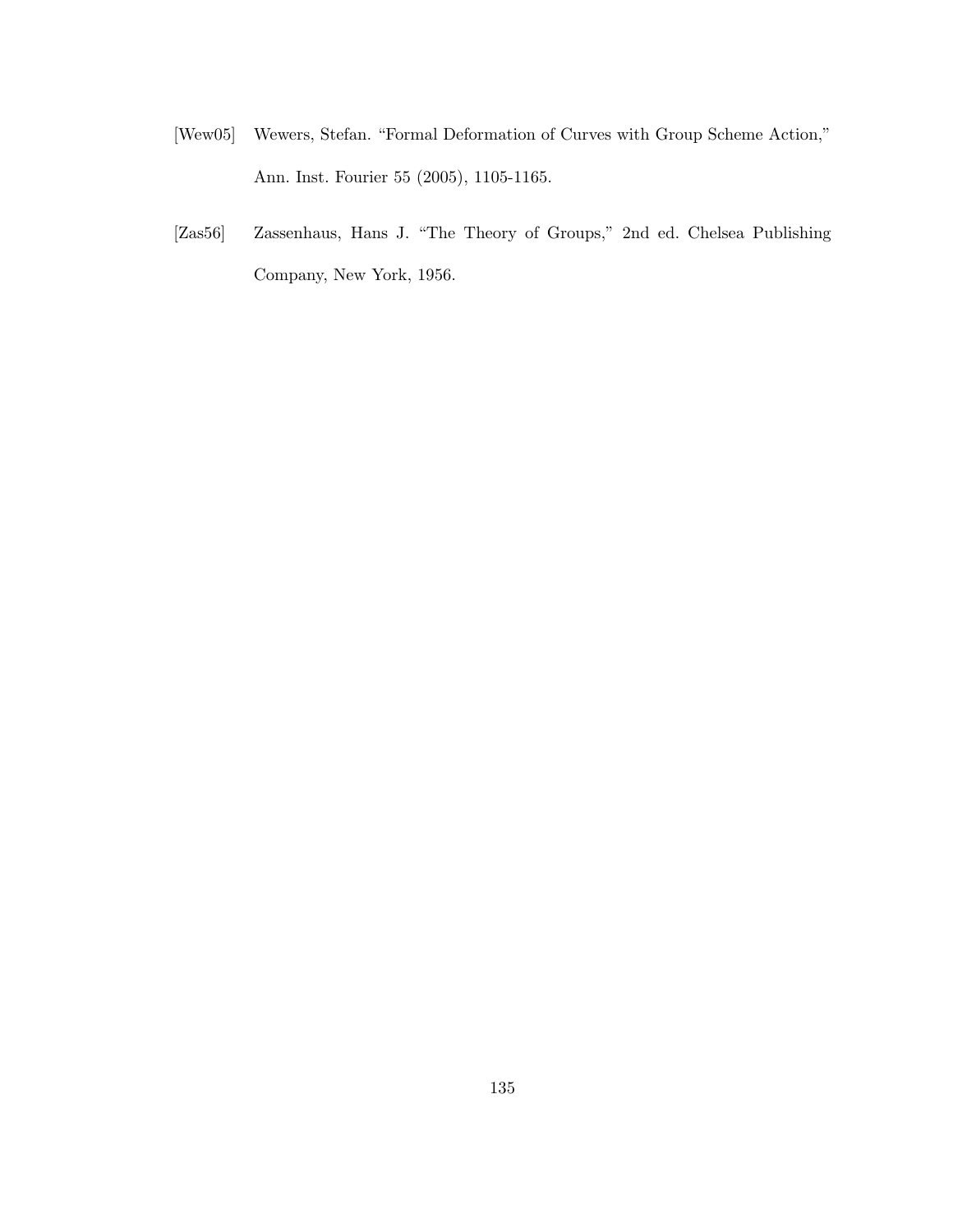[Wew05] Wewers, Stefan. "Formal Deformation of Curves with Group Scheme Action," Ann. Inst. Fourier 55 (2005), 1105-1165.

[Zas56] Zassenhaus, Hans J. "The Theory of Groups," 2nd ed. Chelsea Publishing Company, New York, 1956.